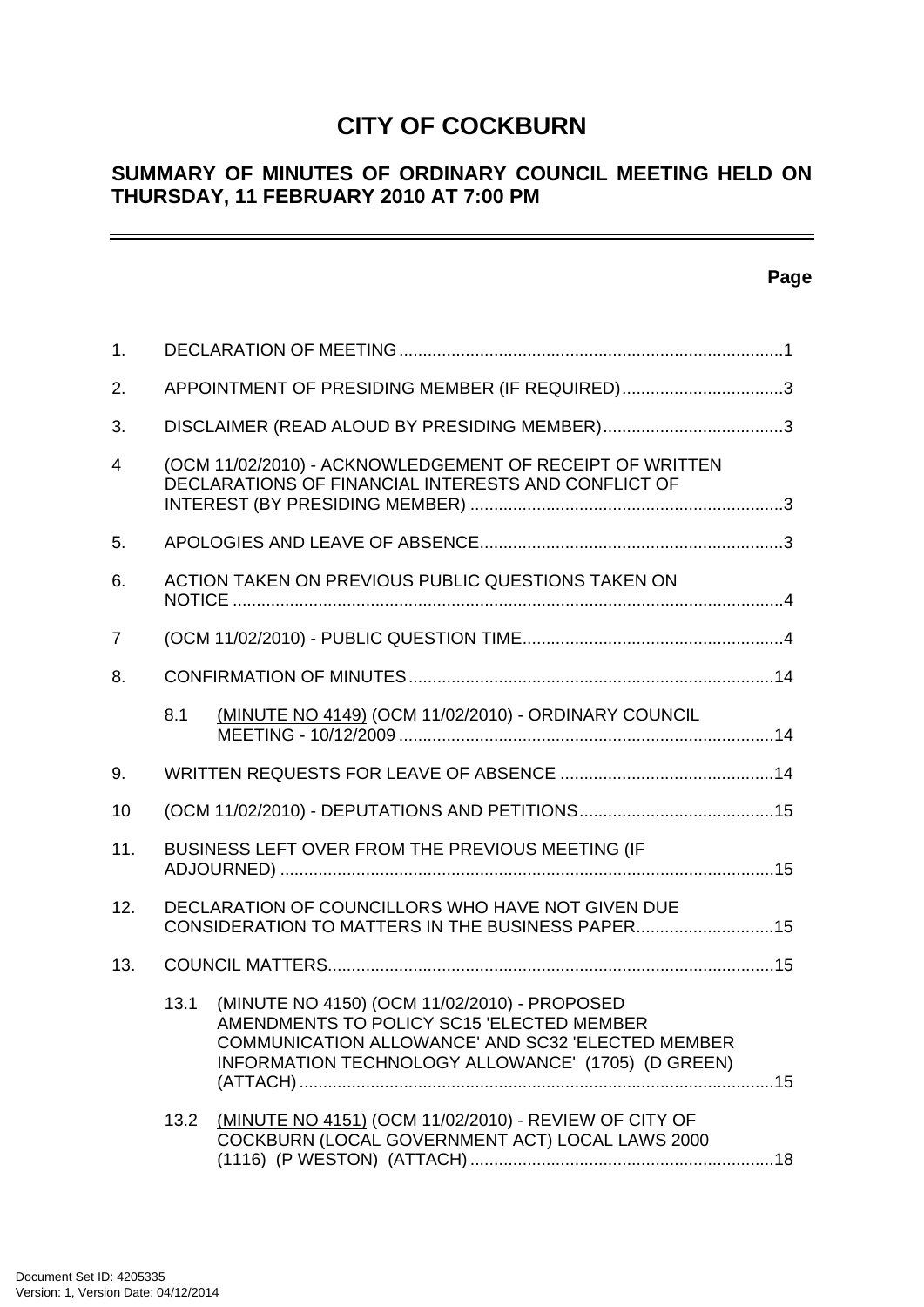# CITY OF COCKBURN

## SUMMARY OF MINUTES OF ORDINARY COUNCIL MEETING HELD ON THURSDAY, 11 FEBRUARY 2010 AT 7:00 PM

**Page**

1. DECLARATION OF MEETING ....................................................................................1

2. APPOINTMENT OF PRESIDING MEMBER (IF REQUIRED)..................................3

3. DISCLAIMER (READ ALOUD BY PRESIDING MEMBER)......................................3

4 (OCM 11/02/2010) - ACKNOWLEDGEMENT OF RECEIPT OF WRITTEN DECLARATIONS OF FINANCIAL INTERESTS AND CONFLICT OF INTEREST (BY PRESIDING MEMBER) ..................................................................3

5. APOLOGIES AND LEAVE OF ABSENCE................................................................3

6. ACTION TAKEN ON PREVIOUS PUBLIC QUESTIONS TAKEN ON NOTICE ...................................................................................................................4

7 (OCM 11/02/2010) - PUBLIC QUESTION TIME.......................................................4

8. CONFIRMATION OF MINUTES.............................................................................14

   8.1 (MINUTE NO 4149) (OCM 11/02/2010) - ORDINARY COUNCIL MEETING - 10/12/2009 ...............................................................................14

9. WRITTEN REQUESTS FOR LEAVE OF ABSENCE .............................................14

10 (OCM 11/02/2010) - DEPUTATIONS AND PETITIONS.........................................15

11. BUSINESS LEFT OVER FROM THE PREVIOUS MEETING (IF ADJOURNED) ........................................................................................................15

12. DECLARATION OF COUNCILLORS WHO HAVE NOT GIVEN DUE CONSIDERATION TO MATTERS IN THE BUSINESS PAPER.............................15

13. COUNCIL MATTERS..............................................................................................15

   13.1 (MINUTE NO 4150) (OCM 11/02/2010) - PROPOSED AMENDMENTS TO POLICY SC15 'ELECTED MEMBER COMMUNICATION ALLOWANCE' AND SC32 'ELECTED MEMBER INFORMATION TECHNOLOGY ALLOWANCE' (1705) (D GREEN) (ATTACH)....................................................................................................15

   13.2 (MINUTE NO 4151) (OCM 11/02/2010) - REVIEW OF CITY OF COCKBURN (LOCAL GOVERNMENT ACT) LOCAL LAWS 2000 (1116) (P WESTON) (ATTACH) ................................................................18

Document Set ID: 4205335
Version: 1, Version Date: 04/12/2014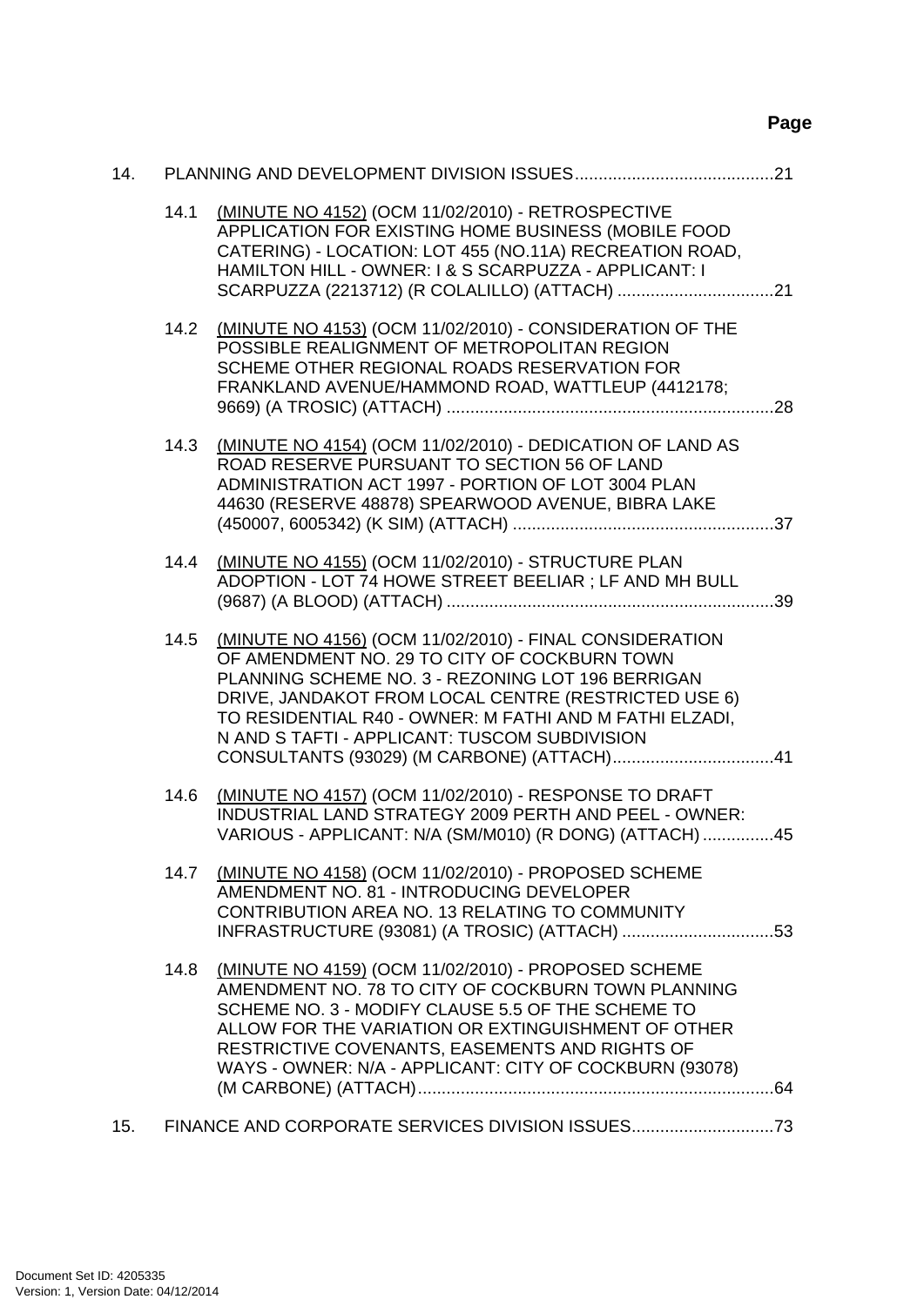**Page**

14. PLANNING AND DEVELOPMENT DIVISION ISSUES..........................................21

14.1 <u>(MINUTE NO 4152)</u> (OCM 11/02/2010) - RETROSPECTIVE APPLICATION FOR EXISTING HOME BUSINESS (MOBILE FOOD CATERING) - LOCATION: LOT 455 (NO.11A) RECREATION ROAD, HAMILTON HILL - OWNER: I & S SCARPUZZA - APPLICANT: I SCARPUZZA (2213712) (R COLALILLO) (ATTACH) .................................21

14.2 <u>(MINUTE NO 4153)</u> (OCM 11/02/2010) - CONSIDERATION OF THE POSSIBLE REALIGNMENT OF METROPOLITAN REGION SCHEME OTHER REGIONAL ROADS RESERVATION FOR FRANKLAND AVENUE/HAMMOND ROAD, WATTLEUP (4412178; 9669) (A TROSIC) (ATTACH) .....................................................................28

14.3 <u>(MINUTE NO 4154)</u> (OCM 11/02/2010) - DEDICATION OF LAND AS ROAD RESERVE PURSUANT TO SECTION 56 OF LAND ADMINISTRATION ACT 1997 - PORTION OF LOT 3004 PLAN 44630 (RESERVE 48878) SPEARWOOD AVENUE, BIBRA LAKE (450007, 6005342) (K SIM) (ATTACH) .......................................................37

14.4 <u>(MINUTE NO 4155)</u> (OCM 11/02/2010) - STRUCTURE PLAN ADOPTION - LOT 74 HOWE STREET BEELIAR ; LF AND MH BULL (9687) (A BLOOD) (ATTACH) .....................................................................39

14.5 <u>(MINUTE NO 4156)</u> (OCM 11/02/2010) - FINAL CONSIDERATION OF AMENDMENT NO. 29 TO CITY OF COCKBURN TOWN PLANNING SCHEME NO. 3 - REZONING LOT 196 BERRIGAN DRIVE, JANDAKOT FROM LOCAL CENTRE (RESTRICTED USE 6) TO RESIDENTIAL R40 - OWNER: M FATHI AND M FATHI ELZADI, N AND S TAFTI - APPLICANT: TUSCOM SUBDIVISION CONSULTANTS (93029) (M CARBONE) (ATTACH)..................................41

14.6 <u>(MINUTE NO 4157)</u> (OCM 11/02/2010) - RESPONSE TO DRAFT INDUSTRIAL LAND STRATEGY 2009 PERTH AND PEEL - OWNER: VARIOUS - APPLICANT: N/A (SM/M010) (R DONG) (ATTACH) ...............45

14.7 <u>(MINUTE NO 4158)</u> (OCM 11/02/2010) - PROPOSED SCHEME AMENDMENT NO. 81 - INTRODUCING DEVELOPER CONTRIBUTION AREA NO. 13 RELATING TO COMMUNITY INFRASTRUCTURE (93081) (A TROSIC) (ATTACH) ................................53

14.8 <u>(MINUTE NO 4159)</u> (OCM 11/02/2010) - PROPOSED SCHEME AMENDMENT NO. 78 TO CITY OF COCKBURN TOWN PLANNING SCHEME NO. 3 - MODIFY CLAUSE 5.5 OF THE SCHEME TO ALLOW FOR THE VARIATION OR EXTINGUISHMENT OF OTHER RESTRICTIVE COVENANTS, EASEMENTS AND RIGHTS OF WAYS - OWNER: N/A - APPLICANT: CITY OF COCKBURN (93078) (M CARBONE) (ATTACH)...........................................................................64

15. FINANCE AND CORPORATE SERVICES DIVISION ISSUES..............................73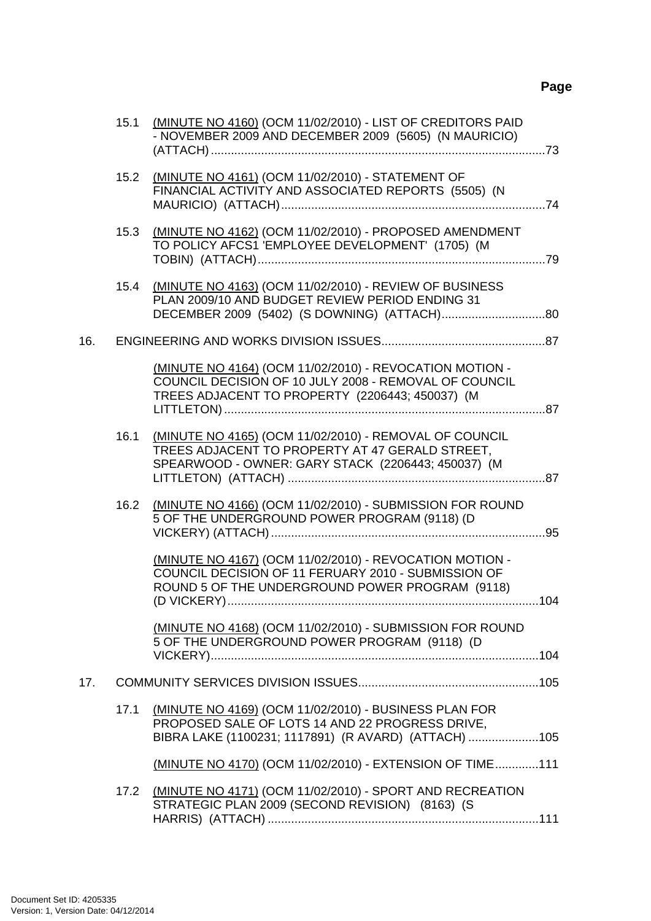**Page**

15.1 (MINUTE NO 4160) (OCM 11/02/2010) - LIST OF CREDITORS PAID - NOVEMBER 2009 AND DECEMBER 2009 (5605) (N MAURICIO) (ATTACH) ....................73

15.2 (MINUTE NO 4161) (OCM 11/02/2010) - STATEMENT OF FINANCIAL ACTIVITY AND ASSOCIATED REPORTS (5505) (N MAURICIO) (ATTACH) ....................74

15.3 (MINUTE NO 4162) (OCM 11/02/2010) - PROPOSED AMENDMENT TO POLICY AFCS1 'EMPLOYEE DEVELOPMENT' (1705) (M TOBIN) (ATTACH) ....................79

15.4 (MINUTE NO 4163) (OCM 11/02/2010) - REVIEW OF BUSINESS PLAN 2009/10 AND BUDGET REVIEW PERIOD ENDING 31 DECEMBER 2009 (5402) (S DOWNING) (ATTACH) ....................80

16. ENGINEERING AND WORKS DIVISION ISSUES ....................87

(MINUTE NO 4164) (OCM 11/02/2010) - REVOCATION MOTION - COUNCIL DECISION OF 10 JULY 2008 - REMOVAL OF COUNCIL TREES ADJACENT TO PROPERTY (2206443; 450037) (M LITTLETON) ....................87

16.1 (MINUTE NO 4165) (OCM 11/02/2010) - REMOVAL OF COUNCIL TREES ADJACENT TO PROPERTY AT 47 GERALD STREET, SPEARWOOD - OWNER: GARY STACK (2206443; 450037) (M LITTLETON) (ATTACH) ....................87

16.2 (MINUTE NO 4166) (OCM 11/02/2010) - SUBMISSION FOR ROUND 5 OF THE UNDERGROUND POWER PROGRAM (9118) (D VICKERY) (ATTACH) ....................95

(MINUTE NO 4167) (OCM 11/02/2010) - REVOCATION MOTION - COUNCIL DECISION OF 11 FERUARY 2010 - SUBMISSION OF ROUND 5 OF THE UNDERGROUND POWER PROGRAM (9118) (D VICKERY) ....................104

(MINUTE NO 4168) (OCM 11/02/2010) - SUBMISSION FOR ROUND 5 OF THE UNDERGROUND POWER PROGRAM (9118) (D VICKERY) ....................104

17. COMMUNITY SERVICES DIVISION ISSUES ....................105

17.1 (MINUTE NO 4169) (OCM 11/02/2010) - BUSINESS PLAN FOR PROPOSED SALE OF LOTS 14 AND 22 PROGRESS DRIVE, BIBRA LAKE (1100231; 1117891) (R AVARD) (ATTACH) ....................105

(MINUTE NO 4170) (OCM 11/02/2010) - EXTENSION OF TIME ....................111

17.2 (MINUTE NO 4171) (OCM 11/02/2010) - SPORT AND RECREATION STRATEGIC PLAN 2009 (SECOND REVISION) (8163) (S HARRIS) (ATTACH) ....................111

Document Set ID: 4205335
Version: 1, Version Date: 04/12/2014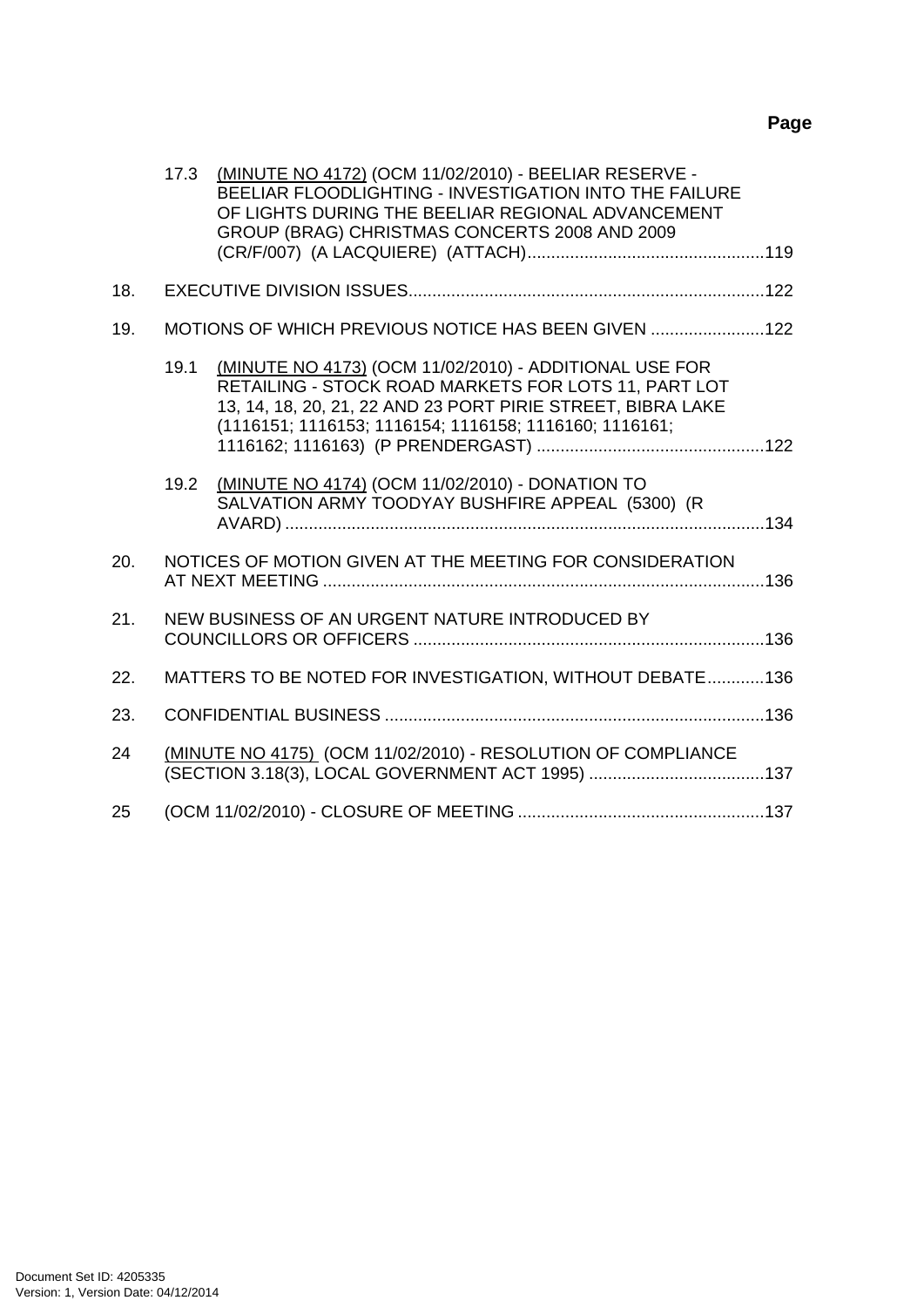**Page**

17.3 (MINUTE NO 4172) (OCM 11/02/2010) - BEELIAR RESERVE - BEELIAR FLOODLIGHTING - INVESTIGATION INTO THE FAILURE OF LIGHTS DURING THE BEELIAR REGIONAL ADVANCEMENT GROUP (BRAG) CHRISTMAS CONCERTS 2008 AND 2009 (CR/F/007) (A LACQUIERE) (ATTACH)....119

18. EXECUTIVE DIVISION ISSUES....122

19. MOTIONS OF WHICH PREVIOUS NOTICE HAS BEEN GIVEN....122

19.1 (MINUTE NO 4173) (OCM 11/02/2010) - ADDITIONAL USE FOR RETAILING - STOCK ROAD MARKETS FOR LOTS 11, PART LOT 13, 14, 18, 20, 21, 22 AND 23 PORT PIRIE STREET, BIBRA LAKE (1116151; 1116153; 1116154; 1116158; 1116160; 1116161; 1116162; 1116163) (P PRENDERGAST)....122

19.2 (MINUTE NO 4174) (OCM 11/02/2010) - DONATION TO SALVATION ARMY TOODYAY BUSHFIRE APPEAL (5300) (R AVARD)....134

20. NOTICES OF MOTION GIVEN AT THE MEETING FOR CONSIDERATION AT NEXT MEETING....136

21. NEW BUSINESS OF AN URGENT NATURE INTRODUCED BY COUNCILLORS OR OFFICERS....136

22. MATTERS TO BE NOTED FOR INVESTIGATION, WITHOUT DEBATE....136

23. CONFIDENTIAL BUSINESS....136

24 (MINUTE NO 4175) (OCM 11/02/2010) - RESOLUTION OF COMPLIANCE (SECTION 3.18(3), LOCAL GOVERNMENT ACT 1995)....137

25 (OCM 11/02/2010) - CLOSURE OF MEETING....137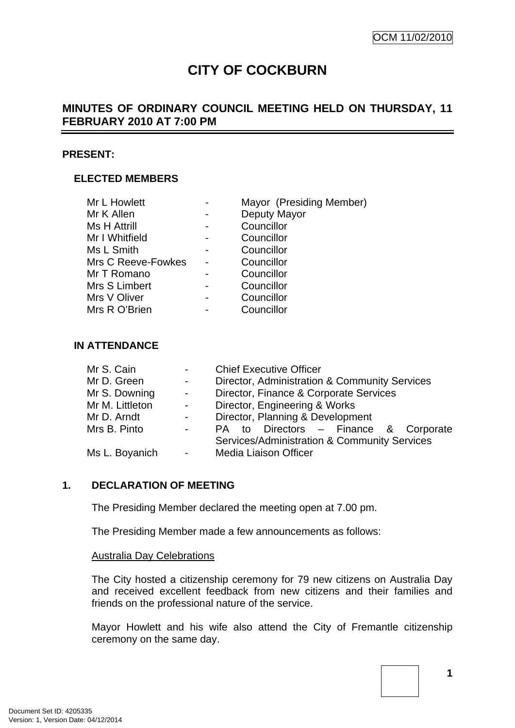# CITY OF COCKBURN

## MINUTES OF ORDINARY COUNCIL MEETING HELD ON THURSDAY, 11 FEBRUARY 2010 AT 7:00 PM

### PRESENT:

#### ELECTED MEMBERS

| | | |
|---|---|---|
| Mr L Howlett | - | Mayor (Presiding Member) |
| Mr K Allen | - | Deputy Mayor |
| Ms H Attrill | - | Councillor |
| Mr I Whitfield | - | Councillor |
| Ms L Smith | - | Councillor |
| Mrs C Reeve-Fowkes | - | Councillor |
| Mr T Romano | - | Councillor |
| Mrs S Limbert | - | Councillor |
| Mrs V Oliver | - | Councillor |
| Mrs R O'Brien | - | Councillor |

#### IN ATTENDANCE

| | | |
|---|---|---|
| Mr S. Cain | - | Chief Executive Officer |
| Mr D. Green | - | Director, Administration & Community Services |
| Mr S. Downing | - | Director, Finance & Corporate Services |
| Mr M. Littleton | - | Director, Engineering & Works |
| Mr D. Arndt | - | Director, Planning & Development |
| Mrs B. Pinto | - | PA to Directors – Finance & Corporate Services/Administration & Community Services |
| Ms L. Boyanich | - | Media Liaison Officer |

### 1. DECLARATION OF MEETING

The Presiding Member declared the meeting open at 7.00 pm.

The Presiding Member made a few announcements as follows:

Australia Day Celebrations

The City hosted a citizenship ceremony for 79 new citizens on Australia Day and received excellent feedback from new citizens and their families and friends on the professional nature of the service.

Mayor Howlett and his wife also attend the City of Fremantle citizenship ceremony on the same day.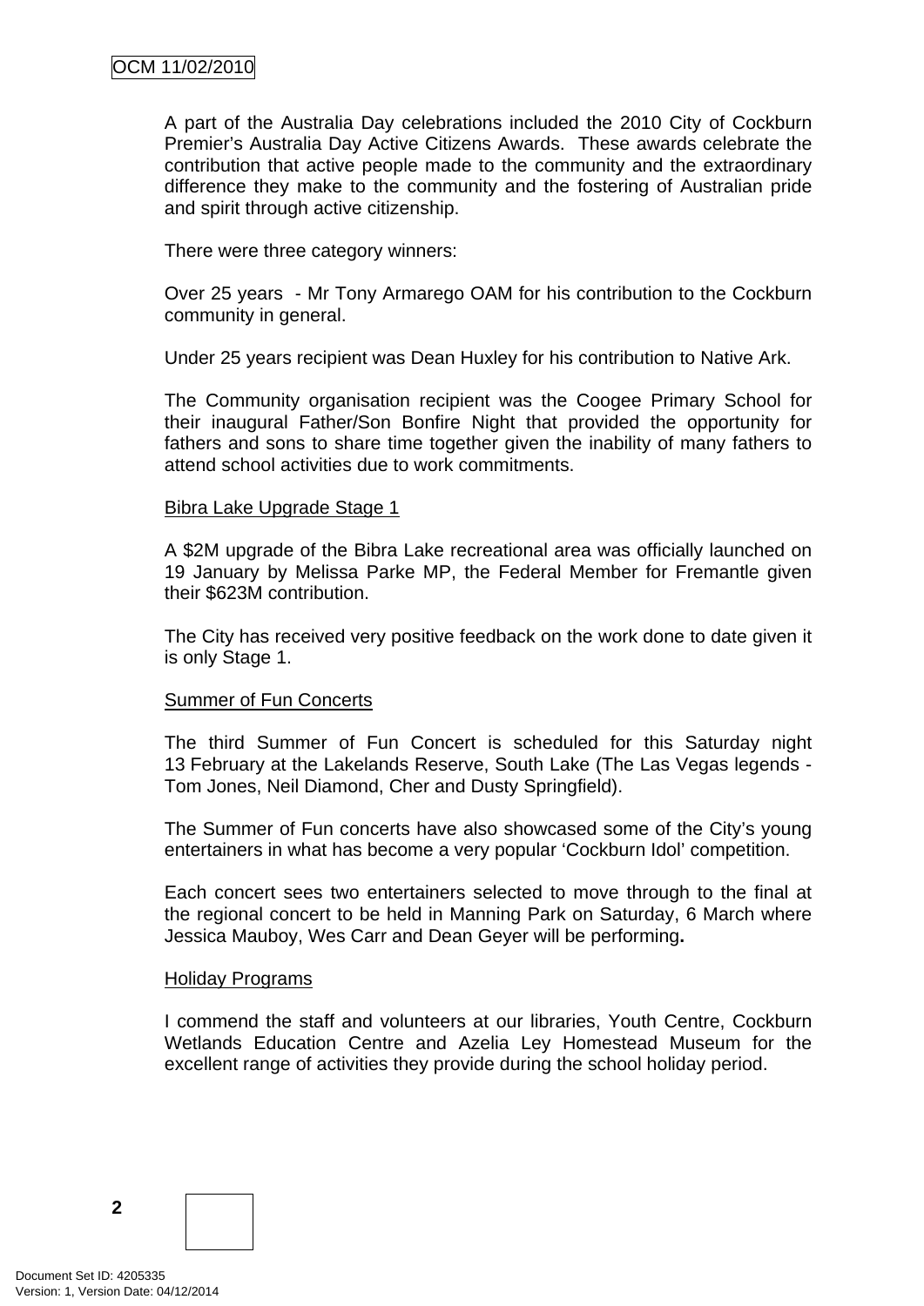A part of the Australia Day celebrations included the 2010 City of Cockburn Premier's Australia Day Active Citizens Awards. These awards celebrate the contribution that active people made to the community and the extraordinary difference they make to the community and the fostering of Australian pride and spirit through active citizenship.

There were three category winners:

Over 25 years - Mr Tony Armarego OAM for his contribution to the Cockburn community in general.

Under 25 years recipient was Dean Huxley for his contribution to Native Ark.

The Community organisation recipient was the Coogee Primary School for their inaugural Father/Son Bonfire Night that provided the opportunity for fathers and sons to share time together given the inability of many fathers to attend school activities due to work commitments.

<u>Bibra Lake Upgrade Stage 1</u>

A $2M upgrade of the Bibra Lake recreational area was officially launched on 19 January by Melissa Parke MP, the Federal Member for Fremantle given their $623M contribution.

The City has received very positive feedback on the work done to date given it is only Stage 1.

<u>Summer of Fun Concerts</u>

The third Summer of Fun Concert is scheduled for this Saturday night 13 February at the Lakelands Reserve, South Lake (The Las Vegas legends - Tom Jones, Neil Diamond, Cher and Dusty Springfield).

The Summer of Fun concerts have also showcased some of the City's young entertainers in what has become a very popular 'Cockburn Idol' competition.

Each concert sees two entertainers selected to move through to the final at the regional concert to be held in Manning Park on Saturday, 6 March where Jessica Mauboy, Wes Carr and Dean Geyer will be performing**.**

<u>Holiday Programs</u>

I commend the staff and volunteers at our libraries, Youth Centre, Cockburn Wetlands Education Centre and Azelia Ley Homestead Museum for the excellent range of activities they provide during the school holiday period.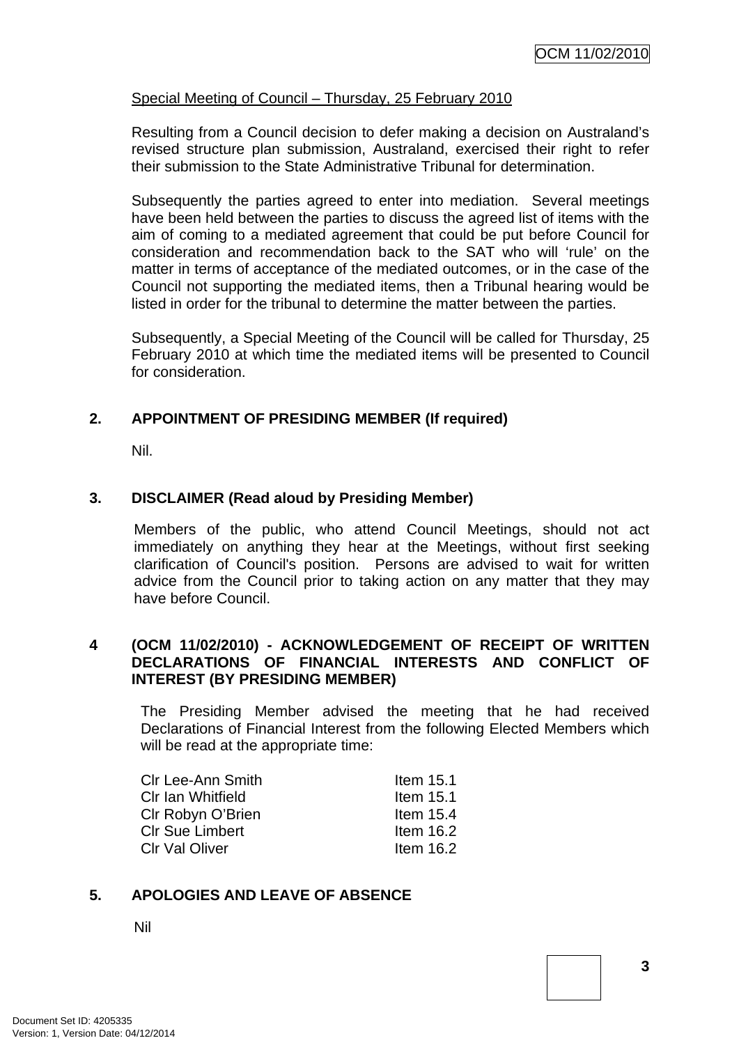Special Meeting of Council – Thursday, 25 February 2010

Resulting from a Council decision to defer making a decision on Australand's revised structure plan submission, Australand, exercised their right to refer their submission to the State Administrative Tribunal for determination.

Subsequently the parties agreed to enter into mediation. Several meetings have been held between the parties to discuss the agreed list of items with the aim of coming to a mediated agreement that could be put before Council for consideration and recommendation back to the SAT who will 'rule' on the matter in terms of acceptance of the mediated outcomes, or in the case of the Council not supporting the mediated items, then a Tribunal hearing would be listed in order for the tribunal to determine the matter between the parties.

Subsequently, a Special Meeting of the Council will be called for Thursday, 25 February 2010 at which time the mediated items will be presented to Council for consideration.

## 2. APPOINTMENT OF PRESIDING MEMBER (If required)

Nil.

## 3. DISCLAIMER (Read aloud by Presiding Member)

Members of the public, who attend Council Meetings, should not act immediately on anything they hear at the Meetings, without first seeking clarification of Council's position. Persons are advised to wait for written advice from the Council prior to taking action on any matter that they may have before Council.

## 4 (OCM 11/02/2010) - ACKNOWLEDGEMENT OF RECEIPT OF WRITTEN DECLARATIONS OF FINANCIAL INTERESTS AND CONFLICT OF INTEREST (BY PRESIDING MEMBER)

The Presiding Member advised the meeting that he had received Declarations of Financial Interest from the following Elected Members which will be read at the appropriate time:

| | |
|---|---|
| Clr Lee-Ann Smith | Item 15.1 |
| Clr Ian Whitfield | Item 15.1 |
| Clr Robyn O'Brien | Item 15.4 |
| Clr Sue Limbert | Item 16.2 |
| Clr Val Oliver | Item 16.2 |

## 5. APOLOGIES AND LEAVE OF ABSENCE

Nil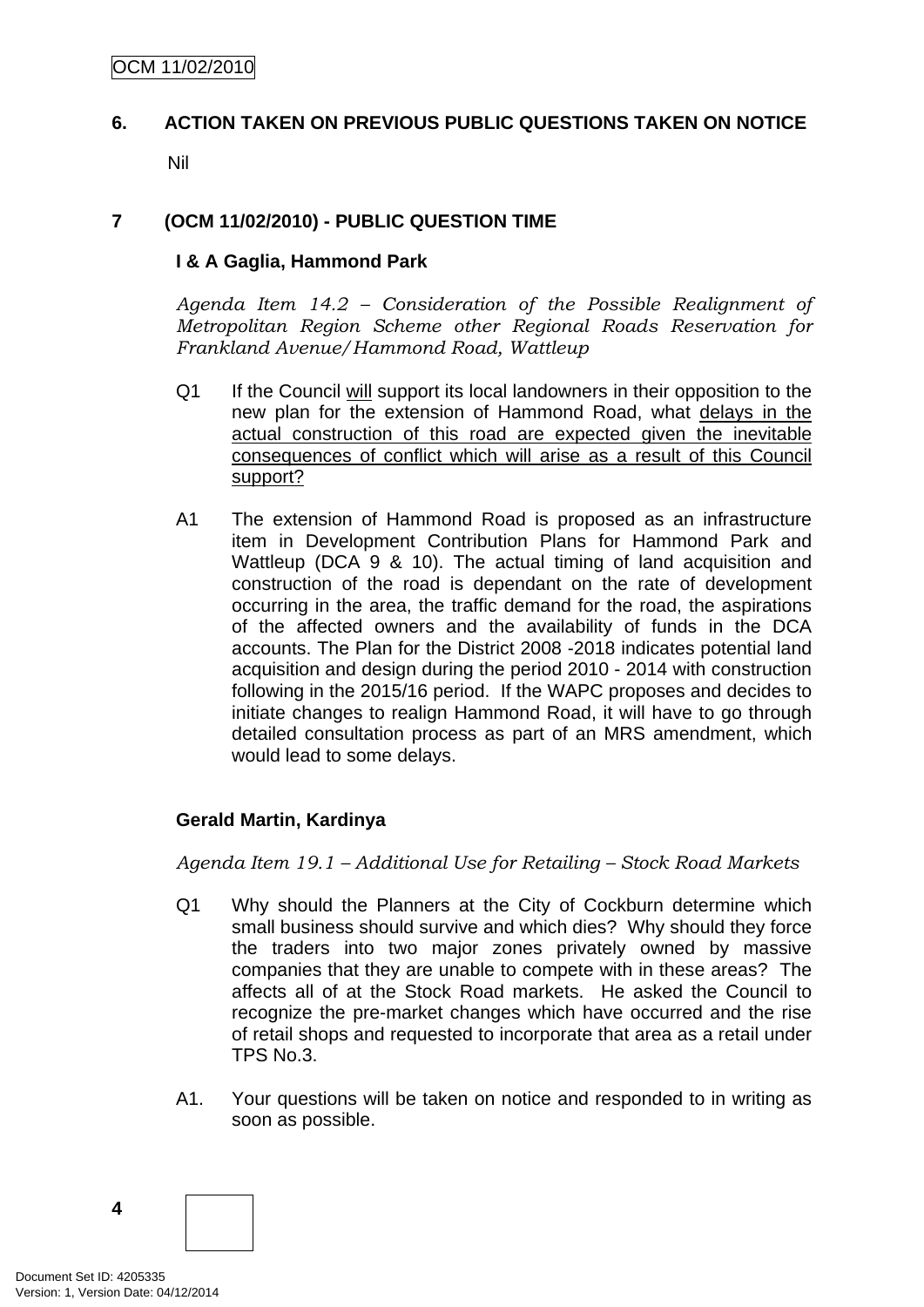## 6. ACTION TAKEN ON PREVIOUS PUBLIC QUESTIONS TAKEN ON NOTICE

Nil

## 7 (OCM 11/02/2010) - PUBLIC QUESTION TIME

### I & A Gaglia, Hammond Park

*Agenda Item 14.2 – Consideration of the Possible Realignment of Metropolitan Region Scheme other Regional Roads Reservation for Frankland Avenue/Hammond Road, Wattleup*

Q1 If the Council <u>will</u> support its local landowners in their opposition to the new plan for the extension of Hammond Road, what <u>delays in the actual construction of this road are expected given the inevitable consequences of conflict which will arise as a result of this Council support?</u>

A1 The extension of Hammond Road is proposed as an infrastructure item in Development Contribution Plans for Hammond Park and Wattleup (DCA 9 & 10). The actual timing of land acquisition and construction of the road is dependant on the rate of development occurring in the area, the traffic demand for the road, the aspirations of the affected owners and the availability of funds in the DCA accounts. The Plan for the District 2008 -2018 indicates potential land acquisition and design during the period 2010 - 2014 with construction following in the 2015/16 period. If the WAPC proposes and decides to initiate changes to realign Hammond Road, it will have to go through detailed consultation process as part of an MRS amendment, which would lead to some delays.

### Gerald Martin, Kardinya

*Agenda Item 19.1 – Additional Use for Retailing – Stock Road Markets*

Q1 Why should the Planners at the City of Cockburn determine which small business should survive and which dies? Why should they force the traders into two major zones privately owned by massive companies that they are unable to compete with in these areas? The affects all of at the Stock Road markets. He asked the Council to recognize the pre-market changes which have occurred and the rise of retail shops and requested to incorporate that area as a retail under TPS No.3.

A1. Your questions will be taken on notice and responded to in writing as soon as possible.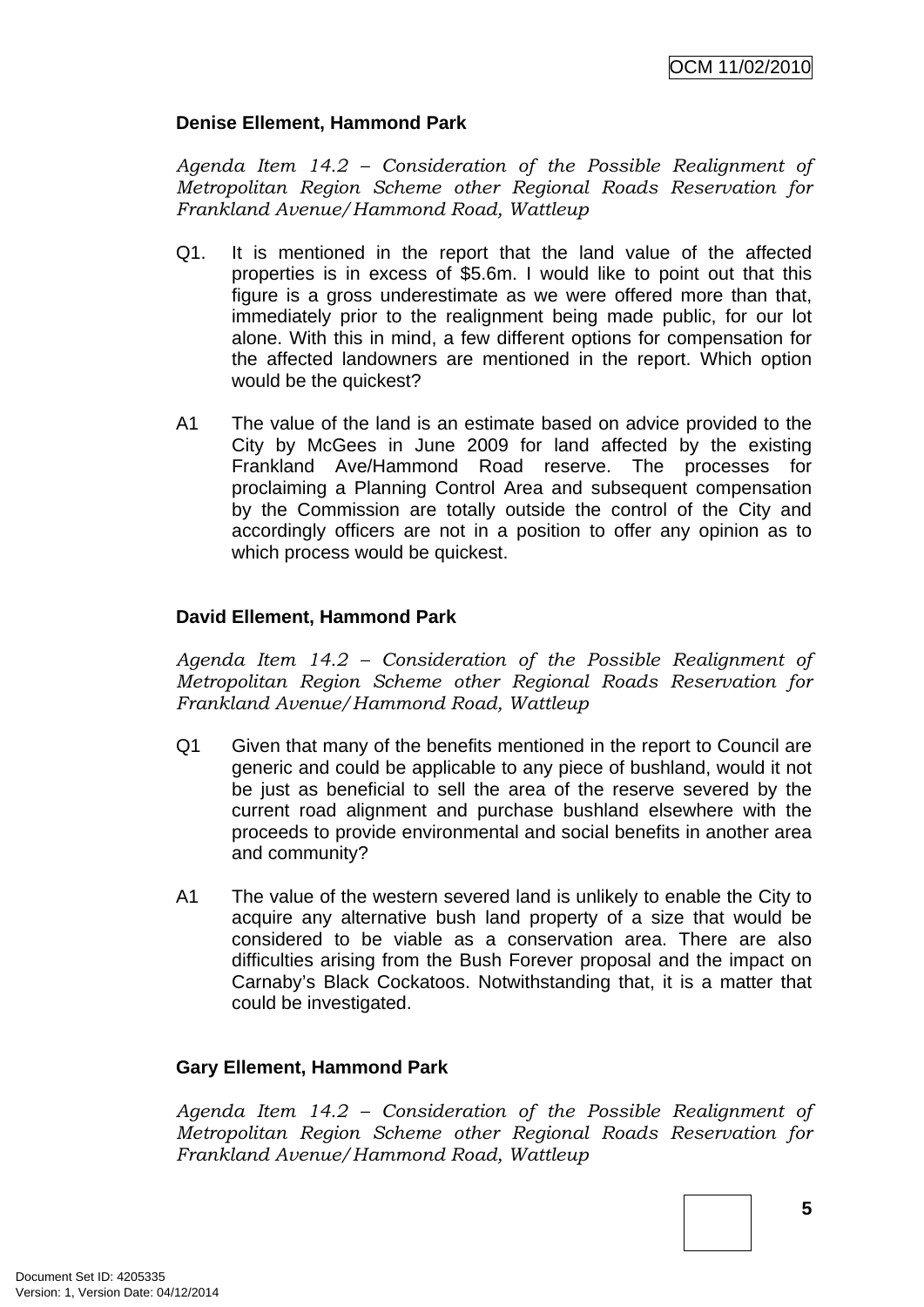**Denise Ellement, Hammond Park**

*Agenda Item 14.2 – Consideration of the Possible Realignment of Metropolitan Region Scheme other Regional Roads Reservation for Frankland Avenue/Hammond Road, Wattleup*

Q1. It is mentioned in the report that the land value of the affected properties is in excess of $5.6m. I would like to point out that this figure is a gross underestimate as we were offered more than that, immediately prior to the realignment being made public, for our lot alone. With this in mind, a few different options for compensation for the affected landowners are mentioned in the report. Which option would be the quickest?

A1 The value of the land is an estimate based on advice provided to the City by McGees in June 2009 for land affected by the existing Frankland Ave/Hammond Road reserve. The processes for proclaiming a Planning Control Area and subsequent compensation by the Commission are totally outside the control of the City and accordingly officers are not in a position to offer any opinion as to which process would be quickest.

**David Ellement, Hammond Park**

*Agenda Item 14.2 – Consideration of the Possible Realignment of Metropolitan Region Scheme other Regional Roads Reservation for Frankland Avenue/Hammond Road, Wattleup*

Q1 Given that many of the benefits mentioned in the report to Council are generic and could be applicable to any piece of bushland, would it not be just as beneficial to sell the area of the reserve severed by the current road alignment and purchase bushland elsewhere with the proceeds to provide environmental and social benefits in another area and community?

A1 The value of the western severed land is unlikely to enable the City to acquire any alternative bush land property of a size that would be considered to be viable as a conservation area. There are also difficulties arising from the Bush Forever proposal and the impact on Carnaby's Black Cockatoos. Notwithstanding that, it is a matter that could be investigated.

**Gary Ellement, Hammond Park**

*Agenda Item 14.2 – Consideration of the Possible Realignment of Metropolitan Region Scheme other Regional Roads Reservation for Frankland Avenue/Hammond Road, Wattleup*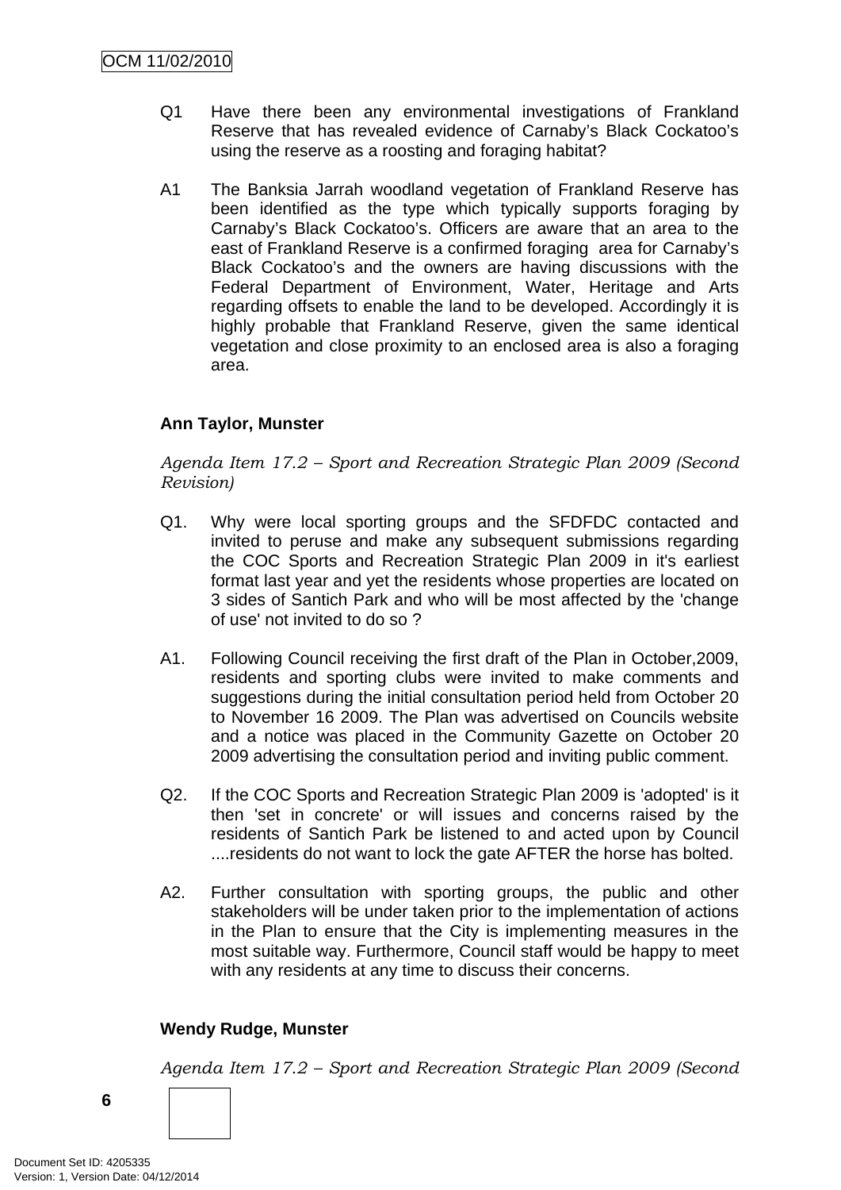Q1 Have there been any environmental investigations of Frankland Reserve that has revealed evidence of Carnaby's Black Cockatoo's using the reserve as a roosting and foraging habitat?

A1 The Banksia Jarrah woodland vegetation of Frankland Reserve has been identified as the type which typically supports foraging by Carnaby's Black Cockatoo's. Officers are aware that an area to the east of Frankland Reserve is a confirmed foraging area for Carnaby's Black Cockatoo's and the owners are having discussions with the Federal Department of Environment, Water, Heritage and Arts regarding offsets to enable the land to be developed. Accordingly it is highly probable that Frankland Reserve, given the same identical vegetation and close proximity to an enclosed area is also a foraging area.

**Ann Taylor, Munster**

*Agenda Item 17.2 – Sport and Recreation Strategic Plan 2009 (Second Revision)*

Q1. Why were local sporting groups and the SFDFDC contacted and invited to peruse and make any subsequent submissions regarding the COC Sports and Recreation Strategic Plan 2009 in it's earliest format last year and yet the residents whose properties are located on 3 sides of Santich Park and who will be most affected by the 'change of use' not invited to do so ?

A1. Following Council receiving the first draft of the Plan in October,2009, residents and sporting clubs were invited to make comments and suggestions during the initial consultation period held from October 20 to November 16 2009. The Plan was advertised on Councils website and a notice was placed in the Community Gazette on October 20 2009 advertising the consultation period and inviting public comment.

Q2. If the COC Sports and Recreation Strategic Plan 2009 is 'adopted' is it then 'set in concrete' or will issues and concerns raised by the residents of Santich Park be listened to and acted upon by Council ....residents do not want to lock the gate AFTER the horse has bolted.

A2. Further consultation with sporting groups, the public and other stakeholders will be under taken prior to the implementation of actions in the Plan to ensure that the City is implementing measures in the most suitable way. Furthermore, Council staff would be happy to meet with any residents at any time to discuss their concerns.

**Wendy Rudge, Munster**

*Agenda Item 17.2 – Sport and Recreation Strategic Plan 2009 (Second*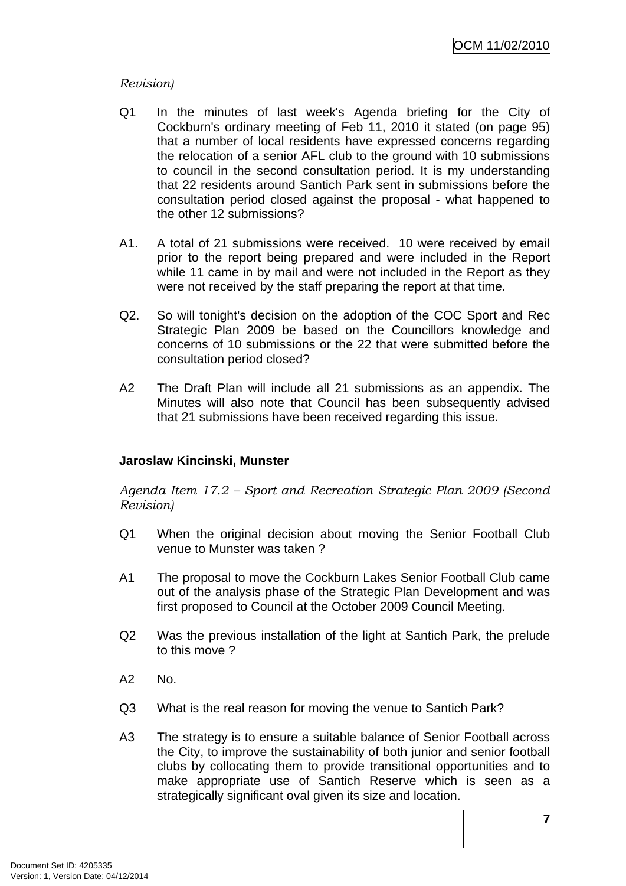*Revision)*

Q1 In the minutes of last week's Agenda briefing for the City of Cockburn's ordinary meeting of Feb 11, 2010 it stated (on page 95) that a number of local residents have expressed concerns regarding the relocation of a senior AFL club to the ground with 10 submissions to council in the second consultation period. It is my understanding that 22 residents around Santich Park sent in submissions before the consultation period closed against the proposal - what happened to the other 12 submissions?

A1. A total of 21 submissions were received. 10 were received by email prior to the report being prepared and were included in the Report while 11 came in by mail and were not included in the Report as they were not received by the staff preparing the report at that time.

Q2. So will tonight's decision on the adoption of the COC Sport and Rec Strategic Plan 2009 be based on the Councillors knowledge and concerns of 10 submissions or the 22 that were submitted before the consultation period closed?

A2 The Draft Plan will include all 21 submissions as an appendix. The Minutes will also note that Council has been subsequently advised that 21 submissions have been received regarding this issue.

**Jaroslaw Kincinski, Munster**

*Agenda Item 17.2 – Sport and Recreation Strategic Plan 2009 (Second Revision)*

Q1 When the original decision about moving the Senior Football Club venue to Munster was taken ?

A1 The proposal to move the Cockburn Lakes Senior Football Club came out of the analysis phase of the Strategic Plan Development and was first proposed to Council at the October 2009 Council Meeting.

Q2 Was the previous installation of the light at Santich Park, the prelude to this move ?

A2 No.

Q3 What is the real reason for moving the venue to Santich Park?

A3 The strategy is to ensure a suitable balance of Senior Football across the City, to improve the sustainability of both junior and senior football clubs by collocating them to provide transitional opportunities and to make appropriate use of Santich Reserve which is seen as a strategically significant oval given its size and location.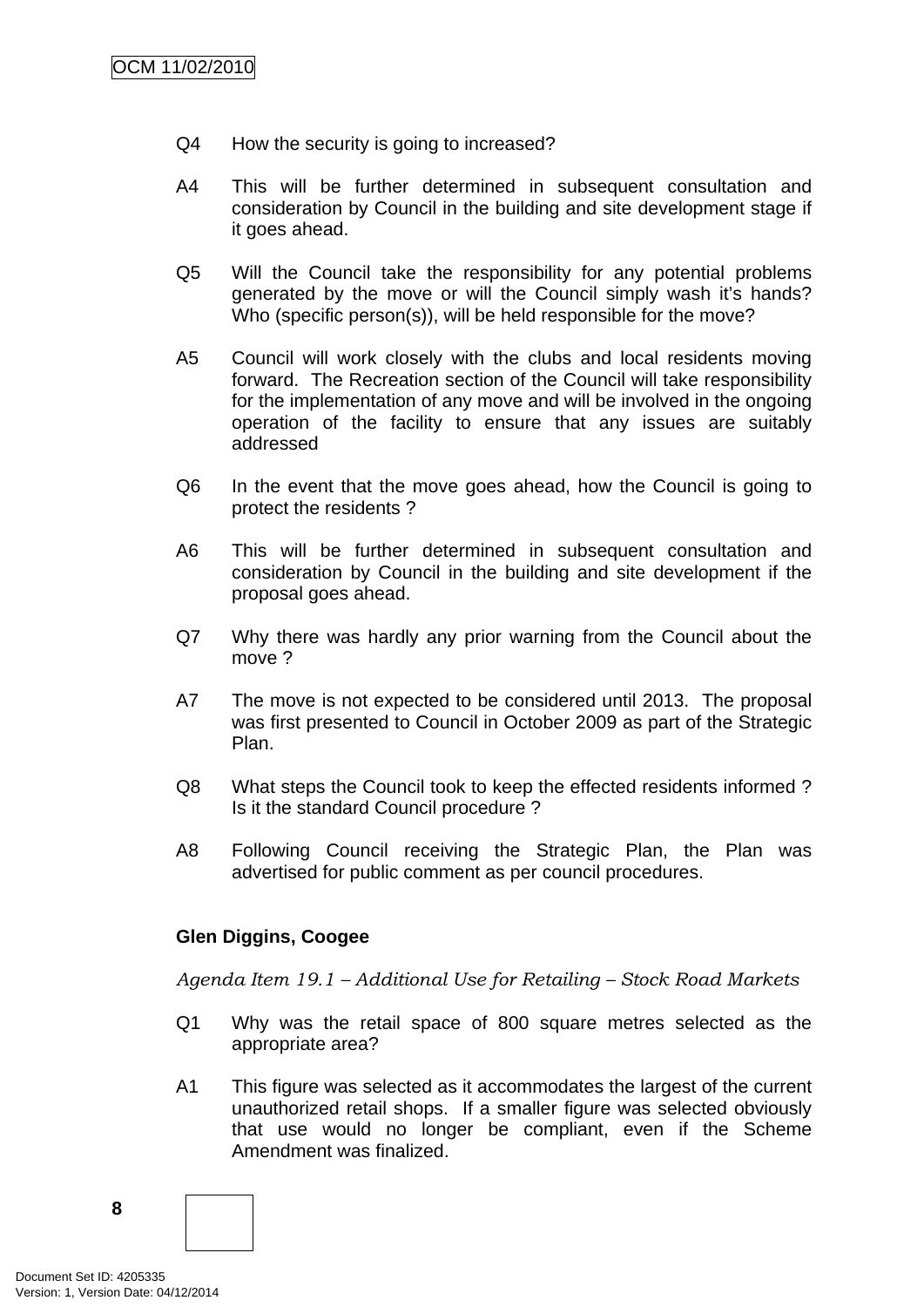Q4 How the security is going to increased?

A4 This will be further determined in subsequent consultation and consideration by Council in the building and site development stage if it goes ahead.

Q5 Will the Council take the responsibility for any potential problems generated by the move or will the Council simply wash it's hands? Who (specific person(s)), will be held responsible for the move?

A5 Council will work closely with the clubs and local residents moving forward. The Recreation section of the Council will take responsibility for the implementation of any move and will be involved in the ongoing operation of the facility to ensure that any issues are suitably addressed

Q6 In the event that the move goes ahead, how the Council is going to protect the residents ?

A6 This will be further determined in subsequent consultation and consideration by Council in the building and site development if the proposal goes ahead.

Q7 Why there was hardly any prior warning from the Council about the move ?

A7 The move is not expected to be considered until 2013. The proposal was first presented to Council in October 2009 as part of the Strategic Plan.

Q8 What steps the Council took to keep the effected residents informed ? Is it the standard Council procedure ?

A8 Following Council receiving the Strategic Plan, the Plan was advertised for public comment as per council procedures.

**Glen Diggins, Coogee**

*Agenda Item 19.1 – Additional Use for Retailing – Stock Road Markets*

Q1 Why was the retail space of 800 square metres selected as the appropriate area?

A1 This figure was selected as it accommodates the largest of the current unauthorized retail shops. If a smaller figure was selected obviously that use would no longer be compliant, even if the Scheme Amendment was finalized.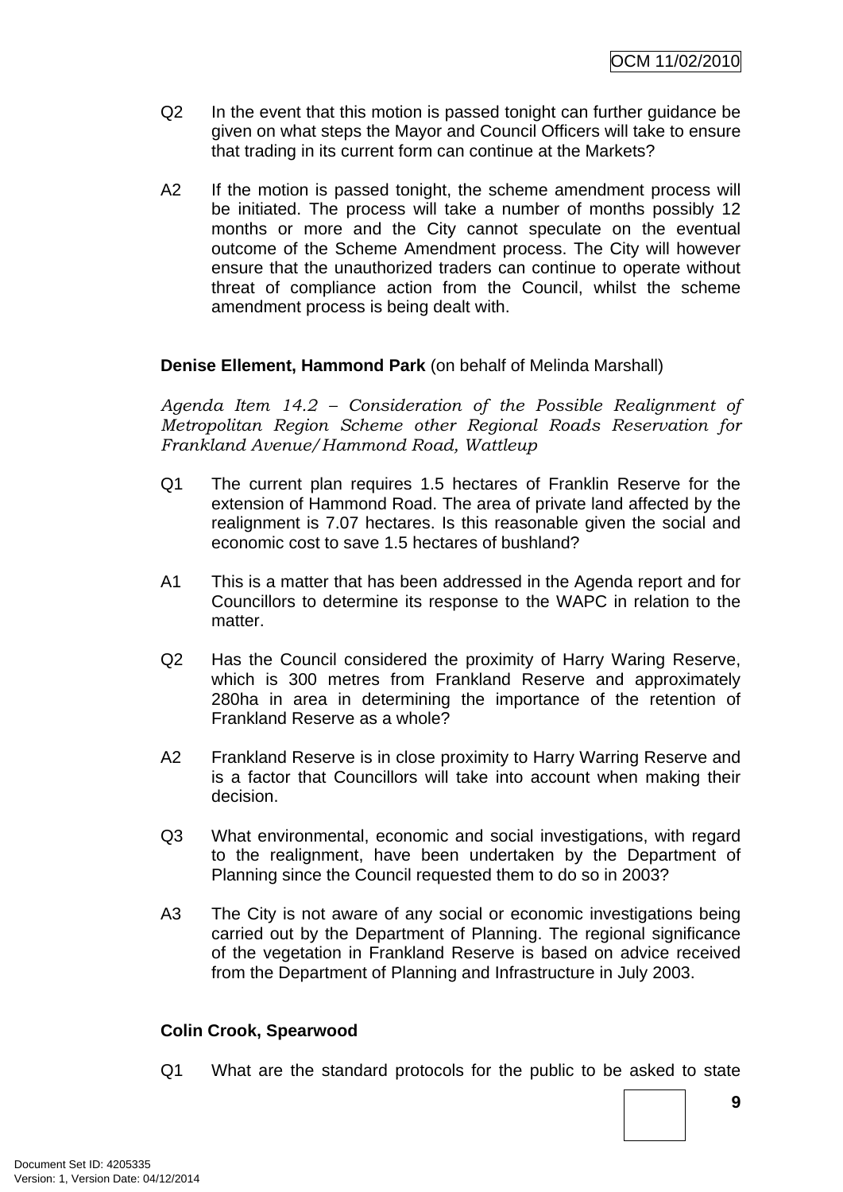Q2 In the event that this motion is passed tonight can further guidance be given on what steps the Mayor and Council Officers will take to ensure that trading in its current form can continue at the Markets?

A2 If the motion is passed tonight, the scheme amendment process will be initiated. The process will take a number of months possibly 12 months or more and the City cannot speculate on the eventual outcome of the Scheme Amendment process. The City will however ensure that the unauthorized traders can continue to operate without threat of compliance action from the Council, whilst the scheme amendment process is being dealt with.

**Denise Ellement, Hammond Park** (on behalf of Melinda Marshall)

*Agenda Item 14.2 – Consideration of the Possible Realignment of Metropolitan Region Scheme other Regional Roads Reservation for Frankland Avenue/Hammond Road, Wattleup*

Q1 The current plan requires 1.5 hectares of Franklin Reserve for the extension of Hammond Road. The area of private land affected by the realignment is 7.07 hectares. Is this reasonable given the social and economic cost to save 1.5 hectares of bushland?

A1 This is a matter that has been addressed in the Agenda report and for Councillors to determine its response to the WAPC in relation to the matter.

Q2 Has the Council considered the proximity of Harry Waring Reserve, which is 300 metres from Frankland Reserve and approximately 280ha in area in determining the importance of the retention of Frankland Reserve as a whole?

A2 Frankland Reserve is in close proximity to Harry Warring Reserve and is a factor that Councillors will take into account when making their decision.

Q3 What environmental, economic and social investigations, with regard to the realignment, have been undertaken by the Department of Planning since the Council requested them to do so in 2003?

A3 The City is not aware of any social or economic investigations being carried out by the Department of Planning. The regional significance of the vegetation in Frankland Reserve is based on advice received from the Department of Planning and Infrastructure in July 2003.

**Colin Crook, Spearwood**

Q1 What are the standard protocols for the public to be asked to state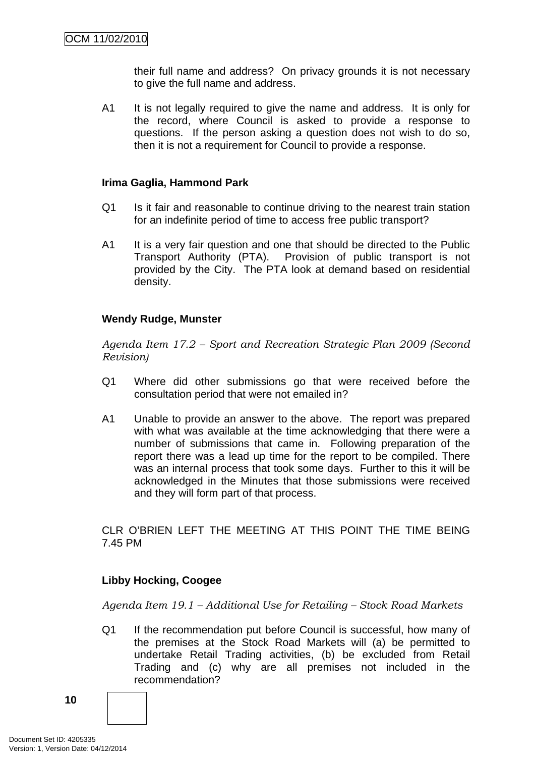their full name and address? On privacy grounds it is not necessary to give the full name and address.

A1 It is not legally required to give the name and address. It is only for the record, where Council is asked to provide a response to questions. If the person asking a question does not wish to do so, then it is not a requirement for Council to provide a response.

**Irima Gaglia, Hammond Park**

Q1 Is it fair and reasonable to continue driving to the nearest train station for an indefinite period of time to access free public transport?

A1 It is a very fair question and one that should be directed to the Public Transport Authority (PTA). Provision of public transport is not provided by the City. The PTA look at demand based on residential density.

**Wendy Rudge, Munster**

*Agenda Item 17.2 – Sport and Recreation Strategic Plan 2009 (Second Revision)*

Q1 Where did other submissions go that were received before the consultation period that were not emailed in?

A1 Unable to provide an answer to the above. The report was prepared with what was available at the time acknowledging that there were a number of submissions that came in. Following preparation of the report there was a lead up time for the report to be compiled. There was an internal process that took some days. Further to this it will be acknowledged in the Minutes that those submissions were received and they will form part of that process.

CLR O'BRIEN LEFT THE MEETING AT THIS POINT THE TIME BEING 7.45 PM

**Libby Hocking, Coogee**

*Agenda Item 19.1 – Additional Use for Retailing – Stock Road Markets*

Q1 If the recommendation put before Council is successful, how many of the premises at the Stock Road Markets will (a) be permitted to undertake Retail Trading activities, (b) be excluded from Retail Trading and (c) why are all premises not included in the recommendation?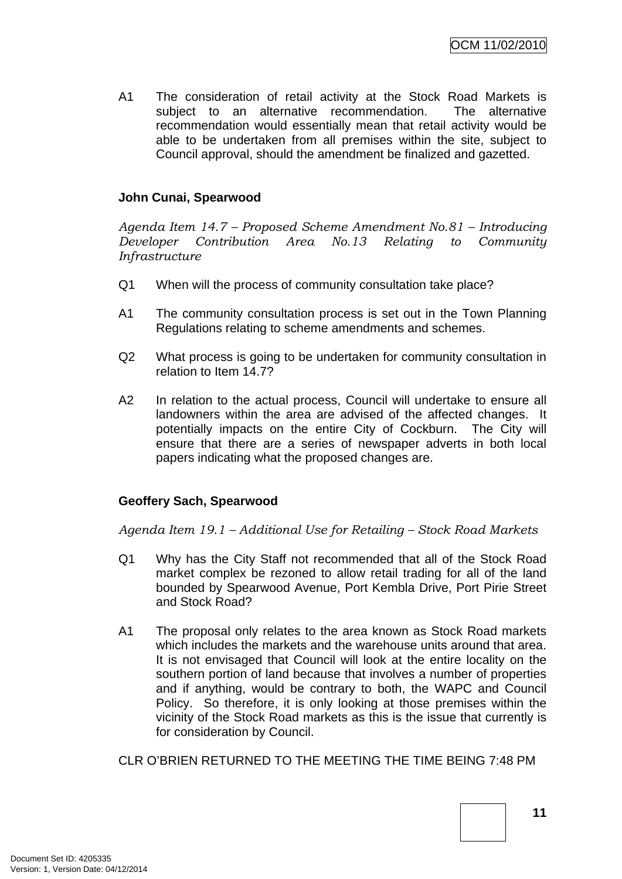A1 The consideration of retail activity at the Stock Road Markets is subject to an alternative recommendation. The alternative recommendation would essentially mean that retail activity would be able to be undertaken from all premises within the site, subject to Council approval, should the amendment be finalized and gazetted.

**John Cunai, Spearwood**

*Agenda Item 14.7 – Proposed Scheme Amendment No.81 – Introducing Developer Contribution Area No.13 Relating to Community Infrastructure*

Q1 When will the process of community consultation take place?

A1 The community consultation process is set out in the Town Planning Regulations relating to scheme amendments and schemes.

Q2 What process is going to be undertaken for community consultation in relation to Item 14.7?

A2 In relation to the actual process, Council will undertake to ensure all landowners within the area are advised of the affected changes. It potentially impacts on the entire City of Cockburn. The City will ensure that there are a series of newspaper adverts in both local papers indicating what the proposed changes are.

**Geoffery Sach, Spearwood**

*Agenda Item 19.1 – Additional Use for Retailing – Stock Road Markets*

Q1 Why has the City Staff not recommended that all of the Stock Road market complex be rezoned to allow retail trading for all of the land bounded by Spearwood Avenue, Port Kembla Drive, Port Pirie Street and Stock Road?

A1 The proposal only relates to the area known as Stock Road markets which includes the markets and the warehouse units around that area. It is not envisaged that Council will look at the entire locality on the southern portion of land because that involves a number of properties and if anything, would be contrary to both, the WAPC and Council Policy. So therefore, it is only looking at those premises within the vicinity of the Stock Road markets as this is the issue that currently is for consideration by Council.

CLR O'BRIEN RETURNED TO THE MEETING THE TIME BEING 7:48 PM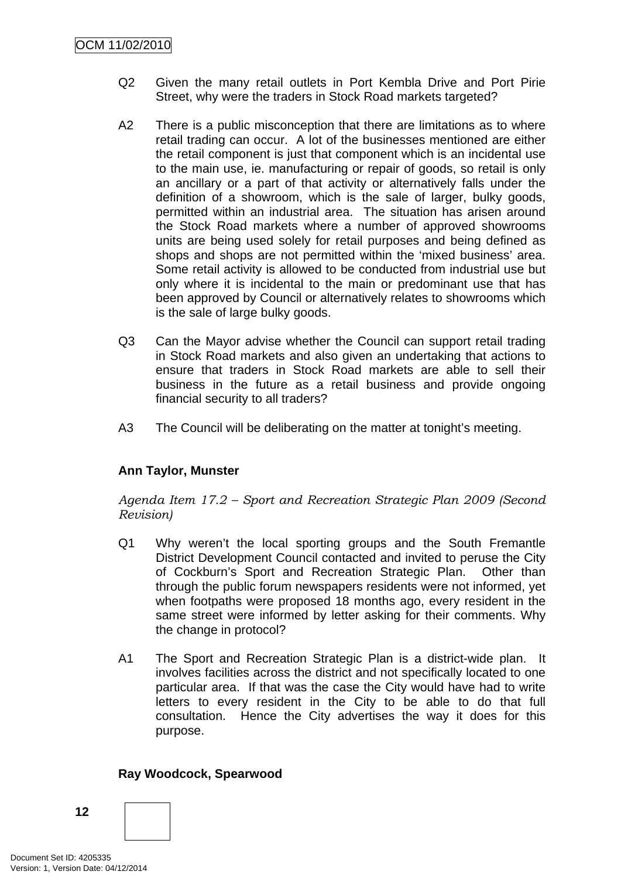Q2 Given the many retail outlets in Port Kembla Drive and Port Pirie Street, why were the traders in Stock Road markets targeted?

A2 There is a public misconception that there are limitations as to where retail trading can occur. A lot of the businesses mentioned are either the retail component is just that component which is an incidental use to the main use, ie. manufacturing or repair of goods, so retail is only an ancillary or a part of that activity or alternatively falls under the definition of a showroom, which is the sale of larger, bulky goods, permitted within an industrial area. The situation has arisen around the Stock Road markets where a number of approved showrooms units are being used solely for retail purposes and being defined as shops and shops are not permitted within the 'mixed business' area. Some retail activity is allowed to be conducted from industrial use but only where it is incidental to the main or predominant use that has been approved by Council or alternatively relates to showrooms which is the sale of large bulky goods.

Q3 Can the Mayor advise whether the Council can support retail trading in Stock Road markets and also given an undertaking that actions to ensure that traders in Stock Road markets are able to sell their business in the future as a retail business and provide ongoing financial security to all traders?

A3 The Council will be deliberating on the matter at tonight's meeting.

**Ann Taylor, Munster**

*Agenda Item 17.2 – Sport and Recreation Strategic Plan 2009 (Second Revision)*

Q1 Why weren't the local sporting groups and the South Fremantle District Development Council contacted and invited to peruse the City of Cockburn's Sport and Recreation Strategic Plan. Other than through the public forum newspapers residents were not informed, yet when footpaths were proposed 18 months ago, every resident in the same street were informed by letter asking for their comments. Why the change in protocol?

A1 The Sport and Recreation Strategic Plan is a district-wide plan. It involves facilities across the district and not specifically located to one particular area. If that was the case the City would have had to write letters to every resident in the City to be able to do that full consultation. Hence the City advertises the way it does for this purpose.

**Ray Woodcock, Spearwood**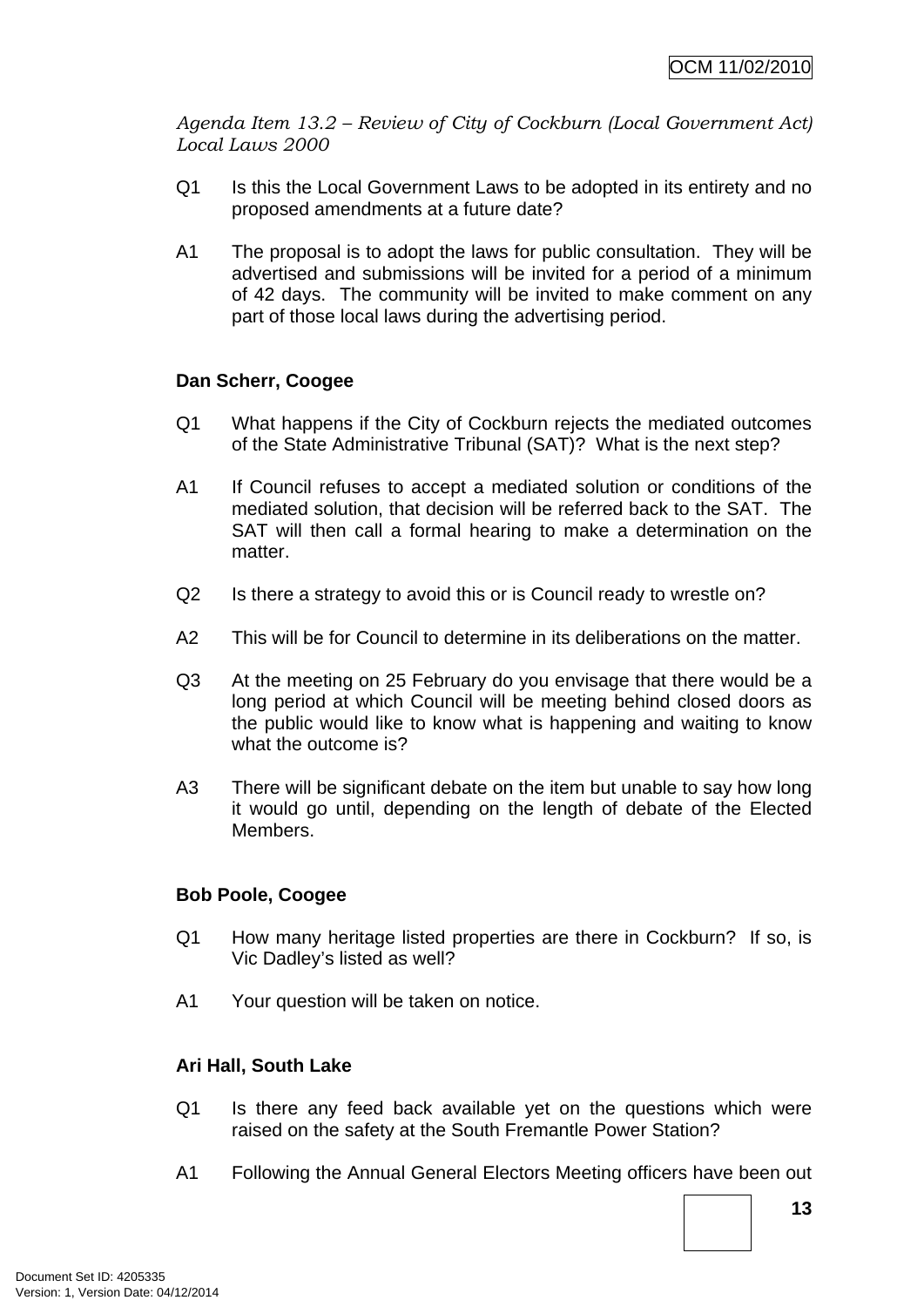*Agenda Item 13.2 – Review of City of Cockburn (Local Government Act) Local Laws 2000*

Q1 Is this the Local Government Laws to be adopted in its entirety and no proposed amendments at a future date?

A1 The proposal is to adopt the laws for public consultation. They will be advertised and submissions will be invited for a period of a minimum of 42 days. The community will be invited to make comment on any part of those local laws during the advertising period.

**Dan Scherr, Coogee**

Q1 What happens if the City of Cockburn rejects the mediated outcomes of the State Administrative Tribunal (SAT)? What is the next step?

A1 If Council refuses to accept a mediated solution or conditions of the mediated solution, that decision will be referred back to the SAT. The SAT will then call a formal hearing to make a determination on the matter.

Q2 Is there a strategy to avoid this or is Council ready to wrestle on?

A2 This will be for Council to determine in its deliberations on the matter.

Q3 At the meeting on 25 February do you envisage that there would be a long period at which Council will be meeting behind closed doors as the public would like to know what is happening and waiting to know what the outcome is?

A3 There will be significant debate on the item but unable to say how long it would go until, depending on the length of debate of the Elected Members.

**Bob Poole, Coogee**

Q1 How many heritage listed properties are there in Cockburn? If so, is Vic Dadley's listed as well?

A1 Your question will be taken on notice.

**Ari Hall, South Lake**

Q1 Is there any feed back available yet on the questions which were raised on the safety at the South Fremantle Power Station?

A1 Following the Annual General Electors Meeting officers have been out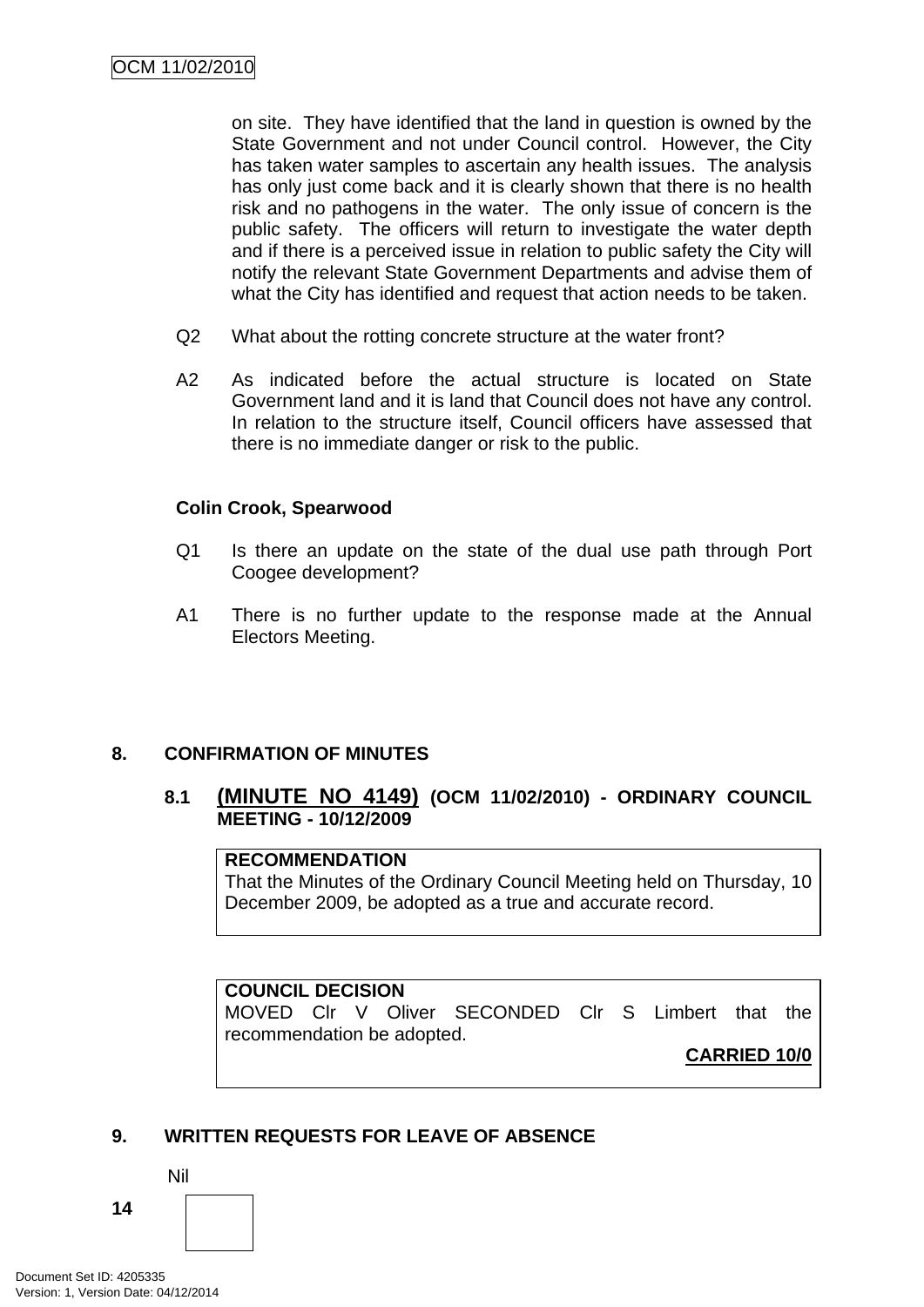on site. They have identified that the land in question is owned by the State Government and not under Council control. However, the City has taken water samples to ascertain any health issues. The analysis has only just come back and it is clearly shown that there is no health risk and no pathogens in the water. The only issue of concern is the public safety. The officers will return to investigate the water depth and if there is a perceived issue in relation to public safety the City will notify the relevant State Government Departments and advise them of what the City has identified and request that action needs to be taken.

Q2 What about the rotting concrete structure at the water front?

A2 As indicated before the actual structure is located on State Government land and it is land that Council does not have any control. In relation to the structure itself, Council officers have assessed that there is no immediate danger or risk to the public.

**Colin Crook, Spearwood**

Q1 Is there an update on the state of the dual use path through Port Coogee development?

A1 There is no further update to the response made at the Annual Electors Meeting.

## 8. CONFIRMATION OF MINUTES

### 8.1 (MINUTE NO 4149) (OCM 11/02/2010) - ORDINARY COUNCIL MEETING - 10/12/2009

**RECOMMENDATION**
That the Minutes of the Ordinary Council Meeting held on Thursday, 10 December 2009, be adopted as a true and accurate record.

**COUNCIL DECISION**
MOVED Clr V Oliver SECONDED Clr S Limbert that the recommendation be adopted.

**CARRIED 10/0**

## 9. WRITTEN REQUESTS FOR LEAVE OF ABSENCE

Nil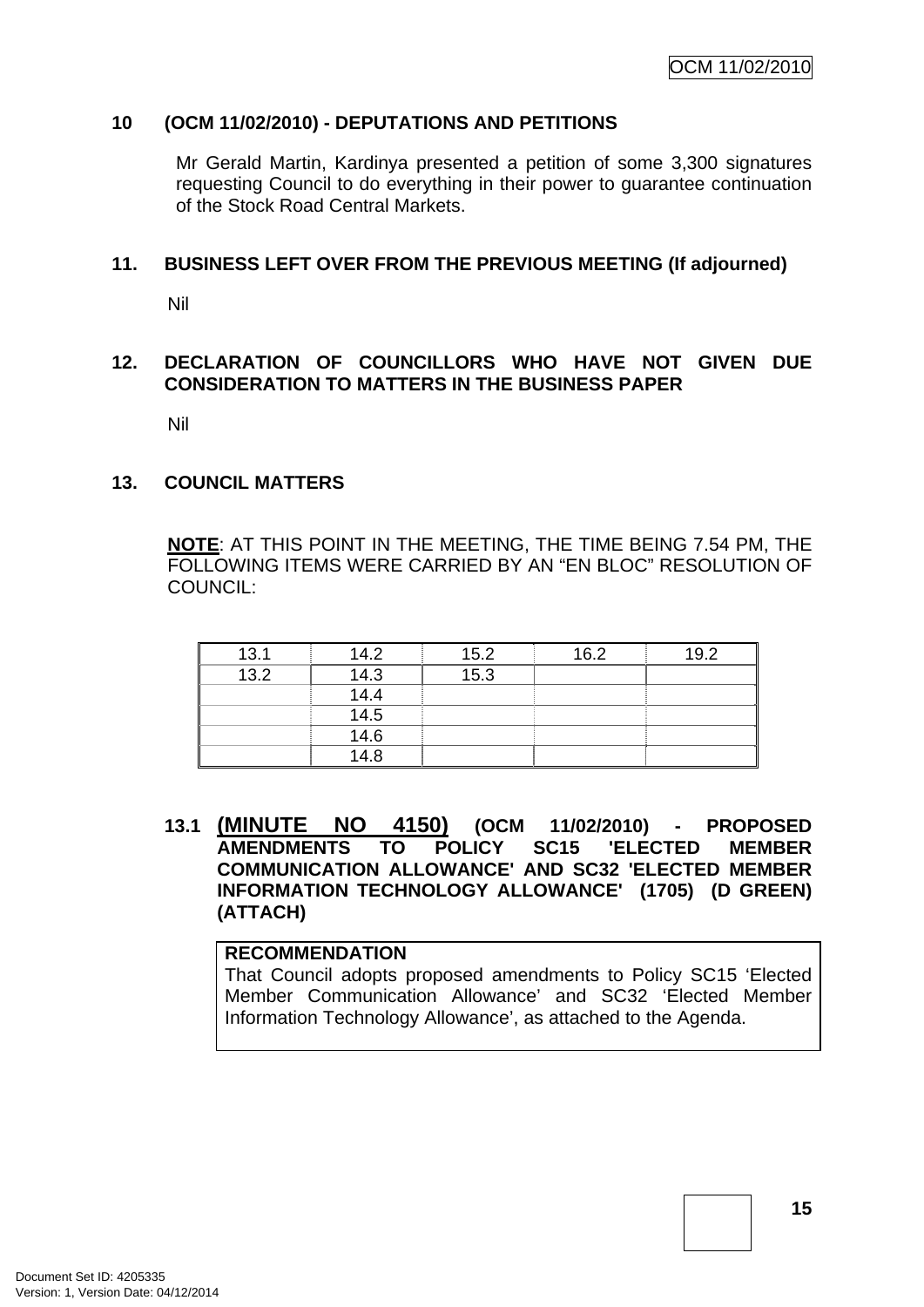## 10 (OCM 11/02/2010) - DEPUTATIONS AND PETITIONS

Mr Gerald Martin, Kardinya presented a petition of some 3,300 signatures requesting Council to do everything in their power to guarantee continuation of the Stock Road Central Markets.

## 11. BUSINESS LEFT OVER FROM THE PREVIOUS MEETING (If adjourned)

Nil

## 12. DECLARATION OF COUNCILLORS WHO HAVE NOT GIVEN DUE CONSIDERATION TO MATTERS IN THE BUSINESS PAPER

Nil

## 13. COUNCIL MATTERS

**NOTE**: AT THIS POINT IN THE MEETING, THE TIME BEING 7.54 PM, THE FOLLOWING ITEMS WERE CARRIED BY AN "EN BLOC" RESOLUTION OF COUNCIL:

| 13.1 | 14.2 | 15.2 | 16.2 | 19.2 |
|---|---|---|---|---|
| 13.2 | 14.3 | 15.3 | | |
| | 14.4 | | | |
| | 14.5 | | | |
| | 14.6 | | | |
| | 14.8 | | | |

### 13.1 (MINUTE NO 4150) (OCM 11/02/2010) - PROPOSED AMENDMENTS TO POLICY SC15 'ELECTED MEMBER COMMUNICATION ALLOWANCE' AND SC32 'ELECTED MEMBER INFORMATION TECHNOLOGY ALLOWANCE' (1705) (D GREEN) (ATTACH)

**RECOMMENDATION**
That Council adopts proposed amendments to Policy SC15 'Elected Member Communication Allowance' and SC32 'Elected Member Information Technology Allowance', as attached to the Agenda.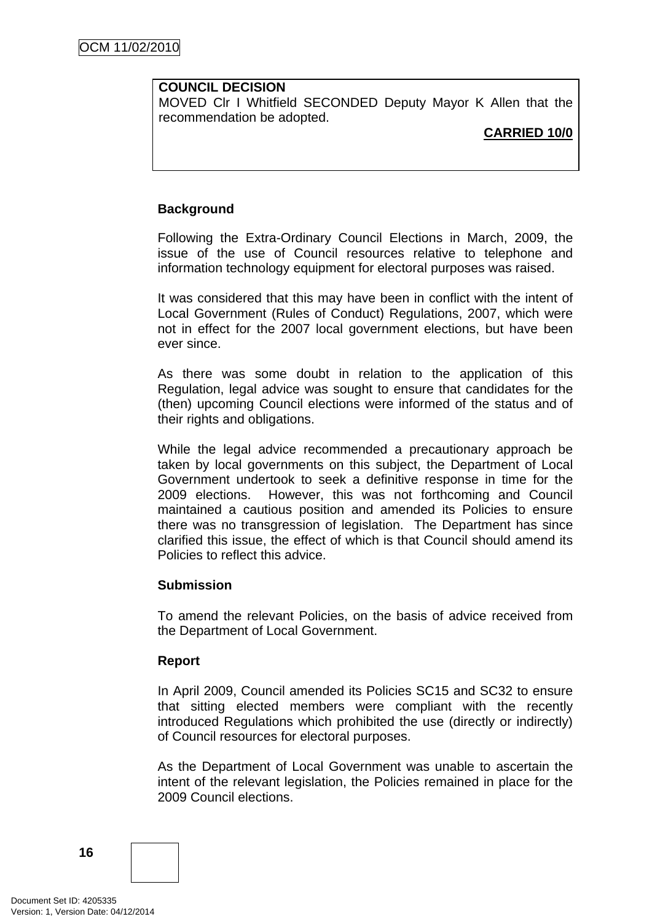**COUNCIL DECISION**
MOVED Clr I Whitfield SECONDED Deputy Mayor K Allen that the recommendation be adopted.

**CARRIED 10/0**

**Background**

Following the Extra-Ordinary Council Elections in March, 2009, the issue of the use of Council resources relative to telephone and information technology equipment for electoral purposes was raised.

It was considered that this may have been in conflict with the intent of Local Government (Rules of Conduct) Regulations, 2007, which were not in effect for the 2007 local government elections, but have been ever since.

As there was some doubt in relation to the application of this Regulation, legal advice was sought to ensure that candidates for the (then) upcoming Council elections were informed of the status and of their rights and obligations.

While the legal advice recommended a precautionary approach be taken by local governments on this subject, the Department of Local Government undertook to seek a definitive response in time for the 2009 elections. However, this was not forthcoming and Council maintained a cautious position and amended its Policies to ensure there was no transgression of legislation. The Department has since clarified this issue, the effect of which is that Council should amend its Policies to reflect this advice.

**Submission**

To amend the relevant Policies, on the basis of advice received from the Department of Local Government.

**Report**

In April 2009, Council amended its Policies SC15 and SC32 to ensure that sitting elected members were compliant with the recently introduced Regulations which prohibited the use (directly or indirectly) of Council resources for electoral purposes.

As the Department of Local Government was unable to ascertain the intent of the relevant legislation, the Policies remained in place for the 2009 Council elections.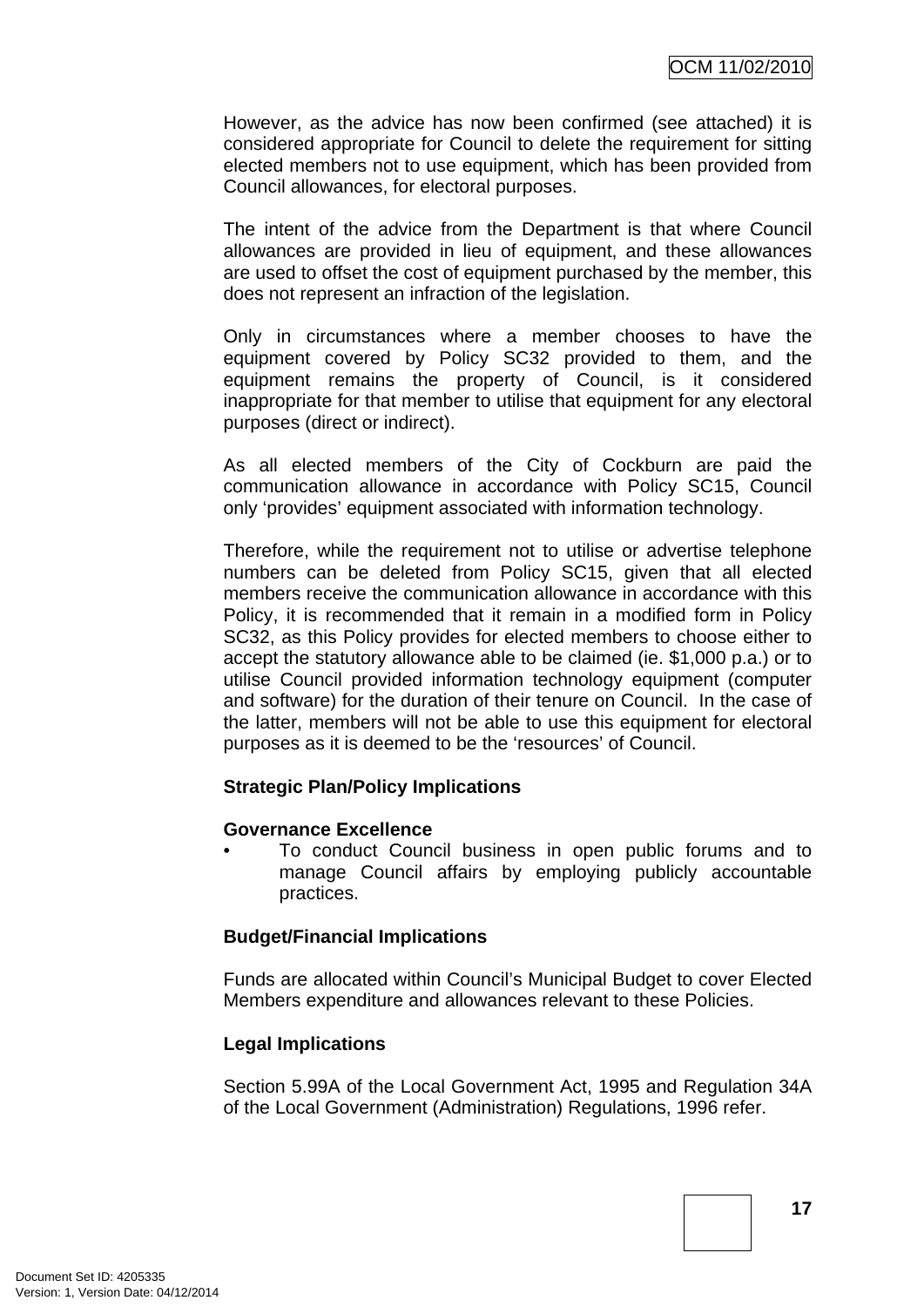However, as the advice has now been confirmed (see attached) it is considered appropriate for Council to delete the requirement for sitting elected members not to use equipment, which has been provided from Council allowances, for electoral purposes.

The intent of the advice from the Department is that where Council allowances are provided in lieu of equipment, and these allowances are used to offset the cost of equipment purchased by the member, this does not represent an infraction of the legislation.

Only in circumstances where a member chooses to have the equipment covered by Policy SC32 provided to them, and the equipment remains the property of Council, is it considered inappropriate for that member to utilise that equipment for any electoral purposes (direct or indirect).

As all elected members of the City of Cockburn are paid the communication allowance in accordance with Policy SC15, Council only 'provides' equipment associated with information technology.

Therefore, while the requirement not to utilise or advertise telephone numbers can be deleted from Policy SC15, given that all elected members receive the communication allowance in accordance with this Policy, it is recommended that it remain in a modified form in Policy SC32, as this Policy provides for elected members to choose either to accept the statutory allowance able to be claimed (ie. $1,000 p.a.) or to utilise Council provided information technology equipment (computer and software) for the duration of their tenure on Council. In the case of the latter, members will not be able to use this equipment for electoral purposes as it is deemed to be the 'resources' of Council.

**Strategic Plan/Policy Implications**

**Governance Excellence**

- To conduct Council business in open public forums and to manage Council affairs by employing publicly accountable practices.

**Budget/Financial Implications**

Funds are allocated within Council's Municipal Budget to cover Elected Members expenditure and allowances relevant to these Policies.

**Legal Implications**

Section 5.99A of the Local Government Act, 1995 and Regulation 34A of the Local Government (Administration) Regulations, 1996 refer.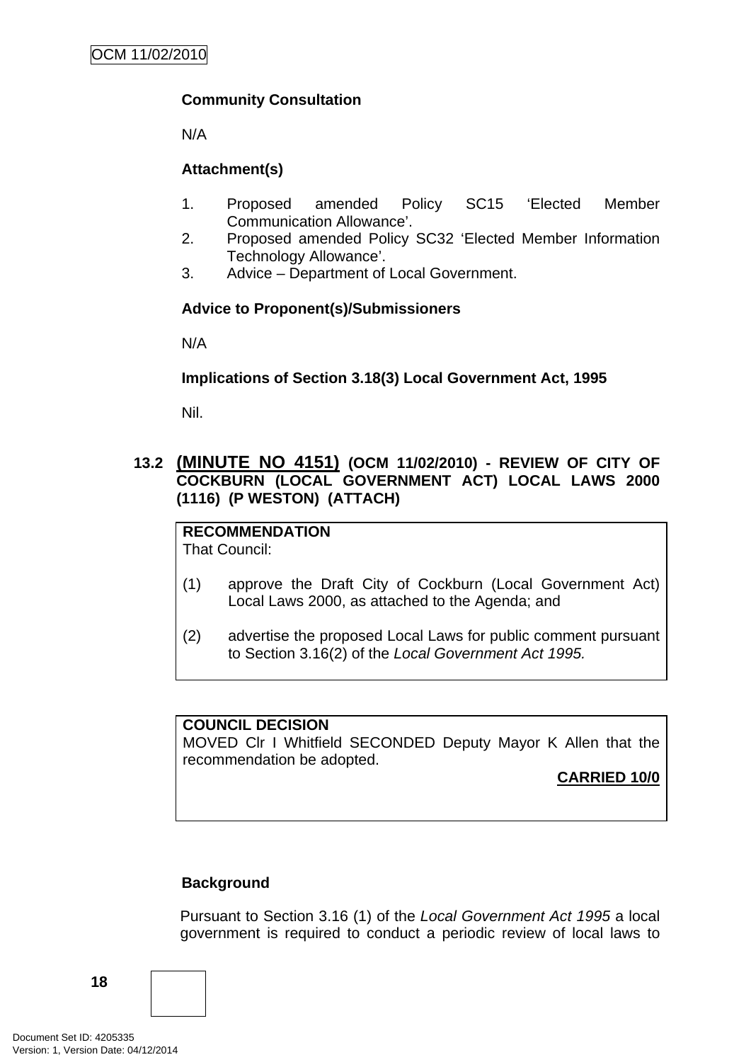**Community Consultation**

N/A

**Attachment(s)**

1. Proposed amended Policy SC15 'Elected Member Communication Allowance'.
2. Proposed amended Policy SC32 'Elected Member Information Technology Allowance'.
3. Advice – Department of Local Government.

**Advice to Proponent(s)/Submissioners**

N/A

**Implications of Section 3.18(3) Local Government Act, 1995**

Nil.

## 13.2 (MINUTE NO 4151) (OCM 11/02/2010) - REVIEW OF CITY OF COCKBURN (LOCAL GOVERNMENT ACT) LOCAL LAWS 2000 (1116) (P WESTON) (ATTACH)

**RECOMMENDATION**

That Council:

(1) approve the Draft City of Cockburn (Local Government Act) Local Laws 2000, as attached to the Agenda; and

(2) advertise the proposed Local Laws for public comment pursuant to Section 3.16(2) of the *Local Government Act 1995.*

**COUNCIL DECISION**

MOVED Clr I Whitfield SECONDED Deputy Mayor K Allen that the recommendation be adopted.

**CARRIED 10/0**

**Background**

Pursuant to Section 3.16 (1) of the *Local Government Act 1995* a local government is required to conduct a periodic review of local laws to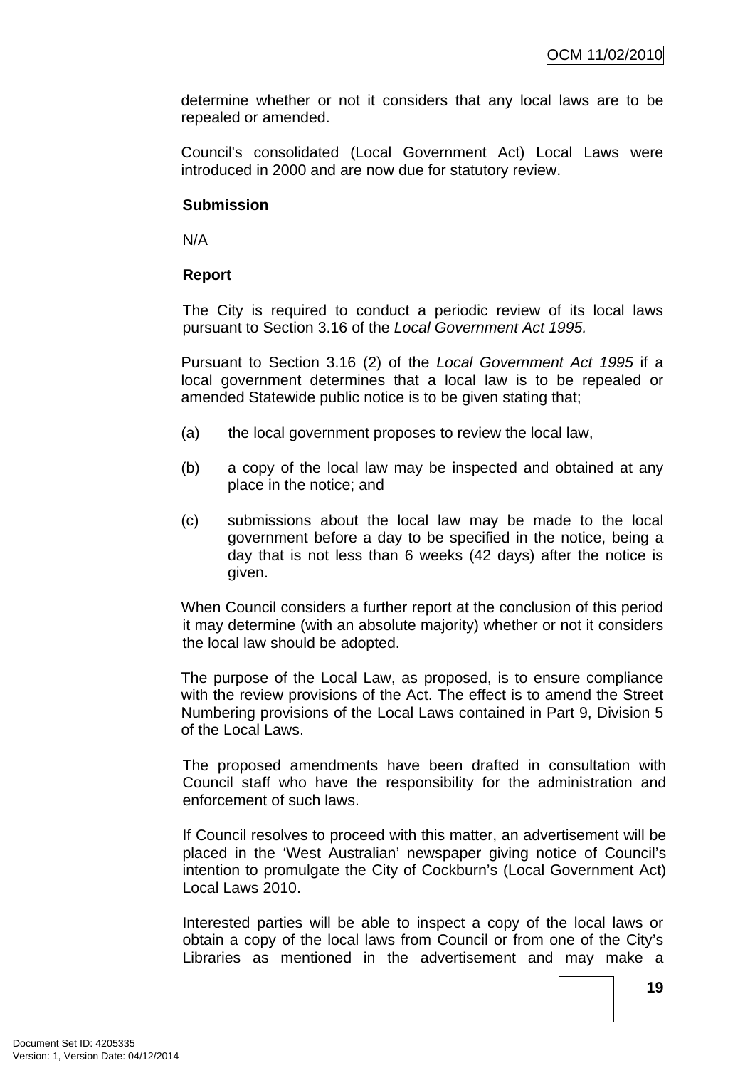determine whether or not it considers that any local laws are to be repealed or amended.

Council's consolidated (Local Government Act) Local Laws were introduced in 2000 and are now due for statutory review.

**Submission**

N/A

**Report**

The City is required to conduct a periodic review of its local laws pursuant to Section 3.16 of the *Local Government Act 1995.*

Pursuant to Section 3.16 (2) of the *Local Government Act 1995* if a local government determines that a local law is to be repealed or amended Statewide public notice is to be given stating that;

(a) the local government proposes to review the local law,

(b) a copy of the local law may be inspected and obtained at any place in the notice; and

(c) submissions about the local law may be made to the local government before a day to be specified in the notice, being a day that is not less than 6 weeks (42 days) after the notice is given.

When Council considers a further report at the conclusion of this period it may determine (with an absolute majority) whether or not it considers the local law should be adopted.

The purpose of the Local Law, as proposed, is to ensure compliance with the review provisions of the Act. The effect is to amend the Street Numbering provisions of the Local Laws contained in Part 9, Division 5 of the Local Laws.

The proposed amendments have been drafted in consultation with Council staff who have the responsibility for the administration and enforcement of such laws.

If Council resolves to proceed with this matter, an advertisement will be placed in the 'West Australian' newspaper giving notice of Council's intention to promulgate the City of Cockburn's (Local Government Act) Local Laws 2010.

Interested parties will be able to inspect a copy of the local laws or obtain a copy of the local laws from Council or from one of the City's Libraries as mentioned in the advertisement and may make a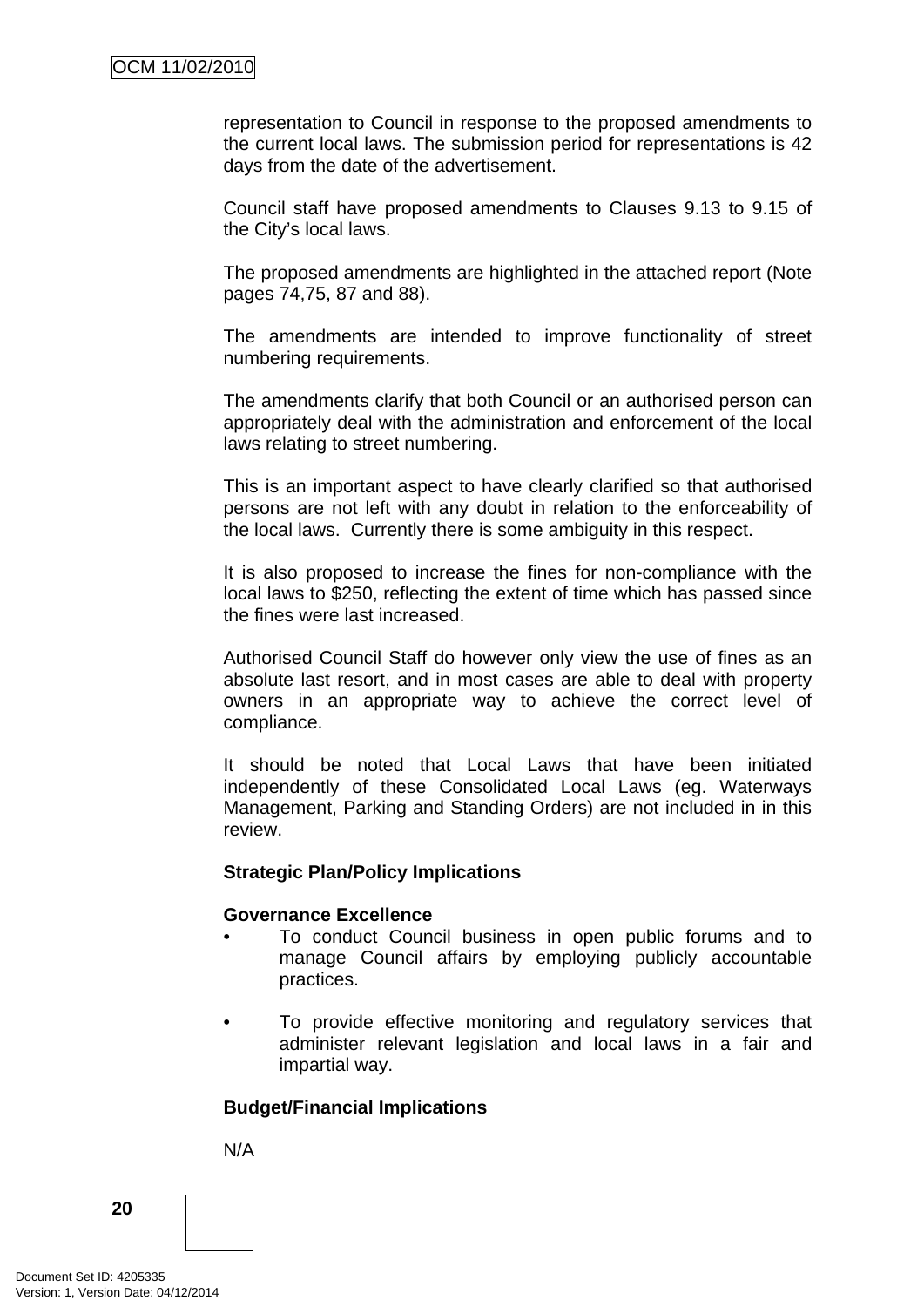representation to Council in response to the proposed amendments to the current local laws. The submission period for representations is 42 days from the date of the advertisement.

Council staff have proposed amendments to Clauses 9.13 to 9.15 of the City's local laws.

The proposed amendments are highlighted in the attached report (Note pages 74,75, 87 and 88).

The amendments are intended to improve functionality of street numbering requirements.

The amendments clarify that both Council <u>or</u> an authorised person can appropriately deal with the administration and enforcement of the local laws relating to street numbering.

This is an important aspect to have clearly clarified so that authorised persons are not left with any doubt in relation to the enforceability of the local laws. Currently there is some ambiguity in this respect.

It is also proposed to increase the fines for non-compliance with the local laws to $250, reflecting the extent of time which has passed since the fines were last increased.

Authorised Council Staff do however only view the use of fines as an absolute last resort, and in most cases are able to deal with property owners in an appropriate way to achieve the correct level of compliance.

It should be noted that Local Laws that have been initiated independently of these Consolidated Local Laws (eg. Waterways Management, Parking and Standing Orders) are not included in in this review.

**Strategic Plan/Policy Implications**

**Governance Excellence**

- To conduct Council business in open public forums and to manage Council affairs by employing publicly accountable practices.

- To provide effective monitoring and regulatory services that administer relevant legislation and local laws in a fair and impartial way.

**Budget/Financial Implications**

N/A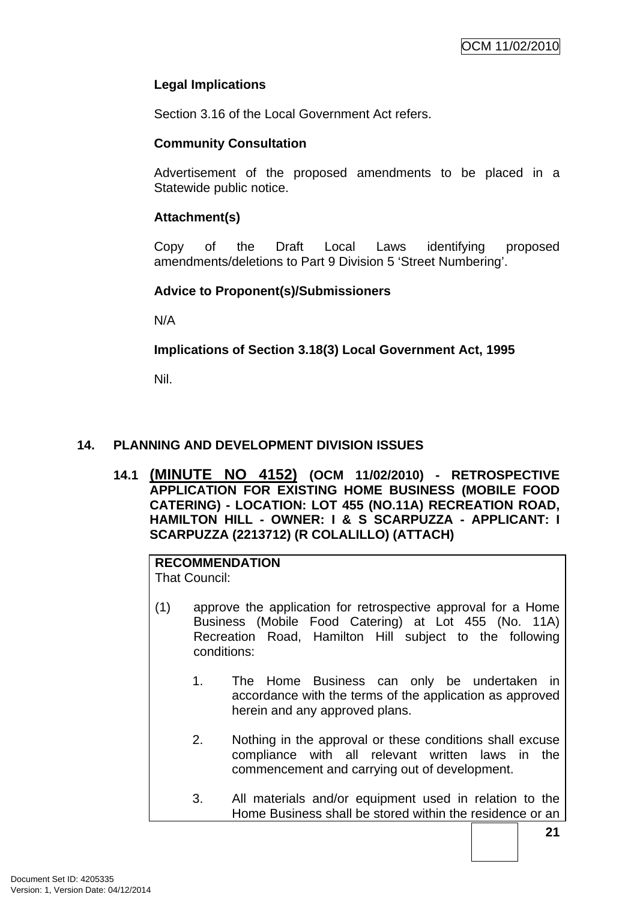**Legal Implications**

Section 3.16 of the Local Government Act refers.

**Community Consultation**

Advertisement of the proposed amendments to be placed in a Statewide public notice.

**Attachment(s)**

Copy of the Draft Local Laws identifying proposed amendments/deletions to Part 9 Division 5 'Street Numbering'.

**Advice to Proponent(s)/Submissioners**

N/A

**Implications of Section 3.18(3) Local Government Act, 1995**

Nil.

## 14. PLANNING AND DEVELOPMENT DIVISION ISSUES

### 14.1 (MINUTE NO 4152) (OCM 11/02/2010) - RETROSPECTIVE APPLICATION FOR EXISTING HOME BUSINESS (MOBILE FOOD CATERING) - LOCATION: LOT 455 (NO.11A) RECREATION ROAD, HAMILTON HILL - OWNER: I & S SCARPUZZA - APPLICANT: I SCARPUZZA (2213712) (R COLALILLO) (ATTACH)

**RECOMMENDATION**
That Council:

(1) approve the application for retrospective approval for a Home Business (Mobile Food Catering) at Lot 455 (No. 11A) Recreation Road, Hamilton Hill subject to the following conditions:

1. The Home Business can only be undertaken in accordance with the terms of the application as approved herein and any approved plans.

2. Nothing in the approval or these conditions shall excuse compliance with all relevant written laws in the commencement and carrying out of development.

3. All materials and/or equipment used in relation to the Home Business shall be stored within the residence or an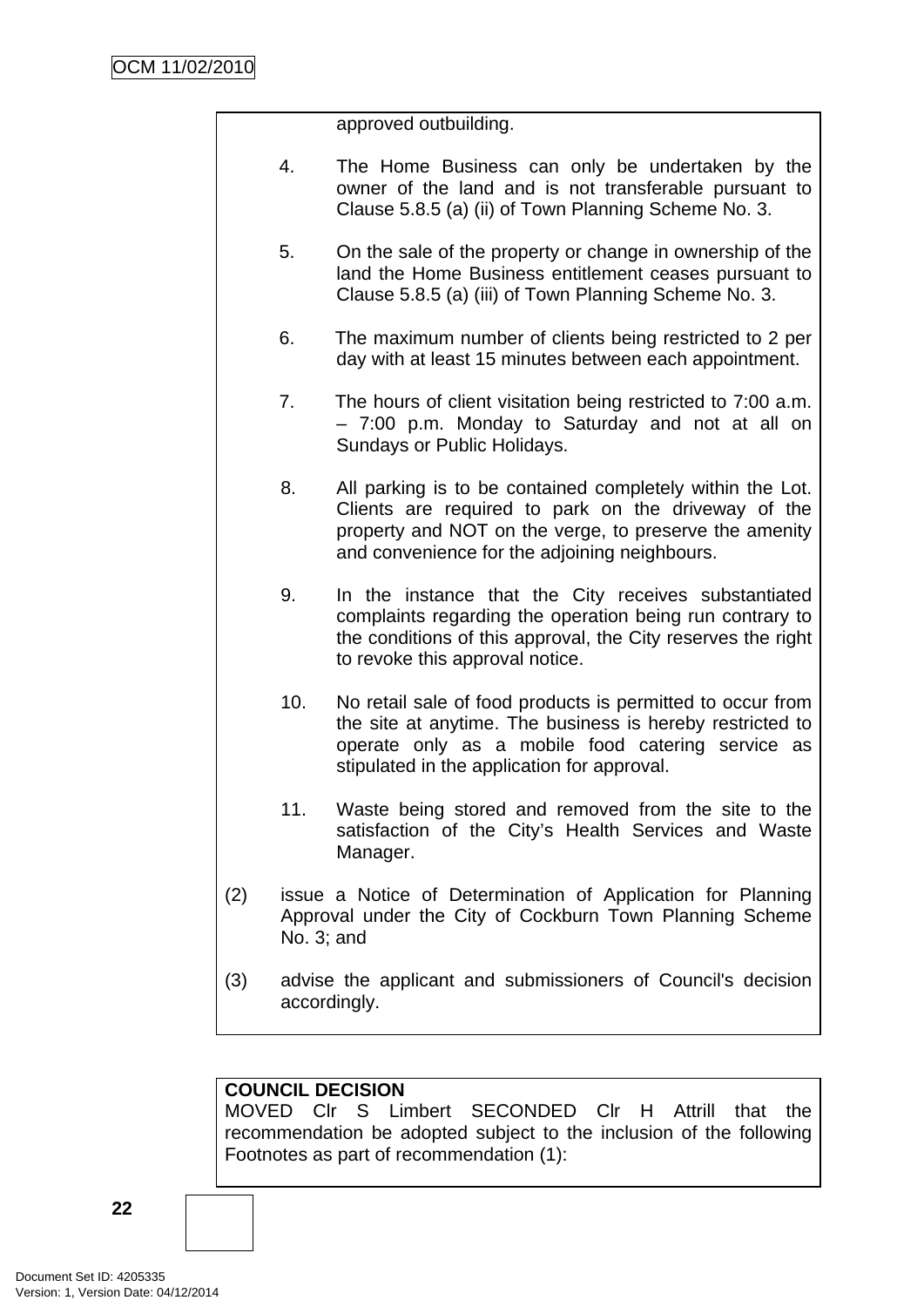approved outbuilding.

4. The Home Business can only be undertaken by the owner of the land and is not transferable pursuant to Clause 5.8.5 (a) (ii) of Town Planning Scheme No. 3.

5. On the sale of the property or change in ownership of the land the Home Business entitlement ceases pursuant to Clause 5.8.5 (a) (iii) of Town Planning Scheme No. 3.

6. The maximum number of clients being restricted to 2 per day with at least 15 minutes between each appointment.

7. The hours of client visitation being restricted to 7:00 a.m. – 7:00 p.m. Monday to Saturday and not at all on Sundays or Public Holidays.

8. All parking is to be contained completely within the Lot. Clients are required to park on the driveway of the property and NOT on the verge, to preserve the amenity and convenience for the adjoining neighbours.

9. In the instance that the City receives substantiated complaints regarding the operation being run contrary to the conditions of this approval, the City reserves the right to revoke this approval notice.

10. No retail sale of food products is permitted to occur from the site at anytime. The business is hereby restricted to operate only as a mobile food catering service as stipulated in the application for approval.

11. Waste being stored and removed from the site to the satisfaction of the City's Health Services and Waste Manager.

(2) issue a Notice of Determination of Application for Planning Approval under the City of Cockburn Town Planning Scheme No. 3; and

(3) advise the applicant and submissioners of Council's decision accordingly.

**COUNCIL DECISION**
MOVED Clr S Limbert SECONDED Clr H Attrill that the recommendation be adopted subject to the inclusion of the following Footnotes as part of recommendation (1):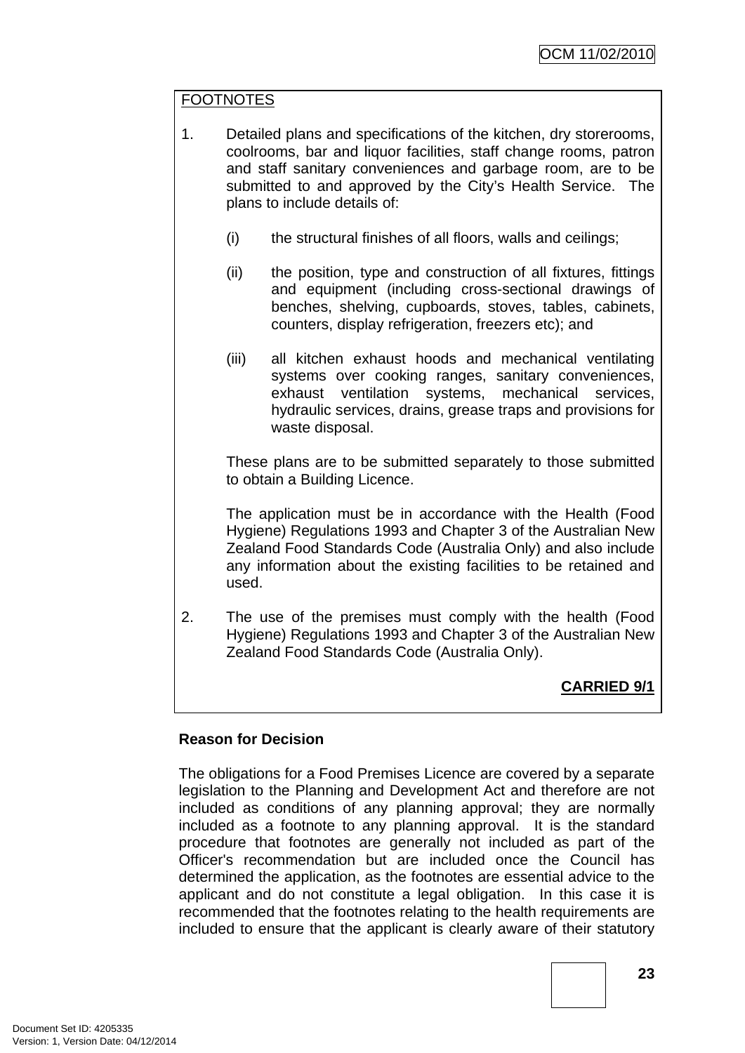FOOTNOTES

1. Detailed plans and specifications of the kitchen, dry storerooms, coolrooms, bar and liquor facilities, staff change rooms, patron and staff sanitary conveniences and garbage room, are to be submitted to and approved by the City's Health Service. The plans to include details of:

   (i) the structural finishes of all floors, walls and ceilings;

   (ii) the position, type and construction of all fixtures, fittings and equipment (including cross-sectional drawings of benches, shelving, cupboards, stoves, tables, cabinets, counters, display refrigeration, freezers etc); and

   (iii) all kitchen exhaust hoods and mechanical ventilating systems over cooking ranges, sanitary conveniences, exhaust ventilation systems, mechanical services, hydraulic services, drains, grease traps and provisions for waste disposal.

   These plans are to be submitted separately to those submitted to obtain a Building Licence.

   The application must be in accordance with the Health (Food Hygiene) Regulations 1993 and Chapter 3 of the Australian New Zealand Food Standards Code (Australia Only) and also include any information about the existing facilities to be retained and used.

2. The use of the premises must comply with the health (Food Hygiene) Regulations 1993 and Chapter 3 of the Australian New Zealand Food Standards Code (Australia Only).

**CARRIED 9/1**

**Reason for Decision**

The obligations for a Food Premises Licence are covered by a separate legislation to the Planning and Development Act and therefore are not included as conditions of any planning approval; they are normally included as a footnote to any planning approval. It is the standard procedure that footnotes are generally not included as part of the Officer's recommendation but are included once the Council has determined the application, as the footnotes are essential advice to the applicant and do not constitute a legal obligation. In this case it is recommended that the footnotes relating to the health requirements are included to ensure that the applicant is clearly aware of their statutory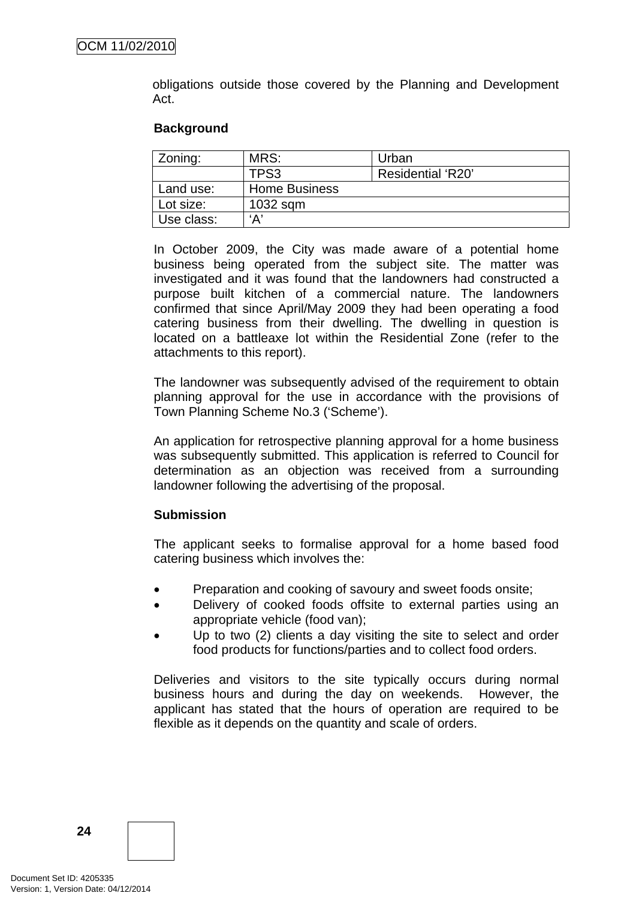obligations outside those covered by the Planning and Development Act.

**Background**

| Zoning: | MRS: | Urban |
|---|---|---|
| | TPS3 | Residential 'R20' |
| Land use: | Home Business | |
| Lot size: | 1032 sqm | |
| Use class: | 'A' | |

In October 2009, the City was made aware of a potential home business being operated from the subject site. The matter was investigated and it was found that the landowners had constructed a purpose built kitchen of a commercial nature. The landowners confirmed that since April/May 2009 they had been operating a food catering business from their dwelling. The dwelling in question is located on a battleaxe lot within the Residential Zone (refer to the attachments to this report).

The landowner was subsequently advised of the requirement to obtain planning approval for the use in accordance with the provisions of Town Planning Scheme No.3 ('Scheme').

An application for retrospective planning approval for a home business was subsequently submitted. This application is referred to Council for determination as an objection was received from a surrounding landowner following the advertising of the proposal.

**Submission**

The applicant seeks to formalise approval for a home based food catering business which involves the:

- Preparation and cooking of savoury and sweet foods onsite;
- Delivery of cooked foods offsite to external parties using an appropriate vehicle (food van);
- Up to two (2) clients a day visiting the site to select and order food products for functions/parties and to collect food orders.

Deliveries and visitors to the site typically occurs during normal business hours and during the day on weekends. However, the applicant has stated that the hours of operation are required to be flexible as it depends on the quantity and scale of orders.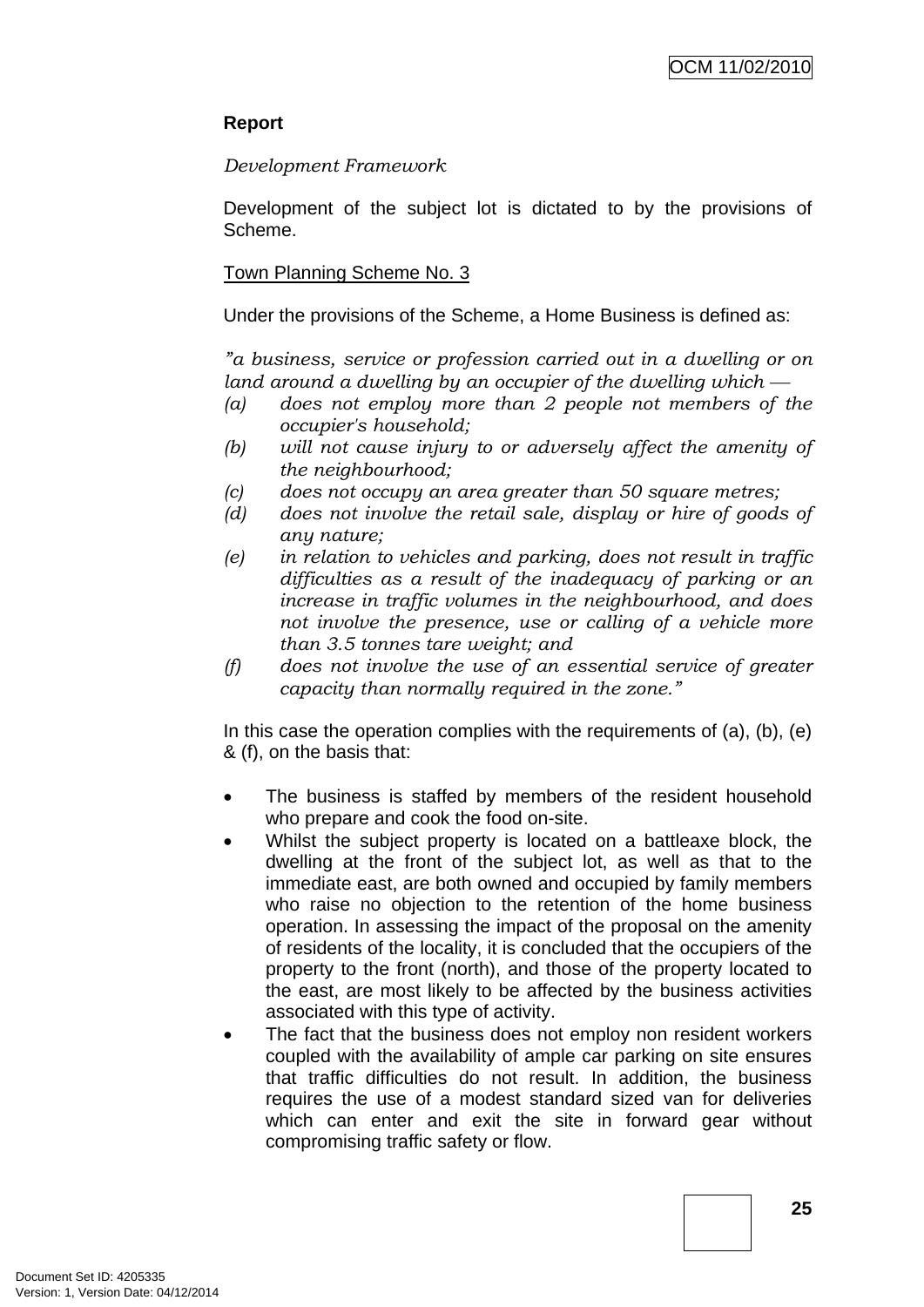**Report**

*Development Framework*

Development of the subject lot is dictated to by the provisions of Scheme.

Town Planning Scheme No. 3

Under the provisions of the Scheme, a Home Business is defined as:

*"a business, service or profession carried out in a dwelling or on land around a dwelling by an occupier of the dwelling which —*

*(a) does not employ more than 2 people not members of the occupier's household;*
*(b) will not cause injury to or adversely affect the amenity of the neighbourhood;*
*(c) does not occupy an area greater than 50 square metres;*
*(d) does not involve the retail sale, display or hire of goods of any nature;*
*(e) in relation to vehicles and parking, does not result in traffic difficulties as a result of the inadequacy of parking or an increase in traffic volumes in the neighbourhood, and does not involve the presence, use or calling of a vehicle more than 3.5 tonnes tare weight; and*
*(f) does not involve the use of an essential service of greater capacity than normally required in the zone."*

In this case the operation complies with the requirements of (a), (b), (e) & (f), on the basis that:

- The business is staffed by members of the resident household who prepare and cook the food on-site.
- Whilst the subject property is located on a battleaxe block, the dwelling at the front of the subject lot, as well as that to the immediate east, are both owned and occupied by family members who raise no objection to the retention of the home business operation. In assessing the impact of the proposal on the amenity of residents of the locality, it is concluded that the occupiers of the property to the front (north), and those of the property located to the east, are most likely to be affected by the business activities associated with this type of activity.
- The fact that the business does not employ non resident workers coupled with the availability of ample car parking on site ensures that traffic difficulties do not result. In addition, the business requires the use of a modest standard sized van for deliveries which can enter and exit the site in forward gear without compromising traffic safety or flow.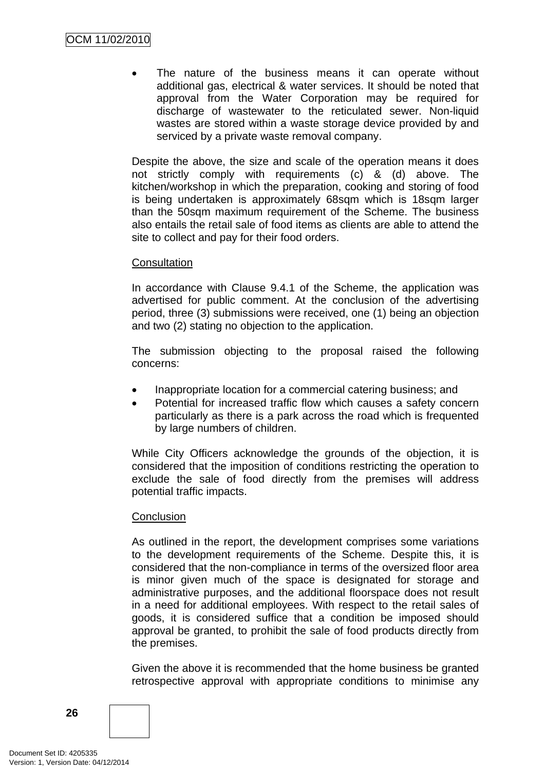- The nature of the business means it can operate without additional gas, electrical & water services. It should be noted that approval from the Water Corporation may be required for discharge of wastewater to the reticulated sewer. Non-liquid wastes are stored within a waste storage device provided by and serviced by a private waste removal company.

Despite the above, the size and scale of the operation means it does not strictly comply with requirements (c) & (d) above. The kitchen/workshop in which the preparation, cooking and storing of food is being undertaken is approximately 68sqm which is 18sqm larger than the 50sqm maximum requirement of the Scheme. The business also entails the retail sale of food items as clients are able to attend the site to collect and pay for their food orders.

Consultation

In accordance with Clause 9.4.1 of the Scheme, the application was advertised for public comment. At the conclusion of the advertising period, three (3) submissions were received, one (1) being an objection and two (2) stating no objection to the application.

The submission objecting to the proposal raised the following concerns:

- Inappropriate location for a commercial catering business; and
- Potential for increased traffic flow which causes a safety concern particularly as there is a park across the road which is frequented by large numbers of children.

While City Officers acknowledge the grounds of the objection, it is considered that the imposition of conditions restricting the operation to exclude the sale of food directly from the premises will address potential traffic impacts.

Conclusion

As outlined in the report, the development comprises some variations to the development requirements of the Scheme. Despite this, it is considered that the non-compliance in terms of the oversized floor area is minor given much of the space is designated for storage and administrative purposes, and the additional floorspace does not result in a need for additional employees. With respect to the retail sales of goods, it is considered suffice that a condition be imposed should approval be granted, to prohibit the sale of food products directly from the premises.

Given the above it is recommended that the home business be granted retrospective approval with appropriate conditions to minimise any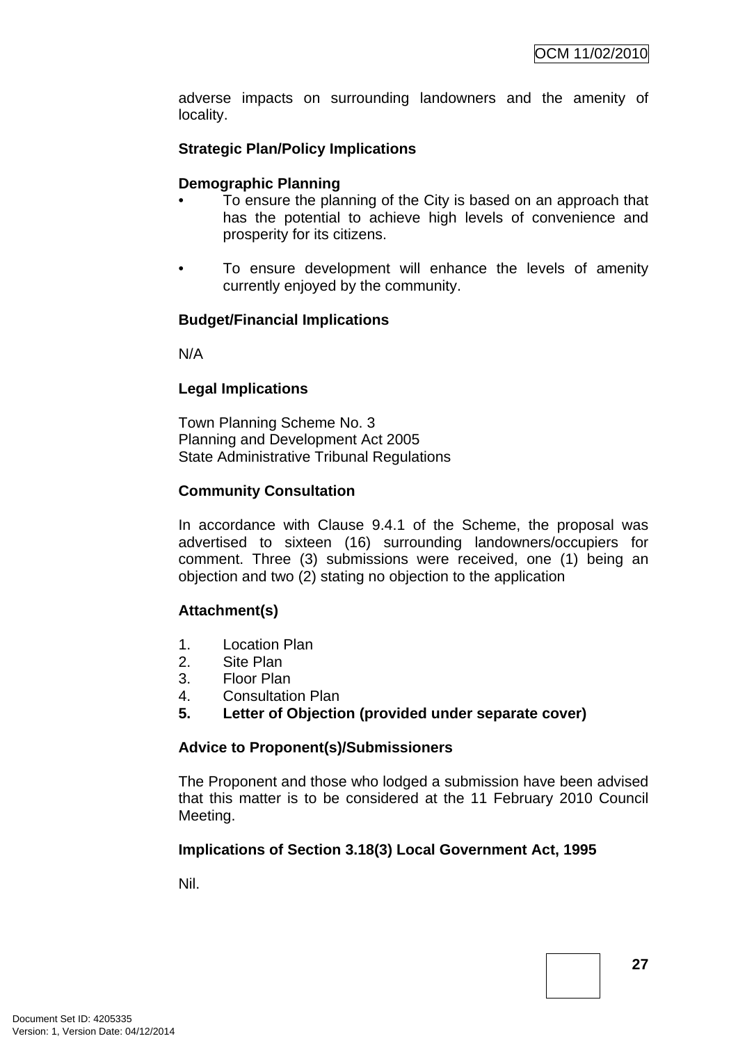adverse impacts on surrounding landowners and the amenity of locality.

**Strategic Plan/Policy Implications**

**Demographic Planning**

- To ensure the planning of the City is based on an approach that has the potential to achieve high levels of convenience and prosperity for its citizens.
- To ensure development will enhance the levels of amenity currently enjoyed by the community.

**Budget/Financial Implications**

N/A

**Legal Implications**

Town Planning Scheme No. 3
Planning and Development Act 2005
State Administrative Tribunal Regulations

**Community Consultation**

In accordance with Clause 9.4.1 of the Scheme, the proposal was advertised to sixteen (16) surrounding landowners/occupiers for comment. Three (3) submissions were received, one (1) being an objection and two (2) stating no objection to the application

**Attachment(s)**

1. Location Plan
2. Site Plan
3. Floor Plan
4. Consultation Plan
5. **Letter of Objection (provided under separate cover)**

**Advice to Proponent(s)/Submissioners**

The Proponent and those who lodged a submission have been advised that this matter is to be considered at the 11 February 2010 Council Meeting.

**Implications of Section 3.18(3) Local Government Act, 1995**

Nil.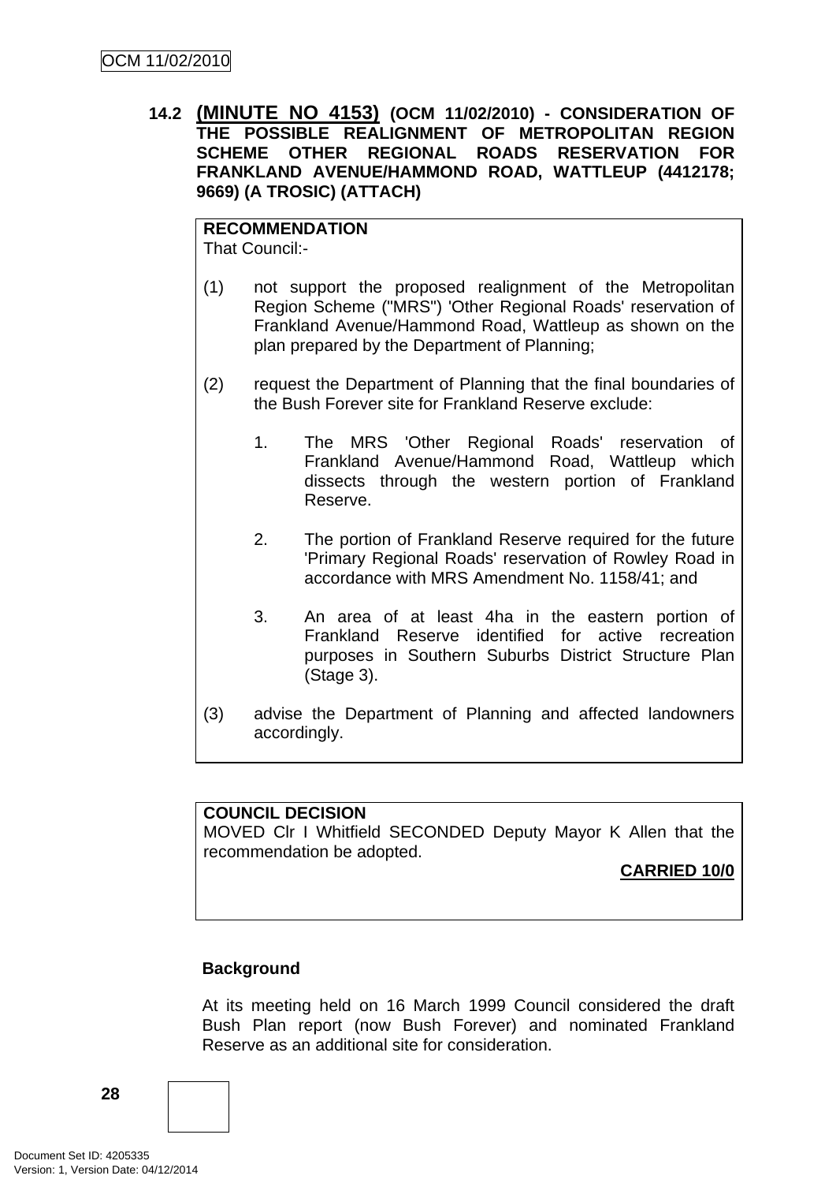### 14.2 (MINUTE NO 4153) (OCM 11/02/2010) - CONSIDERATION OF THE POSSIBLE REALIGNMENT OF METROPOLITAN REGION SCHEME OTHER REGIONAL ROADS RESERVATION FOR FRANKLAND AVENUE/HAMMOND ROAD, WATTLEUP (4412178; 9669) (A TROSIC) (ATTACH)

**RECOMMENDATION**
That Council:-

(1) not support the proposed realignment of the Metropolitan Region Scheme ("MRS") 'Other Regional Roads' reservation of Frankland Avenue/Hammond Road, Wattleup as shown on the plan prepared by the Department of Planning;

(2) request the Department of Planning that the final boundaries of the Bush Forever site for Frankland Reserve exclude:

1. The MRS 'Other Regional Roads' reservation of Frankland Avenue/Hammond Road, Wattleup which dissects through the western portion of Frankland Reserve.

2. The portion of Frankland Reserve required for the future 'Primary Regional Roads' reservation of Rowley Road in accordance with MRS Amendment No. 1158/41; and

3. An area of at least 4ha in the eastern portion of Frankland Reserve identified for active recreation purposes in Southern Suburbs District Structure Plan (Stage 3).

(3) advise the Department of Planning and affected landowners accordingly.

**COUNCIL DECISION**
MOVED Clr I Whitfield SECONDED Deputy Mayor K Allen that the recommendation be adopted.

**CARRIED 10/0**

**Background**

At its meeting held on 16 March 1999 Council considered the draft Bush Plan report (now Bush Forever) and nominated Frankland Reserve as an additional site for consideration.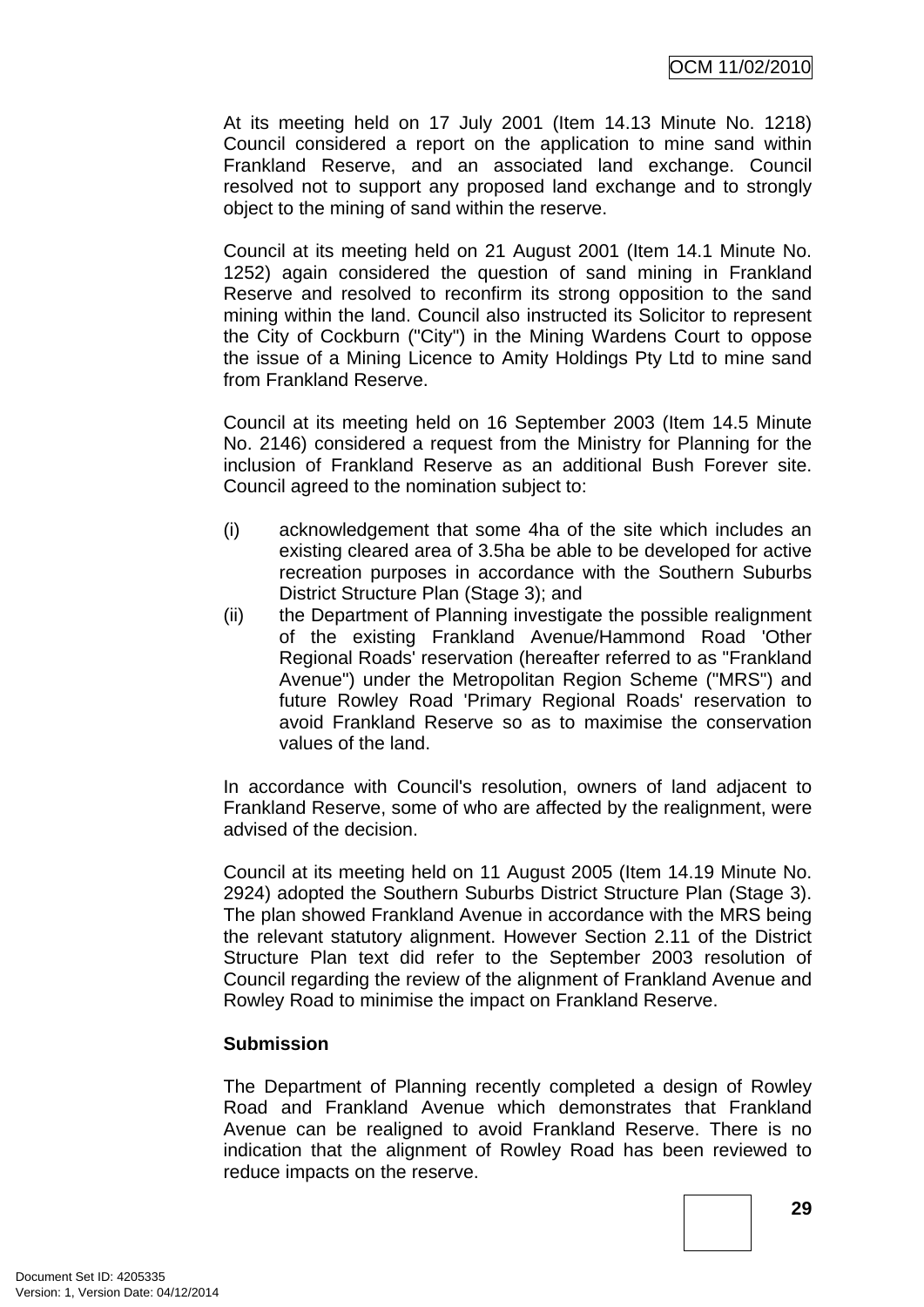At its meeting held on 17 July 2001 (Item 14.13 Minute No. 1218) Council considered a report on the application to mine sand within Frankland Reserve, and an associated land exchange. Council resolved not to support any proposed land exchange and to strongly object to the mining of sand within the reserve.

Council at its meeting held on 21 August 2001 (Item 14.1 Minute No. 1252) again considered the question of sand mining in Frankland Reserve and resolved to reconfirm its strong opposition to the sand mining within the land. Council also instructed its Solicitor to represent the City of Cockburn ("City") in the Mining Wardens Court to oppose the issue of a Mining Licence to Amity Holdings Pty Ltd to mine sand from Frankland Reserve.

Council at its meeting held on 16 September 2003 (Item 14.5 Minute No. 2146) considered a request from the Ministry for Planning for the inclusion of Frankland Reserve as an additional Bush Forever site. Council agreed to the nomination subject to:

(i) acknowledgement that some 4ha of the site which includes an existing cleared area of 3.5ha be able to be developed for active recreation purposes in accordance with the Southern Suburbs District Structure Plan (Stage 3); and

(ii) the Department of Planning investigate the possible realignment of the existing Frankland Avenue/Hammond Road 'Other Regional Roads' reservation (hereafter referred to as "Frankland Avenue") under the Metropolitan Region Scheme ("MRS") and future Rowley Road 'Primary Regional Roads' reservation to avoid Frankland Reserve so as to maximise the conservation values of the land.

In accordance with Council's resolution, owners of land adjacent to Frankland Reserve, some of who are affected by the realignment, were advised of the decision.

Council at its meeting held on 11 August 2005 (Item 14.19 Minute No. 2924) adopted the Southern Suburbs District Structure Plan (Stage 3). The plan showed Frankland Avenue in accordance with the MRS being the relevant statutory alignment. However Section 2.11 of the District Structure Plan text did refer to the September 2003 resolution of Council regarding the review of the alignment of Frankland Avenue and Rowley Road to minimise the impact on Frankland Reserve.

**Submission**

The Department of Planning recently completed a design of Rowley Road and Frankland Avenue which demonstrates that Frankland Avenue can be realigned to avoid Frankland Reserve. There is no indication that the alignment of Rowley Road has been reviewed to reduce impacts on the reserve.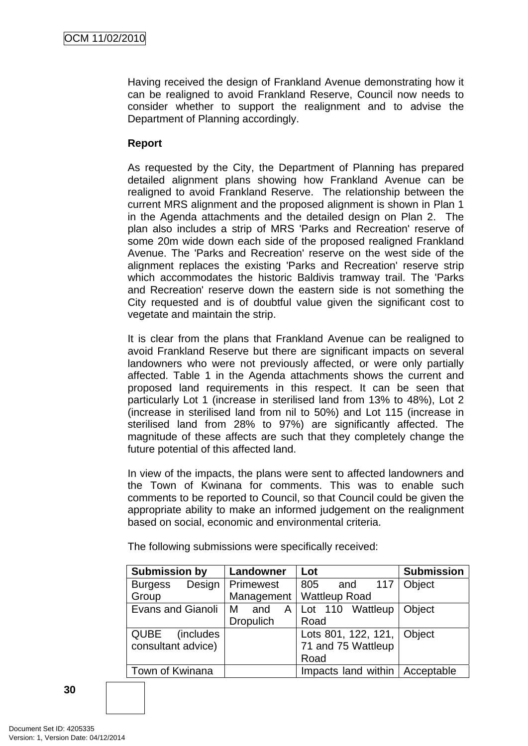Having received the design of Frankland Avenue demonstrating how it can be realigned to avoid Frankland Reserve, Council now needs to consider whether to support the realignment and to advise the Department of Planning accordingly.

**Report**

As requested by the City, the Department of Planning has prepared detailed alignment plans showing how Frankland Avenue can be realigned to avoid Frankland Reserve. The relationship between the current MRS alignment and the proposed alignment is shown in Plan 1 in the Agenda attachments and the detailed design on Plan 2. The plan also includes a strip of MRS 'Parks and Recreation' reserve of some 20m wide down each side of the proposed realigned Frankland Avenue. The 'Parks and Recreation' reserve on the west side of the alignment replaces the existing 'Parks and Recreation' reserve strip which accommodates the historic Baldivis tramway trail. The 'Parks and Recreation' reserve down the eastern side is not something the City requested and is of doubtful value given the significant cost to vegetate and maintain the strip.

It is clear from the plans that Frankland Avenue can be realigned to avoid Frankland Reserve but there are significant impacts on several landowners who were not previously affected, or were only partially affected. Table 1 in the Agenda attachments shows the current and proposed land requirements in this respect. It can be seen that particularly Lot 1 (increase in sterilised land from 13% to 48%), Lot 2 (increase in sterilised land from nil to 50%) and Lot 115 (increase in sterilised land from 28% to 97%) are significantly affected. The magnitude of these affects are such that they completely change the future potential of this affected land.

In view of the impacts, the plans were sent to affected landowners and the Town of Kwinana for comments. This was to enable such comments to be reported to Council, so that Council could be given the appropriate ability to make an informed judgement on the realignment based on social, economic and environmental criteria.

The following submissions were specifically received:

| Submission by | Landowner | Lot | Submission |
|---|---|---|---|
| Burgess Design Group | Primewest Management | 805 and 117 Wattleup Road | Object |
| Evans and Gianoli | M and A Dropulich | Lot 110 Wattleup Road | Object |
| QUBE (includes consultant advice) | | Lots 801, 122, 121, 71 and 75 Wattleup Road | Object |
| Town of Kwinana | | Impacts land within | Acceptable |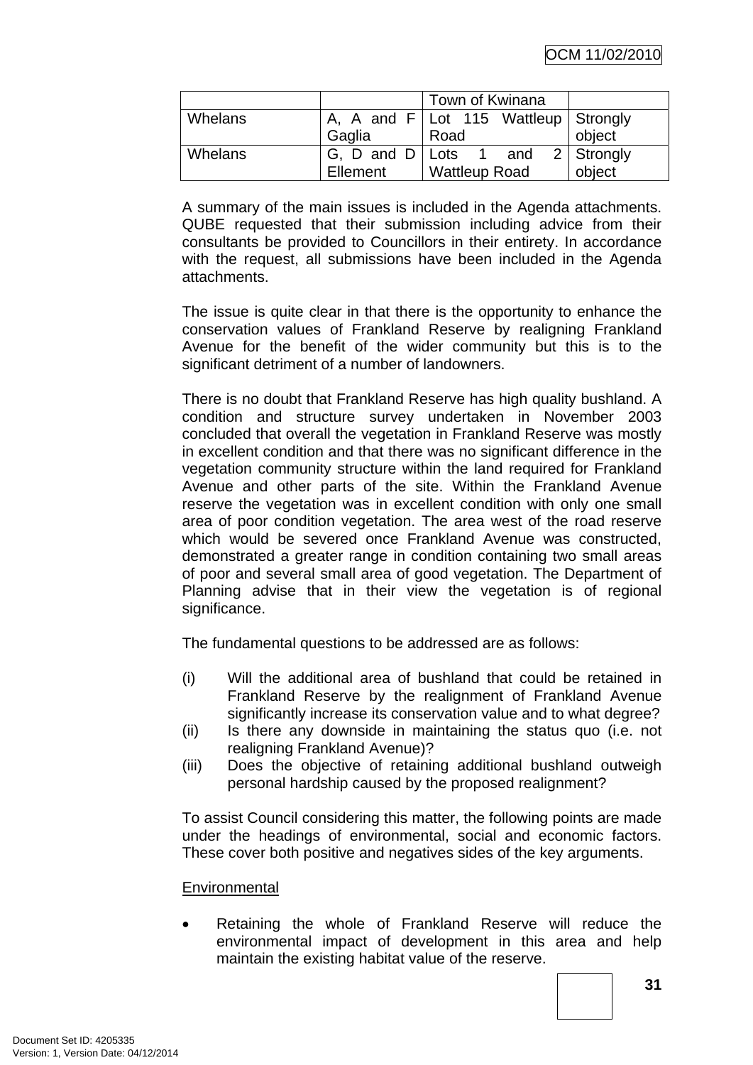| | | Town of Kwinana | |
|---|---|---|---|
| Whelans | A, A and F Gaglia | Lot 115 Wattleup Road | Strongly object |
| Whelans | G, D and D Ellement | Lots 1 and 2 Wattleup Road | Strongly object |

A summary of the main issues is included in the Agenda attachments. QUBE requested that their submission including advice from their consultants be provided to Councillors in their entirety. In accordance with the request, all submissions have been included in the Agenda attachments.

The issue is quite clear in that there is the opportunity to enhance the conservation values of Frankland Reserve by realigning Frankland Avenue for the benefit of the wider community but this is to the significant detriment of a number of landowners.

There is no doubt that Frankland Reserve has high quality bushland. A condition and structure survey undertaken in November 2003 concluded that overall the vegetation in Frankland Reserve was mostly in excellent condition and that there was no significant difference in the vegetation community structure within the land required for Frankland Avenue and other parts of the site. Within the Frankland Avenue reserve the vegetation was in excellent condition with only one small area of poor condition vegetation. The area west of the road reserve which would be severed once Frankland Avenue was constructed, demonstrated a greater range in condition containing two small areas of poor and several small area of good vegetation. The Department of Planning advise that in their view the vegetation is of regional significance.

The fundamental questions to be addressed are as follows:

(i) Will the additional area of bushland that could be retained in Frankland Reserve by the realignment of Frankland Avenue significantly increase its conservation value and to what degree?
(ii) Is there any downside in maintaining the status quo (i.e. not realigning Frankland Avenue)?
(iii) Does the objective of retaining additional bushland outweigh personal hardship caused by the proposed realignment?

To assist Council considering this matter, the following points are made under the headings of environmental, social and economic factors. These cover both positive and negatives sides of the key arguments.

<u>Environmental</u>

- Retaining the whole of Frankland Reserve will reduce the environmental impact of development in this area and help maintain the existing habitat value of the reserve.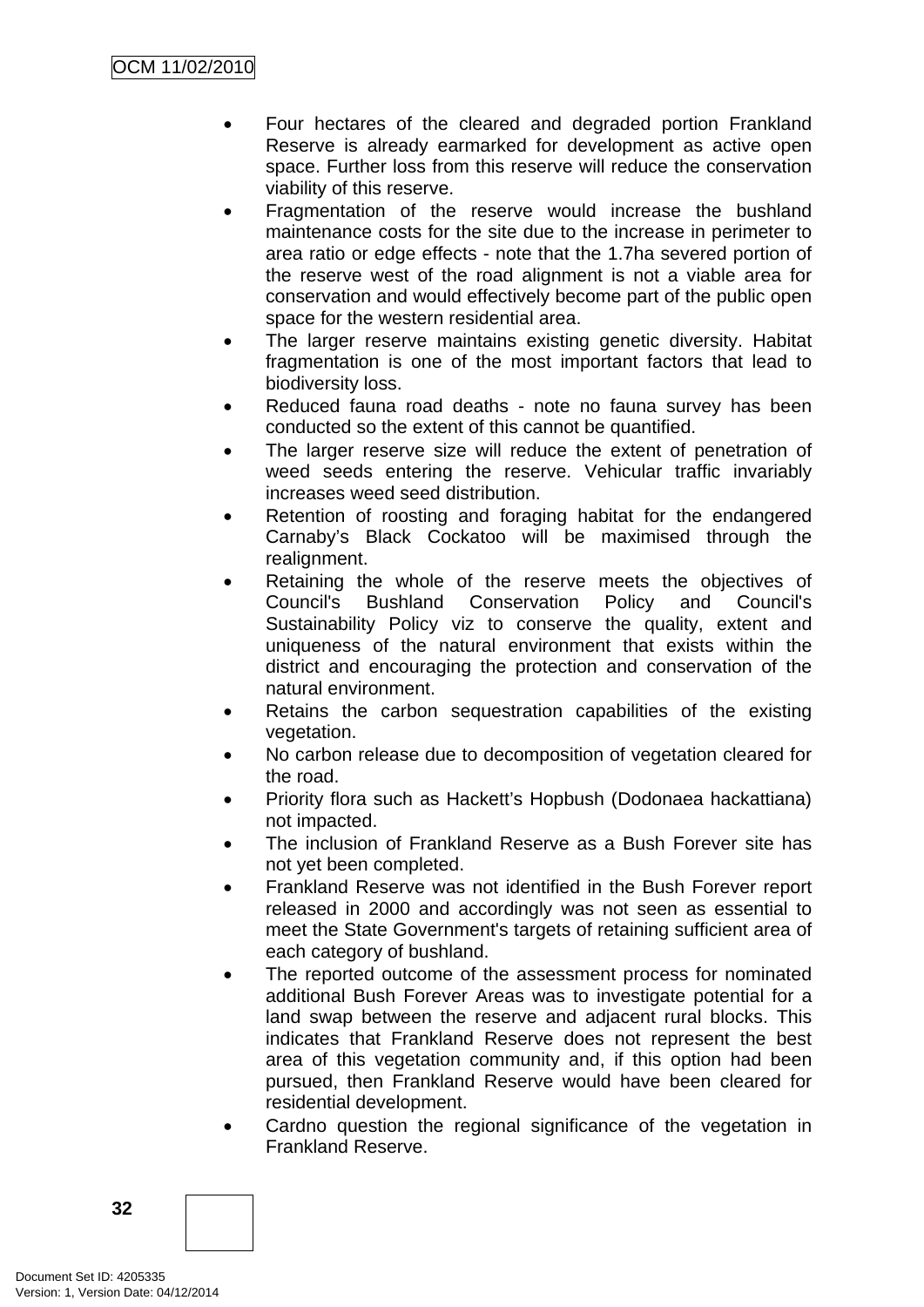- Four hectares of the cleared and degraded portion Frankland Reserve is already earmarked for development as active open space. Further loss from this reserve will reduce the conservation viability of this reserve.
- Fragmentation of the reserve would increase the bushland maintenance costs for the site due to the increase in perimeter to area ratio or edge effects - note that the 1.7ha severed portion of the reserve west of the road alignment is not a viable area for conservation and would effectively become part of the public open space for the western residential area.
- The larger reserve maintains existing genetic diversity. Habitat fragmentation is one of the most important factors that lead to biodiversity loss.
- Reduced fauna road deaths - note no fauna survey has been conducted so the extent of this cannot be quantified.
- The larger reserve size will reduce the extent of penetration of weed seeds entering the reserve. Vehicular traffic invariably increases weed seed distribution.
- Retention of roosting and foraging habitat for the endangered Carnaby's Black Cockatoo will be maximised through the realignment.
- Retaining the whole of the reserve meets the objectives of Council's Bushland Conservation Policy and Council's Sustainability Policy viz to conserve the quality, extent and uniqueness of the natural environment that exists within the district and encouraging the protection and conservation of the natural environment.
- Retains the carbon sequestration capabilities of the existing vegetation.
- No carbon release due to decomposition of vegetation cleared for the road.
- Priority flora such as Hackett's Hopbush (Dodonaea hackattiana) not impacted.
- The inclusion of Frankland Reserve as a Bush Forever site has not yet been completed.
- Frankland Reserve was not identified in the Bush Forever report released in 2000 and accordingly was not seen as essential to meet the State Government's targets of retaining sufficient area of each category of bushland.
- The reported outcome of the assessment process for nominated additional Bush Forever Areas was to investigate potential for a land swap between the reserve and adjacent rural blocks. This indicates that Frankland Reserve does not represent the best area of this vegetation community and, if this option had been pursued, then Frankland Reserve would have been cleared for residential development.
- Cardno question the regional significance of the vegetation in Frankland Reserve.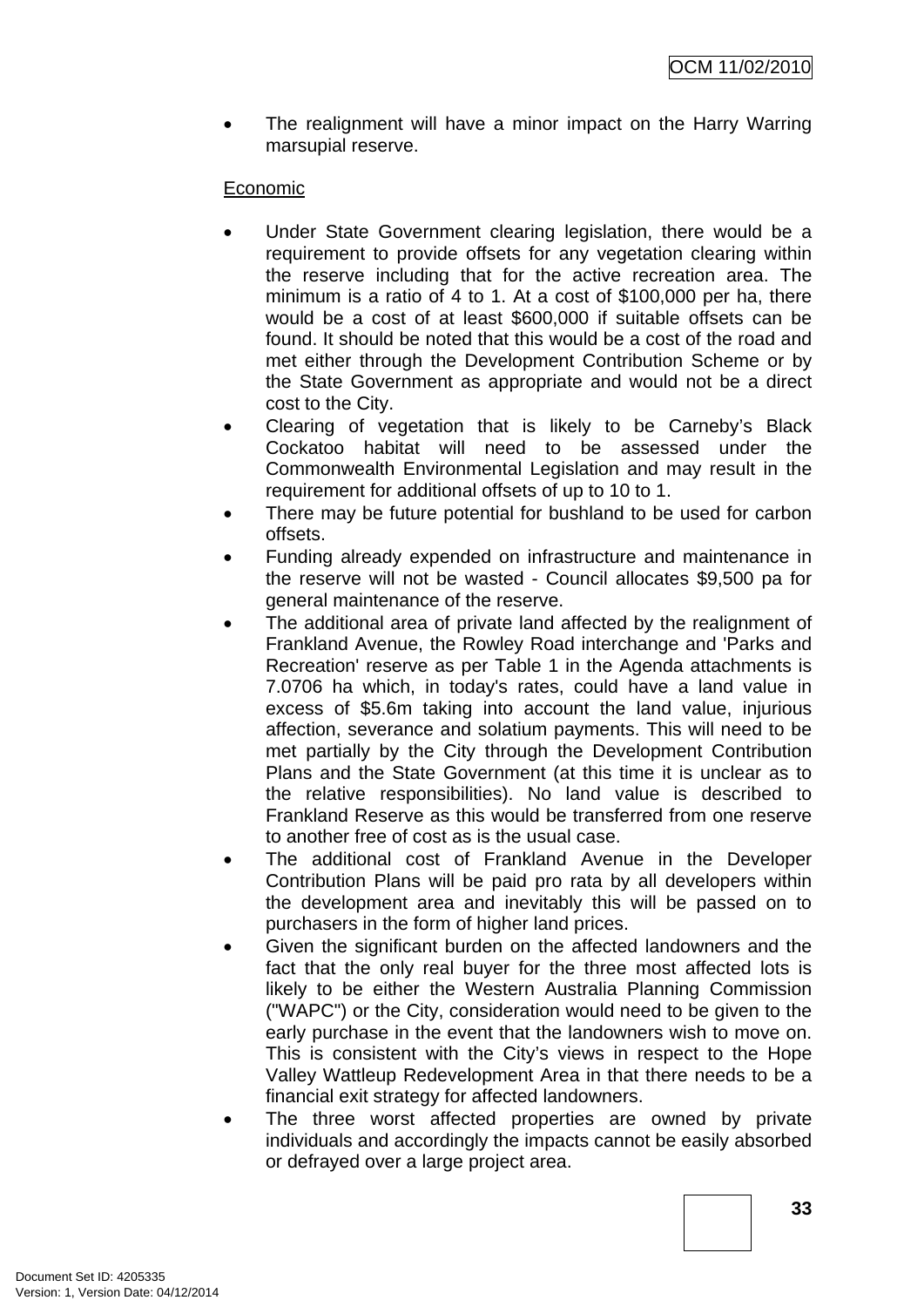- The realignment will have a minor impact on the Harry Warring marsupial reserve.

Economic

- Under State Government clearing legislation, there would be a requirement to provide offsets for any vegetation clearing within the reserve including that for the active recreation area. The minimum is a ratio of 4 to 1. At a cost of $100,000 per ha, there would be a cost of at least $600,000 if suitable offsets can be found. It should be noted that this would be a cost of the road and met either through the Development Contribution Scheme or by the State Government as appropriate and would not be a direct cost to the City.
- Clearing of vegetation that is likely to be Carneby's Black Cockatoo habitat will need to be assessed under the Commonwealth Environmental Legislation and may result in the requirement for additional offsets of up to 10 to 1.
- There may be future potential for bushland to be used for carbon offsets.
- Funding already expended on infrastructure and maintenance in the reserve will not be wasted - Council allocates $9,500 pa for general maintenance of the reserve.
- The additional area of private land affected by the realignment of Frankland Avenue, the Rowley Road interchange and 'Parks and Recreation' reserve as per Table 1 in the Agenda attachments is 7.0706 ha which, in today's rates, could have a land value in excess of $5.6m taking into account the land value, injurious affection, severance and solatium payments. This will need to be met partially by the City through the Development Contribution Plans and the State Government (at this time it is unclear as to the relative responsibilities). No land value is described to Frankland Reserve as this would be transferred from one reserve to another free of cost as is the usual case.
- The additional cost of Frankland Avenue in the Developer Contribution Plans will be paid pro rata by all developers within the development area and inevitably this will be passed on to purchasers in the form of higher land prices.
- Given the significant burden on the affected landowners and the fact that the only real buyer for the three most affected lots is likely to be either the Western Australia Planning Commission ("WAPC") or the City, consideration would need to be given to the early purchase in the event that the landowners wish to move on. This is consistent with the City's views in respect to the Hope Valley Wattleup Redevelopment Area in that there needs to be a financial exit strategy for affected landowners.
- The three worst affected properties are owned by private individuals and accordingly the impacts cannot be easily absorbed or defrayed over a large project area.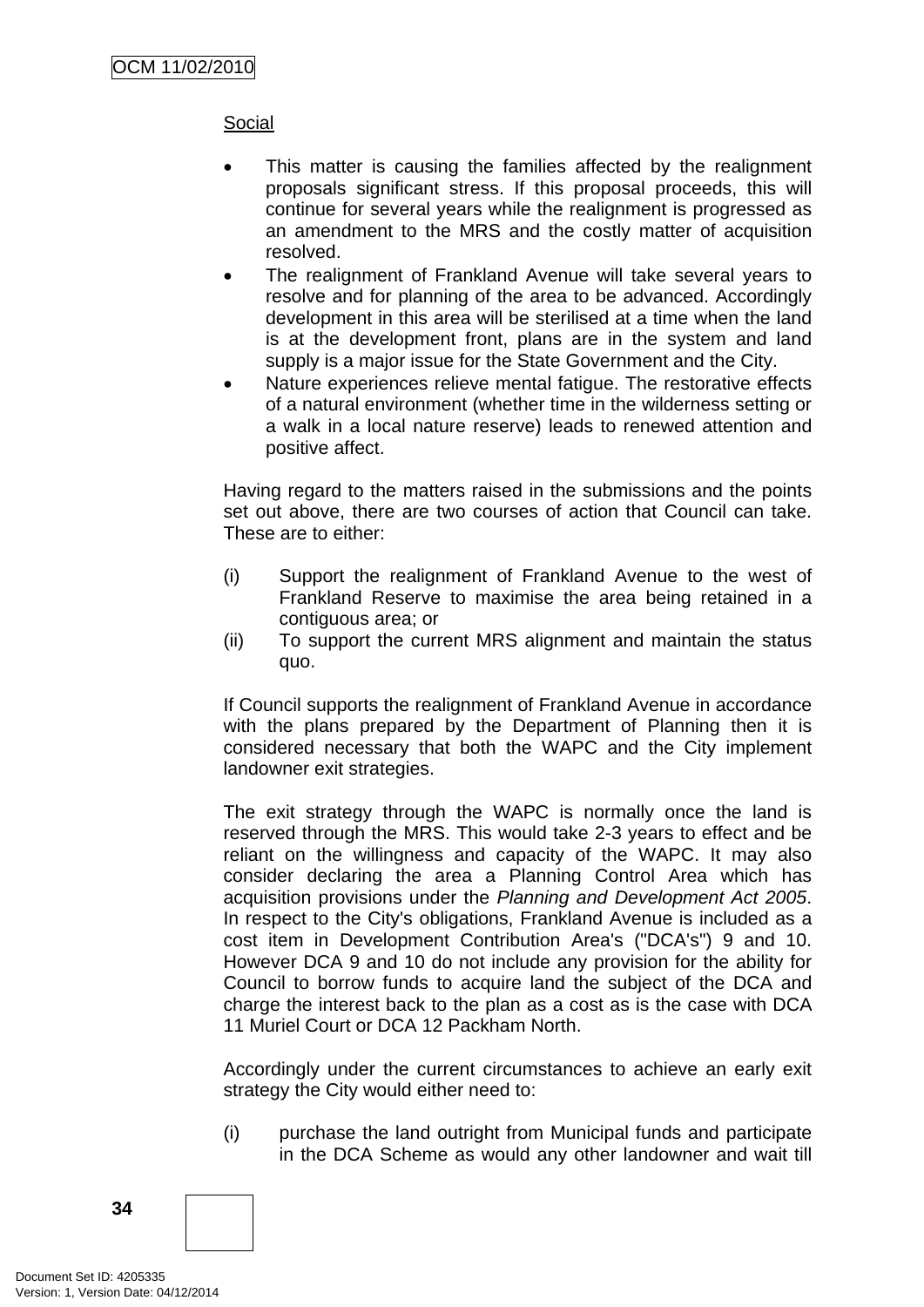Social

- This matter is causing the families affected by the realignment proposals significant stress. If this proposal proceeds, this will continue for several years while the realignment is progressed as an amendment to the MRS and the costly matter of acquisition resolved.
- The realignment of Frankland Avenue will take several years to resolve and for planning of the area to be advanced. Accordingly development in this area will be sterilised at a time when the land is at the development front, plans are in the system and land supply is a major issue for the State Government and the City.
- Nature experiences relieve mental fatigue. The restorative effects of a natural environment (whether time in the wilderness setting or a walk in a local nature reserve) leads to renewed attention and positive affect.

Having regard to the matters raised in the submissions and the points set out above, there are two courses of action that Council can take. These are to either:

(i) Support the realignment of Frankland Avenue to the west of Frankland Reserve to maximise the area being retained in a contiguous area; or

(ii) To support the current MRS alignment and maintain the status quo.

If Council supports the realignment of Frankland Avenue in accordance with the plans prepared by the Department of Planning then it is considered necessary that both the WAPC and the City implement landowner exit strategies.

The exit strategy through the WAPC is normally once the land is reserved through the MRS. This would take 2-3 years to effect and be reliant on the willingness and capacity of the WAPC. It may also consider declaring the area a Planning Control Area which has acquisition provisions under the *Planning and Development Act 2005*. In respect to the City's obligations, Frankland Avenue is included as a cost item in Development Contribution Area's ("DCA's") 9 and 10. However DCA 9 and 10 do not include any provision for the ability for Council to borrow funds to acquire land the subject of the DCA and charge the interest back to the plan as a cost as is the case with DCA 11 Muriel Court or DCA 12 Packham North.

Accordingly under the current circumstances to achieve an early exit strategy the City would either need to:

(i) purchase the land outright from Municipal funds and participate in the DCA Scheme as would any other landowner and wait till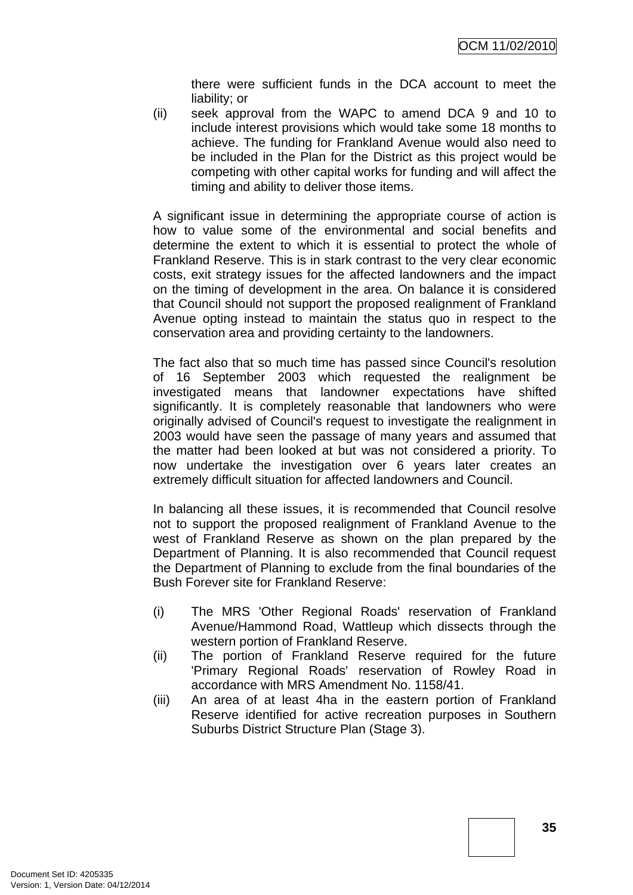there were sufficient funds in the DCA account to meet the liability; or

(ii) seek approval from the WAPC to amend DCA 9 and 10 to include interest provisions which would take some 18 months to achieve. The funding for Frankland Avenue would also need to be included in the Plan for the District as this project would be competing with other capital works for funding and will affect the timing and ability to deliver those items.

A significant issue in determining the appropriate course of action is how to value some of the environmental and social benefits and determine the extent to which it is essential to protect the whole of Frankland Reserve. This is in stark contrast to the very clear economic costs, exit strategy issues for the affected landowners and the impact on the timing of development in the area. On balance it is considered that Council should not support the proposed realignment of Frankland Avenue opting instead to maintain the status quo in respect to the conservation area and providing certainty to the landowners.

The fact also that so much time has passed since Council's resolution of 16 September 2003 which requested the realignment be investigated means that landowner expectations have shifted significantly. It is completely reasonable that landowners who were originally advised of Council's request to investigate the realignment in 2003 would have seen the passage of many years and assumed that the matter had been looked at but was not considered a priority. To now undertake the investigation over 6 years later creates an extremely difficult situation for affected landowners and Council.

In balancing all these issues, it is recommended that Council resolve not to support the proposed realignment of Frankland Avenue to the west of Frankland Reserve as shown on the plan prepared by the Department of Planning. It is also recommended that Council request the Department of Planning to exclude from the final boundaries of the Bush Forever site for Frankland Reserve:

(i) The MRS 'Other Regional Roads' reservation of Frankland Avenue/Hammond Road, Wattleup which dissects through the western portion of Frankland Reserve.

(ii) The portion of Frankland Reserve required for the future 'Primary Regional Roads' reservation of Rowley Road in accordance with MRS Amendment No. 1158/41.

(iii) An area of at least 4ha in the eastern portion of Frankland Reserve identified for active recreation purposes in Southern Suburbs District Structure Plan (Stage 3).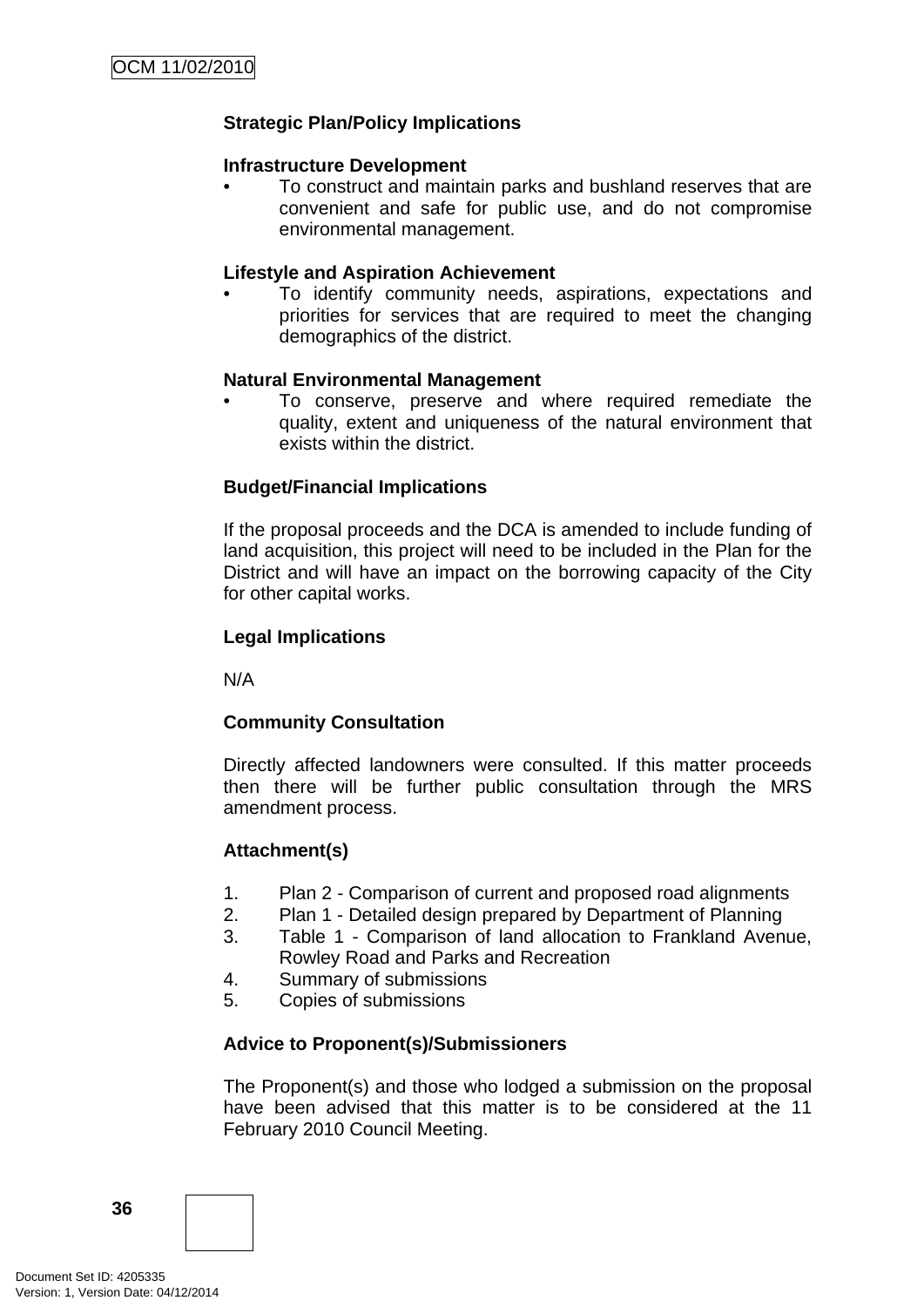**Strategic Plan/Policy Implications**

**Infrastructure Development**

- To construct and maintain parks and bushland reserves that are convenient and safe for public use, and do not compromise environmental management.

**Lifestyle and Aspiration Achievement**

- To identify community needs, aspirations, expectations and priorities for services that are required to meet the changing demographics of the district.

**Natural Environmental Management**

- To conserve, preserve and where required remediate the quality, extent and uniqueness of the natural environment that exists within the district.

**Budget/Financial Implications**

If the proposal proceeds and the DCA is amended to include funding of land acquisition, this project will need to be included in the Plan for the District and will have an impact on the borrowing capacity of the City for other capital works.

**Legal Implications**

N/A

**Community Consultation**

Directly affected landowners were consulted. If this matter proceeds then there will be further public consultation through the MRS amendment process.

**Attachment(s)**

1. Plan 2 - Comparison of current and proposed road alignments
2. Plan 1 - Detailed design prepared by Department of Planning
3. Table 1 - Comparison of land allocation to Frankland Avenue, Rowley Road and Parks and Recreation
4. Summary of submissions
5. Copies of submissions

**Advice to Proponent(s)/Submissioners**

The Proponent(s) and those who lodged a submission on the proposal have been advised that this matter is to be considered at the 11 February 2010 Council Meeting.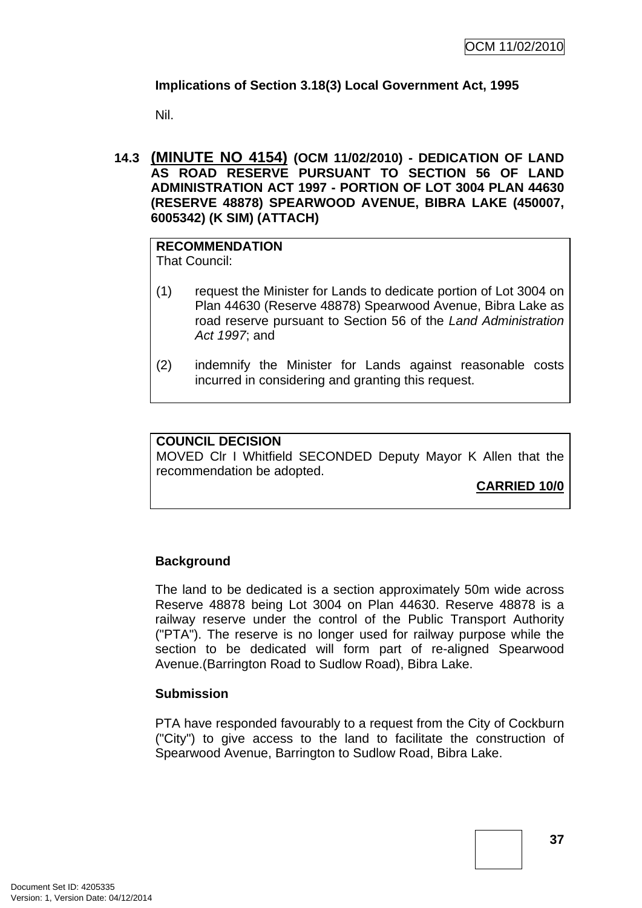**Implications of Section 3.18(3) Local Government Act, 1995**

Nil.

## 14.3 (MINUTE NO 4154) (OCM 11/02/2010) - DEDICATION OF LAND AS ROAD RESERVE PURSUANT TO SECTION 56 OF LAND ADMINISTRATION ACT 1997 - PORTION OF LOT 3004 PLAN 44630 (RESERVE 48878) SPEARWOOD AVENUE, BIBRA LAKE (450007, 6005342) (K SIM) (ATTACH)

**RECOMMENDATION**
That Council:

(1) request the Minister for Lands to dedicate portion of Lot 3004 on Plan 44630 (Reserve 48878) Spearwood Avenue, Bibra Lake as road reserve pursuant to Section 56 of the *Land Administration Act 1997*; and

(2) indemnify the Minister for Lands against reasonable costs incurred in considering and granting this request.

**COUNCIL DECISION**
MOVED Clr I Whitfield SECONDED Deputy Mayor K Allen that the recommendation be adopted.

**CARRIED 10/0**

**Background**

The land to be dedicated is a section approximately 50m wide across Reserve 48878 being Lot 3004 on Plan 44630. Reserve 48878 is a railway reserve under the control of the Public Transport Authority ("PTA"). The reserve is no longer used for railway purpose while the section to be dedicated will form part of re-aligned Spearwood Avenue.(Barrington Road to Sudlow Road), Bibra Lake.

**Submission**

PTA have responded favourably to a request from the City of Cockburn ("City") to give access to the land to facilitate the construction of Spearwood Avenue, Barrington to Sudlow Road, Bibra Lake.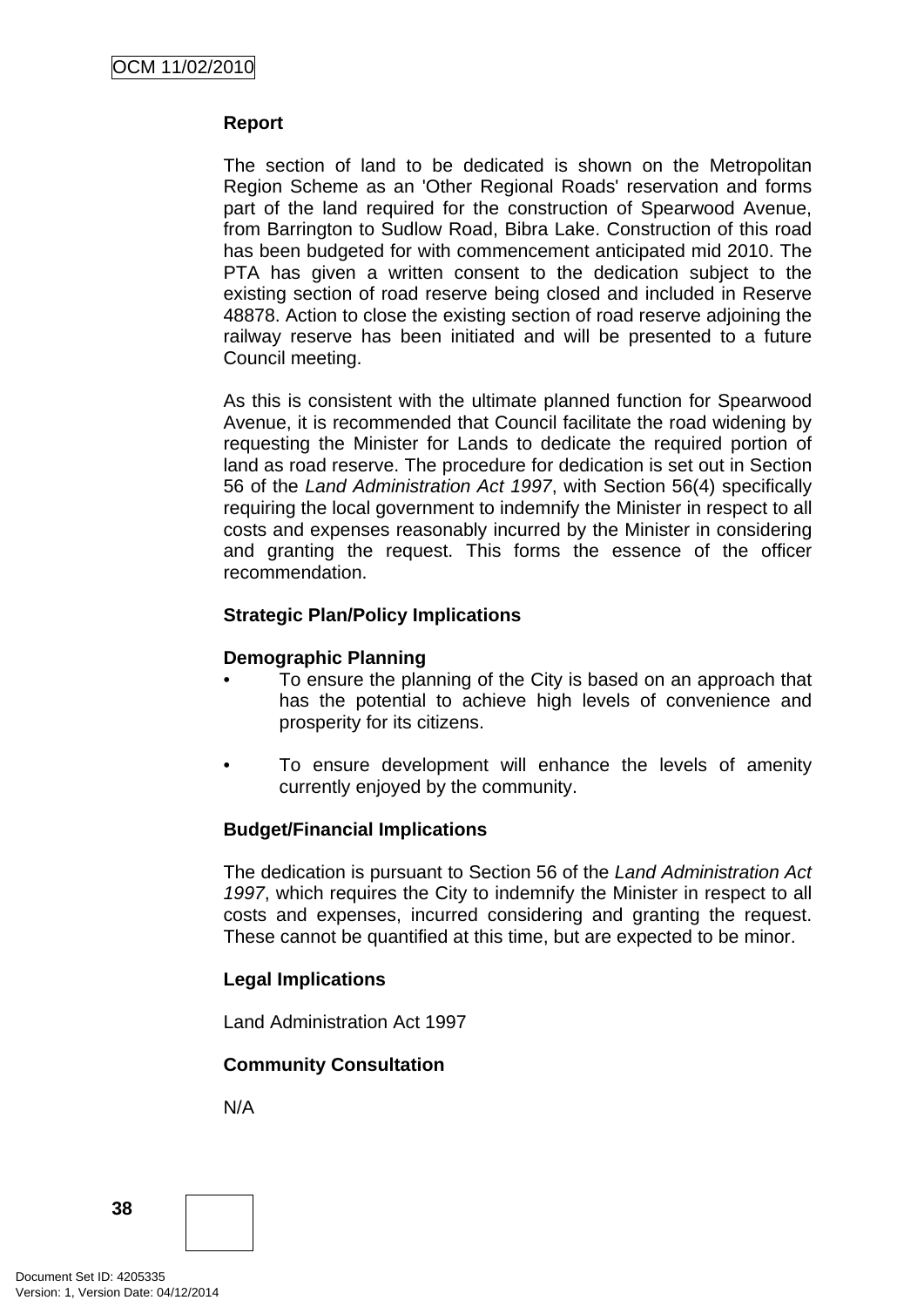**Report**

The section of land to be dedicated is shown on the Metropolitan Region Scheme as an 'Other Regional Roads' reservation and forms part of the land required for the construction of Spearwood Avenue, from Barrington to Sudlow Road, Bibra Lake. Construction of this road has been budgeted for with commencement anticipated mid 2010. The PTA has given a written consent to the dedication subject to the existing section of road reserve being closed and included in Reserve 48878. Action to close the existing section of road reserve adjoining the railway reserve has been initiated and will be presented to a future Council meeting.

As this is consistent with the ultimate planned function for Spearwood Avenue, it is recommended that Council facilitate the road widening by requesting the Minister for Lands to dedicate the required portion of land as road reserve. The procedure for dedication is set out in Section 56 of the *Land Administration Act 1997*, with Section 56(4) specifically requiring the local government to indemnify the Minister in respect to all costs and expenses reasonably incurred by the Minister in considering and granting the request. This forms the essence of the officer recommendation.

**Strategic Plan/Policy Implications**

**Demographic Planning**

- To ensure the planning of the City is based on an approach that has the potential to achieve high levels of convenience and prosperity for its citizens.

- To ensure development will enhance the levels of amenity currently enjoyed by the community.

**Budget/Financial Implications**

The dedication is pursuant to Section 56 of the *Land Administration Act 1997*, which requires the City to indemnify the Minister in respect to all costs and expenses, incurred considering and granting the request. These cannot be quantified at this time, but are expected to be minor.

**Legal Implications**

Land Administration Act 1997

**Community Consultation**

N/A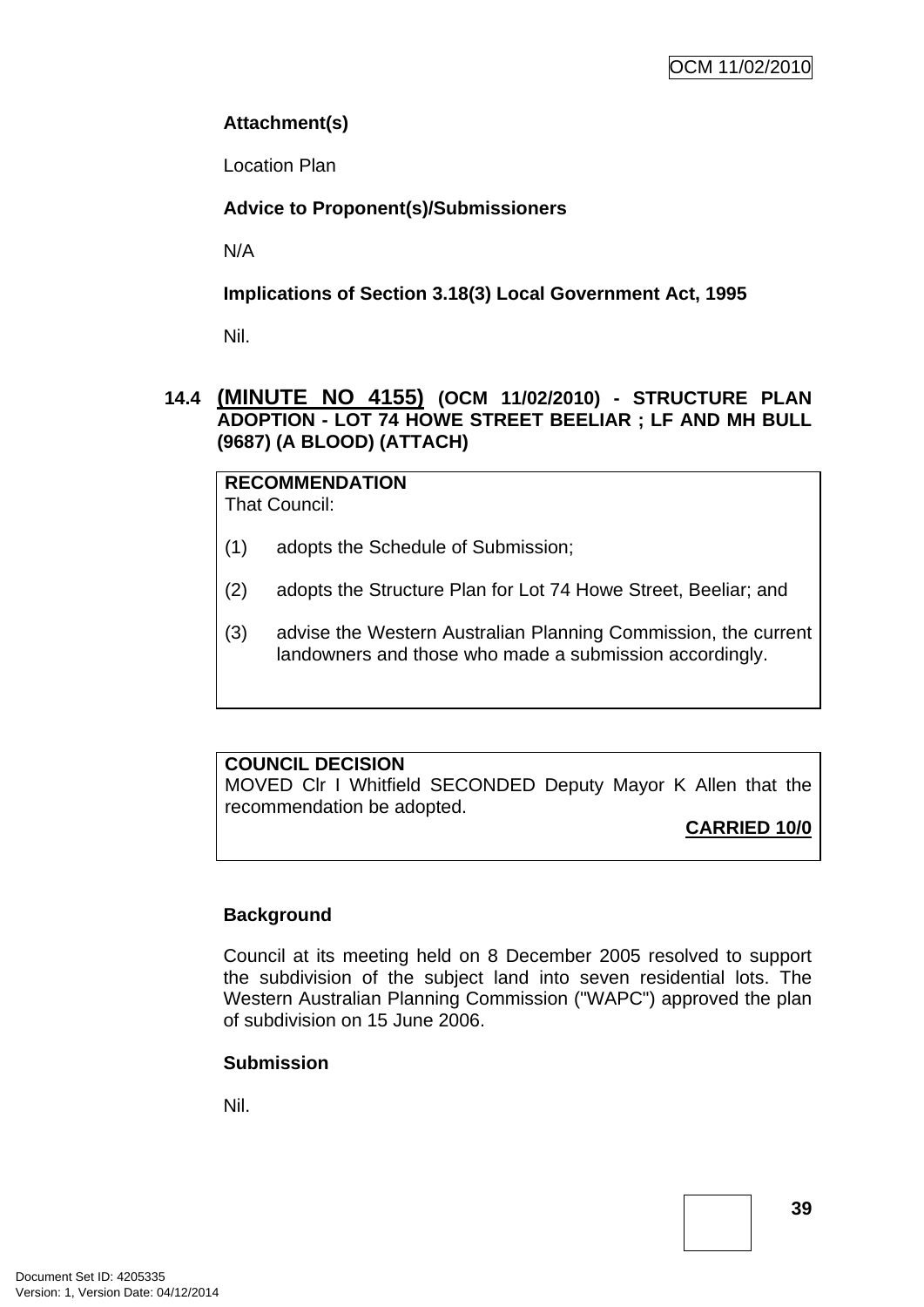**Attachment(s)**

Location Plan

**Advice to Proponent(s)/Submissioners**

N/A

**Implications of Section 3.18(3) Local Government Act, 1995**

Nil.

## 14.4 (MINUTE NO 4155) (OCM 11/02/2010) - STRUCTURE PLAN ADOPTION - LOT 74 HOWE STREET BEELIAR ; LF AND MH BULL (9687) (A BLOOD) (ATTACH)

**RECOMMENDATION**

That Council:

(1) adopts the Schedule of Submission;

(2) adopts the Structure Plan for Lot 74 Howe Street, Beeliar; and

(3) advise the Western Australian Planning Commission, the current landowners and those who made a submission accordingly.

**COUNCIL DECISION**

MOVED Clr I Whitfield SECONDED Deputy Mayor K Allen that the recommendation be adopted.

**CARRIED 10/0**

**Background**

Council at its meeting held on 8 December 2005 resolved to support the subdivision of the subject land into seven residential lots. The Western Australian Planning Commission ("WAPC") approved the plan of subdivision on 15 June 2006.

**Submission**

Nil.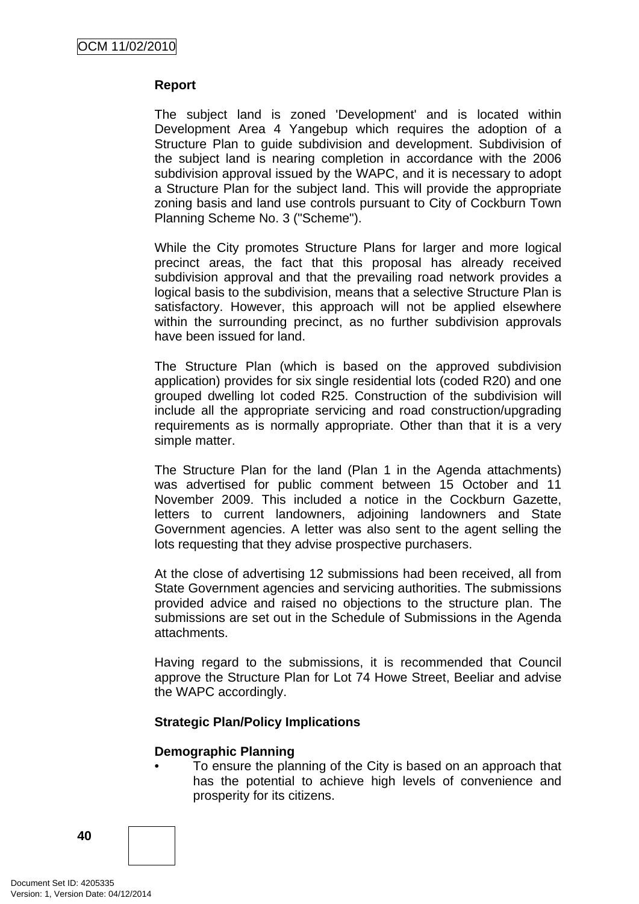**Report**

The subject land is zoned 'Development' and is located within Development Area 4 Yangebup which requires the adoption of a Structure Plan to guide subdivision and development. Subdivision of the subject land is nearing completion in accordance with the 2006 subdivision approval issued by the WAPC, and it is necessary to adopt a Structure Plan for the subject land. This will provide the appropriate zoning basis and land use controls pursuant to City of Cockburn Town Planning Scheme No. 3 ("Scheme").

While the City promotes Structure Plans for larger and more logical precinct areas, the fact that this proposal has already received subdivision approval and that the prevailing road network provides a logical basis to the subdivision, means that a selective Structure Plan is satisfactory. However, this approach will not be applied elsewhere within the surrounding precinct, as no further subdivision approvals have been issued for land.

The Structure Plan (which is based on the approved subdivision application) provides for six single residential lots (coded R20) and one grouped dwelling lot coded R25. Construction of the subdivision will include all the appropriate servicing and road construction/upgrading requirements as is normally appropriate. Other than that it is a very simple matter.

The Structure Plan for the land (Plan 1 in the Agenda attachments) was advertised for public comment between 15 October and 11 November 2009. This included a notice in the Cockburn Gazette, letters to current landowners, adjoining landowners and State Government agencies. A letter was also sent to the agent selling the lots requesting that they advise prospective purchasers.

At the close of advertising 12 submissions had been received, all from State Government agencies and servicing authorities. The submissions provided advice and raised no objections to the structure plan. The submissions are set out in the Schedule of Submissions in the Agenda attachments.

Having regard to the submissions, it is recommended that Council approve the Structure Plan for Lot 74 Howe Street, Beeliar and advise the WAPC accordingly.

**Strategic Plan/Policy Implications**

**Demographic Planning**

- To ensure the planning of the City is based on an approach that has the potential to achieve high levels of convenience and prosperity for its citizens.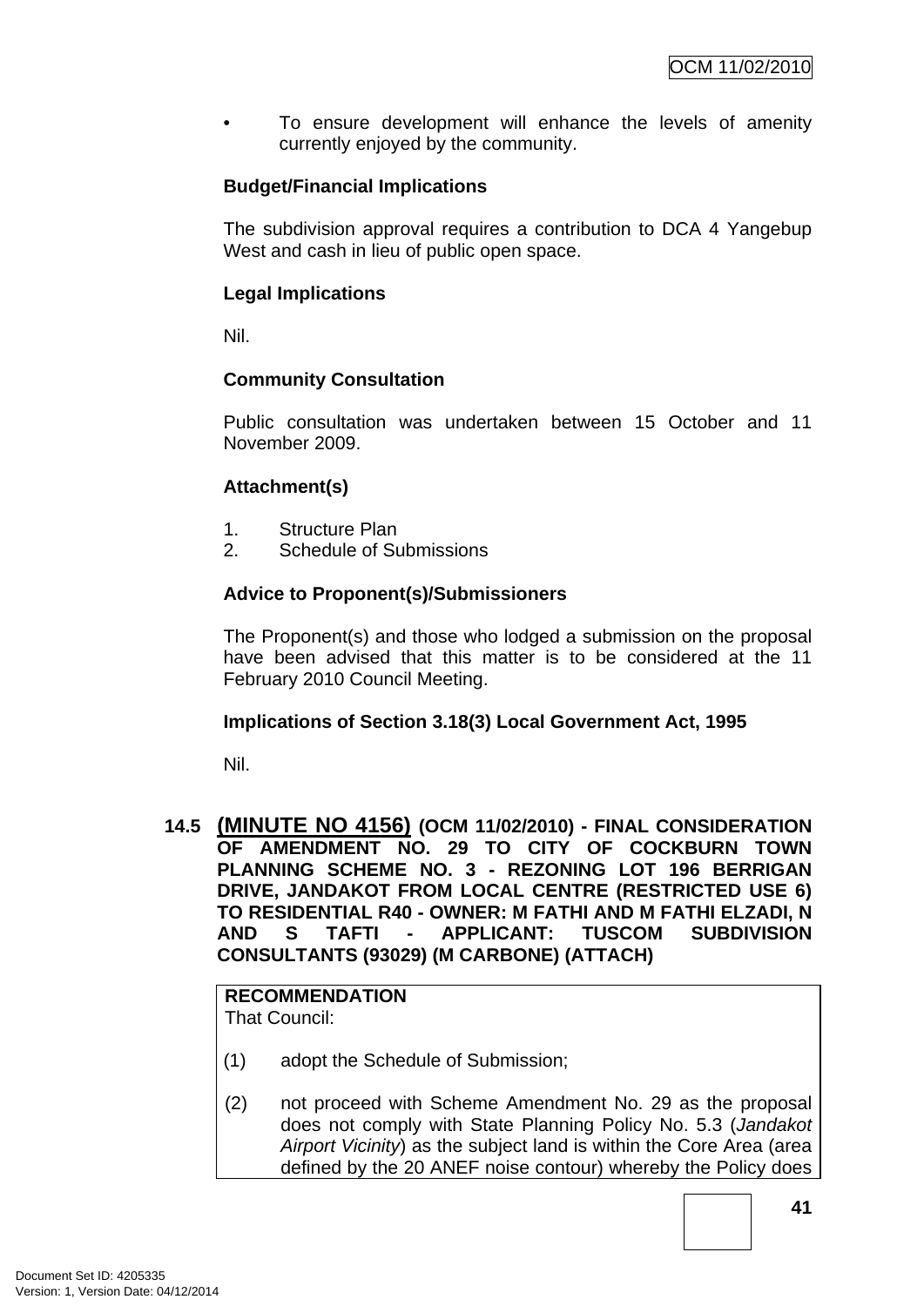- To ensure development will enhance the levels of amenity currently enjoyed by the community.

**Budget/Financial Implications**

The subdivision approval requires a contribution to DCA 4 Yangebup West and cash in lieu of public open space.

**Legal Implications**

Nil.

**Community Consultation**

Public consultation was undertaken between 15 October and 11 November 2009.

**Attachment(s)**

1. Structure Plan
2. Schedule of Submissions

**Advice to Proponent(s)/Submissioners**

The Proponent(s) and those who lodged a submission on the proposal have been advised that this matter is to be considered at the 11 February 2010 Council Meeting.

**Implications of Section 3.18(3) Local Government Act, 1995**

Nil.

### 14.5 (MINUTE NO 4156) (OCM 11/02/2010) - FINAL CONSIDERATION OF AMENDMENT NO. 29 TO CITY OF COCKBURN TOWN PLANNING SCHEME NO. 3 - REZONING LOT 196 BERRIGAN DRIVE, JANDAKOT FROM LOCAL CENTRE (RESTRICTED USE 6) TO RESIDENTIAL R40 - OWNER: M FATHI AND M FATHI ELZADI, N AND S TAFTI - APPLICANT: TUSCOM SUBDIVISION CONSULTANTS (93029) (M CARBONE) (ATTACH)

**RECOMMENDATION**
That Council:

(1) adopt the Schedule of Submission;

(2) not proceed with Scheme Amendment No. 29 as the proposal does not comply with State Planning Policy No. 5.3 (*Jandakot Airport Vicinity*) as the subject land is within the Core Area (area defined by the 20 ANEF noise contour) whereby the Policy does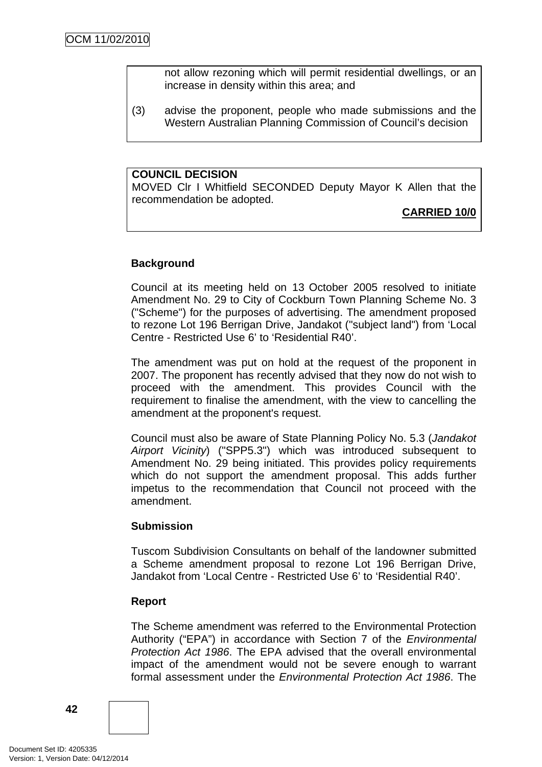not allow rezoning which will permit residential dwellings, or an increase in density within this area; and

(3) advise the proponent, people who made submissions and the Western Australian Planning Commission of Council's decision

**COUNCIL DECISION**
MOVED Clr I Whitfield SECONDED Deputy Mayor K Allen that the recommendation be adopted.

**CARRIED 10/0**

**Background**

Council at its meeting held on 13 October 2005 resolved to initiate Amendment No. 29 to City of Cockburn Town Planning Scheme No. 3 ("Scheme") for the purposes of advertising. The amendment proposed to rezone Lot 196 Berrigan Drive, Jandakot ("subject land") from 'Local Centre - Restricted Use 6' to 'Residential R40'.

The amendment was put on hold at the request of the proponent in 2007. The proponent has recently advised that they now do not wish to proceed with the amendment. This provides Council with the requirement to finalise the amendment, with the view to cancelling the amendment at the proponent's request.

Council must also be aware of State Planning Policy No. 5.3 (*Jandakot Airport Vicinity*) ("SPP5.3") which was introduced subsequent to Amendment No. 29 being initiated. This provides policy requirements which do not support the amendment proposal. This adds further impetus to the recommendation that Council not proceed with the amendment.

**Submission**

Tuscom Subdivision Consultants on behalf of the landowner submitted a Scheme amendment proposal to rezone Lot 196 Berrigan Drive, Jandakot from 'Local Centre - Restricted Use 6' to 'Residential R40'.

**Report**

The Scheme amendment was referred to the Environmental Protection Authority ("EPA") in accordance with Section 7 of the *Environmental Protection Act 1986*. The EPA advised that the overall environmental impact of the amendment would not be severe enough to warrant formal assessment under the *Environmental Protection Act 1986*. The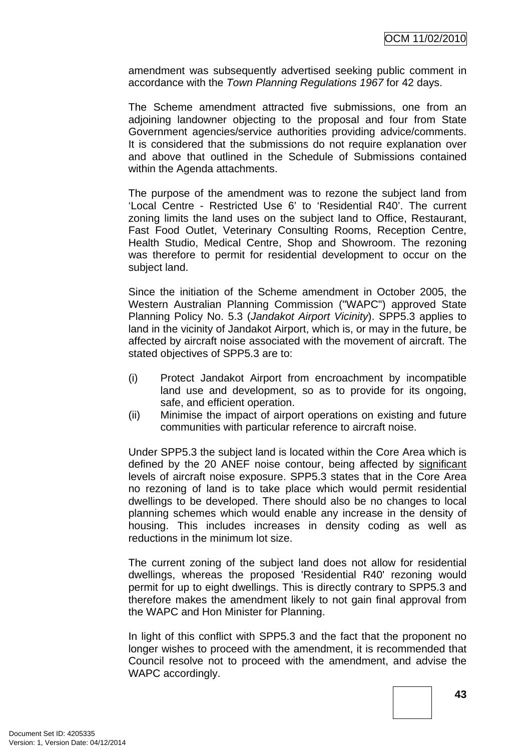amendment was subsequently advertised seeking public comment in accordance with the *Town Planning Regulations 1967* for 42 days.

The Scheme amendment attracted five submissions, one from an adjoining landowner objecting to the proposal and four from State Government agencies/service authorities providing advice/comments. It is considered that the submissions do not require explanation over and above that outlined in the Schedule of Submissions contained within the Agenda attachments.

The purpose of the amendment was to rezone the subject land from 'Local Centre - Restricted Use 6' to 'Residential R40'. The current zoning limits the land uses on the subject land to Office, Restaurant, Fast Food Outlet, Veterinary Consulting Rooms, Reception Centre, Health Studio, Medical Centre, Shop and Showroom. The rezoning was therefore to permit for residential development to occur on the subject land.

Since the initiation of the Scheme amendment in October 2005, the Western Australian Planning Commission ("WAPC") approved State Planning Policy No. 5.3 (*Jandakot Airport Vicinity*). SPP5.3 applies to land in the vicinity of Jandakot Airport, which is, or may in the future, be affected by aircraft noise associated with the movement of aircraft. The stated objectives of SPP5.3 are to:

(i) Protect Jandakot Airport from encroachment by incompatible land use and development, so as to provide for its ongoing, safe, and efficient operation.
(ii) Minimise the impact of airport operations on existing and future communities with particular reference to aircraft noise.

Under SPP5.3 the subject land is located within the Core Area which is defined by the 20 ANEF noise contour, being affected by <u>significant</u> levels of aircraft noise exposure. SPP5.3 states that in the Core Area no rezoning of land is to take place which would permit residential dwellings to be developed. There should also be no changes to local planning schemes which would enable any increase in the density of housing. This includes increases in density coding as well as reductions in the minimum lot size.

The current zoning of the subject land does not allow for residential dwellings, whereas the proposed 'Residential R40' rezoning would permit for up to eight dwellings. This is directly contrary to SPP5.3 and therefore makes the amendment likely to not gain final approval from the WAPC and Hon Minister for Planning.

In light of this conflict with SPP5.3 and the fact that the proponent no longer wishes to proceed with the amendment, it is recommended that Council resolve not to proceed with the amendment, and advise the WAPC accordingly.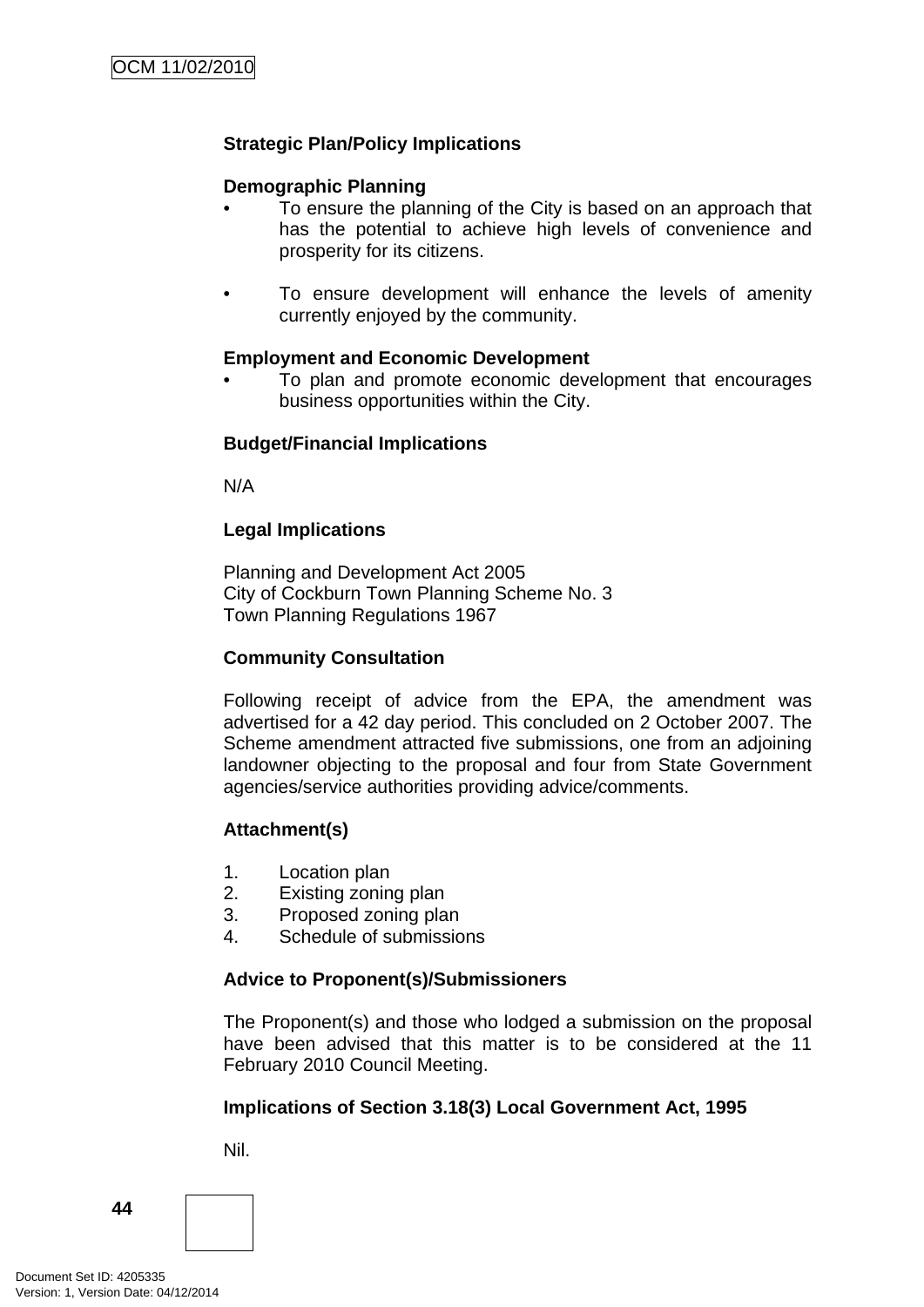**Strategic Plan/Policy Implications**

**Demographic Planning**

- To ensure the planning of the City is based on an approach that has the potential to achieve high levels of convenience and prosperity for its citizens.

- To ensure development will enhance the levels of amenity currently enjoyed by the community.

**Employment and Economic Development**

- To plan and promote economic development that encourages business opportunities within the City.

**Budget/Financial Implications**

N/A

**Legal Implications**

Planning and Development Act 2005
City of Cockburn Town Planning Scheme No. 3
Town Planning Regulations 1967

**Community Consultation**

Following receipt of advice from the EPA, the amendment was advertised for a 42 day period. This concluded on 2 October 2007. The Scheme amendment attracted five submissions, one from an adjoining landowner objecting to the proposal and four from State Government agencies/service authorities providing advice/comments.

**Attachment(s)**

1. Location plan
2. Existing zoning plan
3. Proposed zoning plan
4. Schedule of submissions

**Advice to Proponent(s)/Submissioners**

The Proponent(s) and those who lodged a submission on the proposal have been advised that this matter is to be considered at the 11 February 2010 Council Meeting.

**Implications of Section 3.18(3) Local Government Act, 1995**

Nil.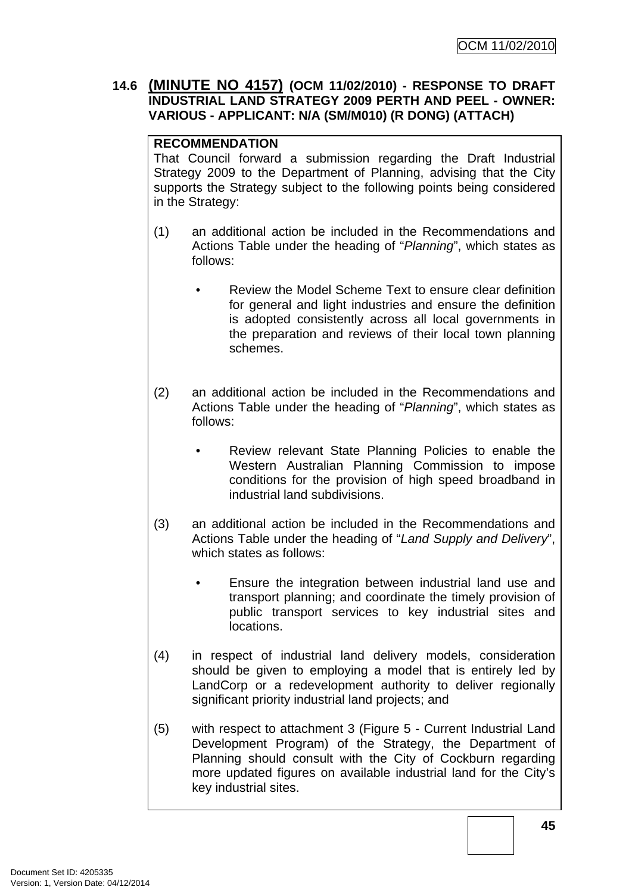### 14.6 (MINUTE NO 4157) (OCM 11/02/2010) - RESPONSE TO DRAFT INDUSTRIAL LAND STRATEGY 2009 PERTH AND PEEL - OWNER: VARIOUS - APPLICANT: N/A (SM/M010) (R DONG) (ATTACH)

**RECOMMENDATION**

That Council forward a submission regarding the Draft Industrial Strategy 2009 to the Department of Planning, advising that the City supports the Strategy subject to the following points being considered in the Strategy:

(1) an additional action be included in the Recommendations and Actions Table under the heading of "*Planning*", which states as follows:

- Review the Model Scheme Text to ensure clear definition for general and light industries and ensure the definition is adopted consistently across all local governments in the preparation and reviews of their local town planning schemes.

(2) an additional action be included in the Recommendations and Actions Table under the heading of "*Planning*", which states as follows:

- Review relevant State Planning Policies to enable the Western Australian Planning Commission to impose conditions for the provision of high speed broadband in industrial land subdivisions.

(3) an additional action be included in the Recommendations and Actions Table under the heading of "*Land Supply and Delivery*", which states as follows:

- Ensure the integration between industrial land use and transport planning; and coordinate the timely provision of public transport services to key industrial sites and locations.

(4) in respect of industrial land delivery models, consideration should be given to employing a model that is entirely led by LandCorp or a redevelopment authority to deliver regionally significant priority industrial land projects; and

(5) with respect to attachment 3 (Figure 5 - Current Industrial Land Development Program) of the Strategy, the Department of Planning should consult with the City of Cockburn regarding more updated figures on available industrial land for the City's key industrial sites.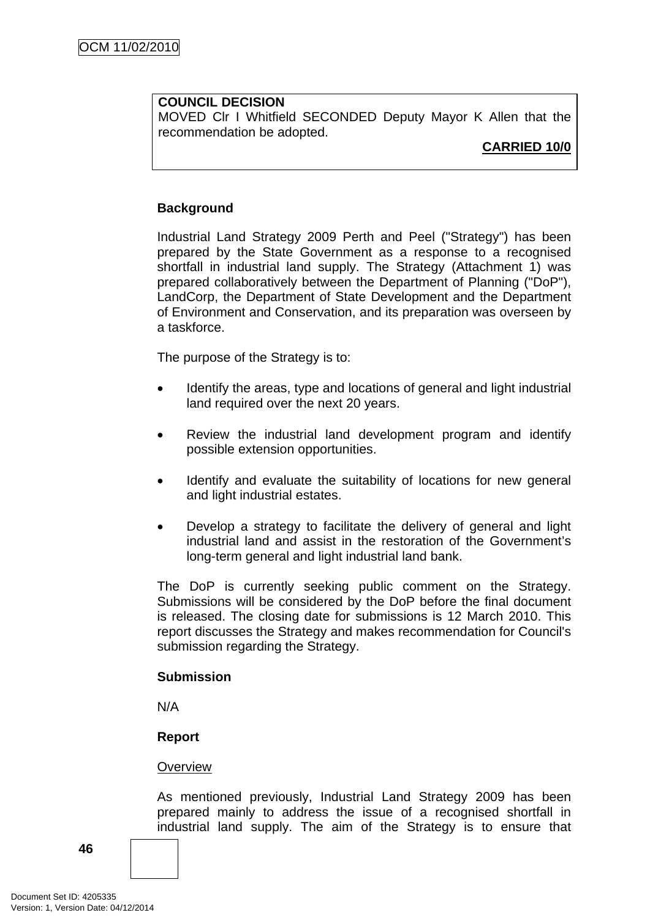**COUNCIL DECISION**
MOVED Clr I Whitfield SECONDED Deputy Mayor K Allen that the recommendation be adopted.

**CARRIED 10/0**

**Background**

Industrial Land Strategy 2009 Perth and Peel ("Strategy") has been prepared by the State Government as a response to a recognised shortfall in industrial land supply. The Strategy (Attachment 1) was prepared collaboratively between the Department of Planning ("DoP"), LandCorp, the Department of State Development and the Department of Environment and Conservation, and its preparation was overseen by a taskforce.

The purpose of the Strategy is to:

- Identify the areas, type and locations of general and light industrial land required over the next 20 years.
- Review the industrial land development program and identify possible extension opportunities.
- Identify and evaluate the suitability of locations for new general and light industrial estates.
- Develop a strategy to facilitate the delivery of general and light industrial land and assist in the restoration of the Government's long-term general and light industrial land bank.

The DoP is currently seeking public comment on the Strategy. Submissions will be considered by the DoP before the final document is released. The closing date for submissions is 12 March 2010. This report discusses the Strategy and makes recommendation for Council's submission regarding the Strategy.

**Submission**

N/A

**Report**

Overview

As mentioned previously, Industrial Land Strategy 2009 has been prepared mainly to address the issue of a recognised shortfall in industrial land supply. The aim of the Strategy is to ensure that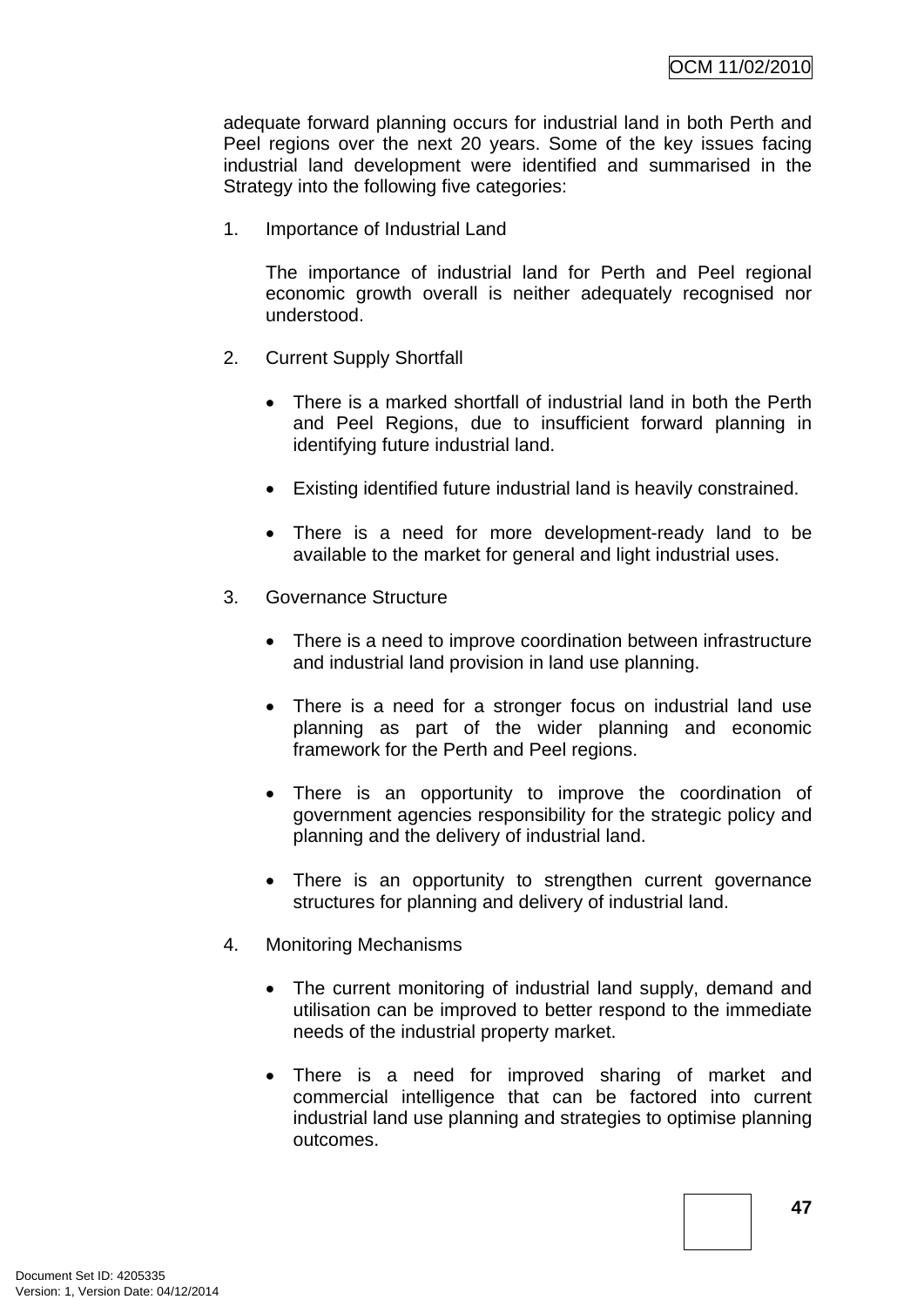adequate forward planning occurs for industrial land in both Perth and Peel regions over the next 20 years. Some of the key issues facing industrial land development were identified and summarised in the Strategy into the following five categories:

1. Importance of Industrial Land

   The importance of industrial land for Perth and Peel regional economic growth overall is neither adequately recognised nor understood.

2. Current Supply Shortfall

   - There is a marked shortfall of industrial land in both the Perth and Peel Regions, due to insufficient forward planning in identifying future industrial land.
   - Existing identified future industrial land is heavily constrained.
   - There is a need for more development-ready land to be available to the market for general and light industrial uses.

3. Governance Structure

   - There is a need to improve coordination between infrastructure and industrial land provision in land use planning.
   - There is a need for a stronger focus on industrial land use planning as part of the wider planning and economic framework for the Perth and Peel regions.
   - There is an opportunity to improve the coordination of government agencies responsibility for the strategic policy and planning and the delivery of industrial land.
   - There is an opportunity to strengthen current governance structures for planning and delivery of industrial land.

4. Monitoring Mechanisms

   - The current monitoring of industrial land supply, demand and utilisation can be improved to better respond to the immediate needs of the industrial property market.
   - There is a need for improved sharing of market and commercial intelligence that can be factored into current industrial land use planning and strategies to optimise planning outcomes.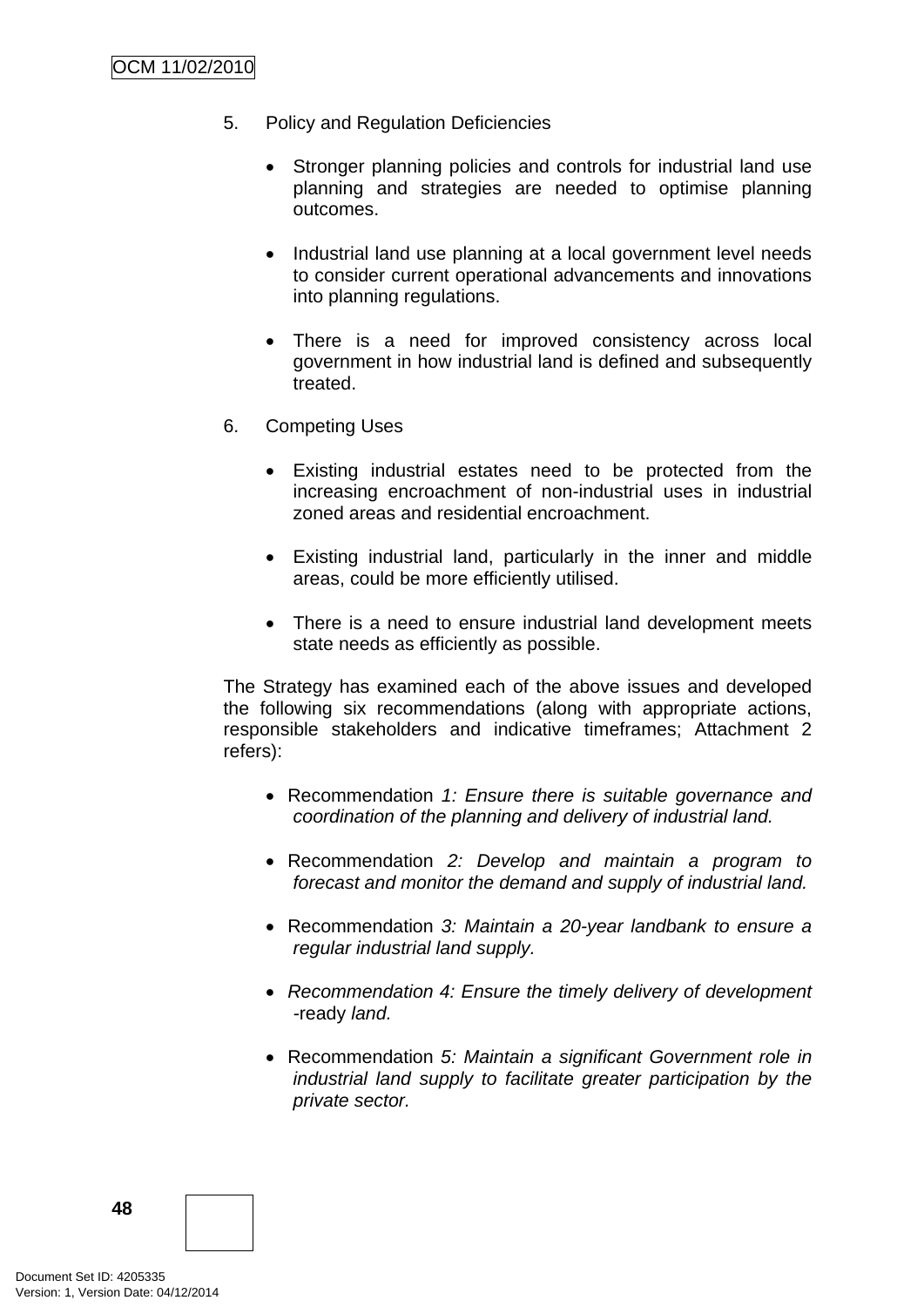5. Policy and Regulation Deficiencies

   - Stronger planning policies and controls for industrial land use planning and strategies are needed to optimise planning outcomes.

   - Industrial land use planning at a local government level needs to consider current operational advancements and innovations into planning regulations.

   - There is a need for improved consistency across local government in how industrial land is defined and subsequently treated.

6. Competing Uses

   - Existing industrial estates need to be protected from the increasing encroachment of non-industrial uses in industrial zoned areas and residential encroachment.

   - Existing industrial land, particularly in the inner and middle areas, could be more efficiently utilised.

   - There is a need to ensure industrial land development meets state needs as efficiently as possible.

The Strategy has examined each of the above issues and developed the following six recommendations (along with appropriate actions, responsible stakeholders and indicative timeframes; Attachment 2 refers):

- Recommendation *1: Ensure there is suitable governance and coordination of the planning and delivery of industrial land.*

- Recommendation *2: Develop and maintain a program to forecast and monitor the demand and supply of industrial land.*

- Recommendation *3: Maintain a 20-year landbank to ensure a regular industrial land supply.*

- *Recommendation 4: Ensure the timely delivery of development* -ready *land.*

- Recommendation *5: Maintain a significant Government role in industrial land supply to facilitate greater participation by the private sector.*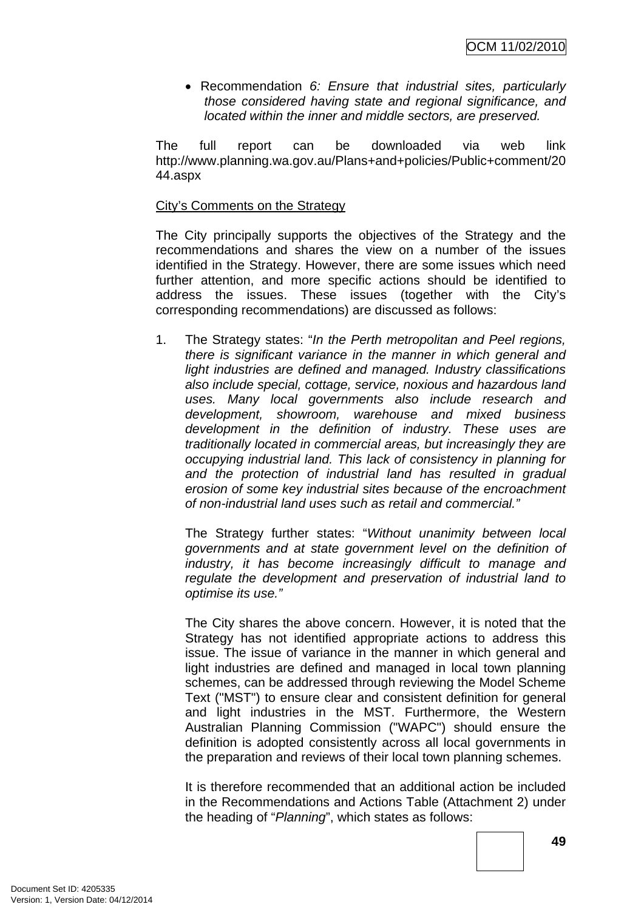- Recommendation *6: Ensure that industrial sites, particularly those considered having state and regional significance, and located within the inner and middle sectors, are preserved.*

The full report can be downloaded via web link http://www.planning.wa.gov.au/Plans+and+policies/Public+comment/2044.aspx

City's Comments on the Strategy

The City principally supports the objectives of the Strategy and the recommendations and shares the view on a number of the issues identified in the Strategy. However, there are some issues which need further attention, and more specific actions should be identified to address the issues. These issues (together with the City's corresponding recommendations) are discussed as follows:

1. The Strategy states: "*In the Perth metropolitan and Peel regions, there is significant variance in the manner in which general and light industries are defined and managed. Industry classifications also include special, cottage, service, noxious and hazardous land uses. Many local governments also include research and development, showroom, warehouse and mixed business development in the definition of industry. These uses are traditionally located in commercial areas, but increasingly they are occupying industrial land. This lack of consistency in planning for and the protection of industrial land has resulted in gradual erosion of some key industrial sites because of the encroachment of non-industrial land uses such as retail and commercial.*"

   The Strategy further states: "*Without unanimity between local governments and at state government level on the definition of industry, it has become increasingly difficult to manage and regulate the development and preservation of industrial land to optimise its use.*"

   The City shares the above concern. However, it is noted that the Strategy has not identified appropriate actions to address this issue. The issue of variance in the manner in which general and light industries are defined and managed in local town planning schemes, can be addressed through reviewing the Model Scheme Text ("MST") to ensure clear and consistent definition for general and light industries in the MST. Furthermore, the Western Australian Planning Commission ("WAPC") should ensure the definition is adopted consistently across all local governments in the preparation and reviews of their local town planning schemes.

   It is therefore recommended that an additional action be included in the Recommendations and Actions Table (Attachment 2) under the heading of "*Planning*", which states as follows: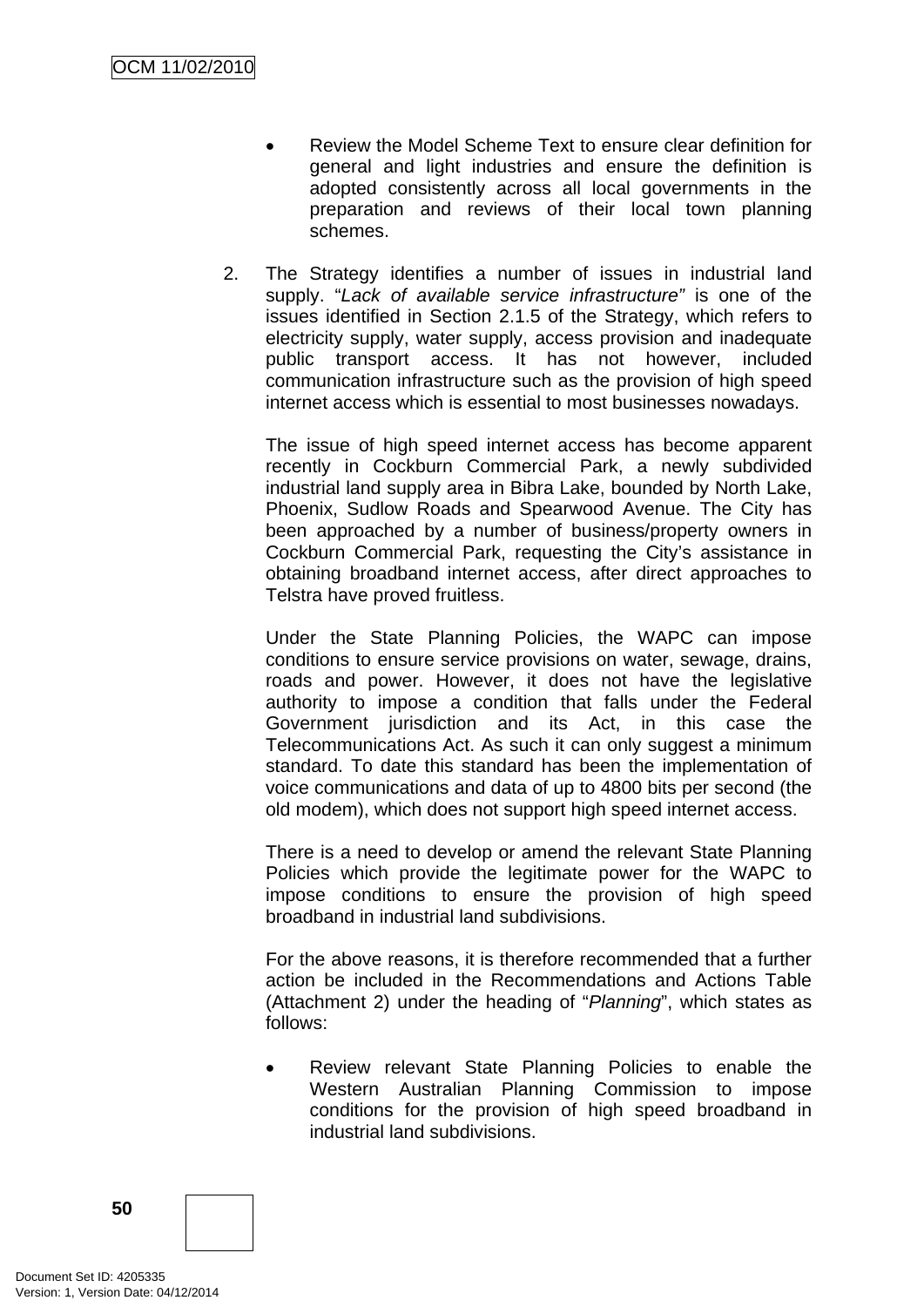- Review the Model Scheme Text to ensure clear definition for general and light industries and ensure the definition is adopted consistently across all local governments in the preparation and reviews of their local town planning schemes.

2. The Strategy identifies a number of issues in industrial land supply. "*Lack of available service infrastructure"* is one of the issues identified in Section 2.1.5 of the Strategy, which refers to electricity supply, water supply, access provision and inadequate public transport access. It has not however, included communication infrastructure such as the provision of high speed internet access which is essential to most businesses nowadays.

   The issue of high speed internet access has become apparent recently in Cockburn Commercial Park, a newly subdivided industrial land supply area in Bibra Lake, bounded by North Lake, Phoenix, Sudlow Roads and Spearwood Avenue. The City has been approached by a number of business/property owners in Cockburn Commercial Park, requesting the City's assistance in obtaining broadband internet access, after direct approaches to Telstra have proved fruitless.

   Under the State Planning Policies, the WAPC can impose conditions to ensure service provisions on water, sewage, drains, roads and power. However, it does not have the legislative authority to impose a condition that falls under the Federal Government jurisdiction and its Act, in this case the Telecommunications Act. As such it can only suggest a minimum standard. To date this standard has been the implementation of voice communications and data of up to 4800 bits per second (the old modem), which does not support high speed internet access.

   There is a need to develop or amend the relevant State Planning Policies which provide the legitimate power for the WAPC to impose conditions to ensure the provision of high speed broadband in industrial land subdivisions.

   For the above reasons, it is therefore recommended that a further action be included in the Recommendations and Actions Table (Attachment 2) under the heading of "*Planning*", which states as follows:

   - Review relevant State Planning Policies to enable the Western Australian Planning Commission to impose conditions for the provision of high speed broadband in industrial land subdivisions.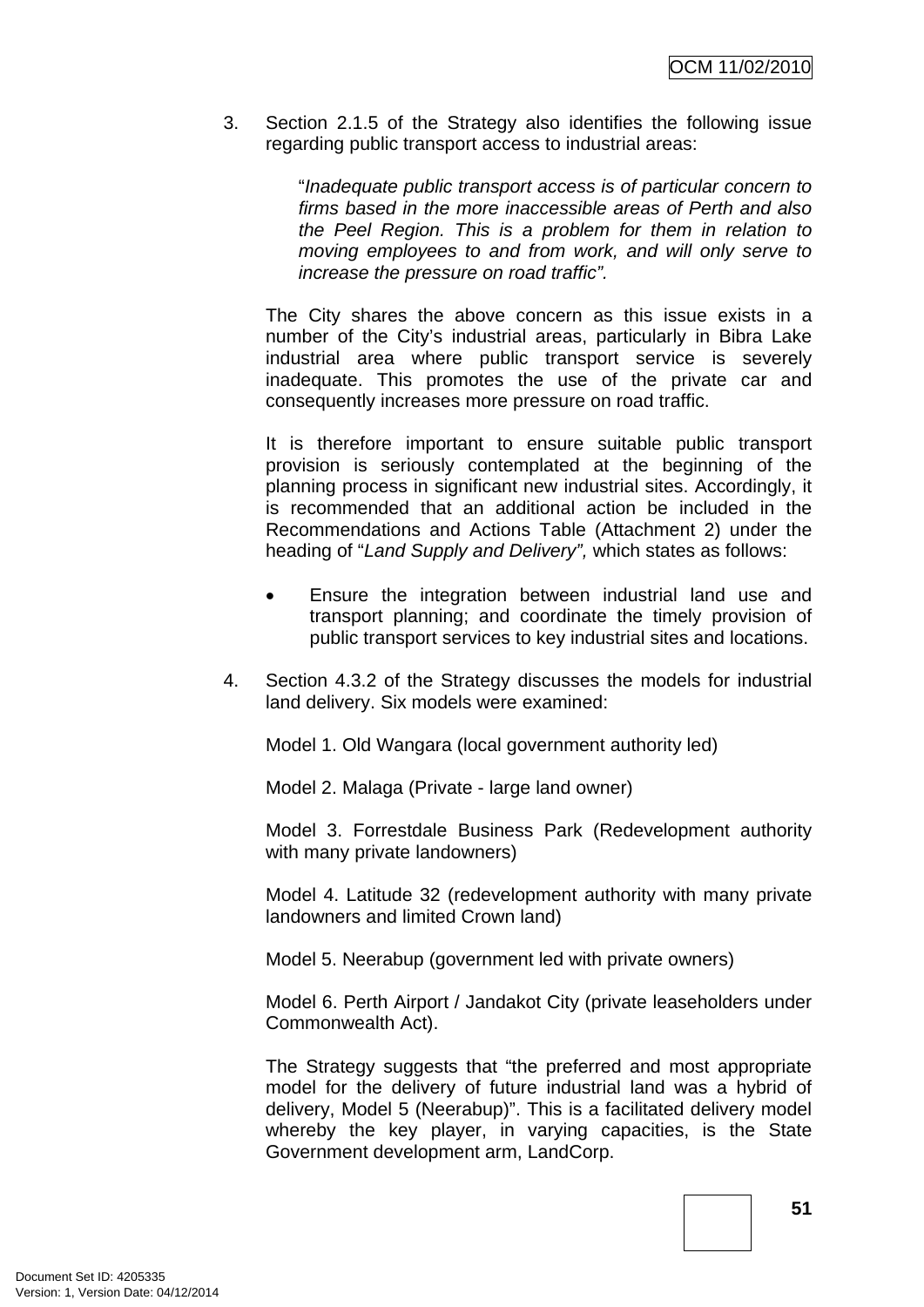3. Section 2.1.5 of the Strategy also identifies the following issue regarding public transport access to industrial areas:

   "*Inadequate public transport access is of particular concern to firms based in the more inaccessible areas of Perth and also the Peel Region. This is a problem for them in relation to moving employees to and from work, and will only serve to increase the pressure on road traffic".*

   The City shares the above concern as this issue exists in a number of the City's industrial areas, particularly in Bibra Lake industrial area where public transport service is severely inadequate. This promotes the use of the private car and consequently increases more pressure on road traffic.

   It is therefore important to ensure suitable public transport provision is seriously contemplated at the beginning of the planning process in significant new industrial sites. Accordingly, it is recommended that an additional action be included in the Recommendations and Actions Table (Attachment 2) under the heading of "*Land Supply and Delivery",* which states as follows:

   - Ensure the integration between industrial land use and transport planning; and coordinate the timely provision of public transport services to key industrial sites and locations.

4. Section 4.3.2 of the Strategy discusses the models for industrial land delivery. Six models were examined:

   Model 1. Old Wangara (local government authority led)

   Model 2. Malaga (Private - large land owner)

   Model 3. Forrestdale Business Park (Redevelopment authority with many private landowners)

   Model 4. Latitude 32 (redevelopment authority with many private landowners and limited Crown land)

   Model 5. Neerabup (government led with private owners)

   Model 6. Perth Airport / Jandakot City (private leaseholders under Commonwealth Act).

   The Strategy suggests that "the preferred and most appropriate model for the delivery of future industrial land was a hybrid of delivery, Model 5 (Neerabup)". This is a facilitated delivery model whereby the key player, in varying capacities, is the State Government development arm, LandCorp.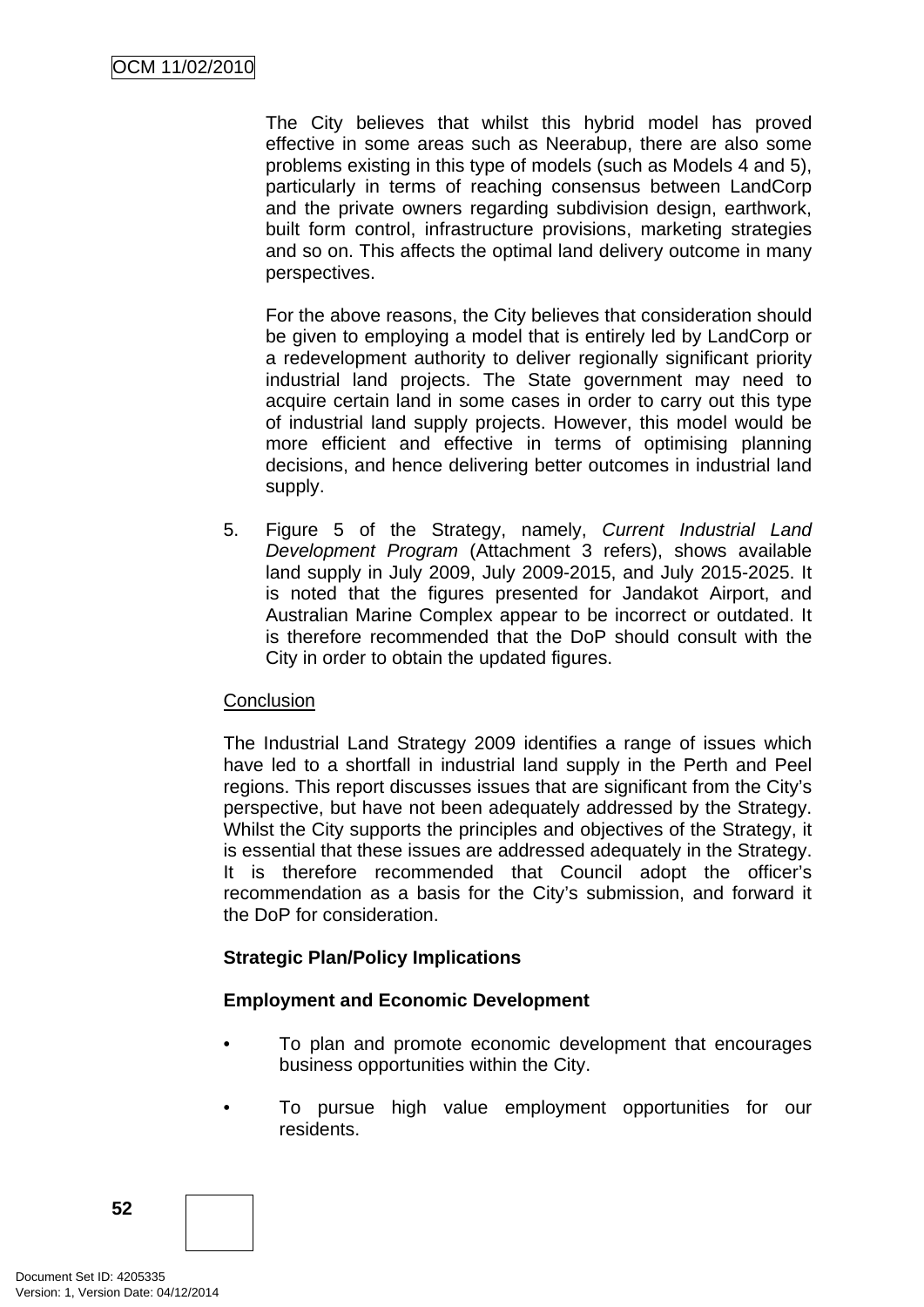The City believes that whilst this hybrid model has proved effective in some areas such as Neerabup, there are also some problems existing in this type of models (such as Models 4 and 5), particularly in terms of reaching consensus between LandCorp and the private owners regarding subdivision design, earthwork, built form control, infrastructure provisions, marketing strategies and so on. This affects the optimal land delivery outcome in many perspectives.

For the above reasons, the City believes that consideration should be given to employing a model that is entirely led by LandCorp or a redevelopment authority to deliver regionally significant priority industrial land projects. The State government may need to acquire certain land in some cases in order to carry out this type of industrial land supply projects. However, this model would be more efficient and effective in terms of optimising planning decisions, and hence delivering better outcomes in industrial land supply.

5. Figure 5 of the Strategy, namely, *Current Industrial Land Development Program* (Attachment 3 refers), shows available land supply in July 2009, July 2009-2015, and July 2015-2025. It is noted that the figures presented for Jandakot Airport, and Australian Marine Complex appear to be incorrect or outdated. It is therefore recommended that the DoP should consult with the City in order to obtain the updated figures.

Conclusion

The Industrial Land Strategy 2009 identifies a range of issues which have led to a shortfall in industrial land supply in the Perth and Peel regions. This report discusses issues that are significant from the City's perspective, but have not been adequately addressed by the Strategy. Whilst the City supports the principles and objectives of the Strategy, it is essential that these issues are addressed adequately in the Strategy. It is therefore recommended that Council adopt the officer's recommendation as a basis for the City's submission, and forward it the DoP for consideration.

**Strategic Plan/Policy Implications**

**Employment and Economic Development**

- To plan and promote economic development that encourages business opportunities within the City.
- To pursue high value employment opportunities for our residents.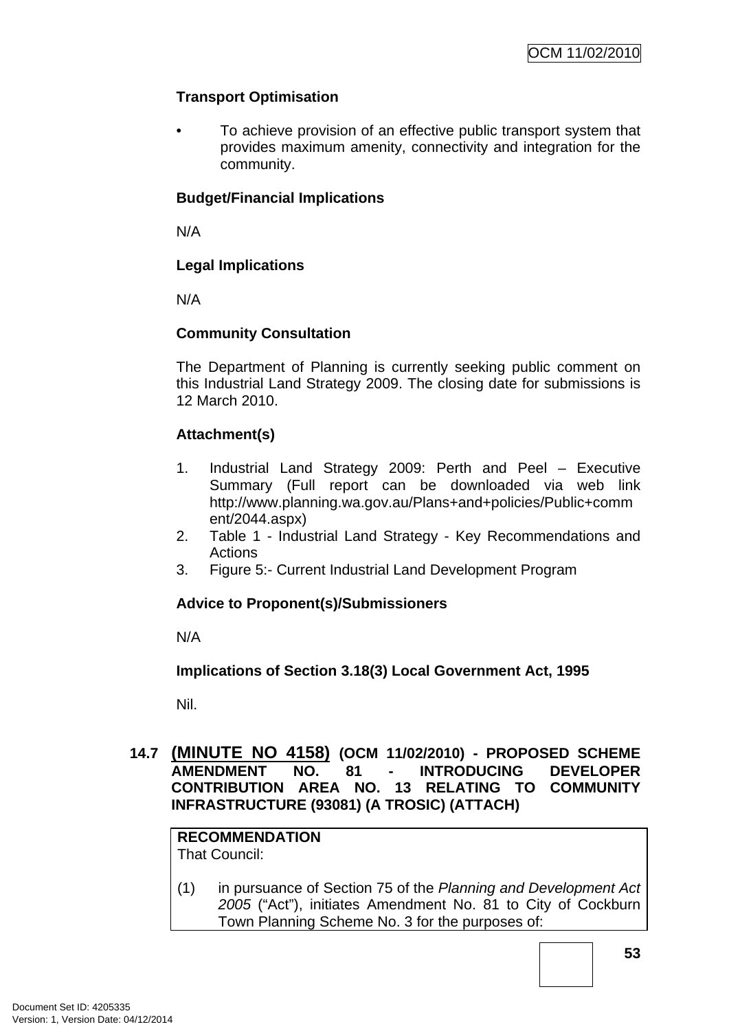**Transport Optimisation**

- To achieve provision of an effective public transport system that provides maximum amenity, connectivity and integration for the community.

**Budget/Financial Implications**

N/A

**Legal Implications**

N/A

**Community Consultation**

The Department of Planning is currently seeking public comment on this Industrial Land Strategy 2009. The closing date for submissions is 12 March 2010.

**Attachment(s)**

1. Industrial Land Strategy 2009: Perth and Peel – Executive Summary (Full report can be downloaded via web link http://www.planning.wa.gov.au/Plans+and+policies/Public+comment/2044.aspx)
2. Table 1 - Industrial Land Strategy - Key Recommendations and Actions
3. Figure 5:- Current Industrial Land Development Program

**Advice to Proponent(s)/Submissioners**

N/A

**Implications of Section 3.18(3) Local Government Act, 1995**

Nil.

### 14.7 (MINUTE NO 4158) (OCM 11/02/2010) - PROPOSED SCHEME AMENDMENT NO. 81 - INTRODUCING DEVELOPER CONTRIBUTION AREA NO. 13 RELATING TO COMMUNITY INFRASTRUCTURE (93081) (A TROSIC) (ATTACH)

**RECOMMENDATION**
That Council:

(1) in pursuance of Section 75 of the *Planning and Development Act 2005* ("Act"), initiates Amendment No. 81 to City of Cockburn Town Planning Scheme No. 3 for the purposes of: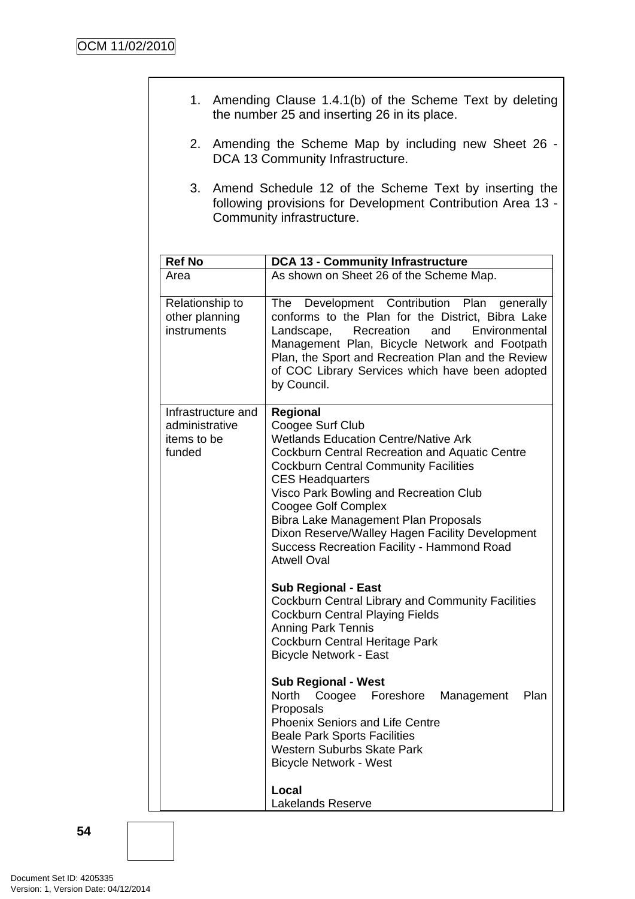1. Amending Clause 1.4.1(b) of the Scheme Text by deleting the number 25 and inserting 26 in its place.

2. Amending the Scheme Map by including new Sheet 26 - DCA 13 Community Infrastructure.

3. Amend Schedule 12 of the Scheme Text by inserting the following provisions for Development Contribution Area 13 - Community infrastructure.

| **Ref No** | **DCA 13 - Community Infrastructure** |
|---|---|
| Area | As shown on Sheet 26 of the Scheme Map. |
| Relationship to other planning instruments | The Development Contribution Plan generally conforms to the Plan for the District, Bibra Lake Landscape, Recreation and Environmental Management Plan, Bicycle Network and Footpath Plan, the Sport and Recreation Plan and the Review of COC Library Services which have been adopted by Council. |
| Infrastructure and administrative items to be funded | **Regional**<br>Coogee Surf Club<br>Wetlands Education Centre/Native Ark<br>Cockburn Central Recreation and Aquatic Centre<br>Cockburn Central Community Facilities<br>CES Headquarters<br>Visco Park Bowling and Recreation Club<br>Coogee Golf Complex<br>Bibra Lake Management Plan Proposals<br>Dixon Reserve/Walley Hagen Facility Development<br>Success Recreation Facility - Hammond Road<br>Atwell Oval<br><br>**Sub Regional - East**<br>Cockburn Central Library and Community Facilities<br>Cockburn Central Playing Fields<br>Anning Park Tennis<br>Cockburn Central Heritage Park<br>Bicycle Network - East<br><br>**Sub Regional - West**<br>North Coogee Foreshore Management Plan Proposals<br>Phoenix Seniors and Life Centre<br>Beale Park Sports Facilities<br>Western Suburbs Skate Park<br>Bicycle Network - West<br><br>**Local**<br>Lakelands Reserve |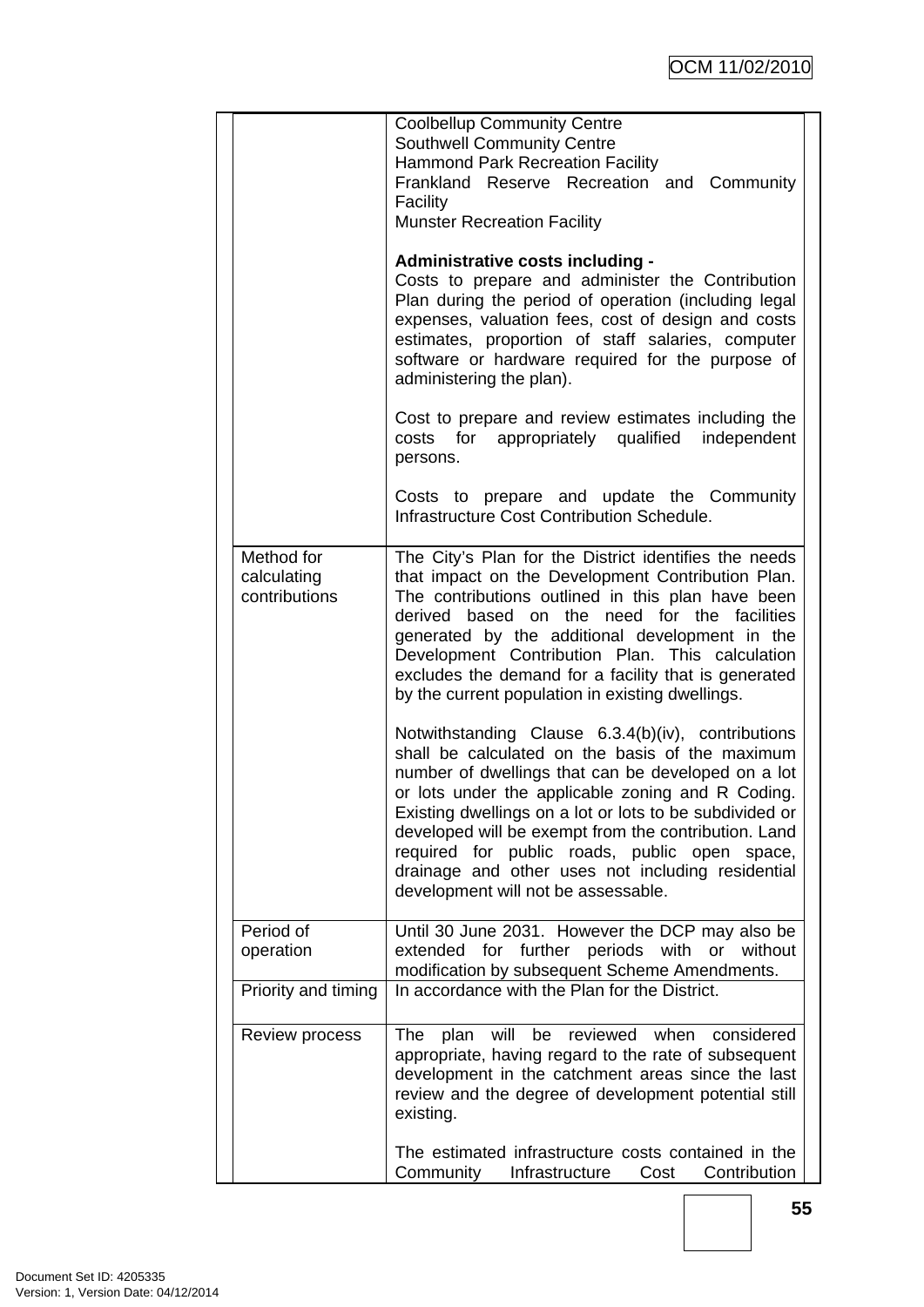| | |
|---|---|
| | Coolbellup Community Centre<br>Southwell Community Centre<br>Hammond Park Recreation Facility<br>Frankland Reserve Recreation and Community Facility<br>Munster Recreation Facility<br><br>**Administrative costs including -**<br>Costs to prepare and administer the Contribution Plan during the period of operation (including legal expenses, valuation fees, cost of design and costs estimates, proportion of staff salaries, computer software or hardware required for the purpose of administering the plan).<br><br>Cost to prepare and review estimates including the costs for appropriately qualified independent persons.<br><br>Costs to prepare and update the Community Infrastructure Cost Contribution Schedule. |
| Method for calculating contributions | The City's Plan for the District identifies the needs that impact on the Development Contribution Plan. The contributions outlined in this plan have been derived based on the need for the facilities generated by the additional development in the Development Contribution Plan. This calculation excludes the demand for a facility that is generated by the current population in existing dwellings.<br><br>Notwithstanding Clause 6.3.4(b)(iv), contributions shall be calculated on the basis of the maximum number of dwellings that can be developed on a lot or lots under the applicable zoning and R Coding. Existing dwellings on a lot or lots to be subdivided or developed will be exempt from the contribution. Land required for public roads, public open space, drainage and other uses not including residential development will not be assessable. |
| Period of operation | Until 30 June 2031. However the DCP may also be extended for further periods with or without modification by subsequent Scheme Amendments. |
| Priority and timing | In accordance with the Plan for the District. |
| Review process | The plan will be reviewed when considered appropriate, having regard to the rate of subsequent development in the catchment areas since the last review and the degree of development potential still existing.<br><br>The estimated infrastructure costs contained in the Community Infrastructure Cost Contribution |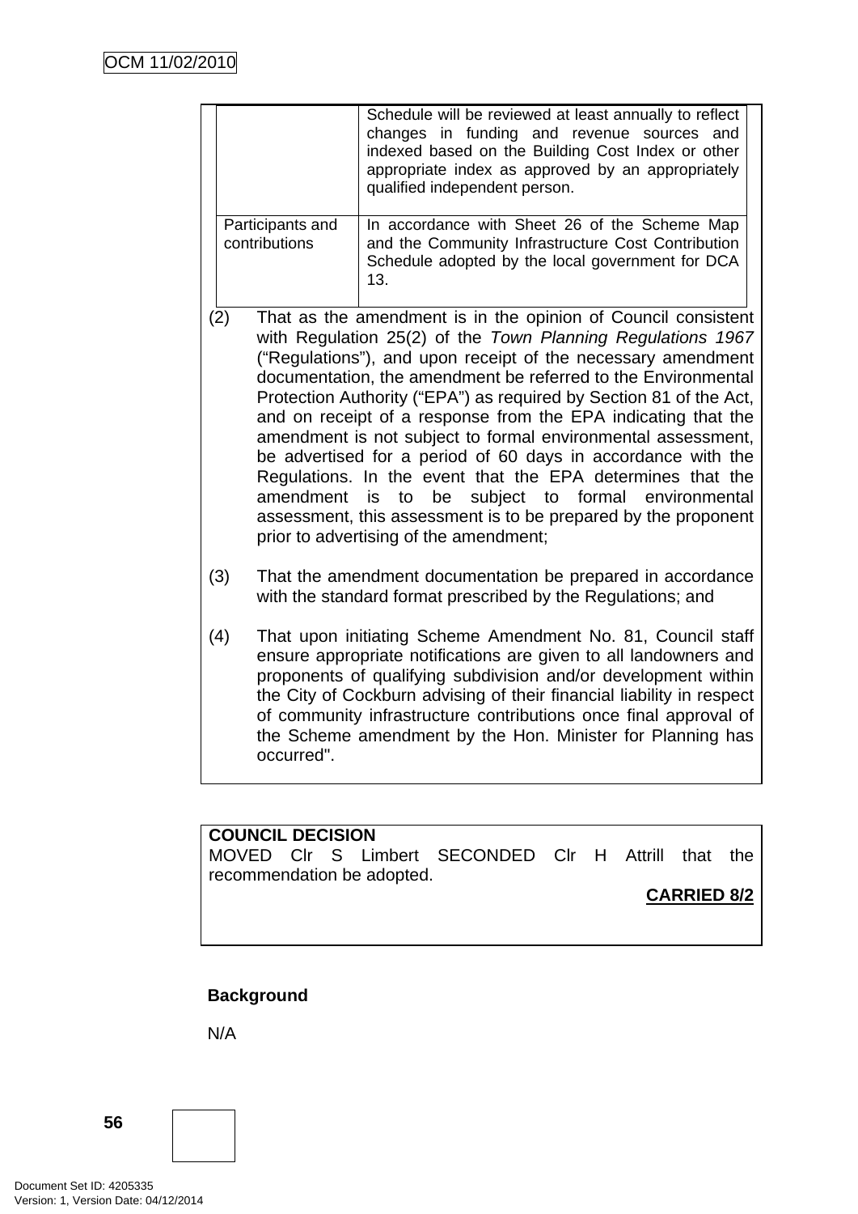| | |
|---|---|
| | Schedule will be reviewed at least annually to reflect changes in funding and revenue sources and indexed based on the Building Cost Index or other appropriate index as approved by an appropriately qualified independent person. |
| Participants and contributions | In accordance with Sheet 26 of the Scheme Map and the Community Infrastructure Cost Contribution Schedule adopted by the local government for DCA 13. |

(2) That as the amendment is in the opinion of Council consistent with Regulation 25(2) of the *Town Planning Regulations 1967* ("Regulations"), and upon receipt of the necessary amendment documentation, the amendment be referred to the Environmental Protection Authority ("EPA") as required by Section 81 of the Act, and on receipt of a response from the EPA indicating that the amendment is not subject to formal environmental assessment, be advertised for a period of 60 days in accordance with the Regulations. In the event that the EPA determines that the amendment is to be subject to formal environmental assessment, this assessment is to be prepared by the proponent prior to advertising of the amendment;

(3) That the amendment documentation be prepared in accordance with the standard format prescribed by the Regulations; and

(4) That upon initiating Scheme Amendment No. 81, Council staff ensure appropriate notifications are given to all landowners and proponents of qualifying subdivision and/or development within the City of Cockburn advising of their financial liability in respect of community infrastructure contributions once final approval of the Scheme amendment by the Hon. Minister for Planning has occurred".

**COUNCIL DECISION**
MOVED Clr S Limbert SECONDED Clr H Attrill that the recommendation be adopted.

**CARRIED 8/2**

**Background**

N/A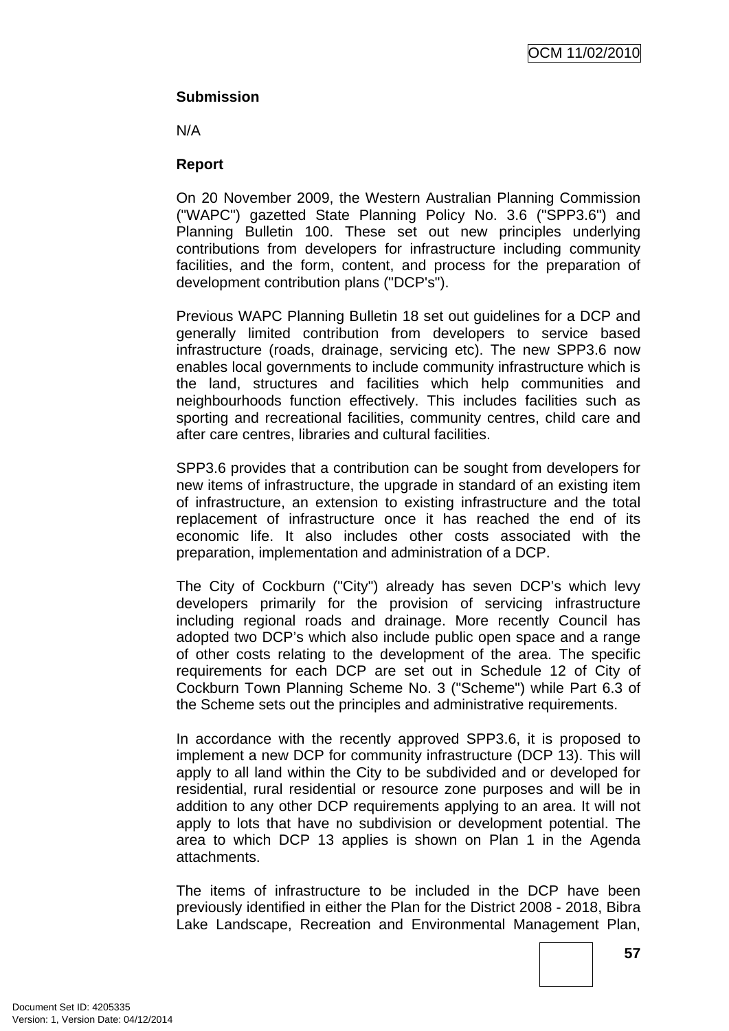**Submission**

N/A

**Report**

On 20 November 2009, the Western Australian Planning Commission ("WAPC") gazetted State Planning Policy No. 3.6 ("SPP3.6") and Planning Bulletin 100. These set out new principles underlying contributions from developers for infrastructure including community facilities, and the form, content, and process for the preparation of development contribution plans ("DCP's").

Previous WAPC Planning Bulletin 18 set out guidelines for a DCP and generally limited contribution from developers to service based infrastructure (roads, drainage, servicing etc). The new SPP3.6 now enables local governments to include community infrastructure which is the land, structures and facilities which help communities and neighbourhoods function effectively. This includes facilities such as sporting and recreational facilities, community centres, child care and after care centres, libraries and cultural facilities.

SPP3.6 provides that a contribution can be sought from developers for new items of infrastructure, the upgrade in standard of an existing item of infrastructure, an extension to existing infrastructure and the total replacement of infrastructure once it has reached the end of its economic life. It also includes other costs associated with the preparation, implementation and administration of a DCP.

The City of Cockburn ("City") already has seven DCP's which levy developers primarily for the provision of servicing infrastructure including regional roads and drainage. More recently Council has adopted two DCP's which also include public open space and a range of other costs relating to the development of the area. The specific requirements for each DCP are set out in Schedule 12 of City of Cockburn Town Planning Scheme No. 3 ("Scheme") while Part 6.3 of the Scheme sets out the principles and administrative requirements.

In accordance with the recently approved SPP3.6, it is proposed to implement a new DCP for community infrastructure (DCP 13). This will apply to all land within the City to be subdivided and or developed for residential, rural residential or resource zone purposes and will be in addition to any other DCP requirements applying to an area. It will not apply to lots that have no subdivision or development potential. The area to which DCP 13 applies is shown on Plan 1 in the Agenda attachments.

The items of infrastructure to be included in the DCP have been previously identified in either the Plan for the District 2008 - 2018, Bibra Lake Landscape, Recreation and Environmental Management Plan,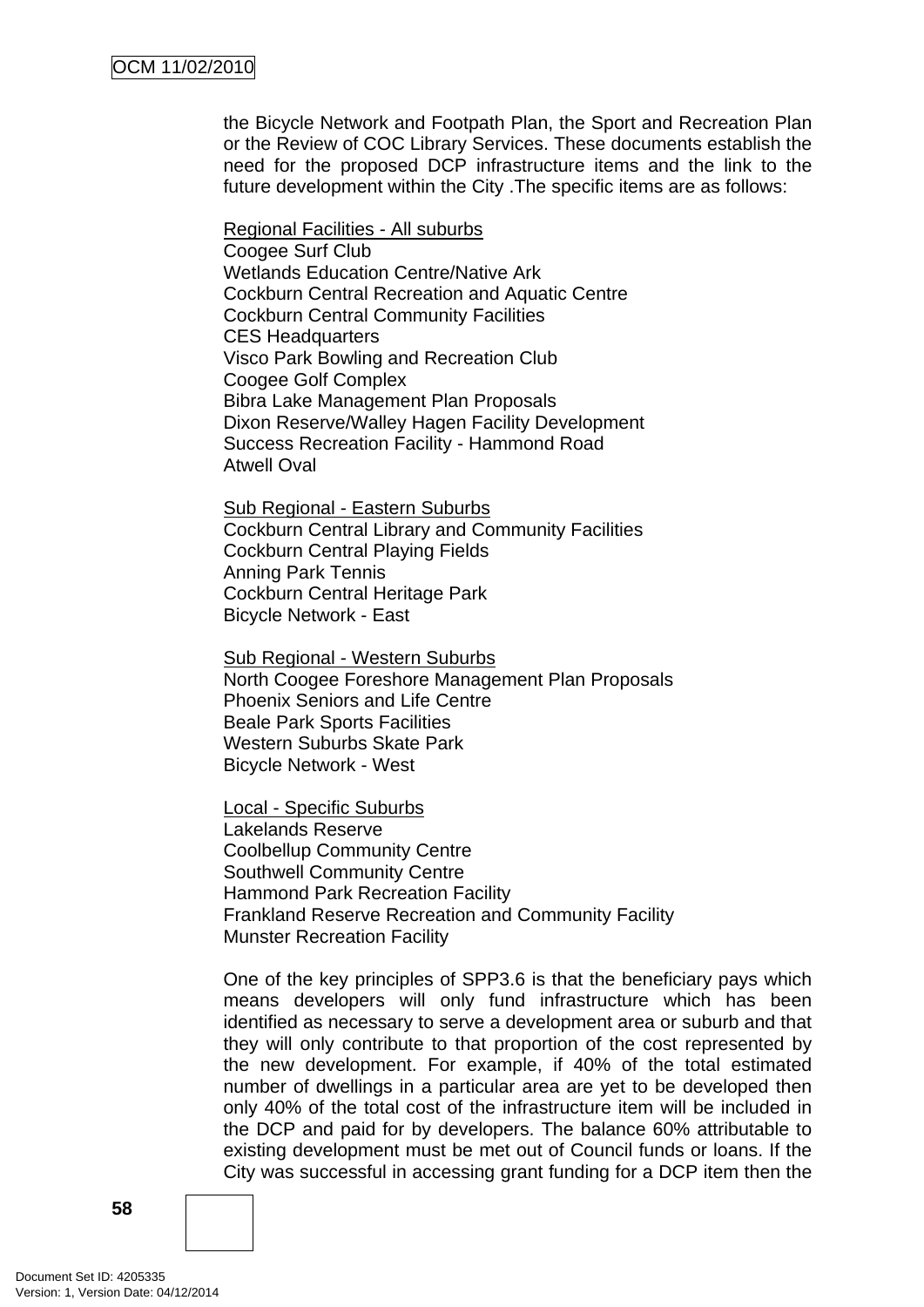the Bicycle Network and Footpath Plan, the Sport and Recreation Plan or the Review of COC Library Services. These documents establish the need for the proposed DCP infrastructure items and the link to the future development within the City .The specific items are as follows:

<u>Regional Facilities - All suburbs</u>
Coogee Surf Club
Wetlands Education Centre/Native Ark
Cockburn Central Recreation and Aquatic Centre
Cockburn Central Community Facilities
CES Headquarters
Visco Park Bowling and Recreation Club
Coogee Golf Complex
Bibra Lake Management Plan Proposals
Dixon Reserve/Walley Hagen Facility Development
Success Recreation Facility - Hammond Road
Atwell Oval

<u>Sub Regional - Eastern Suburbs</u>
Cockburn Central Library and Community Facilities
Cockburn Central Playing Fields
Anning Park Tennis
Cockburn Central Heritage Park
Bicycle Network - East

<u>Sub Regional - Western Suburbs</u>
North Coogee Foreshore Management Plan Proposals
Phoenix Seniors and Life Centre
Beale Park Sports Facilities
Western Suburbs Skate Park
Bicycle Network - West

<u>Local - Specific Suburbs</u>
Lakelands Reserve
Coolbellup Community Centre
Southwell Community Centre
Hammond Park Recreation Facility
Frankland Reserve Recreation and Community Facility
Munster Recreation Facility

One of the key principles of SPP3.6 is that the beneficiary pays which means developers will only fund infrastructure which has been identified as necessary to serve a development area or suburb and that they will only contribute to that proportion of the cost represented by the new development. For example, if 40% of the total estimated number of dwellings in a particular area are yet to be developed then only 40% of the total cost of the infrastructure item will be included in the DCP and paid for by developers. The balance 60% attributable to existing development must be met out of Council funds or loans. If the City was successful in accessing grant funding for a DCP item then the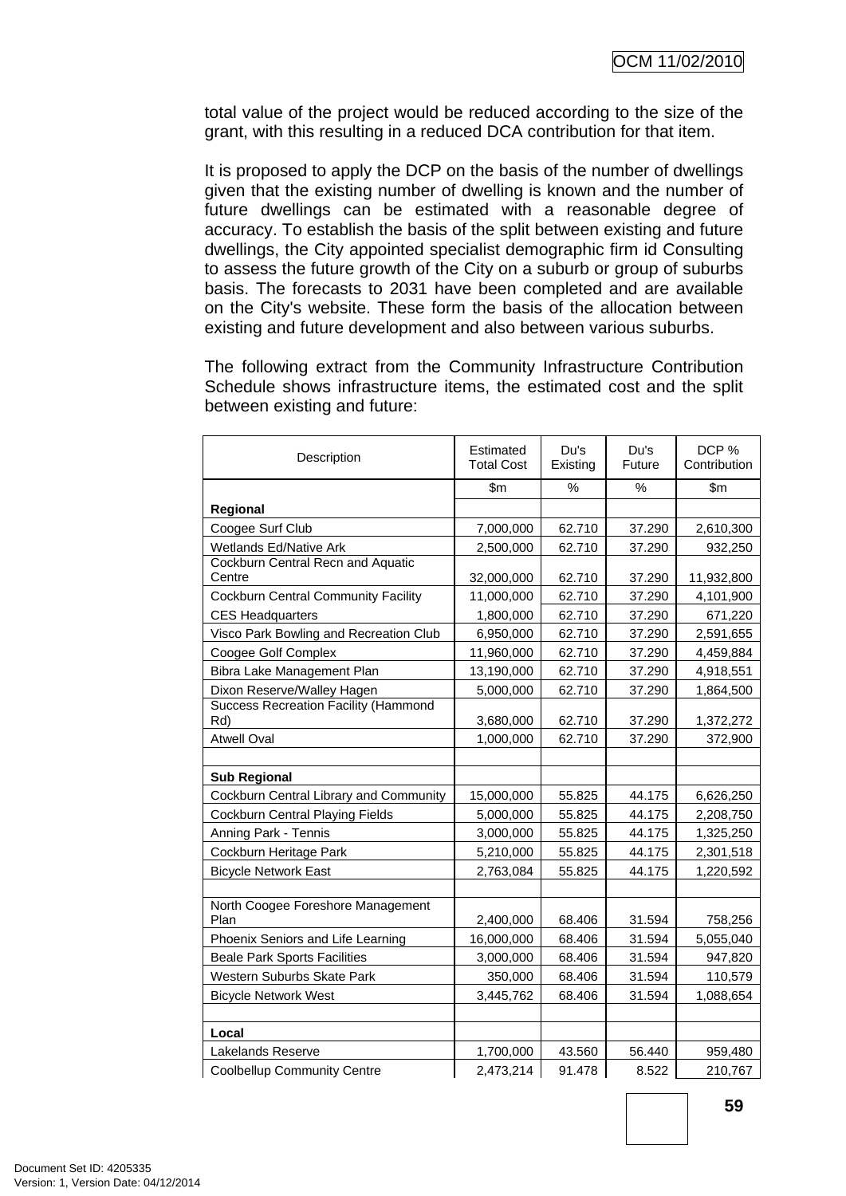total value of the project would be reduced according to the size of the grant, with this resulting in a reduced DCA contribution for that item.

It is proposed to apply the DCP on the basis of the number of dwellings given that the existing number of dwelling is known and the number of future dwellings can be estimated with a reasonable degree of accuracy. To establish the basis of the split between existing and future dwellings, the City appointed specialist demographic firm id Consulting to assess the future growth of the City on a suburb or group of suburbs basis. The forecasts to 2031 have been completed and are available on the City's website. These form the basis of the allocation between existing and future development and also between various suburbs.

The following extract from the Community Infrastructure Contribution Schedule shows infrastructure items, the estimated cost and the split between existing and future:

| Description | Estimated Total Cost | Du's Existing | Du's Future | DCP % Contribution |
|---|---|---|---|---|
| | $m | % | % | $m |
| **Regional** | | | | |
| Coogee Surf Club | 7,000,000 | 62.710 | 37.290 | 2,610,300 |
| Wetlands Ed/Native Ark | 2,500,000 | 62.710 | 37.290 | 932,250 |
| Cockburn Central Recn and Aquatic Centre | 32,000,000 | 62.710 | 37.290 | 11,932,800 |
| Cockburn Central Community Facility | 11,000,000 | 62.710 | 37.290 | 4,101,900 |
| CES Headquarters | 1,800,000 | 62.710 | 37.290 | 671,220 |
| Visco Park Bowling and Recreation Club | 6,950,000 | 62.710 | 37.290 | 2,591,655 |
| Coogee Golf Complex | 11,960,000 | 62.710 | 37.290 | 4,459,884 |
| Bibra Lake Management Plan | 13,190,000 | 62.710 | 37.290 | 4,918,551 |
| Dixon Reserve/Walley Hagen | 5,000,000 | 62.710 | 37.290 | 1,864,500 |
| Success Recreation Facility (Hammond Rd) | 3,680,000 | 62.710 | 37.290 | 1,372,272 |
| Atwell Oval | 1,000,000 | 62.710 | 37.290 | 372,900 |
| | | | | |
| **Sub Regional** | | | | |
| Cockburn Central Library and Community | 15,000,000 | 55.825 | 44.175 | 6,626,250 |
| Cockburn Central Playing Fields | 5,000,000 | 55.825 | 44.175 | 2,208,750 |
| Anning Park - Tennis | 3,000,000 | 55.825 | 44.175 | 1,325,250 |
| Cockburn Heritage Park | 5,210,000 | 55.825 | 44.175 | 2,301,518 |
| Bicycle Network East | 2,763,084 | 55.825 | 44.175 | 1,220,592 |
| | | | | |
| North Coogee Foreshore Management Plan | 2,400,000 | 68.406 | 31.594 | 758,256 |
| Phoenix Seniors and Life Learning | 16,000,000 | 68.406 | 31.594 | 5,055,040 |
| Beale Park Sports Facilities | 3,000,000 | 68.406 | 31.594 | 947,820 |
| Western Suburbs Skate Park | 350,000 | 68.406 | 31.594 | 110,579 |
| Bicycle Network West | 3,445,762 | 68.406 | 31.594 | 1,088,654 |
| | | | | |
| **Local** | | | | |
| Lakelands Reserve | 1,700,000 | 43.560 | 56.440 | 959,480 |
| Coolbellup Community Centre | 2,473,214 | 91.478 | 8.522 | 210,767 |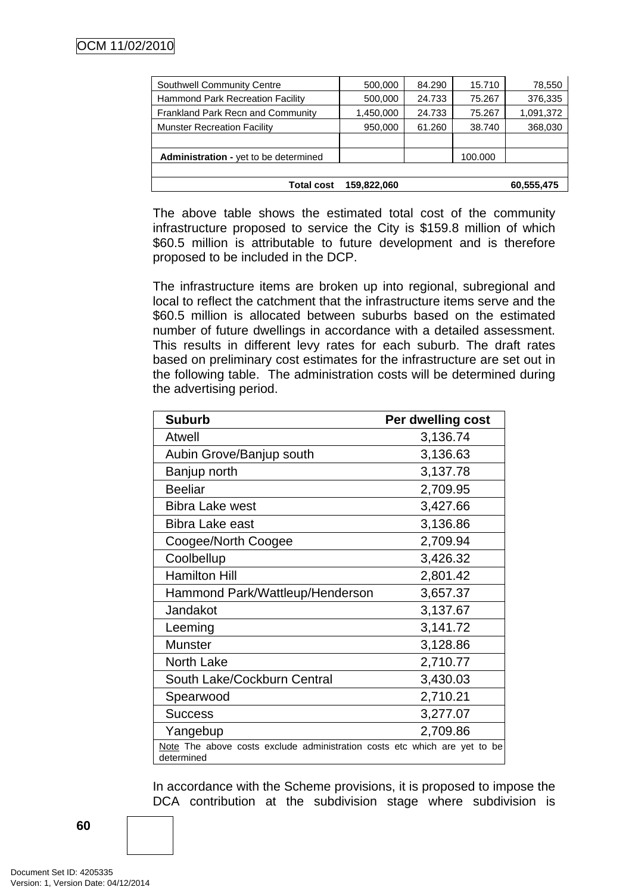| | | | | |
|---|---|---|---|---|
| Southwell Community Centre | 500,000 | 84.290 | 15.710 | 78,550 |
| Hammond Park Recreation Facility | 500,000 | 24.733 | 75.267 | 376,335 |
| Frankland Park Recn and Community | 1,450,000 | 24.733 | 75.267 | 1,091,372 |
| Munster Recreation Facility | 950,000 | 61.260 | 38.740 | 368,030 |
| | | | | |
| **Administration -** yet to be determined | | | 100.000 | |
| | | | | |
| **Total cost** | **159,822,060** | | | **60,555,475** |

The above table shows the estimated total cost of the community infrastructure proposed to service the City is $159.8 million of which $60.5 million is attributable to future development and is therefore proposed to be included in the DCP.

The infrastructure items are broken up into regional, subregional and local to reflect the catchment that the infrastructure items serve and the $60.5 million is allocated between suburbs based on the estimated number of future dwellings in accordance with a detailed assessment. This results in different levy rates for each suburb. The draft rates based on preliminary cost estimates for the infrastructure are set out in the following table. The administration costs will be determined during the advertising period.

| Suburb | Per dwelling cost |
|---|---|
| Atwell | 3,136.74 |
| Aubin Grove/Banjup south | 3,136.63 |
| Banjup north | 3,137.78 |
| Beeliar | 2,709.95 |
| Bibra Lake west | 3,427.66 |
| Bibra Lake east | 3,136.86 |
| Coogee/North Coogee | 2,709.94 |
| Coolbellup | 3,426.32 |
| Hamilton Hill | 2,801.42 |
| Hammond Park/Wattleup/Henderson | 3,657.37 |
| Jandakot | 3,137.67 |
| Leeming | 3,141.72 |
| Munster | 3,128.86 |
| North Lake | 2,710.77 |
| South Lake/Cockburn Central | 3,430.03 |
| Spearwood | 2,710.21 |
| Success | 3,277.07 |
| Yangebup | 2,709.86 |
| Note The above costs exclude administration costs etc which are yet to be determined | |

In accordance with the Scheme provisions, it is proposed to impose the DCA contribution at the subdivision stage where subdivision is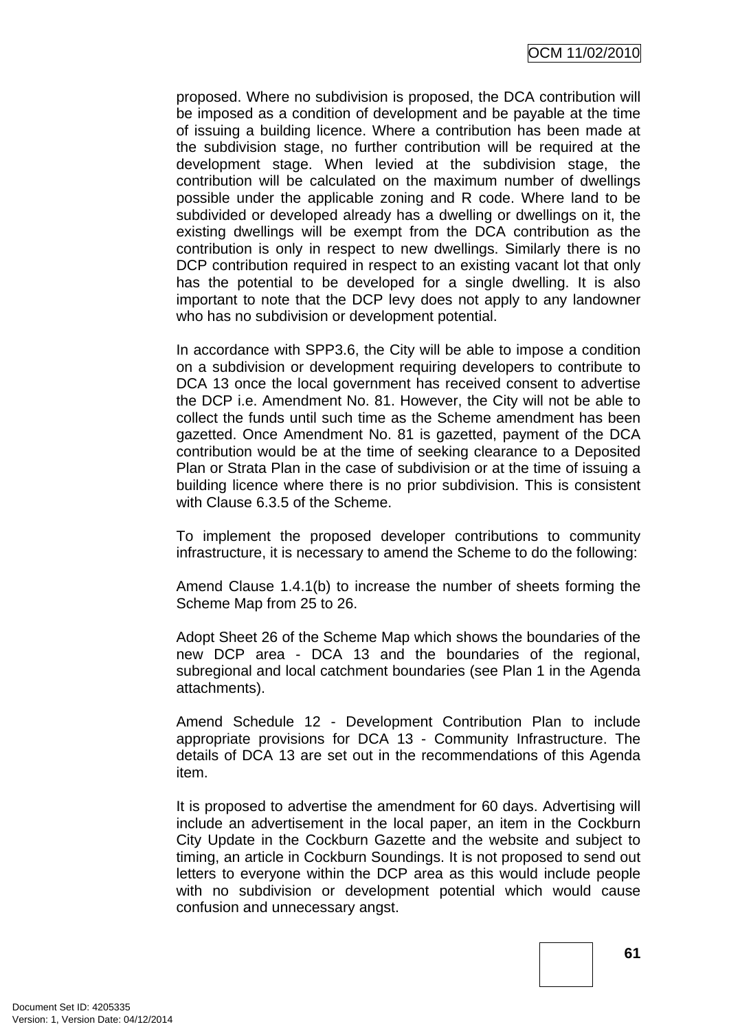proposed. Where no subdivision is proposed, the DCA contribution will be imposed as a condition of development and be payable at the time of issuing a building licence. Where a contribution has been made at the subdivision stage, no further contribution will be required at the development stage. When levied at the subdivision stage, the contribution will be calculated on the maximum number of dwellings possible under the applicable zoning and R code. Where land to be subdivided or developed already has a dwelling or dwellings on it, the existing dwellings will be exempt from the DCA contribution as the contribution is only in respect to new dwellings. Similarly there is no DCP contribution required in respect to an existing vacant lot that only has the potential to be developed for a single dwelling. It is also important to note that the DCP levy does not apply to any landowner who has no subdivision or development potential.

In accordance with SPP3.6, the City will be able to impose a condition on a subdivision or development requiring developers to contribute to DCA 13 once the local government has received consent to advertise the DCP i.e. Amendment No. 81. However, the City will not be able to collect the funds until such time as the Scheme amendment has been gazetted. Once Amendment No. 81 is gazetted, payment of the DCA contribution would be at the time of seeking clearance to a Deposited Plan or Strata Plan in the case of subdivision or at the time of issuing a building licence where there is no prior subdivision. This is consistent with Clause 6.3.5 of the Scheme.

To implement the proposed developer contributions to community infrastructure, it is necessary to amend the Scheme to do the following:

Amend Clause 1.4.1(b) to increase the number of sheets forming the Scheme Map from 25 to 26.

Adopt Sheet 26 of the Scheme Map which shows the boundaries of the new DCP area - DCA 13 and the boundaries of the regional, subregional and local catchment boundaries (see Plan 1 in the Agenda attachments).

Amend Schedule 12 - Development Contribution Plan to include appropriate provisions for DCA 13 - Community Infrastructure. The details of DCA 13 are set out in the recommendations of this Agenda item.

It is proposed to advertise the amendment for 60 days. Advertising will include an advertisement in the local paper, an item in the Cockburn City Update in the Cockburn Gazette and the website and subject to timing, an article in Cockburn Soundings. It is not proposed to send out letters to everyone within the DCP area as this would include people with no subdivision or development potential which would cause confusion and unnecessary angst.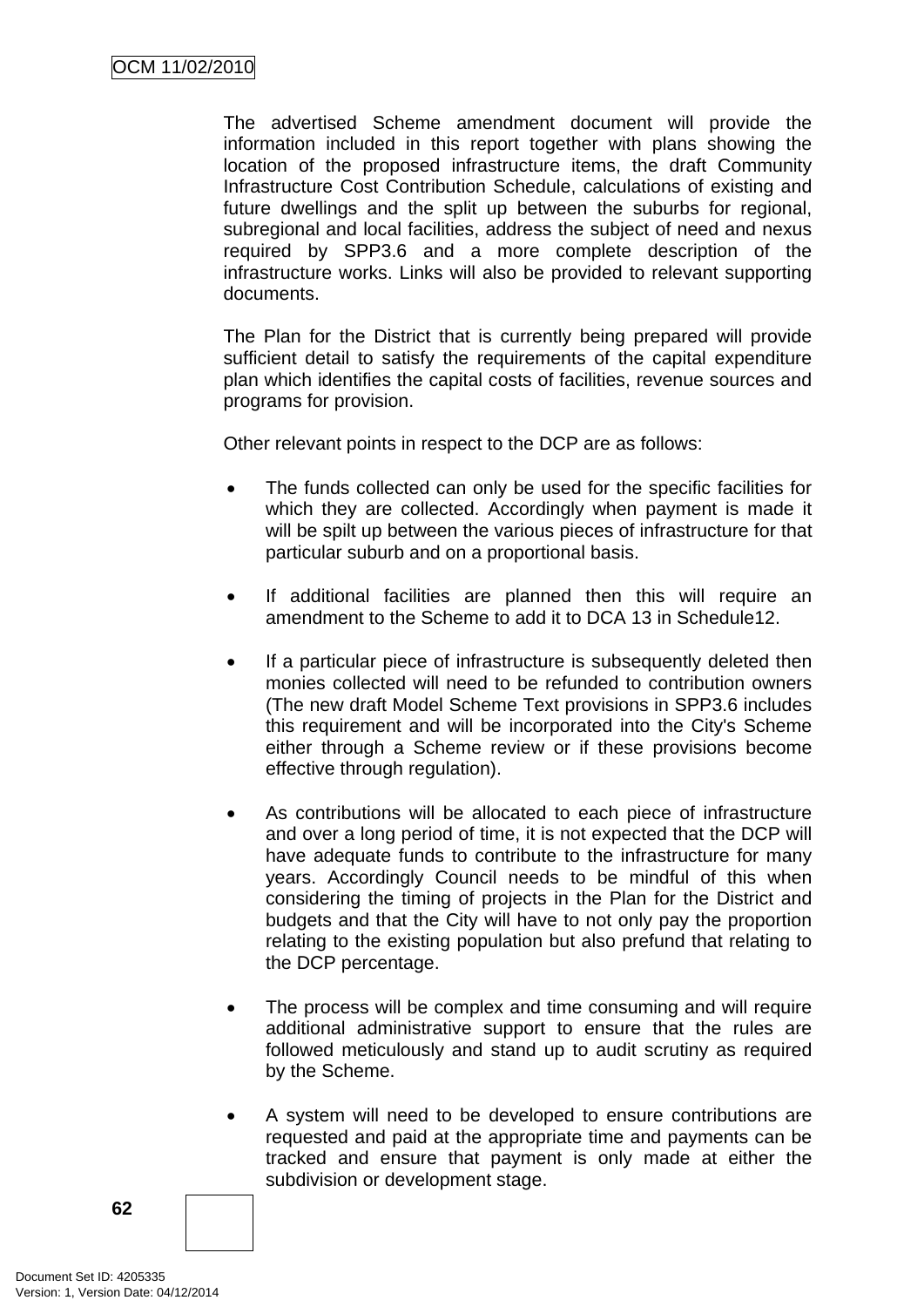The advertised Scheme amendment document will provide the information included in this report together with plans showing the location of the proposed infrastructure items, the draft Community Infrastructure Cost Contribution Schedule, calculations of existing and future dwellings and the split up between the suburbs for regional, subregional and local facilities, address the subject of need and nexus required by SPP3.6 and a more complete description of the infrastructure works. Links will also be provided to relevant supporting documents.

The Plan for the District that is currently being prepared will provide sufficient detail to satisfy the requirements of the capital expenditure plan which identifies the capital costs of facilities, revenue sources and programs for provision.

Other relevant points in respect to the DCP are as follows:

- The funds collected can only be used for the specific facilities for which they are collected. Accordingly when payment is made it will be spilt up between the various pieces of infrastructure for that particular suburb and on a proportional basis.

- If additional facilities are planned then this will require an amendment to the Scheme to add it to DCA 13 in Schedule12.

- If a particular piece of infrastructure is subsequently deleted then monies collected will need to be refunded to contribution owners (The new draft Model Scheme Text provisions in SPP3.6 includes this requirement and will be incorporated into the City's Scheme either through a Scheme review or if these provisions become effective through regulation).

- As contributions will be allocated to each piece of infrastructure and over a long period of time, it is not expected that the DCP will have adequate funds to contribute to the infrastructure for many years. Accordingly Council needs to be mindful of this when considering the timing of projects in the Plan for the District and budgets and that the City will have to not only pay the proportion relating to the existing population but also prefund that relating to the DCP percentage.

- The process will be complex and time consuming and will require additional administrative support to ensure that the rules are followed meticulously and stand up to audit scrutiny as required by the Scheme.

- A system will need to be developed to ensure contributions are requested and paid at the appropriate time and payments can be tracked and ensure that payment is only made at either the subdivision or development stage.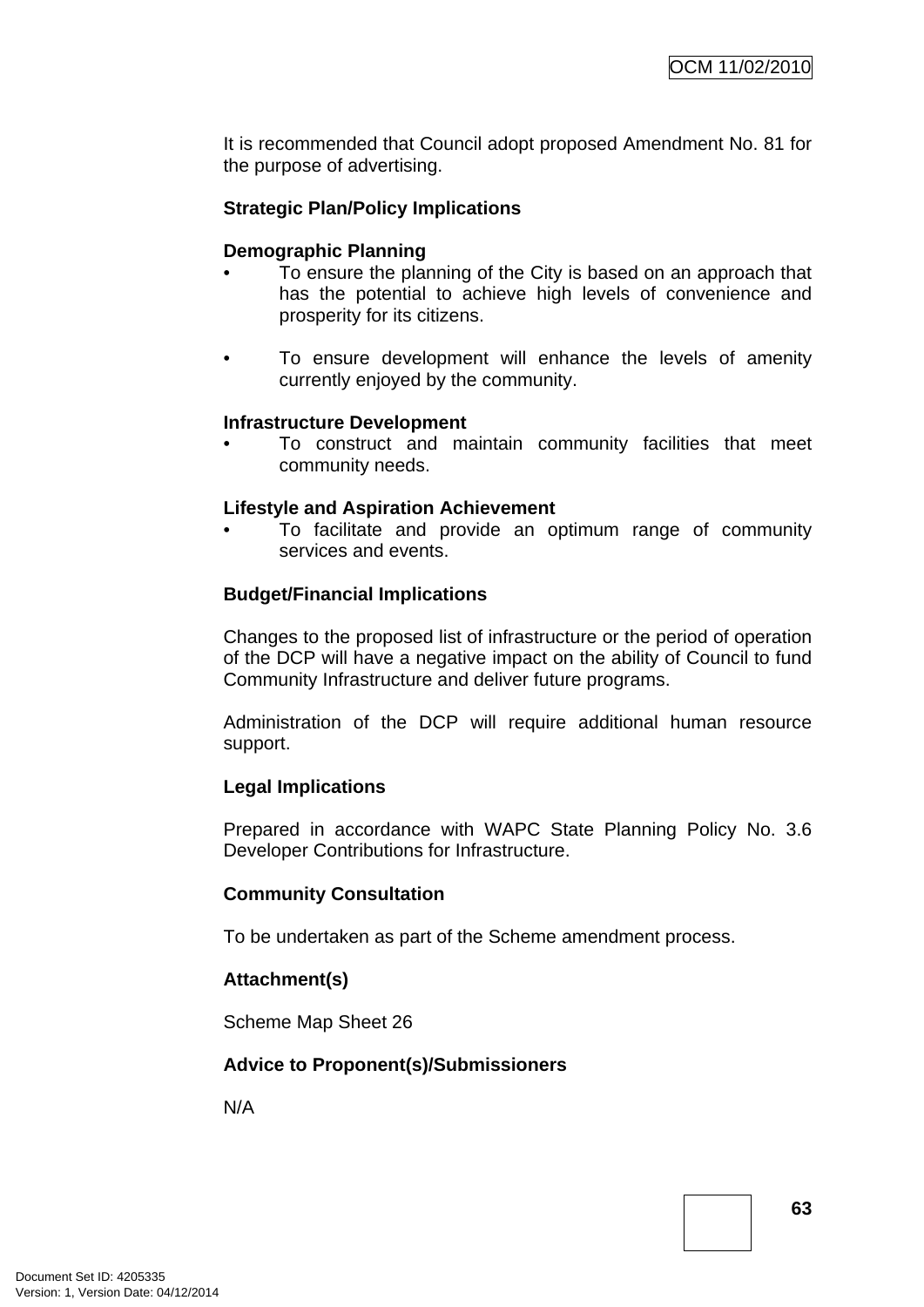It is recommended that Council adopt proposed Amendment No. 81 for the purpose of advertising.

**Strategic Plan/Policy Implications**

**Demographic Planning**

- To ensure the planning of the City is based on an approach that has the potential to achieve high levels of convenience and prosperity for its citizens.

- To ensure development will enhance the levels of amenity currently enjoyed by the community.

**Infrastructure Development**

- To construct and maintain community facilities that meet community needs.

**Lifestyle and Aspiration Achievement**

- To facilitate and provide an optimum range of community services and events.

**Budget/Financial Implications**

Changes to the proposed list of infrastructure or the period of operation of the DCP will have a negative impact on the ability of Council to fund Community Infrastructure and deliver future programs.

Administration of the DCP will require additional human resource support.

**Legal Implications**

Prepared in accordance with WAPC State Planning Policy No. 3.6 Developer Contributions for Infrastructure.

**Community Consultation**

To be undertaken as part of the Scheme amendment process.

**Attachment(s)**

Scheme Map Sheet 26

**Advice to Proponent(s)/Submissioners**

N/A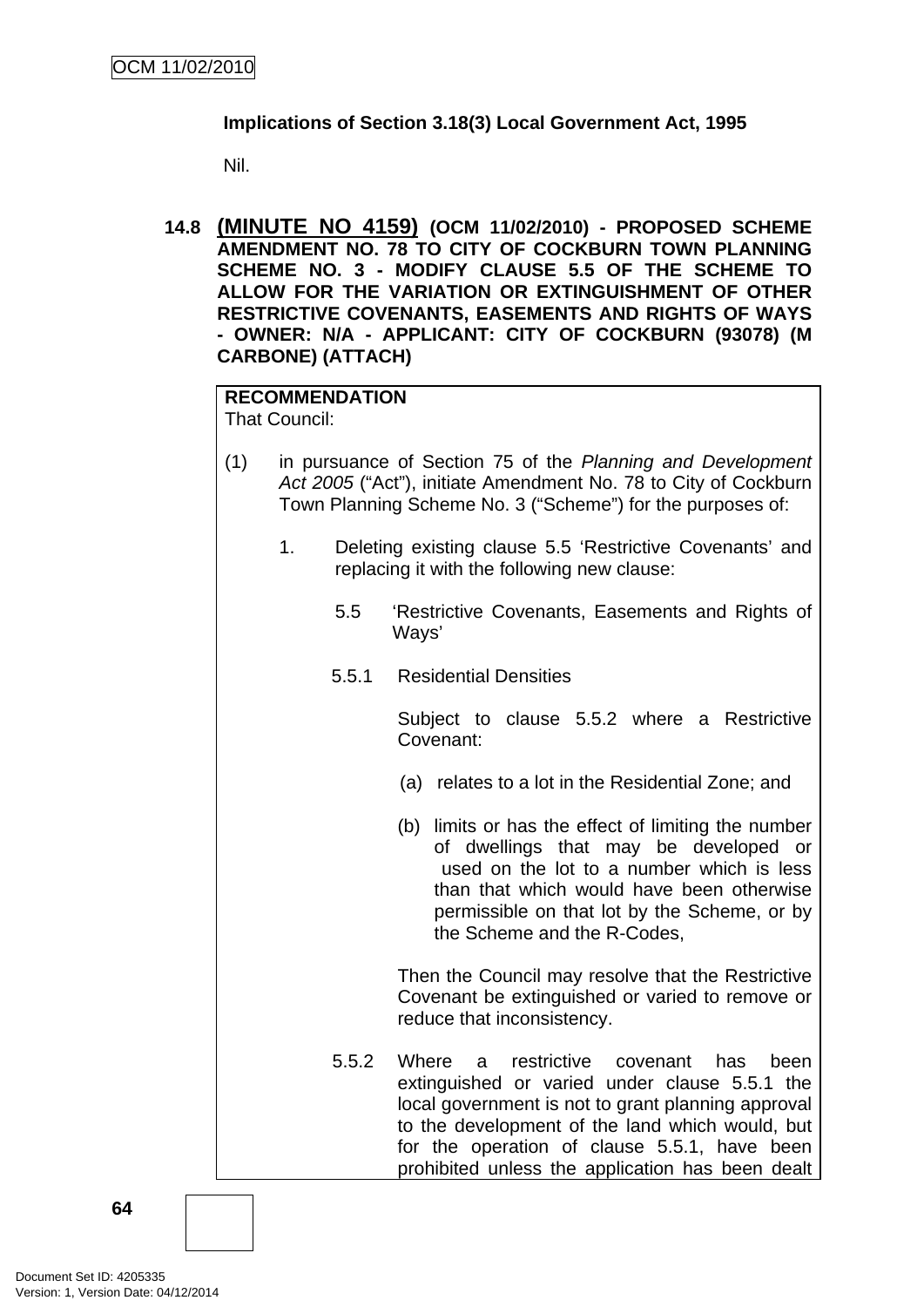**Implications of Section 3.18(3) Local Government Act, 1995**

Nil.

## 14.8 (MINUTE NO 4159) (OCM 11/02/2010) - PROPOSED SCHEME AMENDMENT NO. 78 TO CITY OF COCKBURN TOWN PLANNING SCHEME NO. 3 - MODIFY CLAUSE 5.5 OF THE SCHEME TO ALLOW FOR THE VARIATION OR EXTINGUISHMENT OF OTHER RESTRICTIVE COVENANTS, EASEMENTS AND RIGHTS OF WAYS - OWNER: N/A - APPLICANT: CITY OF COCKBURN (93078) (M CARBONE) (ATTACH)

**RECOMMENDATION**
That Council:

(1) in pursuance of Section 75 of the *Planning and Development Act 2005* ("Act"), initiate Amendment No. 78 to City of Cockburn Town Planning Scheme No. 3 ("Scheme") for the purposes of:

1. Deleting existing clause 5.5 'Restrictive Covenants' and replacing it with the following new clause:

5.5 'Restrictive Covenants, Easements and Rights of Ways'

5.5.1 Residential Densities

Subject to clause 5.5.2 where a Restrictive Covenant:

(a) relates to a lot in the Residential Zone; and

(b) limits or has the effect of limiting the number of dwellings that may be developed or used on the lot to a number which is less than that which would have been otherwise permissible on that lot by the Scheme, or by the Scheme and the R-Codes,

Then the Council may resolve that the Restrictive Covenant be extinguished or varied to remove or reduce that inconsistency.

5.5.2 Where a restrictive covenant has been extinguished or varied under clause 5.5.1 the local government is not to grant planning approval to the development of the land which would, but for the operation of clause 5.5.1, have been prohibited unless the application has been dealt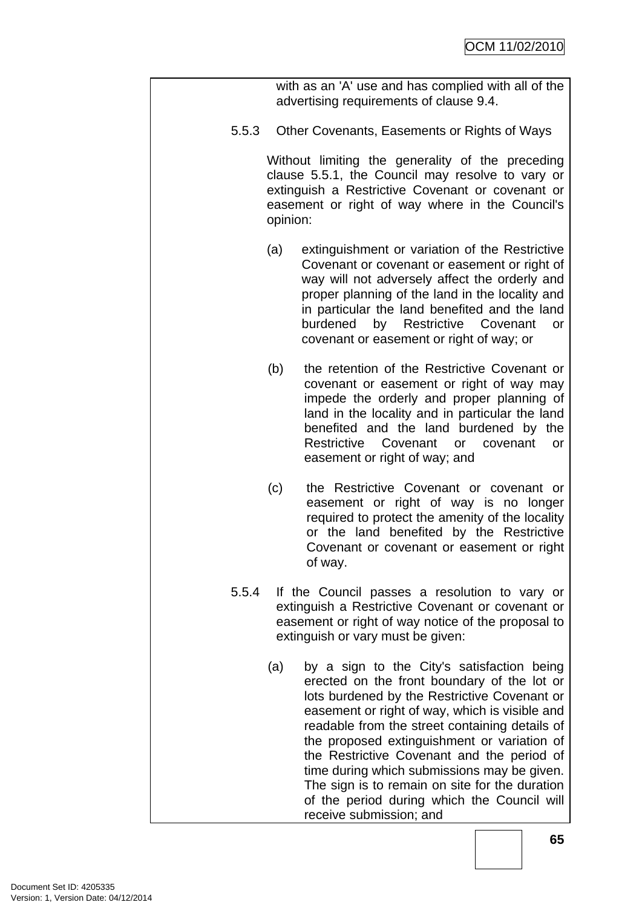with as an 'A' use and has complied with all of the advertising requirements of clause 9.4.

5.5.3 Other Covenants, Easements or Rights of Ways

Without limiting the generality of the preceding clause 5.5.1, the Council may resolve to vary or extinguish a Restrictive Covenant or covenant or easement or right of way where in the Council's opinion:

(a) extinguishment or variation of the Restrictive Covenant or covenant or easement or right of way will not adversely affect the orderly and proper planning of the land in the locality and in particular the land benefited and the land burdened by Restrictive Covenant or covenant or easement or right of way; or

(b) the retention of the Restrictive Covenant or covenant or easement or right of way may impede the orderly and proper planning of land in the locality and in particular the land benefited and the land burdened by the Restrictive Covenant or covenant or easement or right of way; and

(c) the Restrictive Covenant or covenant or easement or right of way is no longer required to protect the amenity of the locality or the land benefited by the Restrictive Covenant or covenant or easement or right of way.

5.5.4 If the Council passes a resolution to vary or extinguish a Restrictive Covenant or covenant or easement or right of way notice of the proposal to extinguish or vary must be given:

(a) by a sign to the City's satisfaction being erected on the front boundary of the lot or lots burdened by the Restrictive Covenant or easement or right of way, which is visible and readable from the street containing details of the proposed extinguishment or variation of the Restrictive Covenant and the period of time during which submissions may be given. The sign is to remain on site for the duration of the period during which the Council will receive submission; and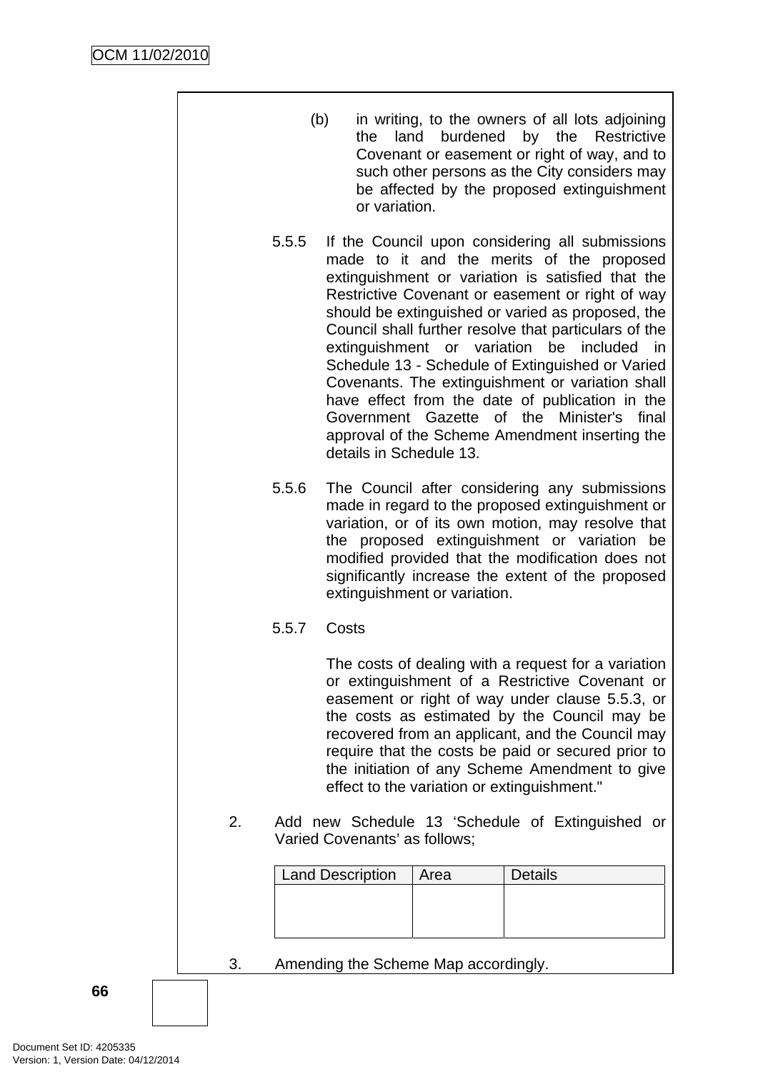(b) in writing, to the owners of all lots adjoining the land burdened by the Restrictive Covenant or easement or right of way, and to such other persons as the City considers may be affected by the proposed extinguishment or variation.

5.5.5 If the Council upon considering all submissions made to it and the merits of the proposed extinguishment or variation is satisfied that the Restrictive Covenant or easement or right of way should be extinguished or varied as proposed, the Council shall further resolve that particulars of the extinguishment or variation be included in Schedule 13 - Schedule of Extinguished or Varied Covenants. The extinguishment or variation shall have effect from the date of publication in the Government Gazette of the Minister's final approval of the Scheme Amendment inserting the details in Schedule 13.

5.5.6 The Council after considering any submissions made in regard to the proposed extinguishment or variation, or of its own motion, may resolve that the proposed extinguishment or variation be modified provided that the modification does not significantly increase the extent of the proposed extinguishment or variation.

5.5.7 Costs

The costs of dealing with a request for a variation or extinguishment of a Restrictive Covenant or easement or right of way under clause 5.5.3, or the costs as estimated by the Council may be recovered from an applicant, and the Council may require that the costs be paid or secured prior to the initiation of any Scheme Amendment to give effect to the variation or extinguishment."

2. Add new Schedule 13 'Schedule of Extinguished or Varied Covenants' as follows;

| Land Description | Area | Details |
|---|---|---|
| | | |

3. Amending the Scheme Map accordingly.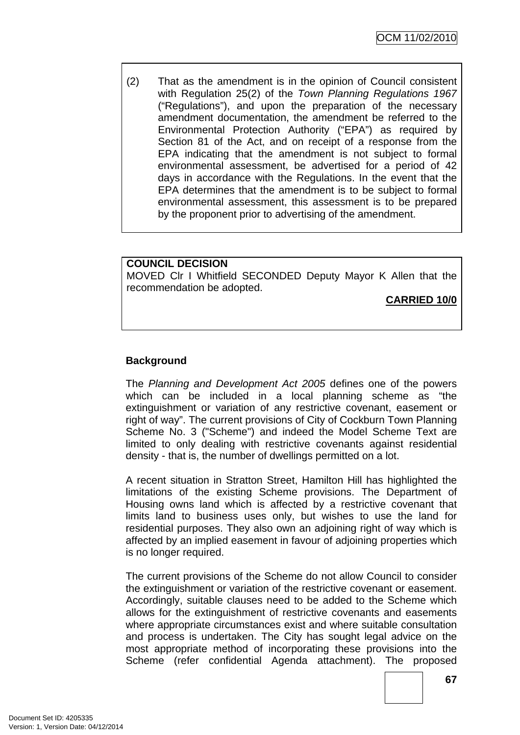(2) That as the amendment is in the opinion of Council consistent with Regulation 25(2) of the *Town Planning Regulations 1967* ("Regulations"), and upon the preparation of the necessary amendment documentation, the amendment be referred to the Environmental Protection Authority ("EPA") as required by Section 81 of the Act, and on receipt of a response from the EPA indicating that the amendment is not subject to formal environmental assessment, be advertised for a period of 42 days in accordance with the Regulations. In the event that the EPA determines that the amendment is to be subject to formal environmental assessment, this assessment is to be prepared by the proponent prior to advertising of the amendment.

**COUNCIL DECISION**

MOVED Clr I Whitfield SECONDED Deputy Mayor K Allen that the recommendation be adopted.

**CARRIED 10/0**

**Background**

The *Planning and Development Act 2005* defines one of the powers which can be included in a local planning scheme as "the extinguishment or variation of any restrictive covenant, easement or right of way". The current provisions of City of Cockburn Town Planning Scheme No. 3 ("Scheme") and indeed the Model Scheme Text are limited to only dealing with restrictive covenants against residential density - that is, the number of dwellings permitted on a lot.

A recent situation in Stratton Street, Hamilton Hill has highlighted the limitations of the existing Scheme provisions. The Department of Housing owns land which is affected by a restrictive covenant that limits land to business uses only, but wishes to use the land for residential purposes. They also own an adjoining right of way which is affected by an implied easement in favour of adjoining properties which is no longer required.

The current provisions of the Scheme do not allow Council to consider the extinguishment or variation of the restrictive covenant or easement. Accordingly, suitable clauses need to be added to the Scheme which allows for the extinguishment of restrictive covenants and easements where appropriate circumstances exist and where suitable consultation and process is undertaken. The City has sought legal advice on the most appropriate method of incorporating these provisions into the Scheme (refer confidential Agenda attachment). The proposed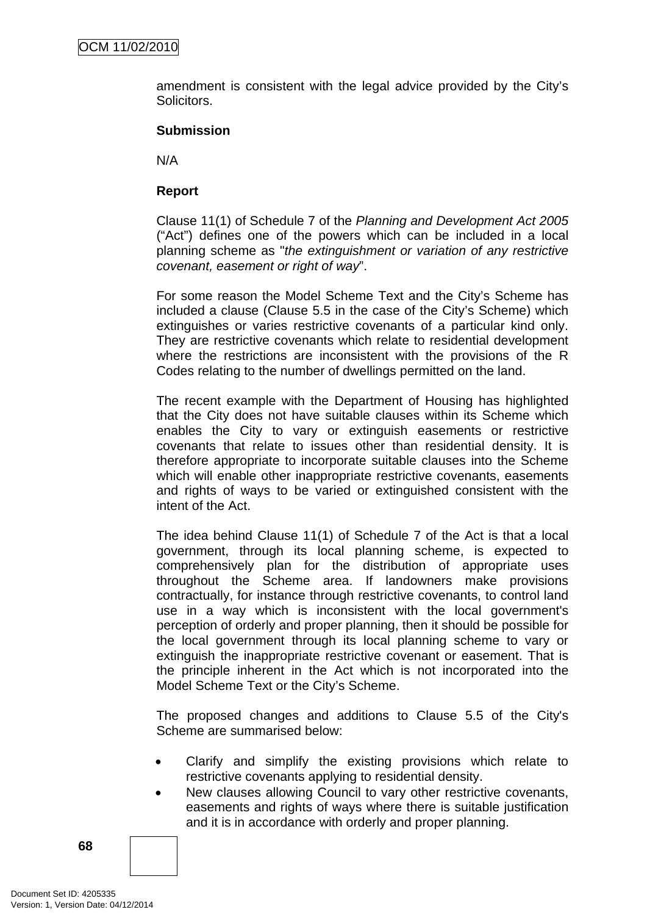amendment is consistent with the legal advice provided by the City's Solicitors.

**Submission**

N/A

**Report**

Clause 11(1) of Schedule 7 of the *Planning and Development Act 2005* ("Act") defines one of the powers which can be included in a local planning scheme as "*the extinguishment or variation of any restrictive covenant, easement or right of way*".

For some reason the Model Scheme Text and the City's Scheme has included a clause (Clause 5.5 in the case of the City's Scheme) which extinguishes or varies restrictive covenants of a particular kind only. They are restrictive covenants which relate to residential development where the restrictions are inconsistent with the provisions of the R Codes relating to the number of dwellings permitted on the land.

The recent example with the Department of Housing has highlighted that the City does not have suitable clauses within its Scheme which enables the City to vary or extinguish easements or restrictive covenants that relate to issues other than residential density. It is therefore appropriate to incorporate suitable clauses into the Scheme which will enable other inappropriate restrictive covenants, easements and rights of ways to be varied or extinguished consistent with the intent of the Act.

The idea behind Clause 11(1) of Schedule 7 of the Act is that a local government, through its local planning scheme, is expected to comprehensively plan for the distribution of appropriate uses throughout the Scheme area. If landowners make provisions contractually, for instance through restrictive covenants, to control land use in a way which is inconsistent with the local government's perception of orderly and proper planning, then it should be possible for the local government through its local planning scheme to vary or extinguish the inappropriate restrictive covenant or easement. That is the principle inherent in the Act which is not incorporated into the Model Scheme Text or the City's Scheme.

The proposed changes and additions to Clause 5.5 of the City's Scheme are summarised below:

- Clarify and simplify the existing provisions which relate to restrictive covenants applying to residential density.
- New clauses allowing Council to vary other restrictive covenants, easements and rights of ways where there is suitable justification and it is in accordance with orderly and proper planning.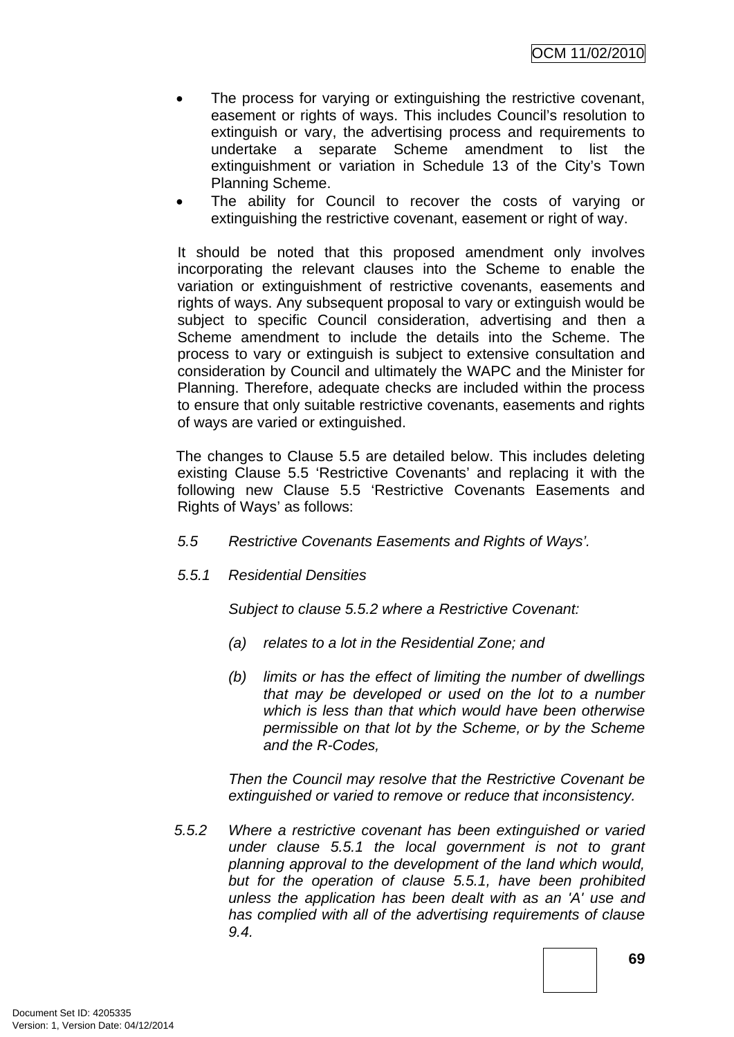- The process for varying or extinguishing the restrictive covenant, easement or rights of ways. This includes Council's resolution to extinguish or vary, the advertising process and requirements to undertake a separate Scheme amendment to list the extinguishment or variation in Schedule 13 of the City's Town Planning Scheme.
- The ability for Council to recover the costs of varying or extinguishing the restrictive covenant, easement or right of way.

It should be noted that this proposed amendment only involves incorporating the relevant clauses into the Scheme to enable the variation or extinguishment of restrictive covenants, easements and rights of ways. Any subsequent proposal to vary or extinguish would be subject to specific Council consideration, advertising and then a Scheme amendment to include the details into the Scheme. The process to vary or extinguish is subject to extensive consultation and consideration by Council and ultimately the WAPC and the Minister for Planning. Therefore, adequate checks are included within the process to ensure that only suitable restrictive covenants, easements and rights of ways are varied or extinguished.

The changes to Clause 5.5 are detailed below. This includes deleting existing Clause 5.5 'Restrictive Covenants' and replacing it with the following new Clause 5.5 'Restrictive Covenants Easements and Rights of Ways' as follows:

*5.5 Restrictive Covenants Easements and Rights of Ways'.*

*5.5.1 Residential Densities*

*Subject to clause 5.5.2 where a Restrictive Covenant:*

*(a) relates to a lot in the Residential Zone; and*

*(b) limits or has the effect of limiting the number of dwellings that may be developed or used on the lot to a number which is less than that which would have been otherwise permissible on that lot by the Scheme, or by the Scheme and the R-Codes,*

*Then the Council may resolve that the Restrictive Covenant be extinguished or varied to remove or reduce that inconsistency.*

*5.5.2 Where a restrictive covenant has been extinguished or varied under clause 5.5.1 the local government is not to grant planning approval to the development of the land which would, but for the operation of clause 5.5.1, have been prohibited unless the application has been dealt with as an 'A' use and has complied with all of the advertising requirements of clause 9.4.*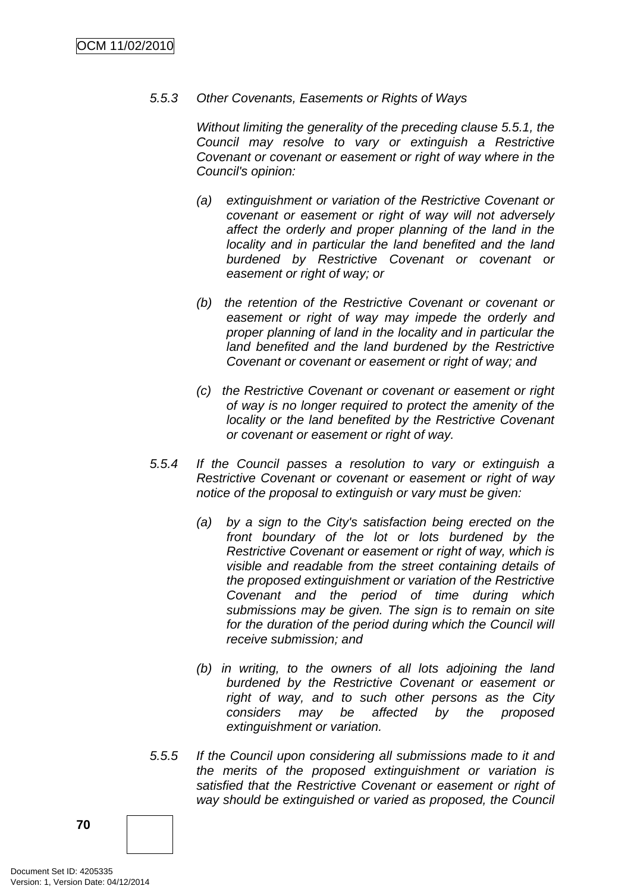*5.5.3 Other Covenants, Easements or Rights of Ways*

*Without limiting the generality of the preceding clause 5.5.1, the Council may resolve to vary or extinguish a Restrictive Covenant or covenant or easement or right of way where in the Council's opinion:*

*(a) extinguishment or variation of the Restrictive Covenant or covenant or easement or right of way will not adversely affect the orderly and proper planning of the land in the locality and in particular the land benefited and the land burdened by Restrictive Covenant or covenant or easement or right of way; or*

*(b) the retention of the Restrictive Covenant or covenant or easement or right of way may impede the orderly and proper planning of land in the locality and in particular the land benefited and the land burdened by the Restrictive Covenant or covenant or easement or right of way; and*

*(c) the Restrictive Covenant or covenant or easement or right of way is no longer required to protect the amenity of the locality or the land benefited by the Restrictive Covenant or covenant or easement or right of way.*

*5.5.4 If the Council passes a resolution to vary or extinguish a Restrictive Covenant or covenant or easement or right of way notice of the proposal to extinguish or vary must be given:*

*(a) by a sign to the City's satisfaction being erected on the front boundary of the lot or lots burdened by the Restrictive Covenant or easement or right of way, which is visible and readable from the street containing details of the proposed extinguishment or variation of the Restrictive Covenant and the period of time during which submissions may be given. The sign is to remain on site for the duration of the period during which the Council will receive submission; and*

*(b) in writing, to the owners of all lots adjoining the land burdened by the Restrictive Covenant or easement or right of way, and to such other persons as the City considers may be affected by the proposed extinguishment or variation.*

*5.5.5 If the Council upon considering all submissions made to it and the merits of the proposed extinguishment or variation is satisfied that the Restrictive Covenant or easement or right of way should be extinguished or varied as proposed, the Council*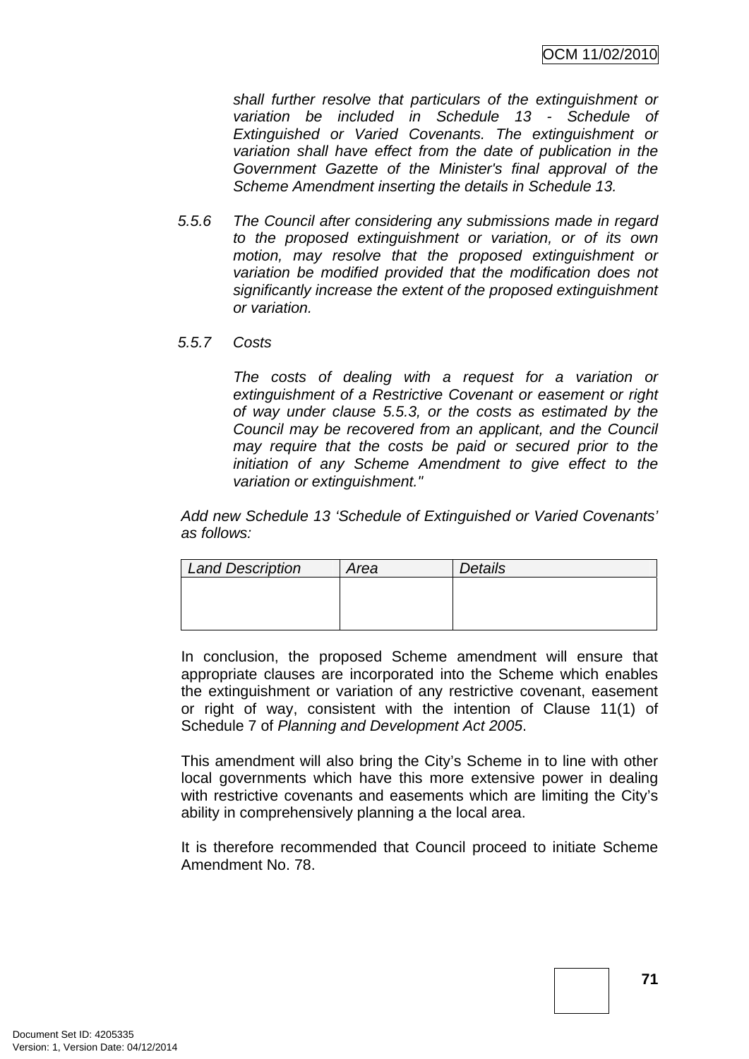*shall further resolve that particulars of the extinguishment or variation be included in Schedule 13 - Schedule of Extinguished or Varied Covenants. The extinguishment or variation shall have effect from the date of publication in the Government Gazette of the Minister's final approval of the Scheme Amendment inserting the details in Schedule 13.*

*5.5.6 The Council after considering any submissions made in regard to the proposed extinguishment or variation, or of its own motion, may resolve that the proposed extinguishment or variation be modified provided that the modification does not significantly increase the extent of the proposed extinguishment or variation.*

*5.5.7 Costs*

*The costs of dealing with a request for a variation or extinguishment of a Restrictive Covenant or easement or right of way under clause 5.5.3, or the costs as estimated by the Council may be recovered from an applicant, and the Council may require that the costs be paid or secured prior to the initiation of any Scheme Amendment to give effect to the variation or extinguishment."*

*Add new Schedule 13 'Schedule of Extinguished or Varied Covenants' as follows:*

| *Land Description* | *Area* | *Details* |
|---|---|---|
| | | |

In conclusion, the proposed Scheme amendment will ensure that appropriate clauses are incorporated into the Scheme which enables the extinguishment or variation of any restrictive covenant, easement or right of way, consistent with the intention of Clause 11(1) of Schedule 7 of *Planning and Development Act 2005*.

This amendment will also bring the City's Scheme in to line with other local governments which have this more extensive power in dealing with restrictive covenants and easements which are limiting the City's ability in comprehensively planning a the local area.

It is therefore recommended that Council proceed to initiate Scheme Amendment No. 78.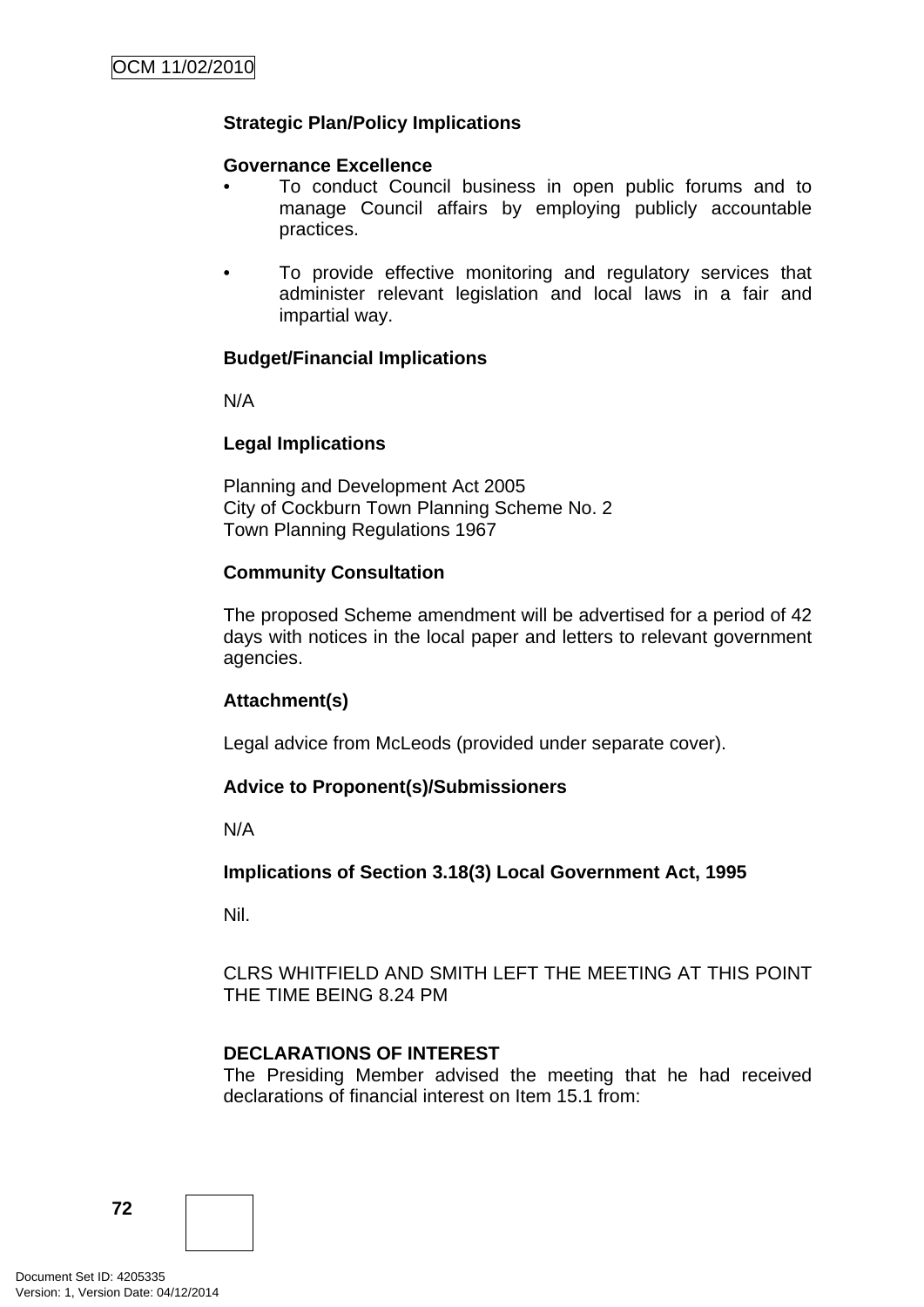**Strategic Plan/Policy Implications**

**Governance Excellence**

- To conduct Council business in open public forums and to manage Council affairs by employing publicly accountable practices.

- To provide effective monitoring and regulatory services that administer relevant legislation and local laws in a fair and impartial way.

**Budget/Financial Implications**

N/A

**Legal Implications**

Planning and Development Act 2005
City of Cockburn Town Planning Scheme No. 2
Town Planning Regulations 1967

**Community Consultation**

The proposed Scheme amendment will be advertised for a period of 42 days with notices in the local paper and letters to relevant government agencies.

**Attachment(s)**

Legal advice from McLeods (provided under separate cover).

**Advice to Proponent(s)/Submissioners**

N/A

**Implications of Section 3.18(3) Local Government Act, 1995**

Nil.

CLRS WHITFIELD AND SMITH LEFT THE MEETING AT THIS POINT THE TIME BEING 8.24 PM

**DECLARATIONS OF INTEREST**

The Presiding Member advised the meeting that he had received declarations of financial interest on Item 15.1 from: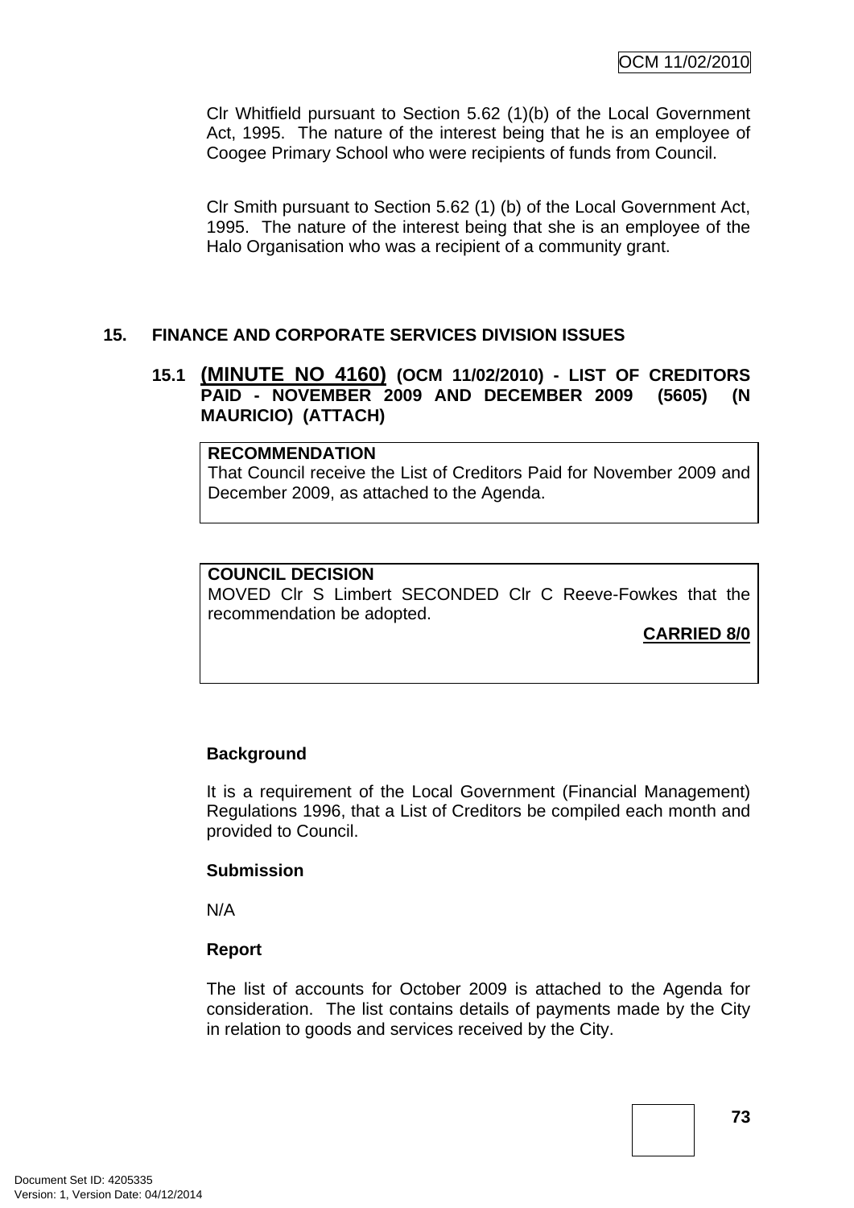Clr Whitfield pursuant to Section 5.62 (1)(b) of the Local Government Act, 1995. The nature of the interest being that he is an employee of Coogee Primary School who were recipients of funds from Council.

Clr Smith pursuant to Section 5.62 (1) (b) of the Local Government Act, 1995. The nature of the interest being that she is an employee of the Halo Organisation who was a recipient of a community grant.

## 15. FINANCE AND CORPORATE SERVICES DIVISION ISSUES

### 15.1 (MINUTE NO 4160) (OCM 11/02/2010) - LIST OF CREDITORS PAID - NOVEMBER 2009 AND DECEMBER 2009 (5605) (N MAURICIO) (ATTACH)

**RECOMMENDATION**
That Council receive the List of Creditors Paid for November 2009 and December 2009, as attached to the Agenda.

**COUNCIL DECISION**
MOVED Clr S Limbert SECONDED Clr C Reeve-Fowkes that the recommendation be adopted.

**CARRIED 8/0**

**Background**

It is a requirement of the Local Government (Financial Management) Regulations 1996, that a List of Creditors be compiled each month and provided to Council.

**Submission**

N/A

**Report**

The list of accounts for October 2009 is attached to the Agenda for consideration. The list contains details of payments made by the City in relation to goods and services received by the City.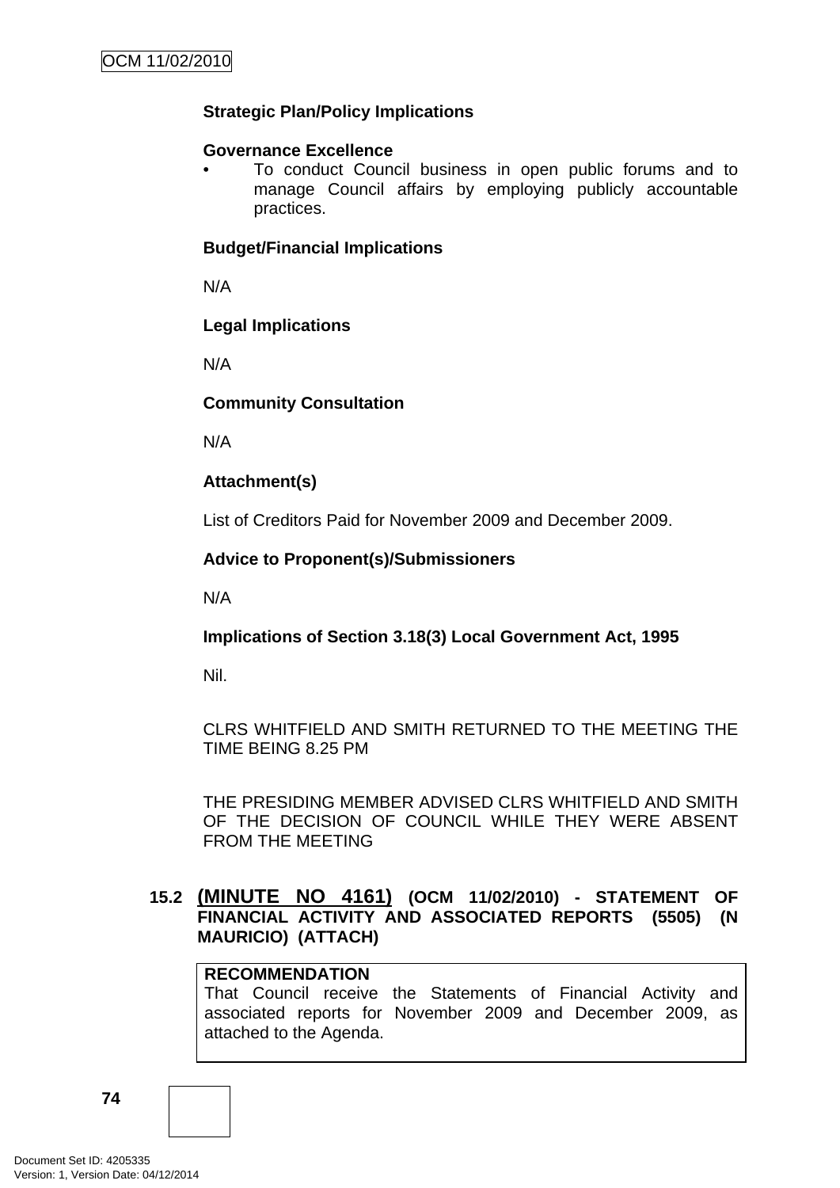**Strategic Plan/Policy Implications**

**Governance Excellence**

- To conduct Council business in open public forums and to manage Council affairs by employing publicly accountable practices.

**Budget/Financial Implications**

N/A

**Legal Implications**

N/A

**Community Consultation**

N/A

**Attachment(s)**

List of Creditors Paid for November 2009 and December 2009.

**Advice to Proponent(s)/Submissioners**

N/A

**Implications of Section 3.18(3) Local Government Act, 1995**

Nil.

CLRS WHITFIELD AND SMITH RETURNED TO THE MEETING THE TIME BEING 8.25 PM

THE PRESIDING MEMBER ADVISED CLRS WHITFIELD AND SMITH OF THE DECISION OF COUNCIL WHILE THEY WERE ABSENT FROM THE MEETING

### 15.2 (MINUTE NO 4161) (OCM 11/02/2010) - STATEMENT OF FINANCIAL ACTIVITY AND ASSOCIATED REPORTS (5505) (N MAURICIO) (ATTACH)

**RECOMMENDATION**

That Council receive the Statements of Financial Activity and associated reports for November 2009 and December 2009, as attached to the Agenda.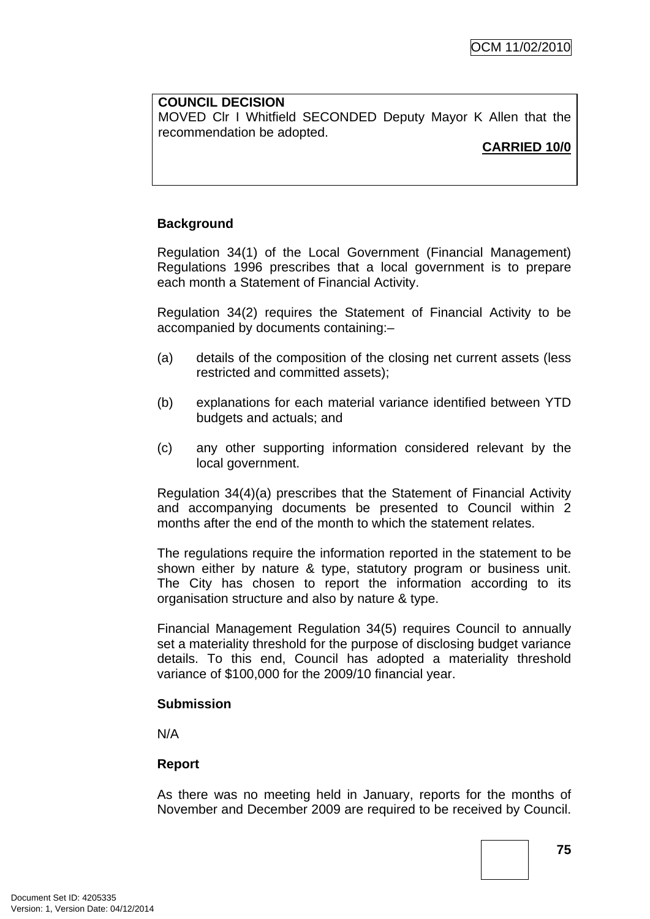**COUNCIL DECISION**
MOVED Clr I Whitfield SECONDED Deputy Mayor K Allen that the recommendation be adopted.

**CARRIED 10/0**

**Background**

Regulation 34(1) of the Local Government (Financial Management) Regulations 1996 prescribes that a local government is to prepare each month a Statement of Financial Activity.

Regulation 34(2) requires the Statement of Financial Activity to be accompanied by documents containing:–

(a) details of the composition of the closing net current assets (less restricted and committed assets);

(b) explanations for each material variance identified between YTD budgets and actuals; and

(c) any other supporting information considered relevant by the local government.

Regulation 34(4)(a) prescribes that the Statement of Financial Activity and accompanying documents be presented to Council within 2 months after the end of the month to which the statement relates.

The regulations require the information reported in the statement to be shown either by nature & type, statutory program or business unit. The City has chosen to report the information according to its organisation structure and also by nature & type.

Financial Management Regulation 34(5) requires Council to annually set a materiality threshold for the purpose of disclosing budget variance details. To this end, Council has adopted a materiality threshold variance of $100,000 for the 2009/10 financial year.

**Submission**

N/A

**Report**

As there was no meeting held in January, reports for the months of November and December 2009 are required to be received by Council.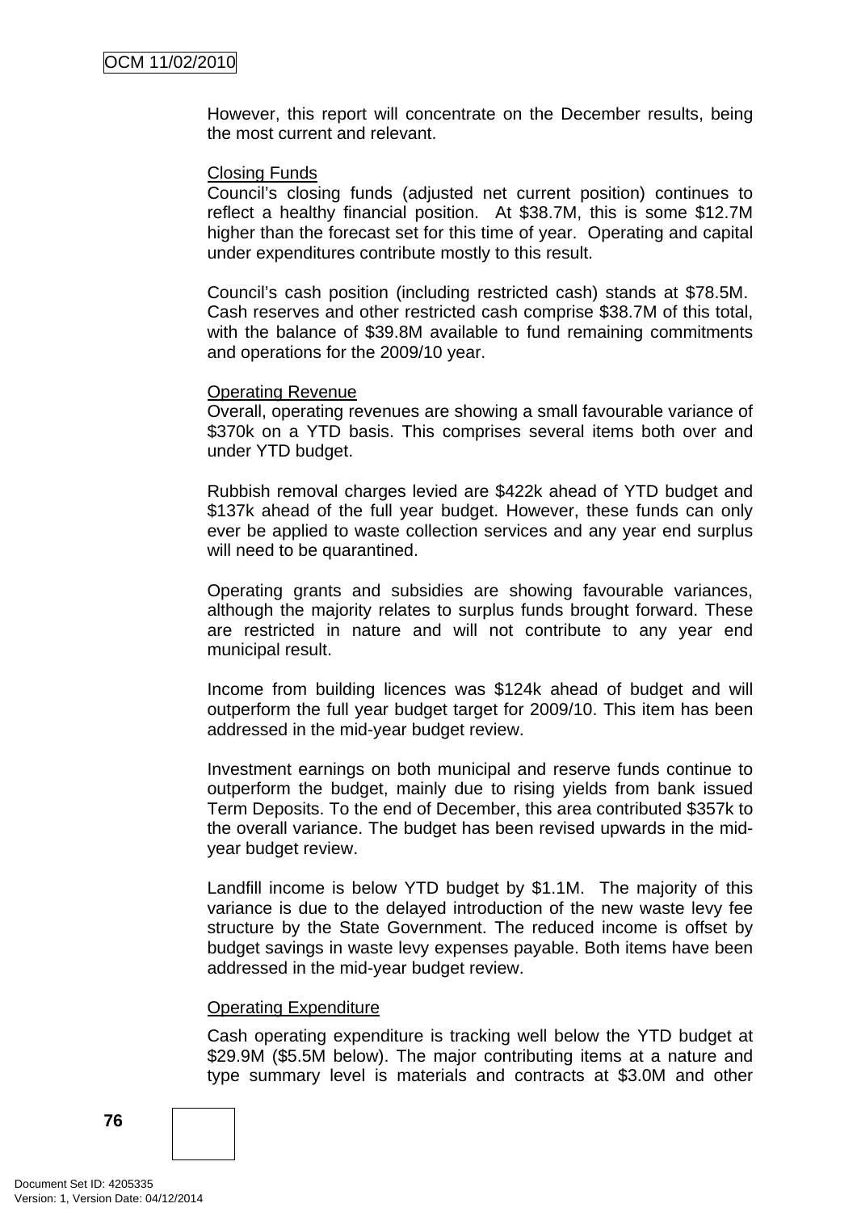However, this report will concentrate on the December results, being the most current and relevant.

Closing Funds

Council's closing funds (adjusted net current position) continues to reflect a healthy financial position. At $38.7M, this is some $12.7M higher than the forecast set for this time of year. Operating and capital under expenditures contribute mostly to this result.

Council's cash position (including restricted cash) stands at $78.5M. Cash reserves and other restricted cash comprise $38.7M of this total, with the balance of $39.8M available to fund remaining commitments and operations for the 2009/10 year.

Operating Revenue

Overall, operating revenues are showing a small favourable variance of $370k on a YTD basis. This comprises several items both over and under YTD budget.

Rubbish removal charges levied are $422k ahead of YTD budget and $137k ahead of the full year budget. However, these funds can only ever be applied to waste collection services and any year end surplus will need to be quarantined.

Operating grants and subsidies are showing favourable variances, although the majority relates to surplus funds brought forward. These are restricted in nature and will not contribute to any year end municipal result.

Income from building licences was $124k ahead of budget and will outperform the full year budget target for 2009/10. This item has been addressed in the mid-year budget review.

Investment earnings on both municipal and reserve funds continue to outperform the budget, mainly due to rising yields from bank issued Term Deposits. To the end of December, this area contributed $357k to the overall variance. The budget has been revised upwards in the mid-year budget review.

Landfill income is below YTD budget by $1.1M. The majority of this variance is due to the delayed introduction of the new waste levy fee structure by the State Government. The reduced income is offset by budget savings in waste levy expenses payable. Both items have been addressed in the mid-year budget review.

Operating Expenditure

Cash operating expenditure is tracking well below the YTD budget at $29.9M ($5.5M below). The major contributing items at a nature and type summary level is materials and contracts at $3.0M and other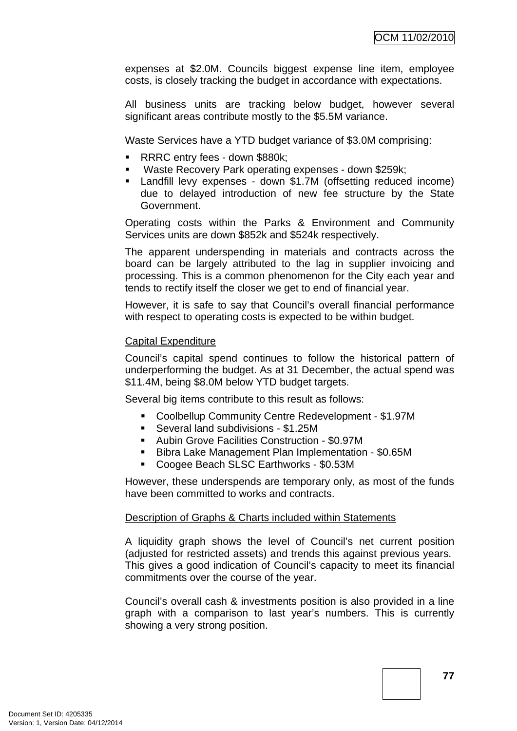expenses at $2.0M. Councils biggest expense line item, employee costs, is closely tracking the budget in accordance with expectations.

All business units are tracking below budget, however several significant areas contribute mostly to the $5.5M variance.

Waste Services have a YTD budget variance of $3.0M comprising:

- RRRC entry fees - down $880k;
- Waste Recovery Park operating expenses - down $259k;
- Landfill levy expenses - down $1.7M (offsetting reduced income) due to delayed introduction of new fee structure by the State Government.

Operating costs within the Parks & Environment and Community Services units are down $852k and $524k respectively.

The apparent underspending in materials and contracts across the board can be largely attributed to the lag in supplier invoicing and processing. This is a common phenomenon for the City each year and tends to rectify itself the closer we get to end of financial year.

However, it is safe to say that Council's overall financial performance with respect to operating costs is expected to be within budget.

Capital Expenditure

Council's capital spend continues to follow the historical pattern of underperforming the budget. As at 31 December, the actual spend was $11.4M, being $8.0M below YTD budget targets.

Several big items contribute to this result as follows:

- Coolbellup Community Centre Redevelopment - $1.97M
- Several land subdivisions - $1.25M
- Aubin Grove Facilities Construction - $0.97M
- Bibra Lake Management Plan Implementation - $0.65M
- Coogee Beach SLSC Earthworks - $0.53M

However, these underspends are temporary only, as most of the funds have been committed to works and contracts.

Description of Graphs & Charts included within Statements

A liquidity graph shows the level of Council's net current position (adjusted for restricted assets) and trends this against previous years. This gives a good indication of Council's capacity to meet its financial commitments over the course of the year.

Council's overall cash & investments position is also provided in a line graph with a comparison to last year's numbers. This is currently showing a very strong position.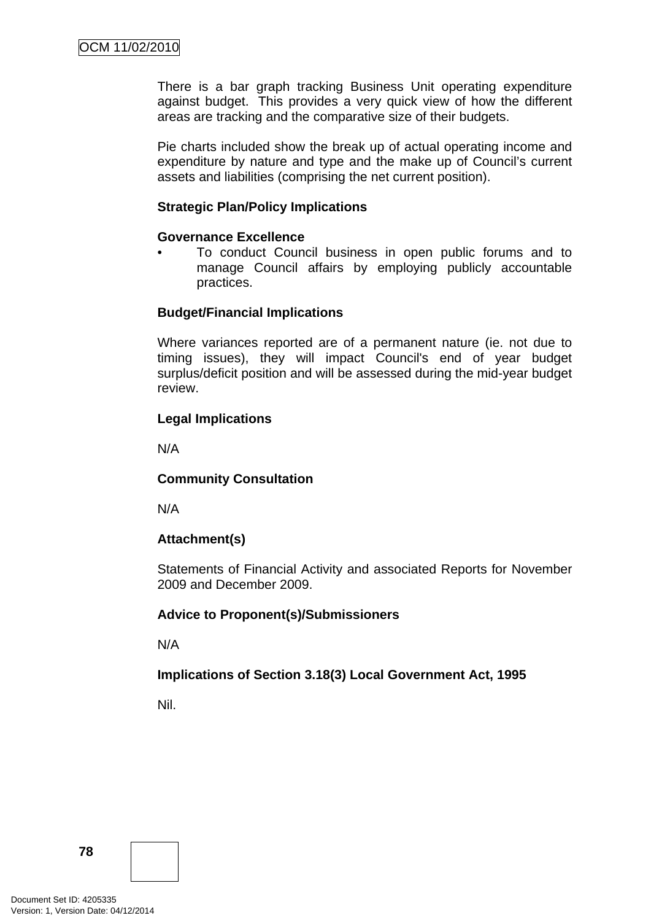There is a bar graph tracking Business Unit operating expenditure against budget. This provides a very quick view of how the different areas are tracking and the comparative size of their budgets.

Pie charts included show the break up of actual operating income and expenditure by nature and type and the make up of Council's current assets and liabilities (comprising the net current position).

**Strategic Plan/Policy Implications**

**Governance Excellence**

- To conduct Council business in open public forums and to manage Council affairs by employing publicly accountable practices.

**Budget/Financial Implications**

Where variances reported are of a permanent nature (ie. not due to timing issues), they will impact Council's end of year budget surplus/deficit position and will be assessed during the mid-year budget review.

**Legal Implications**

N/A

**Community Consultation**

N/A

**Attachment(s)**

Statements of Financial Activity and associated Reports for November 2009 and December 2009.

**Advice to Proponent(s)/Submissioners**

N/A

**Implications of Section 3.18(3) Local Government Act, 1995**

Nil.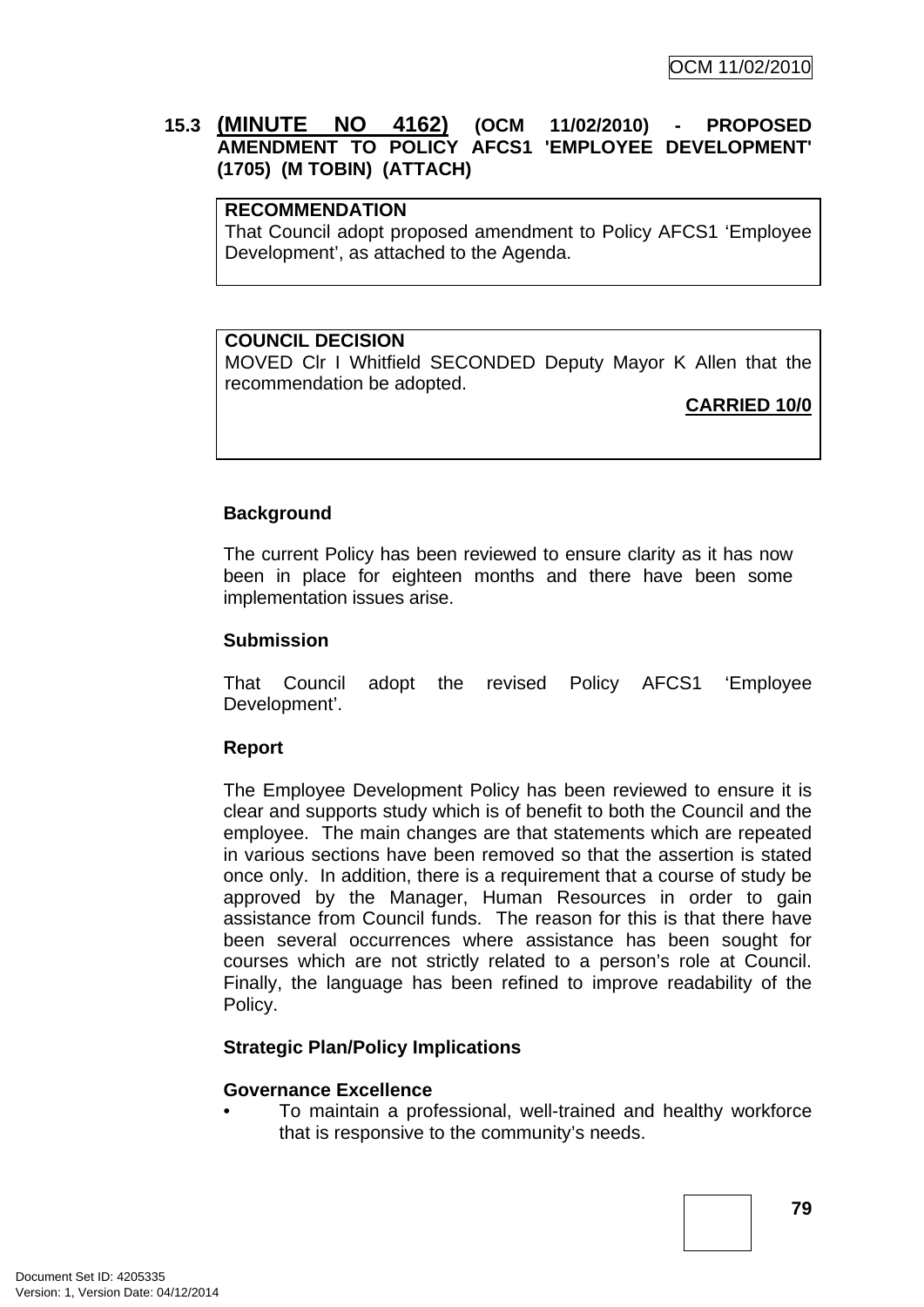### 15.3 (MINUTE NO 4162) (OCM 11/02/2010) - PROPOSED AMENDMENT TO POLICY AFCS1 'EMPLOYEE DEVELOPMENT' (1705) (M TOBIN) (ATTACH)

**RECOMMENDATION**
That Council adopt proposed amendment to Policy AFCS1 'Employee Development', as attached to the Agenda.

**COUNCIL DECISION**
MOVED Clr I Whitfield SECONDED Deputy Mayor K Allen that the recommendation be adopted.

**CARRIED 10/0**

**Background**

The current Policy has been reviewed to ensure clarity as it has now been in place for eighteen months and there have been some implementation issues arise.

**Submission**

That Council adopt the revised Policy AFCS1 'Employee Development'.

**Report**

The Employee Development Policy has been reviewed to ensure it is clear and supports study which is of benefit to both the Council and the employee. The main changes are that statements which are repeated in various sections have been removed so that the assertion is stated once only. In addition, there is a requirement that a course of study be approved by the Manager, Human Resources in order to gain assistance from Council funds. The reason for this is that there have been several occurrences where assistance has been sought for courses which are not strictly related to a person's role at Council. Finally, the language has been refined to improve readability of the Policy.

**Strategic Plan/Policy Implications**

**Governance Excellence**

- To maintain a professional, well-trained and healthy workforce that is responsive to the community's needs.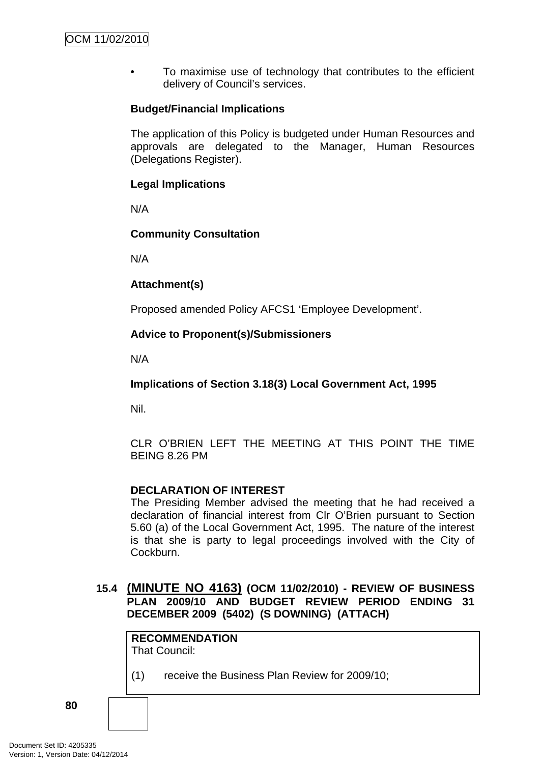- To maximise use of technology that contributes to the efficient delivery of Council's services.

**Budget/Financial Implications**

The application of this Policy is budgeted under Human Resources and approvals are delegated to the Manager, Human Resources (Delegations Register).

**Legal Implications**

N/A

**Community Consultation**

N/A

**Attachment(s)**

Proposed amended Policy AFCS1 'Employee Development'.

**Advice to Proponent(s)/Submissioners**

N/A

**Implications of Section 3.18(3) Local Government Act, 1995**

Nil.

CLR O'BRIEN LEFT THE MEETING AT THIS POINT THE TIME BEING 8.26 PM

**DECLARATION OF INTEREST**
The Presiding Member advised the meeting that he had received a declaration of financial interest from Clr O'Brien pursuant to Section 5.60 (a) of the Local Government Act, 1995. The nature of the interest is that she is party to legal proceedings involved with the City of Cockburn.

### 15.4 (MINUTE NO 4163) (OCM 11/02/2010) - REVIEW OF BUSINESS PLAN 2009/10 AND BUDGET REVIEW PERIOD ENDING 31 DECEMBER 2009 (5402) (S DOWNING) (ATTACH)

**RECOMMENDATION**
That Council:

(1) receive the Business Plan Review for 2009/10;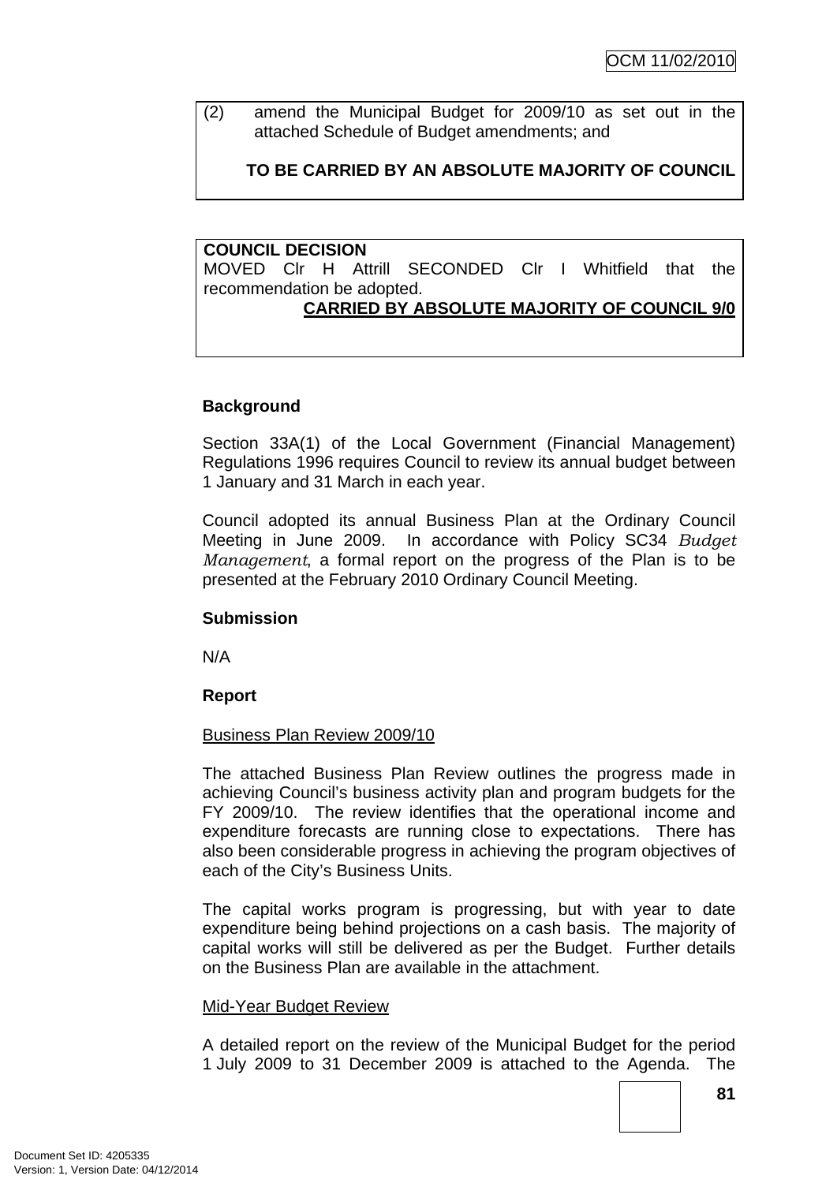(2) amend the Municipal Budget for 2009/10 as set out in the attached Schedule of Budget amendments; and

**TO BE CARRIED BY AN ABSOLUTE MAJORITY OF COUNCIL**

**COUNCIL DECISION**
MOVED Clr H Attrill SECONDED Clr I Whitfield that the recommendation be adopted.

**CARRIED BY ABSOLUTE MAJORITY OF COUNCIL 9/0**

**Background**

Section 33A(1) of the Local Government (Financial Management) Regulations 1996 requires Council to review its annual budget between 1 January and 31 March in each year.

Council adopted its annual Business Plan at the Ordinary Council Meeting in June 2009. In accordance with Policy SC34 *Budget Management*, a formal report on the progress of the Plan is to be presented at the February 2010 Ordinary Council Meeting.

**Submission**

N/A

**Report**

Business Plan Review 2009/10

The attached Business Plan Review outlines the progress made in achieving Council's business activity plan and program budgets for the FY 2009/10. The review identifies that the operational income and expenditure forecasts are running close to expectations. There has also been considerable progress in achieving the program objectives of each of the City's Business Units.

The capital works program is progressing, but with year to date expenditure being behind projections on a cash basis. The majority of capital works will still be delivered as per the Budget. Further details on the Business Plan are available in the attachment.

Mid-Year Budget Review

A detailed report on the review of the Municipal Budget for the period 1 July 2009 to 31 December 2009 is attached to the Agenda. The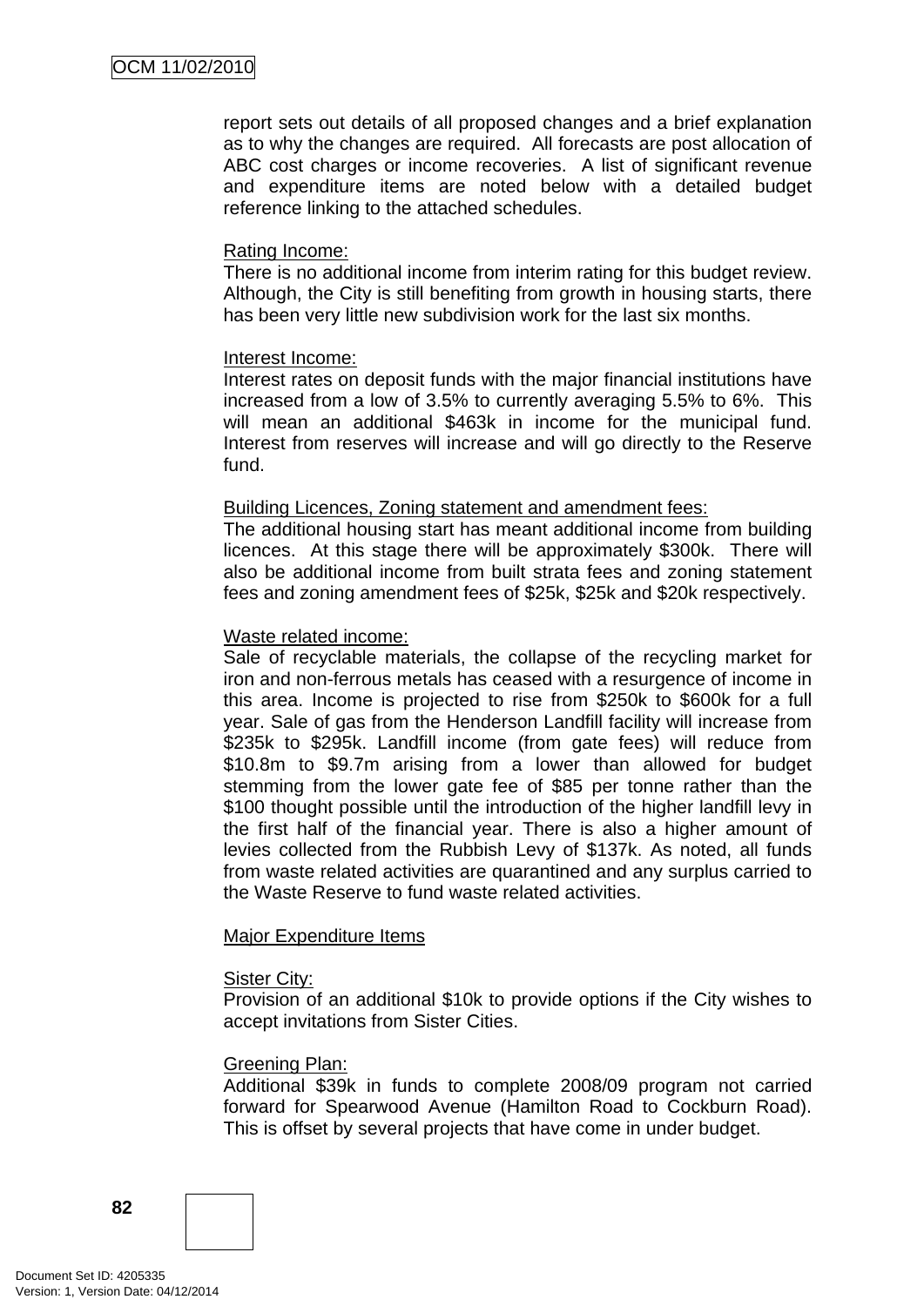report sets out details of all proposed changes and a brief explanation as to why the changes are required. All forecasts are post allocation of ABC cost charges or income recoveries. A list of significant revenue and expenditure items are noted below with a detailed budget reference linking to the attached schedules.

Rating Income:
There is no additional income from interim rating for this budget review. Although, the City is still benefiting from growth in housing starts, there has been very little new subdivision work for the last six months.

Interest Income:
Interest rates on deposit funds with the major financial institutions have increased from a low of 3.5% to currently averaging 5.5% to 6%. This will mean an additional $463k in income for the municipal fund. Interest from reserves will increase and will go directly to the Reserve fund.

Building Licences, Zoning statement and amendment fees:
The additional housing start has meant additional income from building licences. At this stage there will be approximately $300k. There will also be additional income from built strata fees and zoning statement fees and zoning amendment fees of $25k, $25k and $20k respectively.

Waste related income:
Sale of recyclable materials, the collapse of the recycling market for iron and non-ferrous metals has ceased with a resurgence of income in this area. Income is projected to rise from $250k to $600k for a full year. Sale of gas from the Henderson Landfill facility will increase from $235k to $295k. Landfill income (from gate fees) will reduce from $10.8m to $9.7m arising from a lower than allowed for budget stemming from the lower gate fee of $85 per tonne rather than the $100 thought possible until the introduction of the higher landfill levy in the first half of the financial year. There is also a higher amount of levies collected from the Rubbish Levy of $137k. As noted, all funds from waste related activities are quarantined and any surplus carried to the Waste Reserve to fund waste related activities.

Major Expenditure Items

Sister City:
Provision of an additional $10k to provide options if the City wishes to accept invitations from Sister Cities.

Greening Plan:
Additional $39k in funds to complete 2008/09 program not carried forward for Spearwood Avenue (Hamilton Road to Cockburn Road). This is offset by several projects that have come in under budget.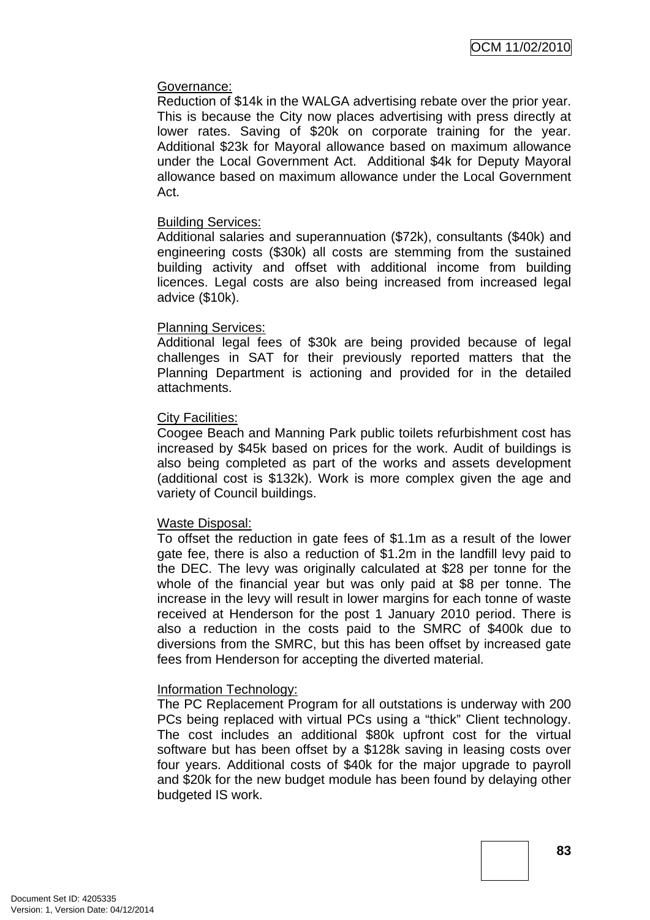Governance:
Reduction of $14k in the WALGA advertising rebate over the prior year. This is because the City now places advertising with press directly at lower rates. Saving of $20k on corporate training for the year. Additional $23k for Mayoral allowance based on maximum allowance under the Local Government Act. Additional $4k for Deputy Mayoral allowance based on maximum allowance under the Local Government Act.

Building Services:
Additional salaries and superannuation ($72k), consultants ($40k) and engineering costs ($30k) all costs are stemming from the sustained building activity and offset with additional income from building licences. Legal costs are also being increased from increased legal advice ($10k).

Planning Services:
Additional legal fees of $30k are being provided because of legal challenges in SAT for their previously reported matters that the Planning Department is actioning and provided for in the detailed attachments.

City Facilities:
Coogee Beach and Manning Park public toilets refurbishment cost has increased by $45k based on prices for the work. Audit of buildings is also being completed as part of the works and assets development (additional cost is $132k). Work is more complex given the age and variety of Council buildings.

Waste Disposal:
To offset the reduction in gate fees of $1.1m as a result of the lower gate fee, there is also a reduction of $1.2m in the landfill levy paid to the DEC. The levy was originally calculated at $28 per tonne for the whole of the financial year but was only paid at $8 per tonne. The increase in the levy will result in lower margins for each tonne of waste received at Henderson for the post 1 January 2010 period. There is also a reduction in the costs paid to the SMRC of $400k due to diversions from the SMRC, but this has been offset by increased gate fees from Henderson for accepting the diverted material.

Information Technology:
The PC Replacement Program for all outstations is underway with 200 PCs being replaced with virtual PCs using a "thick" Client technology. The cost includes an additional $80k upfront cost for the virtual software but has been offset by a $128k saving in leasing costs over four years. Additional costs of $40k for the major upgrade to payroll and $20k for the new budget module has been found by delaying other budgeted IS work.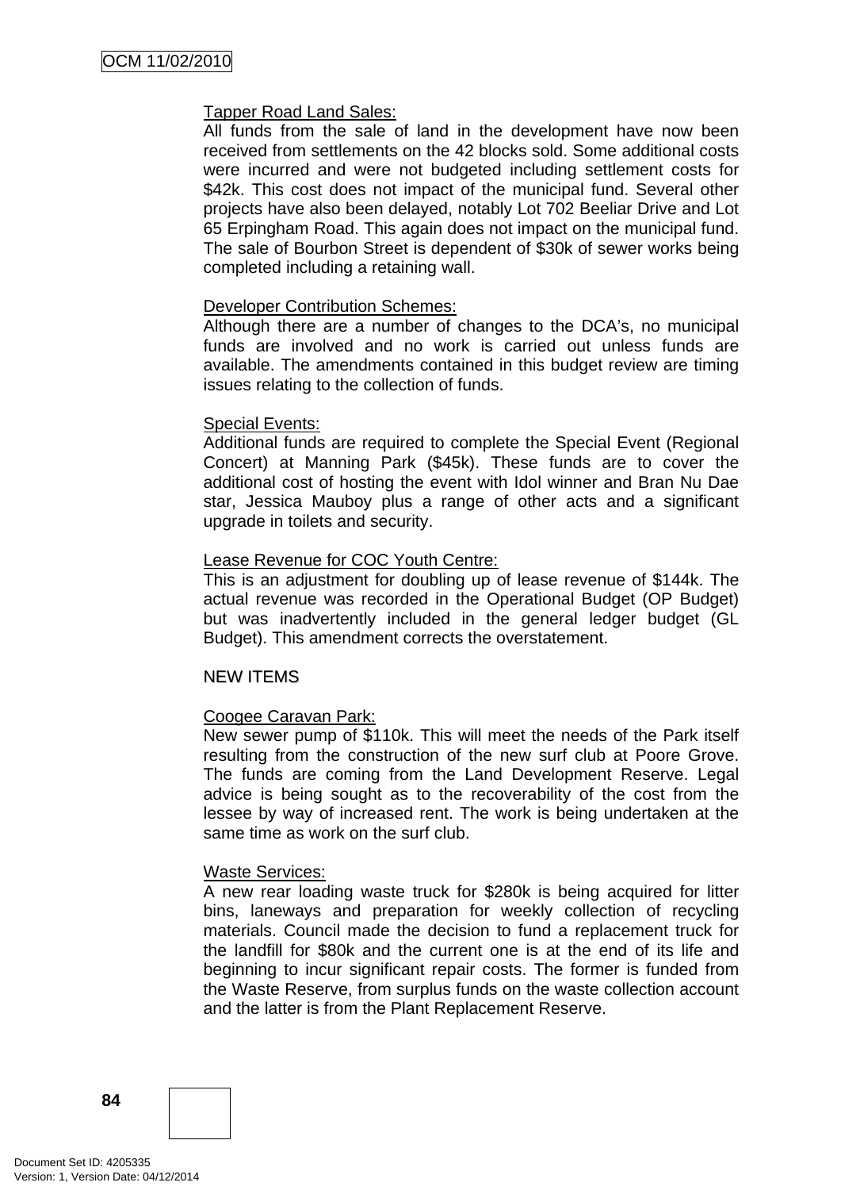Tapper Road Land Sales:
All funds from the sale of land in the development have now been received from settlements on the 42 blocks sold. Some additional costs were incurred and were not budgeted including settlement costs for $42k. This cost does not impact of the municipal fund. Several other projects have also been delayed, notably Lot 702 Beeliar Drive and Lot 65 Erpingham Road. This again does not impact on the municipal fund. The sale of Bourbon Street is dependent of $30k of sewer works being completed including a retaining wall.

Developer Contribution Schemes:
Although there are a number of changes to the DCA's, no municipal funds are involved and no work is carried out unless funds are available. The amendments contained in this budget review are timing issues relating to the collection of funds.

Special Events:
Additional funds are required to complete the Special Event (Regional Concert) at Manning Park ($45k). These funds are to cover the additional cost of hosting the event with Idol winner and Bran Nu Dae star, Jessica Mauboy plus a range of other acts and a significant upgrade in toilets and security.

Lease Revenue for COC Youth Centre:
This is an adjustment for doubling up of lease revenue of $144k. The actual revenue was recorded in the Operational Budget (OP Budget) but was inadvertently included in the general ledger budget (GL Budget). This amendment corrects the overstatement.

NEW ITEMS

Coogee Caravan Park:
New sewer pump of $110k. This will meet the needs of the Park itself resulting from the construction of the new surf club at Poore Grove. The funds are coming from the Land Development Reserve. Legal advice is being sought as to the recoverability of the cost from the lessee by way of increased rent. The work is being undertaken at the same time as work on the surf club.

Waste Services:
A new rear loading waste truck for $280k is being acquired for litter bins, laneways and preparation for weekly collection of recycling materials. Council made the decision to fund a replacement truck for the landfill for $80k and the current one is at the end of its life and beginning to incur significant repair costs. The former is funded from the Waste Reserve, from surplus funds on the waste collection account and the latter is from the Plant Replacement Reserve.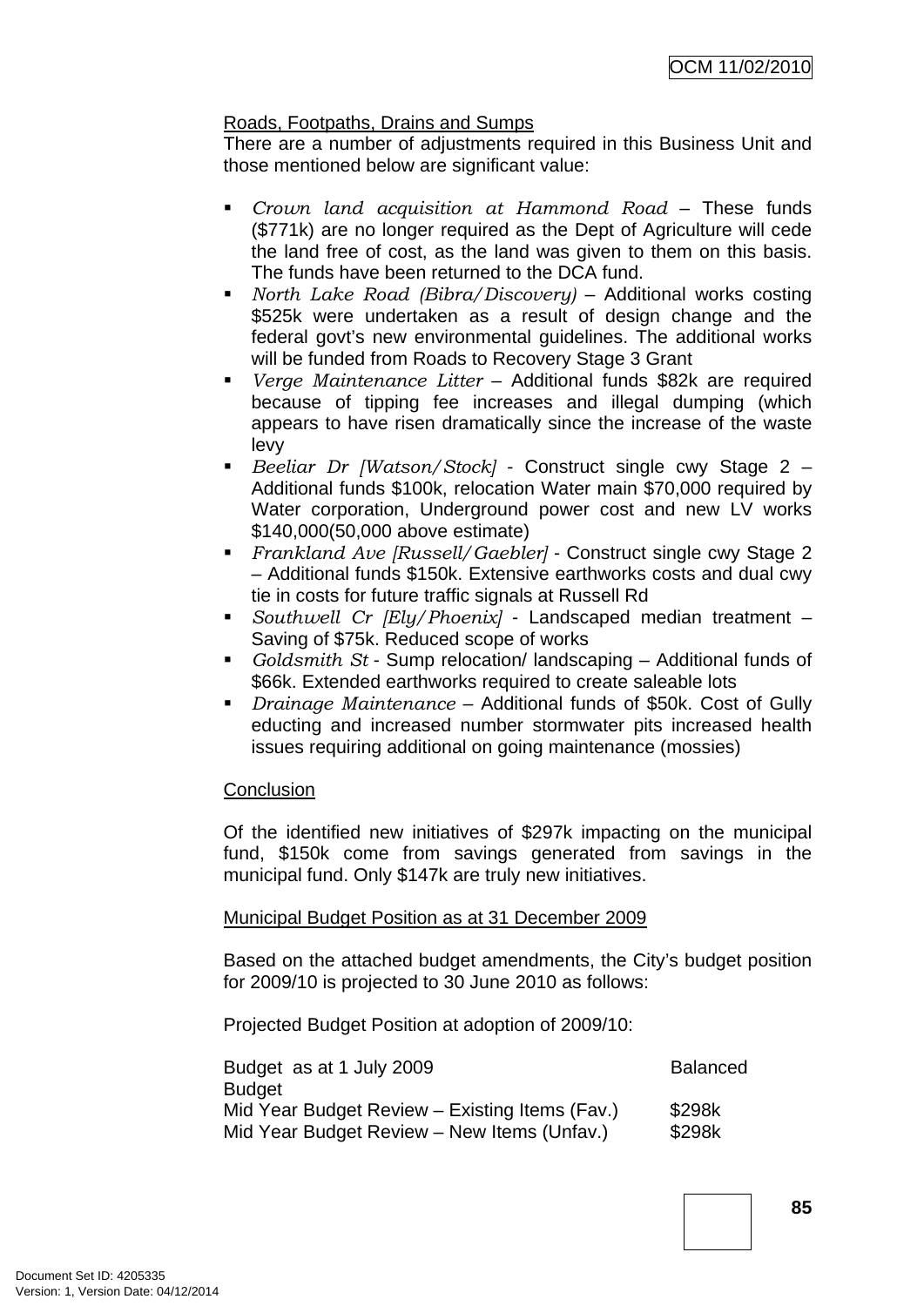Roads, Footpaths, Drains and Sumps

There are a number of adjustments required in this Business Unit and those mentioned below are significant value:

- *Crown land acquisition at Hammond Road* – These funds ($771k) are no longer required as the Dept of Agriculture will cede the land free of cost, as the land was given to them on this basis. The funds have been returned to the DCA fund.
- *North Lake Road (Bibra/Discovery)* – Additional works costing $525k were undertaken as a result of design change and the federal govt's new environmental guidelines. The additional works will be funded from Roads to Recovery Stage 3 Grant
- *Verge Maintenance Litter* – Additional funds $82k are required because of tipping fee increases and illegal dumping (which appears to have risen dramatically since the increase of the waste levy
- *Beeliar Dr [Watson/Stock]* - Construct single cwy Stage 2 – Additional funds $100k, relocation Water main $70,000 required by Water corporation, Underground power cost and new LV works $140,000(50,000 above estimate)
- *Frankland Ave [Russell/Gaebler]* - Construct single cwy Stage 2 – Additional funds $150k. Extensive earthworks costs and dual cwy tie in costs for future traffic signals at Russell Rd
- *Southwell Cr [Ely/Phoenix]* - Landscaped median treatment – Saving of $75k. Reduced scope of works
- *Goldsmith St* - Sump relocation/ landscaping – Additional funds of $66k. Extended earthworks required to create saleable lots
- *Drainage Maintenance* – Additional funds of $50k. Cost of Gully educting and increased number stormwater pits increased health issues requiring additional on going maintenance (mossies)

Conclusion

Of the identified new initiatives of $297k impacting on the municipal fund, $150k come from savings generated from savings in the municipal fund. Only $147k are truly new initiatives.

Municipal Budget Position as at 31 December 2009

Based on the attached budget amendments, the City's budget position for 2009/10 is projected to 30 June 2010 as follows:

Projected Budget Position at adoption of 2009/10:

| | |
|---|---|
| Budget as at 1 July 2009 | Balanced Budget |
| Mid Year Budget Review – Existing Items (Fav.) | $298k |
| Mid Year Budget Review – New Items (Unfav.) | $298k |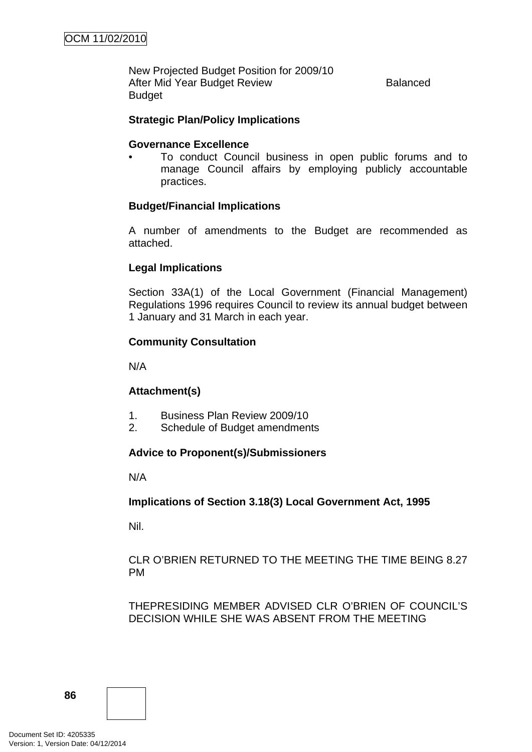New Projected Budget Position for 2009/10
After Mid Year Budget Review Balanced Budget

**Strategic Plan/Policy Implications**

**Governance Excellence**

- To conduct Council business in open public forums and to manage Council affairs by employing publicly accountable practices.

**Budget/Financial Implications**

A number of amendments to the Budget are recommended as attached.

**Legal Implications**

Section 33A(1) of the Local Government (Financial Management) Regulations 1996 requires Council to review its annual budget between 1 January and 31 March in each year.

**Community Consultation**

N/A

**Attachment(s)**

1. Business Plan Review 2009/10
2. Schedule of Budget amendments

**Advice to Proponent(s)/Submissioners**

N/A

**Implications of Section 3.18(3) Local Government Act, 1995**

Nil.

CLR O'BRIEN RETURNED TO THE MEETING THE TIME BEING 8.27 PM

THEPRESIDING MEMBER ADVISED CLR O'BRIEN OF COUNCIL'S DECISION WHILE SHE WAS ABSENT FROM THE MEETING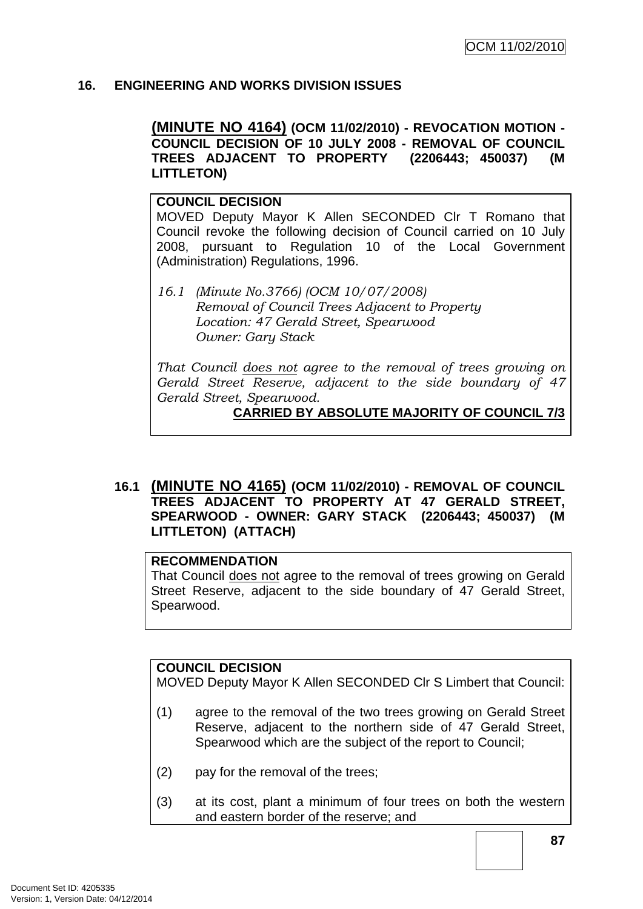## 16. ENGINEERING AND WORKS DIVISION ISSUES

### (MINUTE NO 4164) (OCM 11/02/2010) - REVOCATION MOTION - COUNCIL DECISION OF 10 JULY 2008 - REMOVAL OF COUNCIL TREES ADJACENT TO PROPERTY (2206443; 450037) (M LITTLETON)

**COUNCIL DECISION**

MOVED Deputy Mayor K Allen SECONDED Clr T Romano that Council revoke the following decision of Council carried on 10 July 2008, pursuant to Regulation 10 of the Local Government (Administration) Regulations, 1996.

*16.1 (Minute No.3766) (OCM 10/07/2008)*
*Removal of Council Trees Adjacent to Property*
*Location: 47 Gerald Street, Spearwood*
*Owner: Gary Stack*

*That Council <u>does not</u> agree to the removal of trees growing on Gerald Street Reserve, adjacent to the side boundary of 47 Gerald Street, Spearwood.*

**CARRIED BY ABSOLUTE MAJORITY OF COUNCIL 7/3**

### 16.1 (MINUTE NO 4165) (OCM 11/02/2010) - REMOVAL OF COUNCIL TREES ADJACENT TO PROPERTY AT 47 GERALD STREET, SPEARWOOD - OWNER: GARY STACK (2206443; 450037) (M LITTLETON) (ATTACH)

**RECOMMENDATION**

That Council <u>does not</u> agree to the removal of trees growing on Gerald Street Reserve, adjacent to the side boundary of 47 Gerald Street, Spearwood.

**COUNCIL DECISION**

MOVED Deputy Mayor K Allen SECONDED Clr S Limbert that Council:

(1) agree to the removal of the two trees growing on Gerald Street Reserve, adjacent to the northern side of 47 Gerald Street, Spearwood which are the subject of the report to Council;

(2) pay for the removal of the trees;

(3) at its cost, plant a minimum of four trees on both the western and eastern border of the reserve; and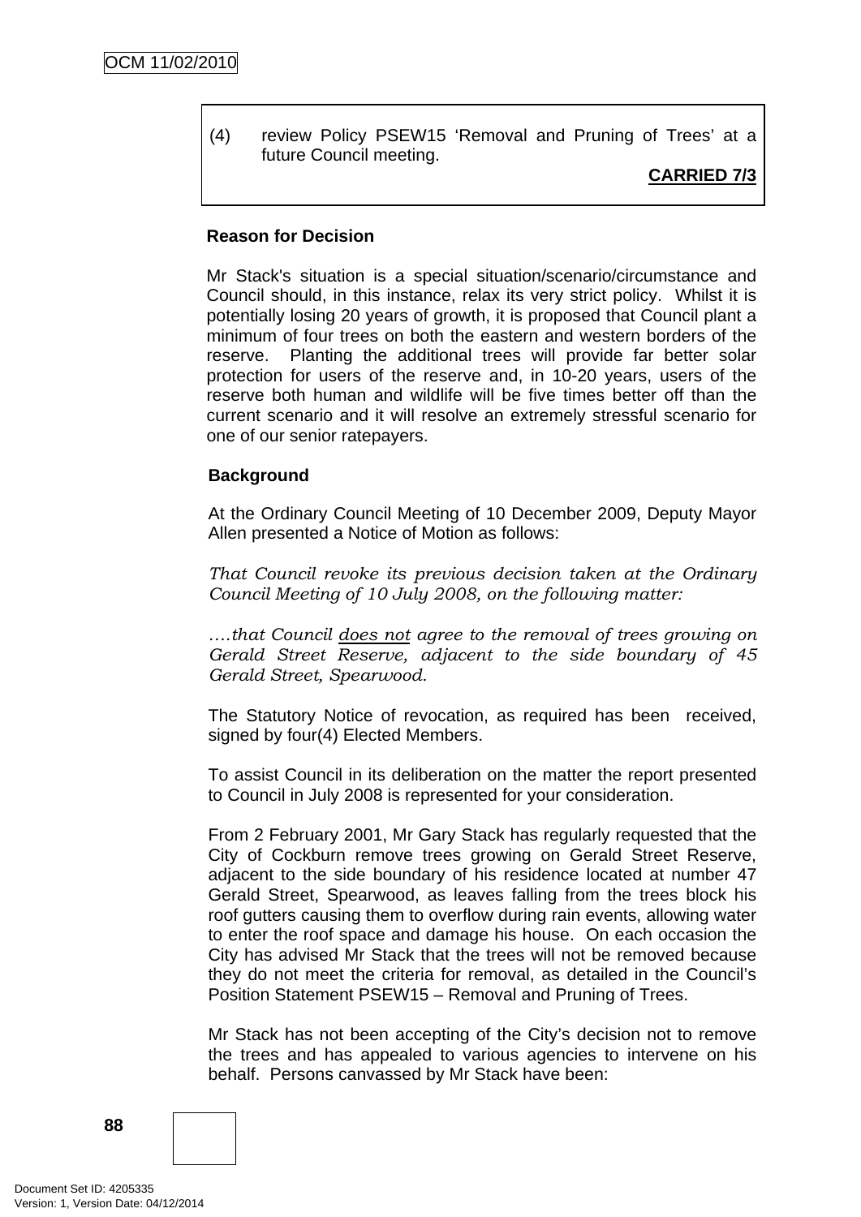(4) review Policy PSEW15 'Removal and Pruning of Trees' at a future Council meeting.

**CARRIED 7/3**

**Reason for Decision**

Mr Stack's situation is a special situation/scenario/circumstance and Council should, in this instance, relax its very strict policy. Whilst it is potentially losing 20 years of growth, it is proposed that Council plant a minimum of four trees on both the eastern and western borders of the reserve. Planting the additional trees will provide far better solar protection for users of the reserve and, in 10-20 years, users of the reserve both human and wildlife will be five times better off than the current scenario and it will resolve an extremely stressful scenario for one of our senior ratepayers.

**Background**

At the Ordinary Council Meeting of 10 December 2009, Deputy Mayor Allen presented a Notice of Motion as follows:

*That Council revoke its previous decision taken at the Ordinary Council Meeting of 10 July 2008, on the following matter:*

*….that Council <u>does not</u> agree to the removal of trees growing on Gerald Street Reserve, adjacent to the side boundary of 45 Gerald Street, Spearwood.*

The Statutory Notice of revocation, as required has been received, signed by four(4) Elected Members.

To assist Council in its deliberation on the matter the report presented to Council in July 2008 is represented for your consideration.

From 2 February 2001, Mr Gary Stack has regularly requested that the City of Cockburn remove trees growing on Gerald Street Reserve, adjacent to the side boundary of his residence located at number 47 Gerald Street, Spearwood, as leaves falling from the trees block his roof gutters causing them to overflow during rain events, allowing water to enter the roof space and damage his house. On each occasion the City has advised Mr Stack that the trees will not be removed because they do not meet the criteria for removal, as detailed in the Council's Position Statement PSEW15 – Removal and Pruning of Trees.

Mr Stack has not been accepting of the City's decision not to remove the trees and has appealed to various agencies to intervene on his behalf. Persons canvassed by Mr Stack have been: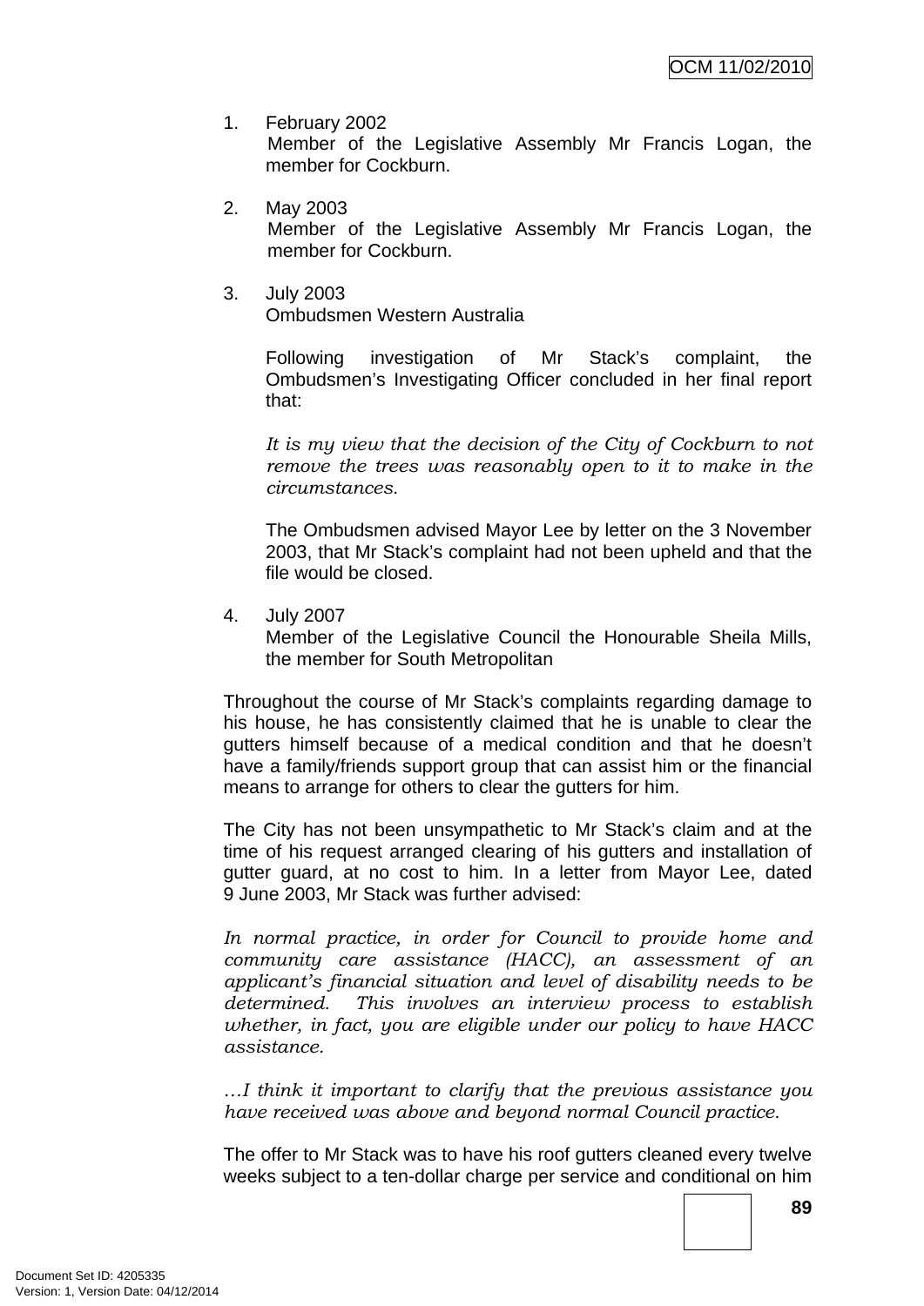1. February 2002
   Member of the Legislative Assembly Mr Francis Logan, the member for Cockburn.

2. May 2003
   Member of the Legislative Assembly Mr Francis Logan, the member for Cockburn.

3. July 2003
   Ombudsmen Western Australia

   Following investigation of Mr Stack's complaint, the Ombudsmen's Investigating Officer concluded in her final report that:

   *It is my view that the decision of the City of Cockburn to not remove the trees was reasonably open to it to make in the circumstances.*

   The Ombudsmen advised Mayor Lee by letter on the 3 November 2003, that Mr Stack's complaint had not been upheld and that the file would be closed.

4. July 2007
   Member of the Legislative Council the Honourable Sheila Mills, the member for South Metropolitan

Throughout the course of Mr Stack's complaints regarding damage to his house, he has consistently claimed that he is unable to clear the gutters himself because of a medical condition and that he doesn't have a family/friends support group that can assist him or the financial means to arrange for others to clear the gutters for him.

The City has not been unsympathetic to Mr Stack's claim and at the time of his request arranged clearing of his gutters and installation of gutter guard, at no cost to him. In a letter from Mayor Lee, dated 9 June 2003, Mr Stack was further advised:

*In normal practice, in order for Council to provide home and community care assistance (HACC), an assessment of an applicant's financial situation and level of disability needs to be determined. This involves an interview process to establish whether, in fact, you are eligible under our policy to have HACC assistance.*

*…I think it important to clarify that the previous assistance you have received was above and beyond normal Council practice.*

The offer to Mr Stack was to have his roof gutters cleaned every twelve weeks subject to a ten-dollar charge per service and conditional on him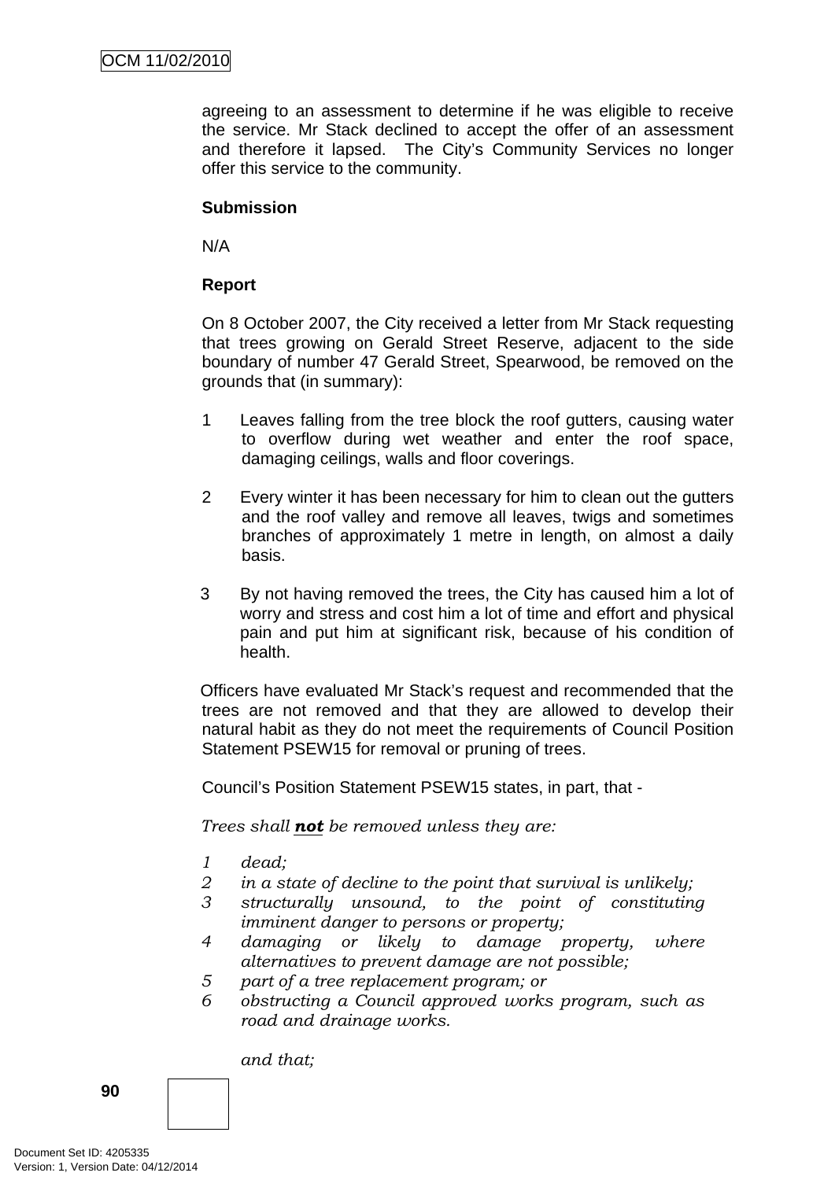agreeing to an assessment to determine if he was eligible to receive the service. Mr Stack declined to accept the offer of an assessment and therefore it lapsed. The City's Community Services no longer offer this service to the community.

**Submission**

N/A

**Report**

On 8 October 2007, the City received a letter from Mr Stack requesting that trees growing on Gerald Street Reserve, adjacent to the side boundary of number 47 Gerald Street, Spearwood, be removed on the grounds that (in summary):

1. Leaves falling from the tree block the roof gutters, causing water to overflow during wet weather and enter the roof space, damaging ceilings, walls and floor coverings.

2. Every winter it has been necessary for him to clean out the gutters and the roof valley and remove all leaves, twigs and sometimes branches of approximately 1 metre in length, on almost a daily basis.

3. By not having removed the trees, the City has caused him a lot of worry and stress and cost him a lot of time and effort and physical pain and put him at significant risk, because of his condition of health.

Officers have evaluated Mr Stack's request and recommended that the trees are not removed and that they are allowed to develop their natural habit as they do not meet the requirements of Council Position Statement PSEW15 for removal or pruning of trees.

Council's Position Statement PSEW15 states, in part, that -

*Trees shall **not** be removed unless they are:*

1. *dead;*
2. *in a state of decline to the point that survival is unlikely;*
3. *structurally unsound, to the point of constituting imminent danger to persons or property;*
4. *damaging or likely to damage property, where alternatives to prevent damage are not possible;*
5. *part of a tree replacement program; or*
6. *obstructing a Council approved works program, such as road and drainage works.*

*and that;*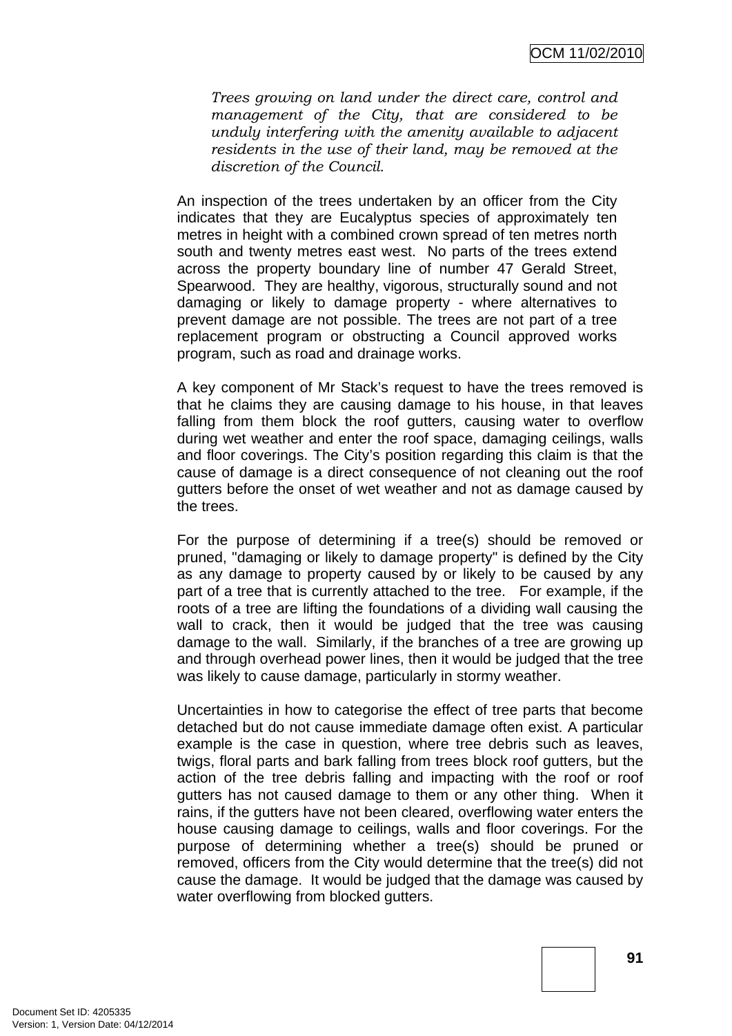*Trees growing on land under the direct care, control and management of the City, that are considered to be unduly interfering with the amenity available to adjacent residents in the use of their land, may be removed at the discretion of the Council.*

An inspection of the trees undertaken by an officer from the City indicates that they are Eucalyptus species of approximately ten metres in height with a combined crown spread of ten metres north south and twenty metres east west. No parts of the trees extend across the property boundary line of number 47 Gerald Street, Spearwood. They are healthy, vigorous, structurally sound and not damaging or likely to damage property - where alternatives to prevent damage are not possible. The trees are not part of a tree replacement program or obstructing a Council approved works program, such as road and drainage works.

A key component of Mr Stack's request to have the trees removed is that he claims they are causing damage to his house, in that leaves falling from them block the roof gutters, causing water to overflow during wet weather and enter the roof space, damaging ceilings, walls and floor coverings. The City's position regarding this claim is that the cause of damage is a direct consequence of not cleaning out the roof gutters before the onset of wet weather and not as damage caused by the trees.

For the purpose of determining if a tree(s) should be removed or pruned, "damaging or likely to damage property" is defined by the City as any damage to property caused by or likely to be caused by any part of a tree that is currently attached to the tree. For example, if the roots of a tree are lifting the foundations of a dividing wall causing the wall to crack, then it would be judged that the tree was causing damage to the wall. Similarly, if the branches of a tree are growing up and through overhead power lines, then it would be judged that the tree was likely to cause damage, particularly in stormy weather.

Uncertainties in how to categorise the effect of tree parts that become detached but do not cause immediate damage often exist. A particular example is the case in question, where tree debris such as leaves, twigs, floral parts and bark falling from trees block roof gutters, but the action of the tree debris falling and impacting with the roof or roof gutters has not caused damage to them or any other thing. When it rains, if the gutters have not been cleared, overflowing water enters the house causing damage to ceilings, walls and floor coverings. For the purpose of determining whether a tree(s) should be pruned or removed, officers from the City would determine that the tree(s) did not cause the damage. It would be judged that the damage was caused by water overflowing from blocked gutters.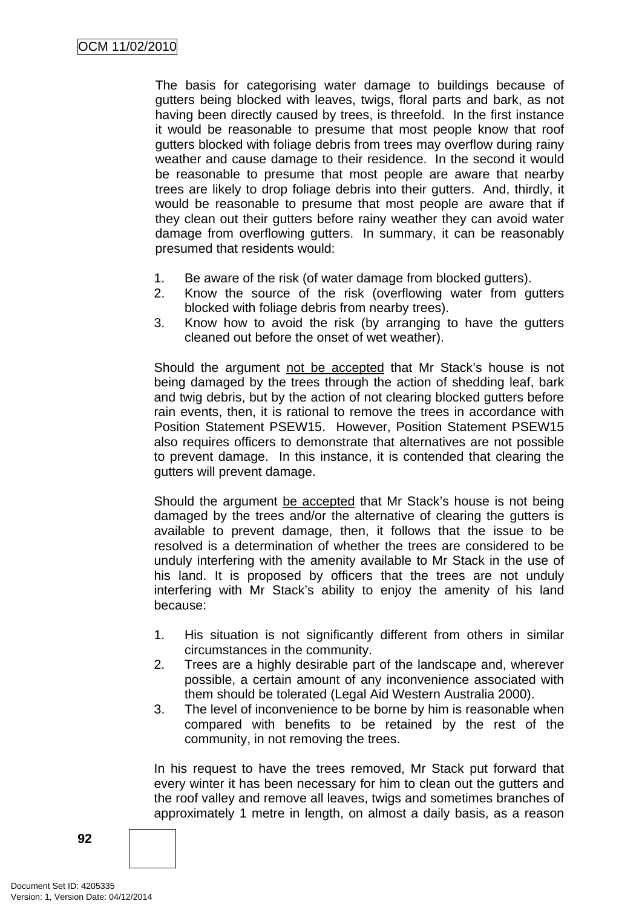The basis for categorising water damage to buildings because of gutters being blocked with leaves, twigs, floral parts and bark, as not having been directly caused by trees, is threefold. In the first instance it would be reasonable to presume that most people know that roof gutters blocked with foliage debris from trees may overflow during rainy weather and cause damage to their residence. In the second it would be reasonable to presume that most people are aware that nearby trees are likely to drop foliage debris into their gutters. And, thirdly, it would be reasonable to presume that most people are aware that if they clean out their gutters before rainy weather they can avoid water damage from overflowing gutters. In summary, it can be reasonably presumed that residents would:

1. Be aware of the risk (of water damage from blocked gutters).
2. Know the source of the risk (overflowing water from gutters blocked with foliage debris from nearby trees).
3. Know how to avoid the risk (by arranging to have the gutters cleaned out before the onset of wet weather).

Should the argument <u>not be accepted</u> that Mr Stack's house is not being damaged by the trees through the action of shedding leaf, bark and twig debris, but by the action of not clearing blocked gutters before rain events, then, it is rational to remove the trees in accordance with Position Statement PSEW15. However, Position Statement PSEW15 also requires officers to demonstrate that alternatives are not possible to prevent damage. In this instance, it is contended that clearing the gutters will prevent damage.

Should the argument <u>be accepted</u> that Mr Stack's house is not being damaged by the trees and/or the alternative of clearing the gutters is available to prevent damage, then, it follows that the issue to be resolved is a determination of whether the trees are considered to be unduly interfering with the amenity available to Mr Stack in the use of his land. It is proposed by officers that the trees are not unduly interfering with Mr Stack's ability to enjoy the amenity of his land because:

1. His situation is not significantly different from others in similar circumstances in the community.
2. Trees are a highly desirable part of the landscape and, wherever possible, a certain amount of any inconvenience associated with them should be tolerated (Legal Aid Western Australia 2000).
3. The level of inconvenience to be borne by him is reasonable when compared with benefits to be retained by the rest of the community, in not removing the trees.

In his request to have the trees removed, Mr Stack put forward that every winter it has been necessary for him to clean out the gutters and the roof valley and remove all leaves, twigs and sometimes branches of approximately 1 metre in length, on almost a daily basis, as a reason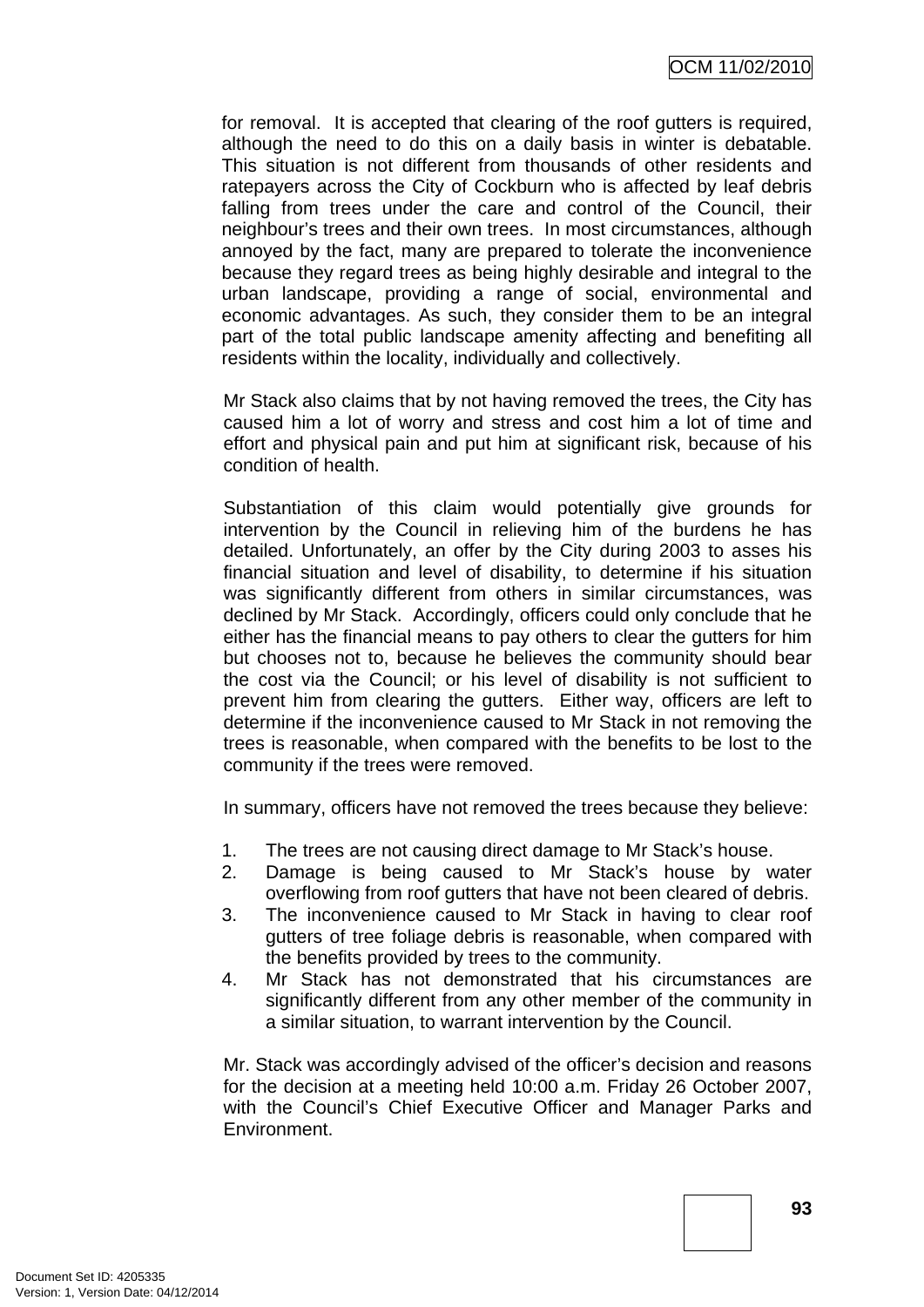for removal. It is accepted that clearing of the roof gutters is required, although the need to do this on a daily basis in winter is debatable. This situation is not different from thousands of other residents and ratepayers across the City of Cockburn who is affected by leaf debris falling from trees under the care and control of the Council, their neighbour's trees and their own trees. In most circumstances, although annoyed by the fact, many are prepared to tolerate the inconvenience because they regard trees as being highly desirable and integral to the urban landscape, providing a range of social, environmental and economic advantages. As such, they consider them to be an integral part of the total public landscape amenity affecting and benefiting all residents within the locality, individually and collectively.

Mr Stack also claims that by not having removed the trees, the City has caused him a lot of worry and stress and cost him a lot of time and effort and physical pain and put him at significant risk, because of his condition of health.

Substantiation of this claim would potentially give grounds for intervention by the Council in relieving him of the burdens he has detailed. Unfortunately, an offer by the City during 2003 to asses his financial situation and level of disability, to determine if his situation was significantly different from others in similar circumstances, was declined by Mr Stack. Accordingly, officers could only conclude that he either has the financial means to pay others to clear the gutters for him but chooses not to, because he believes the community should bear the cost via the Council; or his level of disability is not sufficient to prevent him from clearing the gutters. Either way, officers are left to determine if the inconvenience caused to Mr Stack in not removing the trees is reasonable, when compared with the benefits to be lost to the community if the trees were removed.

In summary, officers have not removed the trees because they believe:

1. The trees are not causing direct damage to Mr Stack's house.
2. Damage is being caused to Mr Stack's house by water overflowing from roof gutters that have not been cleared of debris.
3. The inconvenience caused to Mr Stack in having to clear roof gutters of tree foliage debris is reasonable, when compared with the benefits provided by trees to the community.
4. Mr Stack has not demonstrated that his circumstances are significantly different from any other member of the community in a similar situation, to warrant intervention by the Council.

Mr. Stack was accordingly advised of the officer's decision and reasons for the decision at a meeting held 10:00 a.m. Friday 26 October 2007, with the Council's Chief Executive Officer and Manager Parks and Environment.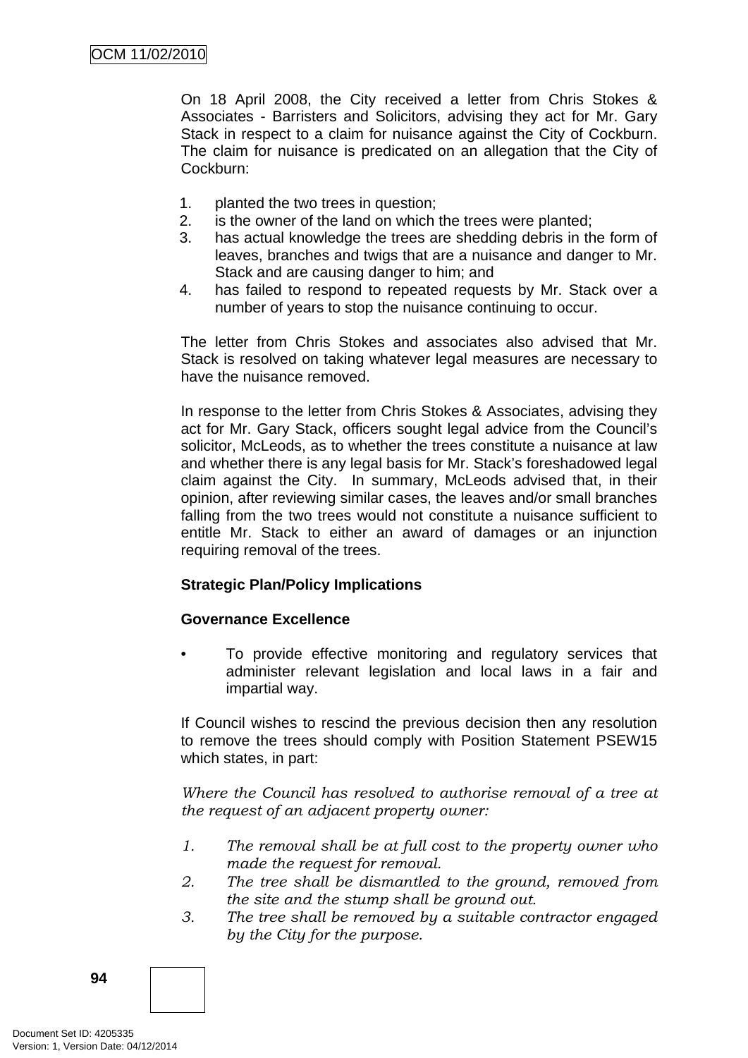On 18 April 2008, the City received a letter from Chris Stokes & Associates - Barristers and Solicitors, advising they act for Mr. Gary Stack in respect to a claim for nuisance against the City of Cockburn. The claim for nuisance is predicated on an allegation that the City of Cockburn:

1. planted the two trees in question;
2. is the owner of the land on which the trees were planted;
3. has actual knowledge the trees are shedding debris in the form of leaves, branches and twigs that are a nuisance and danger to Mr. Stack and are causing danger to him; and
4. has failed to respond to repeated requests by Mr. Stack over a number of years to stop the nuisance continuing to occur.

The letter from Chris Stokes and associates also advised that Mr. Stack is resolved on taking whatever legal measures are necessary to have the nuisance removed.

In response to the letter from Chris Stokes & Associates, advising they act for Mr. Gary Stack, officers sought legal advice from the Council's solicitor, McLeods, as to whether the trees constitute a nuisance at law and whether there is any legal basis for Mr. Stack's foreshadowed legal claim against the City. In summary, McLeods advised that, in their opinion, after reviewing similar cases, the leaves and/or small branches falling from the two trees would not constitute a nuisance sufficient to entitle Mr. Stack to either an award of damages or an injunction requiring removal of the trees.

**Strategic Plan/Policy Implications**

**Governance Excellence**

- To provide effective monitoring and regulatory services that administer relevant legislation and local laws in a fair and impartial way.

If Council wishes to rescind the previous decision then any resolution to remove the trees should comply with Position Statement PSEW15 which states, in part:

*Where the Council has resolved to authorise removal of a tree at the request of an adjacent property owner:*

1. *The removal shall be at full cost to the property owner who made the request for removal.*
2. *The tree shall be dismantled to the ground, removed from the site and the stump shall be ground out.*
3. *The tree shall be removed by a suitable contractor engaged by the City for the purpose.*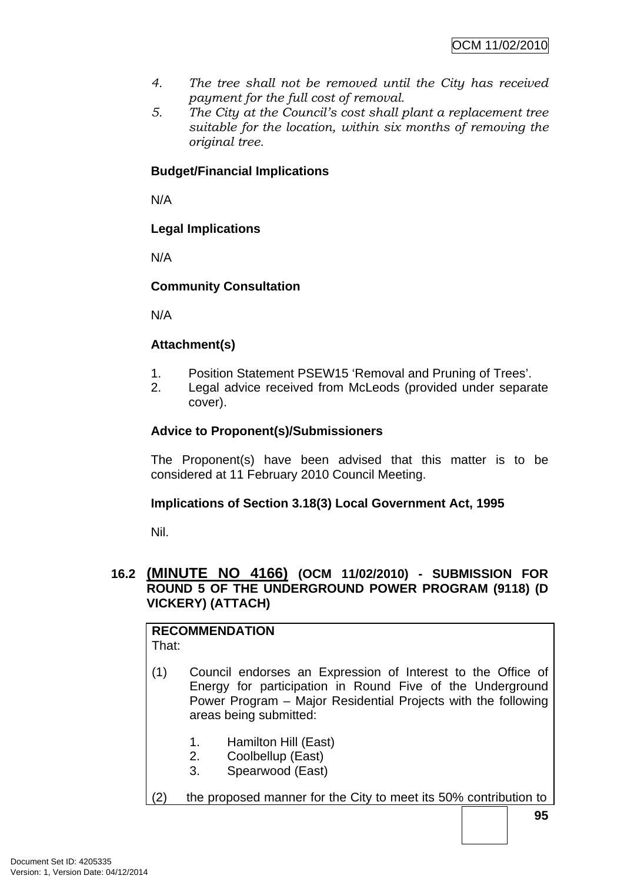*4. The tree shall not be removed until the City has received payment for the full cost of removal.*

*5. The City at the Council's cost shall plant a replacement tree suitable for the location, within six months of removing the original tree.*

**Budget/Financial Implications**

N/A

**Legal Implications**

N/A

**Community Consultation**

N/A

**Attachment(s)**

1. Position Statement PSEW15 'Removal and Pruning of Trees'.
2. Legal advice received from McLeods (provided under separate cover).

**Advice to Proponent(s)/Submissioners**

The Proponent(s) have been advised that this matter is to be considered at 11 February 2010 Council Meeting.

**Implications of Section 3.18(3) Local Government Act, 1995**

Nil.

## 16.2 (MINUTE NO 4166) (OCM 11/02/2010) - SUBMISSION FOR ROUND 5 OF THE UNDERGROUND POWER PROGRAM (9118) (D VICKERY) (ATTACH)

**RECOMMENDATION**

That:

(1) Council endorses an Expression of Interest to the Office of Energy for participation in Round Five of the Underground Power Program – Major Residential Projects with the following areas being submitted:

1. Hamilton Hill (East)
2. Coolbellup (East)
3. Spearwood (East)

(2) the proposed manner for the City to meet its 50% contribution to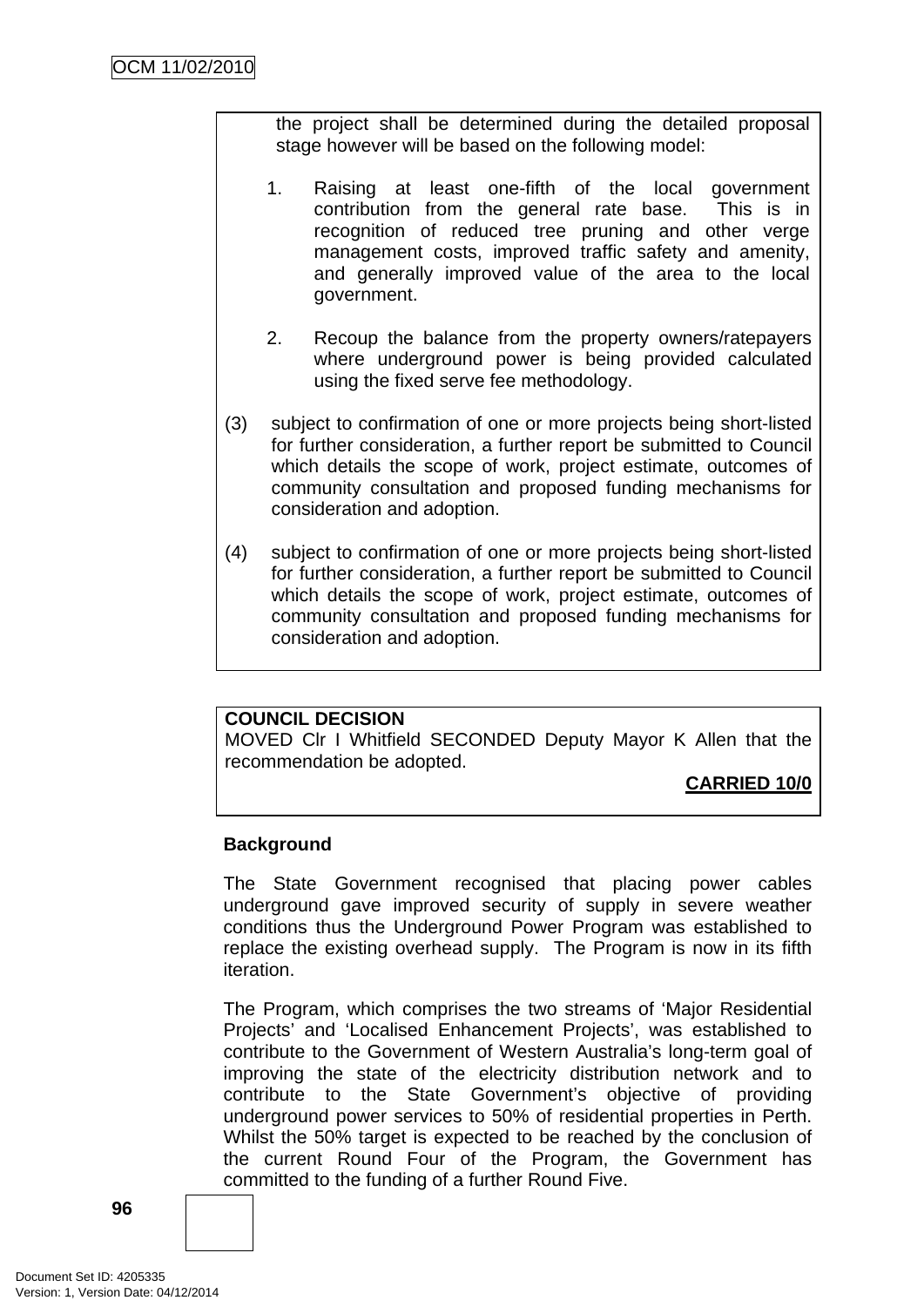the project shall be determined during the detailed proposal stage however will be based on the following model:

1. Raising at least one-fifth of the local government contribution from the general rate base. This is in recognition of reduced tree pruning and other verge management costs, improved traffic safety and amenity, and generally improved value of the area to the local government.

2. Recoup the balance from the property owners/ratepayers where underground power is being provided calculated using the fixed serve fee methodology.

(3) subject to confirmation of one or more projects being short-listed for further consideration, a further report be submitted to Council which details the scope of work, project estimate, outcomes of community consultation and proposed funding mechanisms for consideration and adoption.

(4) subject to confirmation of one or more projects being short-listed for further consideration, a further report be submitted to Council which details the scope of work, project estimate, outcomes of community consultation and proposed funding mechanisms for consideration and adoption.

**COUNCIL DECISION**

MOVED Clr I Whitfield SECONDED Deputy Mayor K Allen that the recommendation be adopted.

**CARRIED 10/0**

**Background**

The State Government recognised that placing power cables underground gave improved security of supply in severe weather conditions thus the Underground Power Program was established to replace the existing overhead supply. The Program is now in its fifth iteration.

The Program, which comprises the two streams of 'Major Residential Projects' and 'Localised Enhancement Projects', was established to contribute to the Government of Western Australia's long-term goal of improving the state of the electricity distribution network and to contribute to the State Government's objective of providing underground power services to 50% of residential properties in Perth. Whilst the 50% target is expected to be reached by the conclusion of the current Round Four of the Program, the Government has committed to the funding of a further Round Five.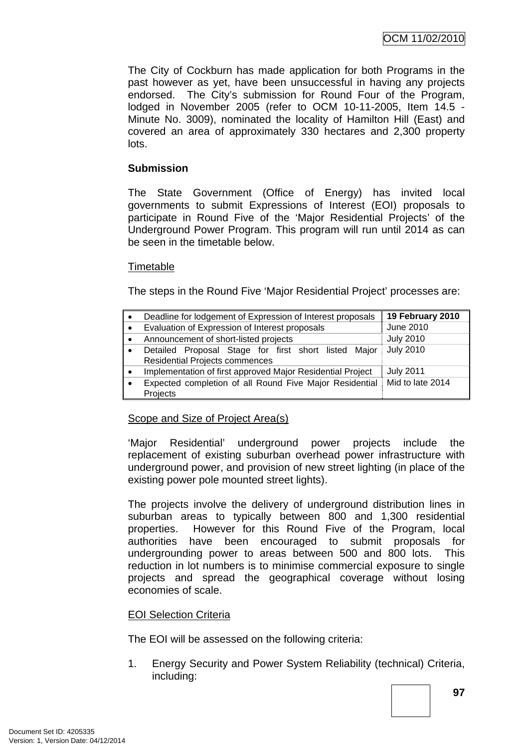The City of Cockburn has made application for both Programs in the past however as yet, have been unsuccessful in having any projects endorsed. The City's submission for Round Four of the Program, lodged in November 2005 (refer to OCM 10-11-2005, Item 14.5 - Minute No. 3009), nominated the locality of Hamilton Hill (East) and covered an area of approximately 330 hectares and 2,300 property lots.

**Submission**

The State Government (Office of Energy) has invited local governments to submit Expressions of Interest (EOI) proposals to participate in Round Five of the 'Major Residential Projects' of the Underground Power Program. This program will run until 2014 as can be seen in the timetable below.

Timetable

The steps in the Round Five 'Major Residential Project' processes are:

| Step | Date |
|---|---|
| • Deadline for lodgement of Expression of Interest proposals | **19 February 2010** |
| • Evaluation of Expression of Interest proposals | June 2010 |
| • Announcement of short-listed projects | July 2010 |
| • Detailed Proposal Stage for first short listed Major Residential Projects commences | July 2010 |
| • Implementation of first approved Major Residential Project | July 2011 |
| • Expected completion of all Round Five Major Residential Projects | Mid to late 2014 |

Scope and Size of Project Area(s)

'Major Residential' underground power projects include the replacement of existing suburban overhead power infrastructure with underground power, and provision of new street lighting (in place of the existing power pole mounted street lights).

The projects involve the delivery of underground distribution lines in suburban areas to typically between 800 and 1,300 residential properties. However for this Round Five of the Program, local authorities have been encouraged to submit proposals for undergrounding power to areas between 500 and 800 lots. This reduction in lot numbers is to minimise commercial exposure to single projects and spread the geographical coverage without losing economies of scale.

EOI Selection Criteria

The EOI will be assessed on the following criteria:

1. Energy Security and Power System Reliability (technical) Criteria, including: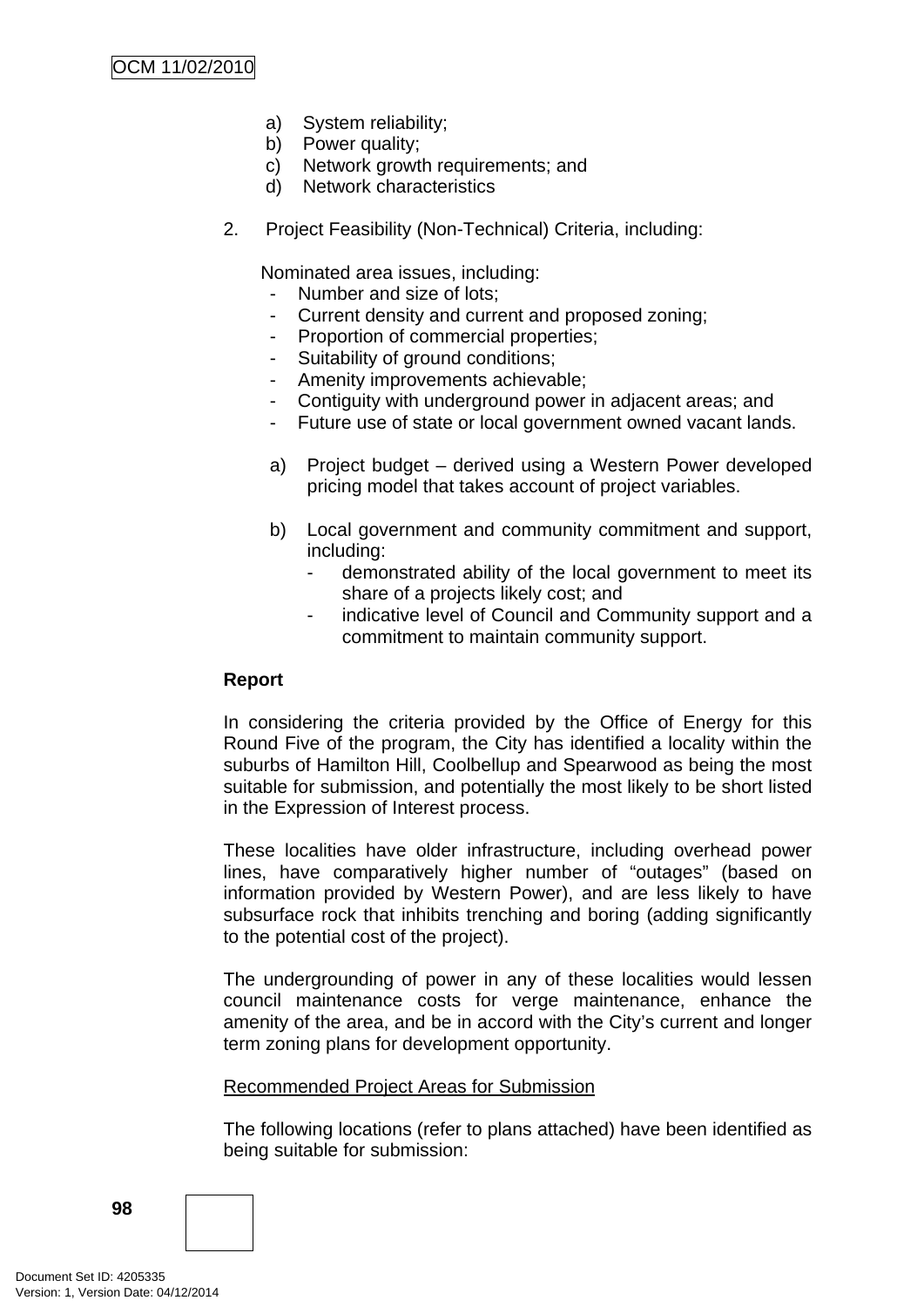a) System reliability;
b) Power quality;
c) Network growth requirements; and
d) Network characteristics

2. Project Feasibility (Non-Technical) Criteria, including:

   Nominated area issues, including:
   - Number and size of lots;
   - Current density and current and proposed zoning;
   - Proportion of commercial properties;
   - Suitability of ground conditions;
   - Amenity improvements achievable;
   - Contiguity with underground power in adjacent areas; and
   - Future use of state or local government owned vacant lands.

   a) Project budget – derived using a Western Power developed pricing model that takes account of project variables.

   b) Local government and community commitment and support, including:
      - demonstrated ability of the local government to meet its share of a projects likely cost; and
      - indicative level of Council and Community support and a commitment to maintain community support.

**Report**

In considering the criteria provided by the Office of Energy for this Round Five of the program, the City has identified a locality within the suburbs of Hamilton Hill, Coolbellup and Spearwood as being the most suitable for submission, and potentially the most likely to be short listed in the Expression of Interest process.

These localities have older infrastructure, including overhead power lines, have comparatively higher number of "outages" (based on information provided by Western Power), and are less likely to have subsurface rock that inhibits trenching and boring (adding significantly to the potential cost of the project).

The undergrounding of power in any of these localities would lessen council maintenance costs for verge maintenance, enhance the amenity of the area, and be in accord with the City's current and longer term zoning plans for development opportunity.

<u>Recommended Project Areas for Submission</u>

The following locations (refer to plans attached) have been identified as being suitable for submission: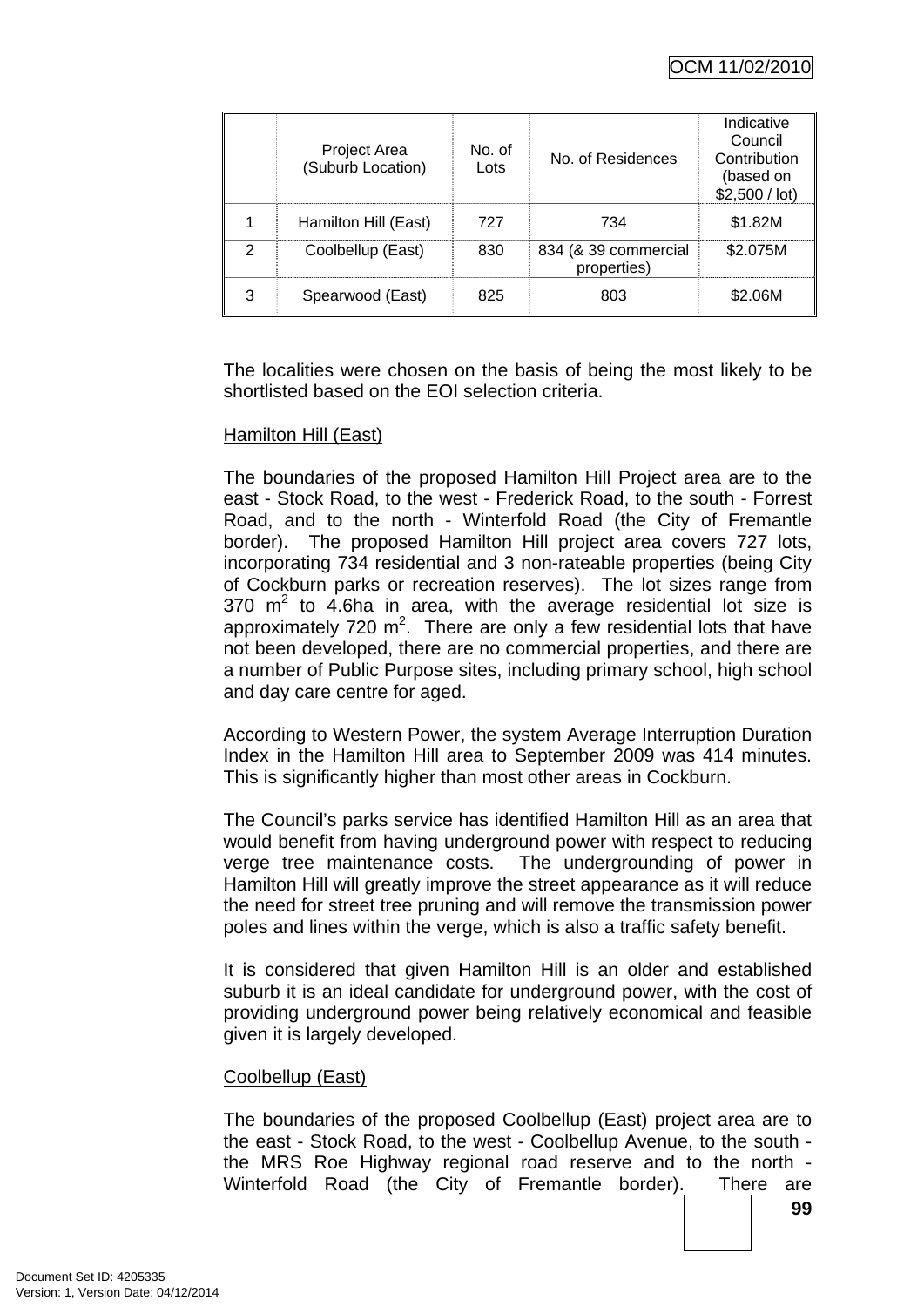| | Project Area (Suburb Location) | No. of Lots | No. of Residences | Indicative Council Contribution (based on $2,500 / lot) |
|---|---|---|---|---|
| 1 | Hamilton Hill (East) | 727 | 734 | $1.82M |
| 2 | Coolbellup (East) | 830 | 834 (& 39 commercial properties) | $2.075M |
| 3 | Spearwood (East) | 825 | 803 | $2.06M |

The localities were chosen on the basis of being the most likely to be shortlisted based on the EOI selection criteria.

Hamilton Hill (East)

The boundaries of the proposed Hamilton Hill Project area are to the east - Stock Road, to the west - Frederick Road, to the south - Forrest Road, and to the north - Winterfold Road (the City of Fremantle border). The proposed Hamilton Hill project area covers 727 lots, incorporating 734 residential and 3 non-rateable properties (being City of Cockburn parks or recreation reserves). The lot sizes range from 370 $m^2$ to 4.6ha in area, with the average residential lot size is approximately 720 $m^2$. There are only a few residential lots that have not been developed, there are no commercial properties, and there are a number of Public Purpose sites, including primary school, high school and day care centre for aged.

According to Western Power, the system Average Interruption Duration Index in the Hamilton Hill area to September 2009 was 414 minutes. This is significantly higher than most other areas in Cockburn.

The Council's parks service has identified Hamilton Hill as an area that would benefit from having underground power with respect to reducing verge tree maintenance costs. The undergrounding of power in Hamilton Hill will greatly improve the street appearance as it will reduce the need for street tree pruning and will remove the transmission power poles and lines within the verge, which is also a traffic safety benefit.

It is considered that given Hamilton Hill is an older and established suburb it is an ideal candidate for underground power, with the cost of providing underground power being relatively economical and feasible given it is largely developed.

Coolbellup (East)

The boundaries of the proposed Coolbellup (East) project area are to the east - Stock Road, to the west - Coolbellup Avenue, to the south - the MRS Roe Highway regional road reserve and to the north - Winterfold Road (the City of Fremantle border). There are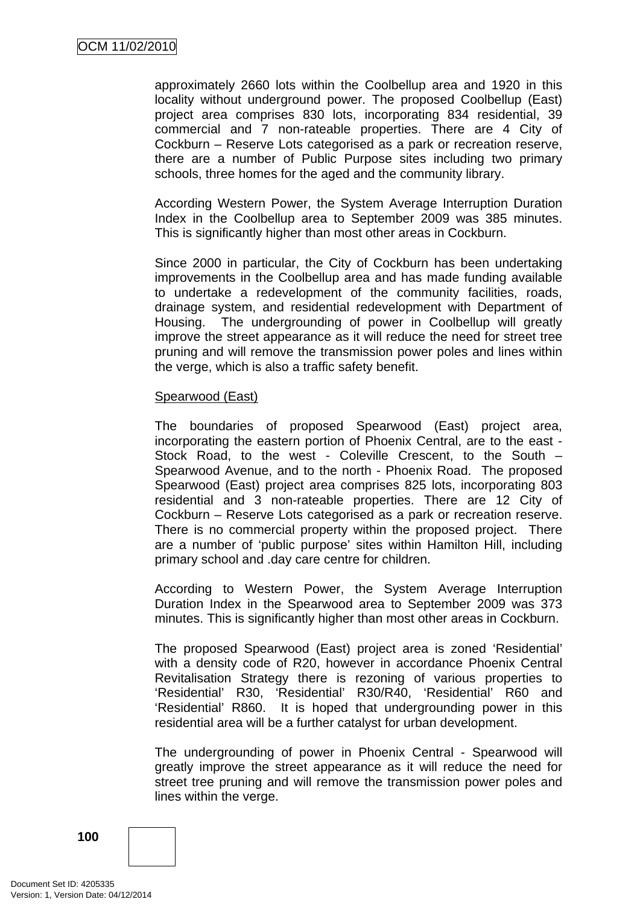approximately 2660 lots within the Coolbellup area and 1920 in this locality without underground power. The proposed Coolbellup (East) project area comprises 830 lots, incorporating 834 residential, 39 commercial and 7 non-rateable properties. There are 4 City of Cockburn – Reserve Lots categorised as a park or recreation reserve, there are a number of Public Purpose sites including two primary schools, three homes for the aged and the community library.

According Western Power, the System Average Interruption Duration Index in the Coolbellup area to September 2009 was 385 minutes. This is significantly higher than most other areas in Cockburn.

Since 2000 in particular, the City of Cockburn has been undertaking improvements in the Coolbellup area and has made funding available to undertake a redevelopment of the community facilities, roads, drainage system, and residential redevelopment with Department of Housing. The undergrounding of power in Coolbellup will greatly improve the street appearance as it will reduce the need for street tree pruning and will remove the transmission power poles and lines within the verge, which is also a traffic safety benefit.

Spearwood (East)

The boundaries of proposed Spearwood (East) project area, incorporating the eastern portion of Phoenix Central, are to the east - Stock Road, to the west - Coleville Crescent, to the South – Spearwood Avenue, and to the north - Phoenix Road. The proposed Spearwood (East) project area comprises 825 lots, incorporating 803 residential and 3 non-rateable properties. There are 12 City of Cockburn – Reserve Lots categorised as a park or recreation reserve. There is no commercial property within the proposed project. There are a number of 'public purpose' sites within Hamilton Hill, including primary school and .day care centre for children.

According to Western Power, the System Average Interruption Duration Index in the Spearwood area to September 2009 was 373 minutes. This is significantly higher than most other areas in Cockburn.

The proposed Spearwood (East) project area is zoned 'Residential' with a density code of R20, however in accordance Phoenix Central Revitalisation Strategy there is rezoning of various properties to 'Residential' R30, 'Residential' R30/R40, 'Residential' R60 and 'Residential' R860. It is hoped that undergrounding power in this residential area will be a further catalyst for urban development.

The undergrounding of power in Phoenix Central - Spearwood will greatly improve the street appearance as it will reduce the need for street tree pruning and will remove the transmission power poles and lines within the verge.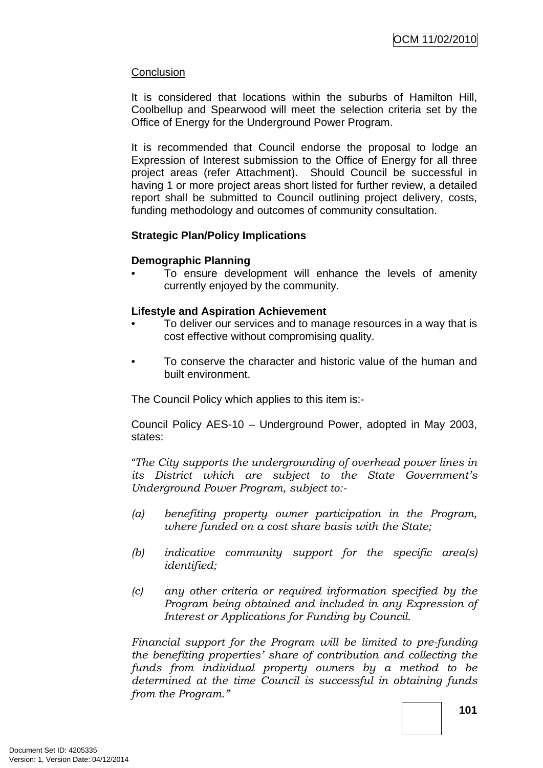<u>Conclusion</u>

It is considered that locations within the suburbs of Hamilton Hill, Coolbellup and Spearwood will meet the selection criteria set by the Office of Energy for the Underground Power Program.

It is recommended that Council endorse the proposal to lodge an Expression of Interest submission to the Office of Energy for all three project areas (refer Attachment). Should Council be successful in having 1 or more project areas short listed for further review, a detailed report shall be submitted to Council outlining project delivery, costs, funding methodology and outcomes of community consultation.

**Strategic Plan/Policy Implications**

**Demographic Planning**

- To ensure development will enhance the levels of amenity currently enjoyed by the community.

**Lifestyle and Aspiration Achievement**

- To deliver our services and to manage resources in a way that is cost effective without compromising quality.

- To conserve the character and historic value of the human and built environment.

The Council Policy which applies to this item is:-

Council Policy AES-10 – Underground Power, adopted in May 2003, states:

*"The City supports the undergrounding of overhead power lines in its District which are subject to the State Government's Underground Power Program, subject to:-*

*(a) benefiting property owner participation in the Program, where funded on a cost share basis with the State;*

*(b) indicative community support for the specific area(s) identified;*

*(c) any other criteria or required information specified by the Program being obtained and included in any Expression of Interest or Applications for Funding by Council.*

*Financial support for the Program will be limited to pre-funding the benefiting properties' share of contribution and collecting the funds from individual property owners by a method to be determined at the time Council is successful in obtaining funds from the Program."*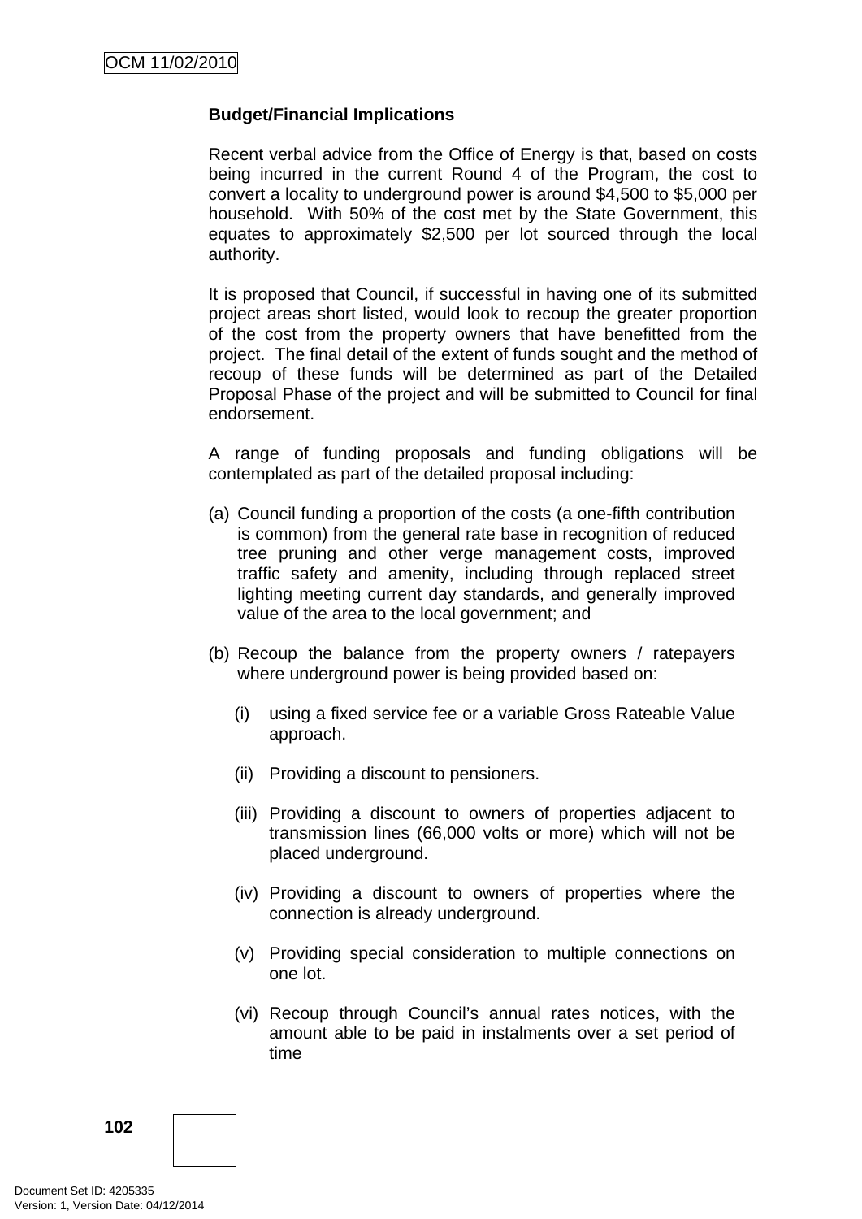**Budget/Financial Implications**

Recent verbal advice from the Office of Energy is that, based on costs being incurred in the current Round 4 of the Program, the cost to convert a locality to underground power is around $4,500 to $5,000 per household. With 50% of the cost met by the State Government, this equates to approximately $2,500 per lot sourced through the local authority.

It is proposed that Council, if successful in having one of its submitted project areas short listed, would look to recoup the greater proportion of the cost from the property owners that have benefitted from the project. The final detail of the extent of funds sought and the method of recoup of these funds will be determined as part of the Detailed Proposal Phase of the project and will be submitted to Council for final endorsement.

A range of funding proposals and funding obligations will be contemplated as part of the detailed proposal including:

(a) Council funding a proportion of the costs (a one-fifth contribution is common) from the general rate base in recognition of reduced tree pruning and other verge management costs, improved traffic safety and amenity, including through replaced street lighting meeting current day standards, and generally improved value of the area to the local government; and

(b) Recoup the balance from the property owners / ratepayers where underground power is being provided based on:

   (i) using a fixed service fee or a variable Gross Rateable Value approach.

   (ii) Providing a discount to pensioners.

   (iii) Providing a discount to owners of properties adjacent to transmission lines (66,000 volts or more) which will not be placed underground.

   (iv) Providing a discount to owners of properties where the connection is already underground.

   (v) Providing special consideration to multiple connections on one lot.

   (vi) Recoup through Council's annual rates notices, with the amount able to be paid in instalments over a set period of time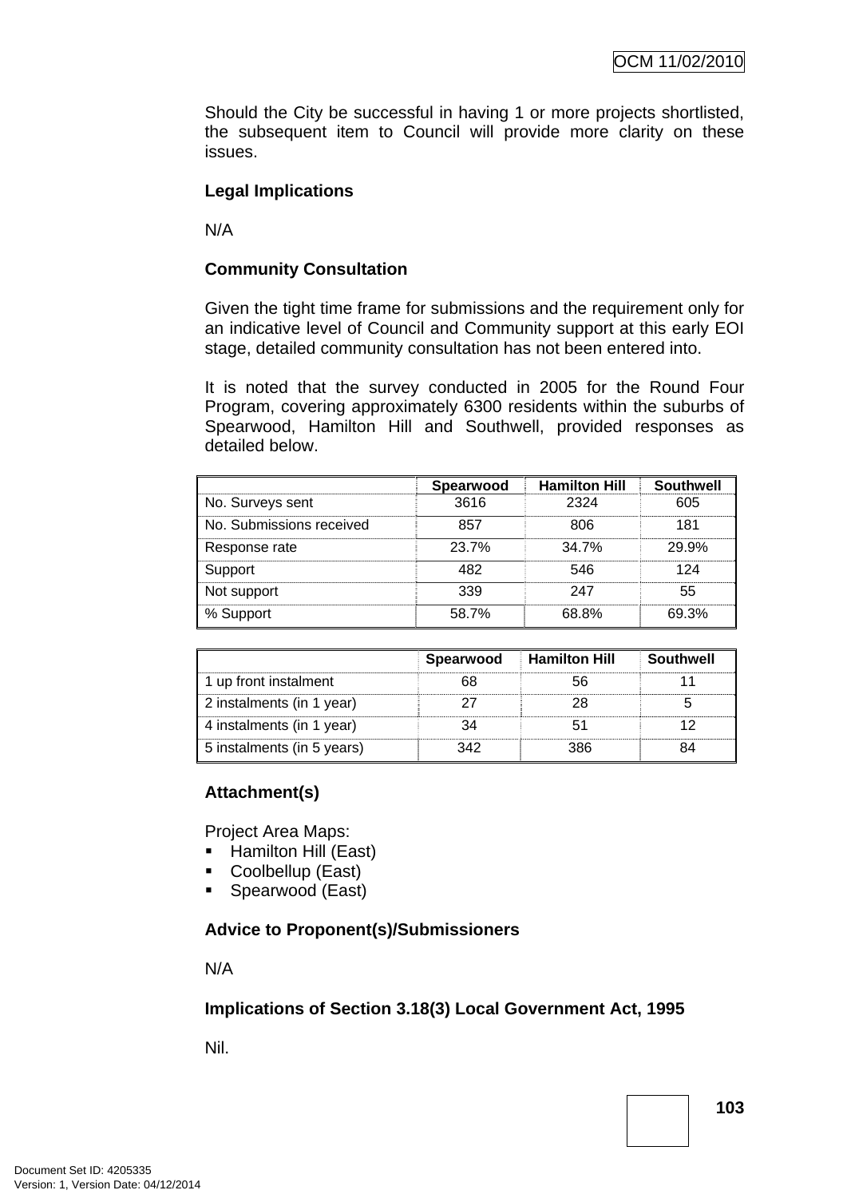Should the City be successful in having 1 or more projects shortlisted, the subsequent item to Council will provide more clarity on these issues.

**Legal Implications**

N/A

**Community Consultation**

Given the tight time frame for submissions and the requirement only for an indicative level of Council and Community support at this early EOI stage, detailed community consultation has not been entered into.

It is noted that the survey conducted in 2005 for the Round Four Program, covering approximately 6300 residents within the suburbs of Spearwood, Hamilton Hill and Southwell, provided responses as detailed below.

| | Spearwood | Hamilton Hill | Southwell |
|---|---|---|---|
| No. Surveys sent | 3616 | 2324 | 605 |
| No. Submissions received | 857 | 806 | 181 |
| Response rate | 23.7% | 34.7% | 29.9% |
| Support | 482 | 546 | 124 |
| Not support | 339 | 247 | 55 |
| % Support | 58.7% | 68.8% | 69.3% |

| | Spearwood | Hamilton Hill | Southwell |
|---|---|---|---|
| 1 up front instalment | 68 | 56 | 11 |
| 2 instalments (in 1 year) | 27 | 28 | 5 |
| 4 instalments (in 1 year) | 34 | 51 | 12 |
| 5 instalments (in 5 years) | 342 | 386 | 84 |

**Attachment(s)**

Project Area Maps:

- Hamilton Hill (East)
- Coolbellup (East)
- Spearwood (East)

**Advice to Proponent(s)/Submissioners**

N/A

**Implications of Section 3.18(3) Local Government Act, 1995**

Nil.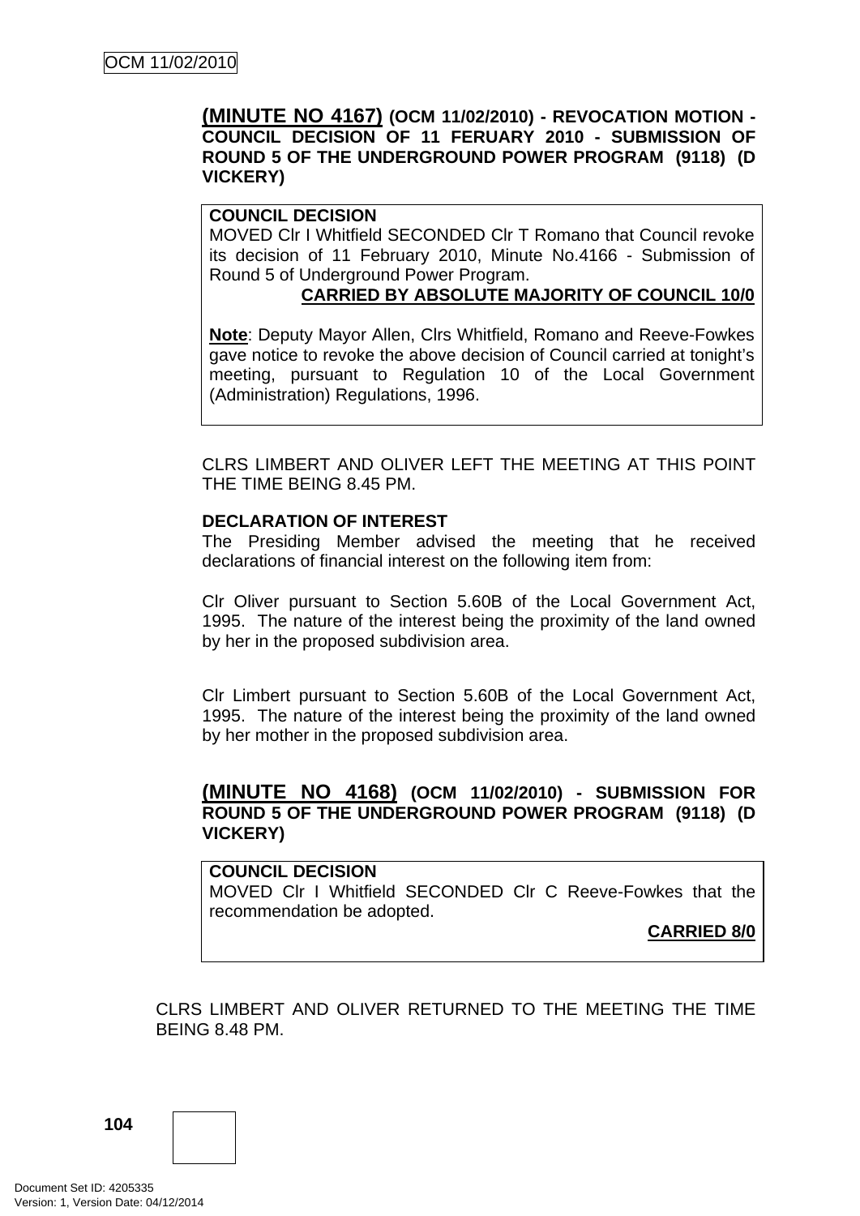**(MINUTE NO 4167) (OCM 11/02/2010) - REVOCATION MOTION - COUNCIL DECISION OF 11 FERUARY 2010 - SUBMISSION OF ROUND 5 OF THE UNDERGROUND POWER PROGRAM (9118) (D VICKERY)**

**COUNCIL DECISION**
MOVED Clr I Whitfield SECONDED Clr T Romano that Council revoke its decision of 11 February 2010, Minute No.4166 - Submission of Round 5 of Underground Power Program.

**CARRIED BY ABSOLUTE MAJORITY OF COUNCIL 10/0**

**Note**: Deputy Mayor Allen, Clrs Whitfield, Romano and Reeve-Fowkes gave notice to revoke the above decision of Council carried at tonight's meeting, pursuant to Regulation 10 of the Local Government (Administration) Regulations, 1996.

CLRS LIMBERT AND OLIVER LEFT THE MEETING AT THIS POINT THE TIME BEING 8.45 PM.

**DECLARATION OF INTEREST**
The Presiding Member advised the meeting that he received declarations of financial interest on the following item from:

Clr Oliver pursuant to Section 5.60B of the Local Government Act, 1995. The nature of the interest being the proximity of the land owned by her in the proposed subdivision area.

Clr Limbert pursuant to Section 5.60B of the Local Government Act, 1995. The nature of the interest being the proximity of the land owned by her mother in the proposed subdivision area.

**(MINUTE NO 4168) (OCM 11/02/2010) - SUBMISSION FOR ROUND 5 OF THE UNDERGROUND POWER PROGRAM (9118) (D VICKERY)**

**COUNCIL DECISION**
MOVED Clr I Whitfield SECONDED Clr C Reeve-Fowkes that the recommendation be adopted.

**CARRIED 8/0**

CLRS LIMBERT AND OLIVER RETURNED TO THE MEETING THE TIME BEING 8.48 PM.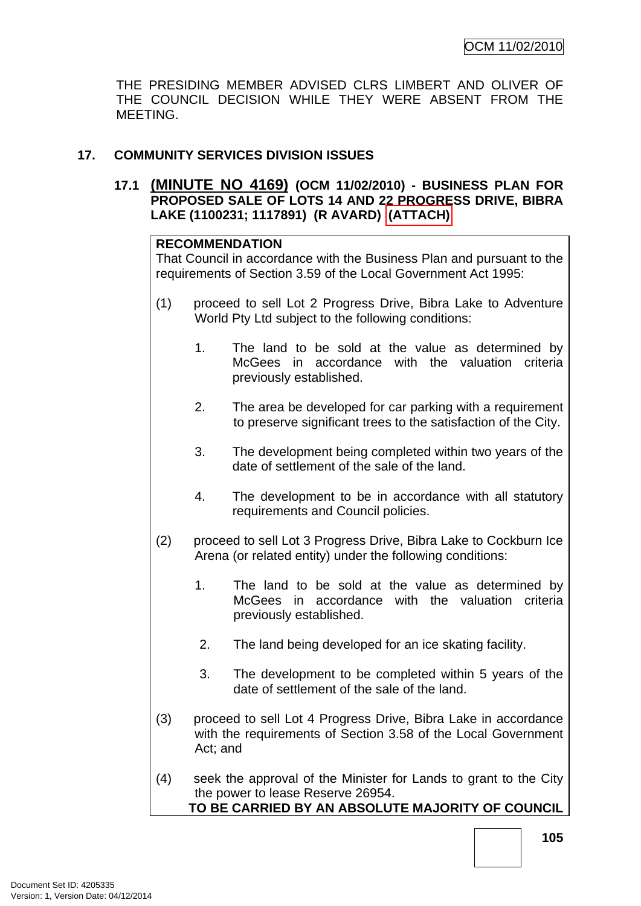THE PRESIDING MEMBER ADVISED CLRS LIMBERT AND OLIVER OF THE COUNCIL DECISION WHILE THEY WERE ABSENT FROM THE MEETING.

## 17. COMMUNITY SERVICES DIVISION ISSUES

### 17.1 (MINUTE NO 4169) (OCM 11/02/2010) - BUSINESS PLAN FOR PROPOSED SALE OF LOTS 14 AND 22 PROGRESS DRIVE, BIBRA LAKE (1100231; 1117891) (R AVARD) (ATTACH)

**RECOMMENDATION**

That Council in accordance with the Business Plan and pursuant to the requirements of Section 3.59 of the Local Government Act 1995:

(1) proceed to sell Lot 2 Progress Drive, Bibra Lake to Adventure World Pty Ltd subject to the following conditions:

1. The land to be sold at the value as determined by McGees in accordance with the valuation criteria previously established.
2. The area be developed for car parking with a requirement to preserve significant trees to the satisfaction of the City.
3. The development being completed within two years of the date of settlement of the sale of the land.
4. The development to be in accordance with all statutory requirements and Council policies.

(2) proceed to sell Lot 3 Progress Drive, Bibra Lake to Cockburn Ice Arena (or related entity) under the following conditions:

1. The land to be sold at the value as determined by McGees in accordance with the valuation criteria previously established.
2. The land being developed for an ice skating facility.
3. The development to be completed within 5 years of the date of settlement of the sale of the land.

(3) proceed to sell Lot 4 Progress Drive, Bibra Lake in accordance with the requirements of Section 3.58 of the Local Government Act; and

(4) seek the approval of the Minister for Lands to grant to the City the power to lease Reserve 26954.

**TO BE CARRIED BY AN ABSOLUTE MAJORITY OF COUNCIL**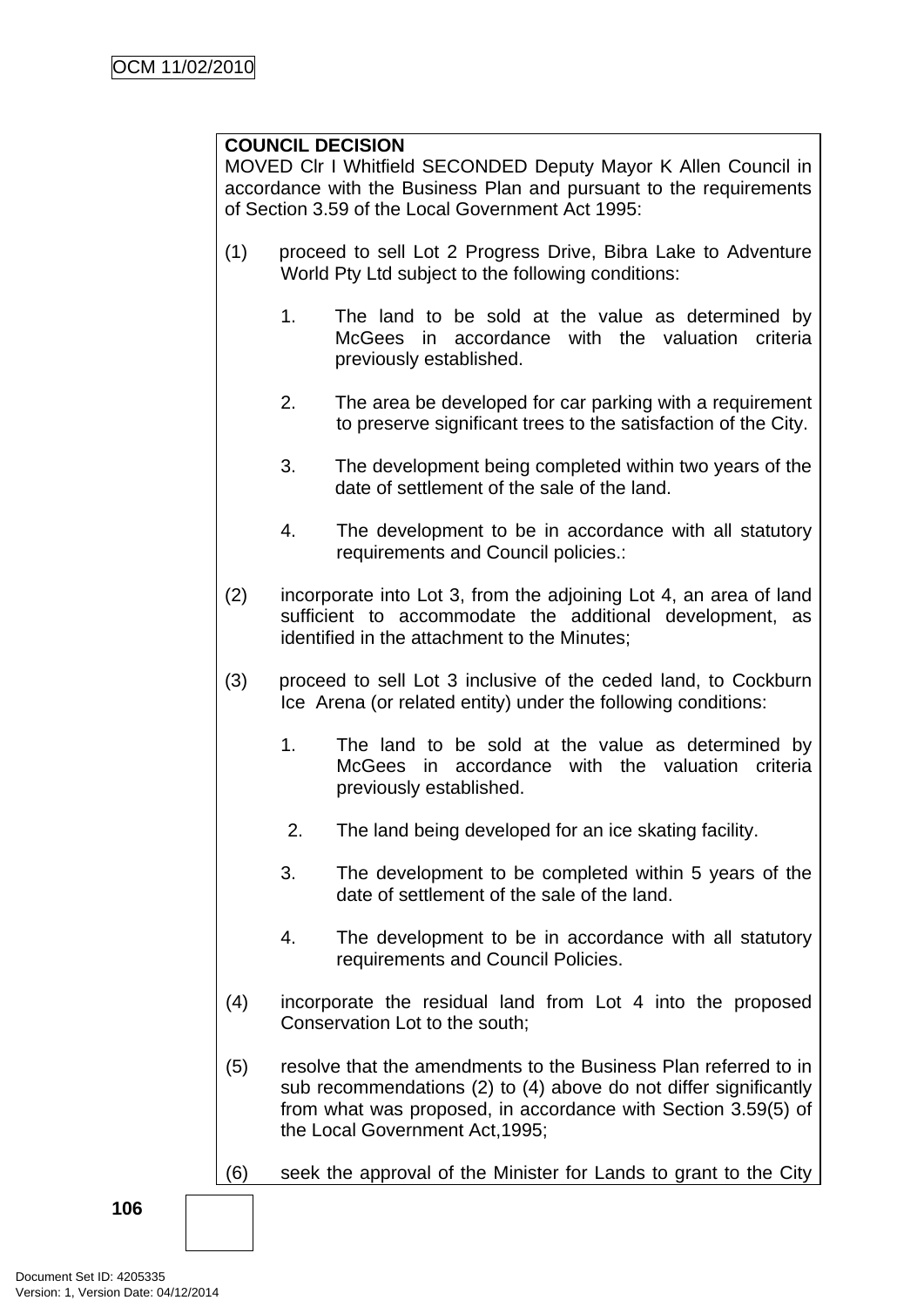**COUNCIL DECISION**

MOVED Clr I Whitfield SECONDED Deputy Mayor K Allen Council in accordance with the Business Plan and pursuant to the requirements of Section 3.59 of the Local Government Act 1995:

(1) proceed to sell Lot 2 Progress Drive, Bibra Lake to Adventure World Pty Ltd subject to the following conditions:

1. The land to be sold at the value as determined by McGees in accordance with the valuation criteria previously established.

2. The area be developed for car parking with a requirement to preserve significant trees to the satisfaction of the City.

3. The development being completed within two years of the date of settlement of the sale of the land.

4. The development to be in accordance with all statutory requirements and Council policies.:

(2) incorporate into Lot 3, from the adjoining Lot 4, an area of land sufficient to accommodate the additional development, as identified in the attachment to the Minutes;

(3) proceed to sell Lot 3 inclusive of the ceded land, to Cockburn Ice Arena (or related entity) under the following conditions:

1. The land to be sold at the value as determined by McGees in accordance with the valuation criteria previously established.

2. The land being developed for an ice skating facility.

3. The development to be completed within 5 years of the date of settlement of the sale of the land.

4. The development to be in accordance with all statutory requirements and Council Policies.

(4) incorporate the residual land from Lot 4 into the proposed Conservation Lot to the south;

(5) resolve that the amendments to the Business Plan referred to in sub recommendations (2) to (4) above do not differ significantly from what was proposed, in accordance with Section 3.59(5) of the Local Government Act,1995;

(6) seek the approval of the Minister for Lands to grant to the City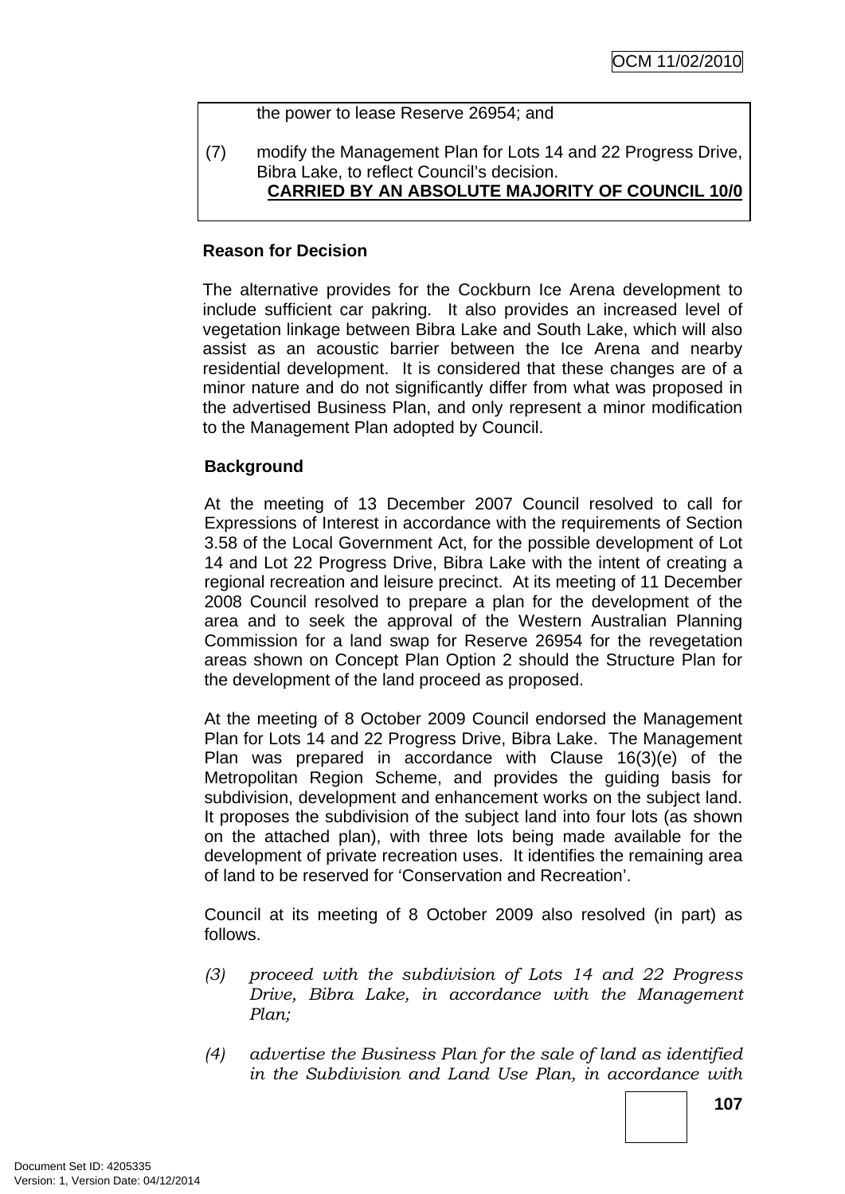the power to lease Reserve 26954; and

(7) modify the Management Plan for Lots 14 and 22 Progress Drive, Bibra Lake, to reflect Council's decision.

**CARRIED BY AN ABSOLUTE MAJORITY OF COUNCIL 10/0**

**Reason for Decision**

The alternative provides for the Cockburn Ice Arena development to include sufficient car pakring. It also provides an increased level of vegetation linkage between Bibra Lake and South Lake, which will also assist as an acoustic barrier between the Ice Arena and nearby residential development. It is considered that these changes are of a minor nature and do not significantly differ from what was proposed in the advertised Business Plan, and only represent a minor modification to the Management Plan adopted by Council.

**Background**

At the meeting of 13 December 2007 Council resolved to call for Expressions of Interest in accordance with the requirements of Section 3.58 of the Local Government Act, for the possible development of Lot 14 and Lot 22 Progress Drive, Bibra Lake with the intent of creating a regional recreation and leisure precinct. At its meeting of 11 December 2008 Council resolved to prepare a plan for the development of the area and to seek the approval of the Western Australian Planning Commission for a land swap for Reserve 26954 for the revegetation areas shown on Concept Plan Option 2 should the Structure Plan for the development of the land proceed as proposed.

At the meeting of 8 October 2009 Council endorsed the Management Plan for Lots 14 and 22 Progress Drive, Bibra Lake. The Management Plan was prepared in accordance with Clause 16(3)(e) of the Metropolitan Region Scheme, and provides the guiding basis for subdivision, development and enhancement works on the subject land. It proposes the subdivision of the subject land into four lots (as shown on the attached plan), with three lots being made available for the development of private recreation uses. It identifies the remaining area of land to be reserved for 'Conservation and Recreation'.

Council at its meeting of 8 October 2009 also resolved (in part) as follows.

*(3) proceed with the subdivision of Lots 14 and 22 Progress Drive, Bibra Lake, in accordance with the Management Plan;*

*(4) advertise the Business Plan for the sale of land as identified in the Subdivision and Land Use Plan, in accordance with*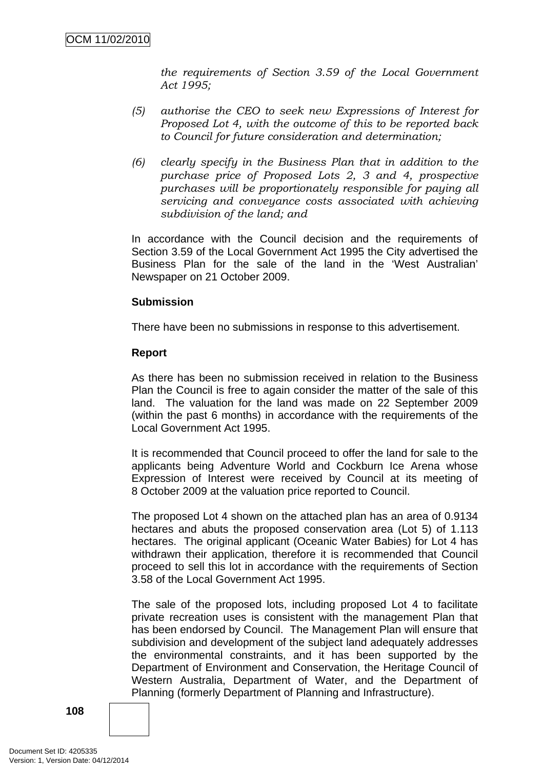*the requirements of Section 3.59 of the Local Government Act 1995;*

*(5) authorise the CEO to seek new Expressions of Interest for Proposed Lot 4, with the outcome of this to be reported back to Council for future consideration and determination;*

*(6) clearly specify in the Business Plan that in addition to the purchase price of Proposed Lots 2, 3 and 4, prospective purchases will be proportionately responsible for paying all servicing and conveyance costs associated with achieving subdivision of the land; and*

In accordance with the Council decision and the requirements of Section 3.59 of the Local Government Act 1995 the City advertised the Business Plan for the sale of the land in the 'West Australian' Newspaper on 21 October 2009.

**Submission**

There have been no submissions in response to this advertisement.

**Report**

As there has been no submission received in relation to the Business Plan the Council is free to again consider the matter of the sale of this land. The valuation for the land was made on 22 September 2009 (within the past 6 months) in accordance with the requirements of the Local Government Act 1995.

It is recommended that Council proceed to offer the land for sale to the applicants being Adventure World and Cockburn Ice Arena whose Expression of Interest were received by Council at its meeting of 8 October 2009 at the valuation price reported to Council.

The proposed Lot 4 shown on the attached plan has an area of 0.9134 hectares and abuts the proposed conservation area (Lot 5) of 1.113 hectares. The original applicant (Oceanic Water Babies) for Lot 4 has withdrawn their application, therefore it is recommended that Council proceed to sell this lot in accordance with the requirements of Section 3.58 of the Local Government Act 1995.

The sale of the proposed lots, including proposed Lot 4 to facilitate private recreation uses is consistent with the management Plan that has been endorsed by Council. The Management Plan will ensure that subdivision and development of the subject land adequately addresses the environmental constraints, and it has been supported by the Department of Environment and Conservation, the Heritage Council of Western Australia, Department of Water, and the Department of Planning (formerly Department of Planning and Infrastructure).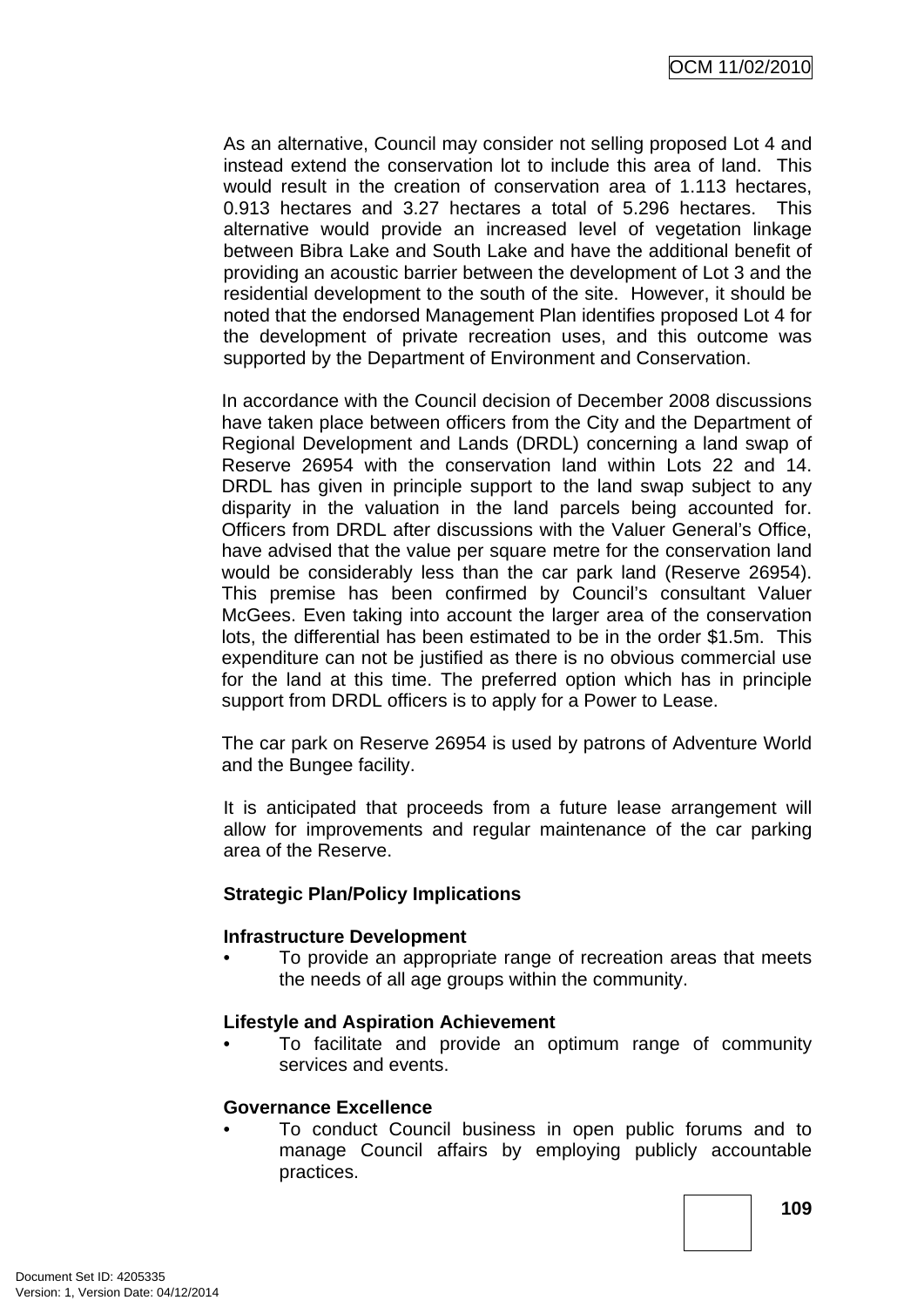As an alternative, Council may consider not selling proposed Lot 4 and instead extend the conservation lot to include this area of land. This would result in the creation of conservation area of 1.113 hectares, 0.913 hectares and 3.27 hectares a total of 5.296 hectares. This alternative would provide an increased level of vegetation linkage between Bibra Lake and South Lake and have the additional benefit of providing an acoustic barrier between the development of Lot 3 and the residential development to the south of the site. However, it should be noted that the endorsed Management Plan identifies proposed Lot 4 for the development of private recreation uses, and this outcome was supported by the Department of Environment and Conservation.

In accordance with the Council decision of December 2008 discussions have taken place between officers from the City and the Department of Regional Development and Lands (DRDL) concerning a land swap of Reserve 26954 with the conservation land within Lots 22 and 14. DRDL has given in principle support to the land swap subject to any disparity in the valuation in the land parcels being accounted for. Officers from DRDL after discussions with the Valuer General's Office, have advised that the value per square metre for the conservation land would be considerably less than the car park land (Reserve 26954). This premise has been confirmed by Council's consultant Valuer McGees. Even taking into account the larger area of the conservation lots, the differential has been estimated to be in the order $1.5m. This expenditure can not be justified as there is no obvious commercial use for the land at this time. The preferred option which has in principle support from DRDL officers is to apply for a Power to Lease.

The car park on Reserve 26954 is used by patrons of Adventure World and the Bungee facility.

It is anticipated that proceeds from a future lease arrangement will allow for improvements and regular maintenance of the car parking area of the Reserve.

**Strategic Plan/Policy Implications**

**Infrastructure Development**

- To provide an appropriate range of recreation areas that meets the needs of all age groups within the community.

**Lifestyle and Aspiration Achievement**

- To facilitate and provide an optimum range of community services and events.

**Governance Excellence**

- To conduct Council business in open public forums and to manage Council affairs by employing publicly accountable practices.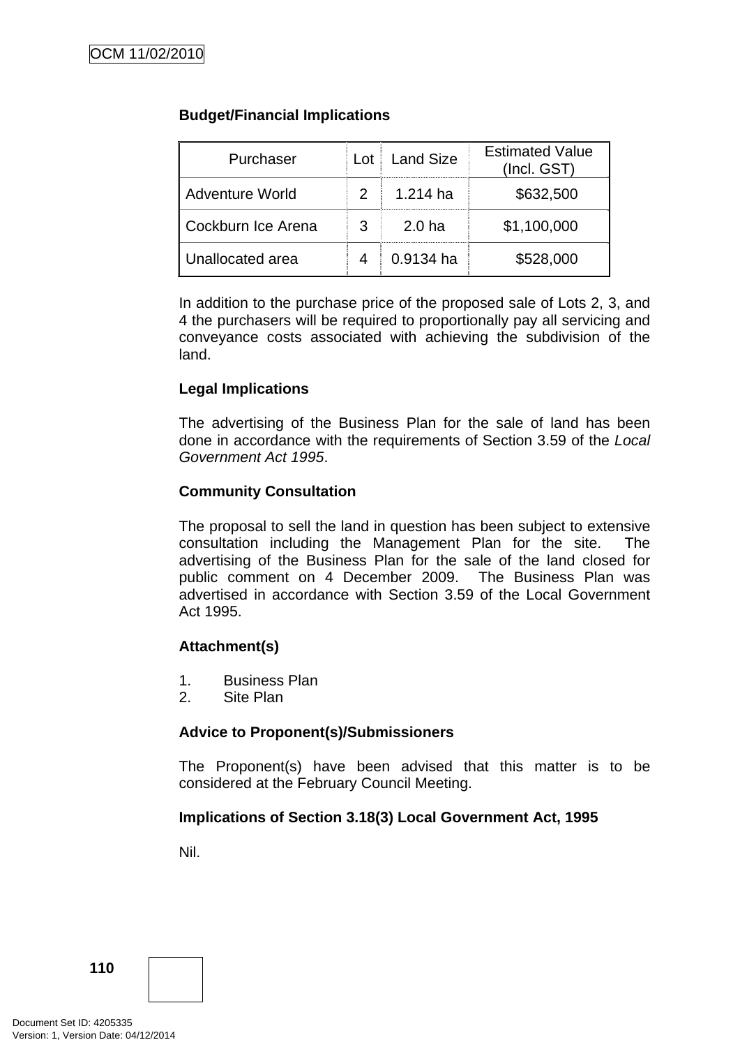**Budget/Financial Implications**

| Purchaser | Lot | Land Size | Estimated Value (Incl. GST) |
|---|---|---|---|
| Adventure World | 2 | 1.214 ha | $632,500 |
| Cockburn Ice Arena | 3 | 2.0 ha | $1,100,000 |
| Unallocated area | 4 | 0.9134 ha | $528,000 |

In addition to the purchase price of the proposed sale of Lots 2, 3, and 4 the purchasers will be required to proportionally pay all servicing and conveyance costs associated with achieving the subdivision of the land.

**Legal Implications**

The advertising of the Business Plan for the sale of land has been done in accordance with the requirements of Section 3.59 of the *Local Government Act 1995*.

**Community Consultation**

The proposal to sell the land in question has been subject to extensive consultation including the Management Plan for the site. The advertising of the Business Plan for the sale of the land closed for public comment on 4 December 2009. The Business Plan was advertised in accordance with Section 3.59 of the Local Government Act 1995.

**Attachment(s)**

1. Business Plan
2. Site Plan

**Advice to Proponent(s)/Submissioners**

The Proponent(s) have been advised that this matter is to be considered at the February Council Meeting.

**Implications of Section 3.18(3) Local Government Act, 1995**

Nil.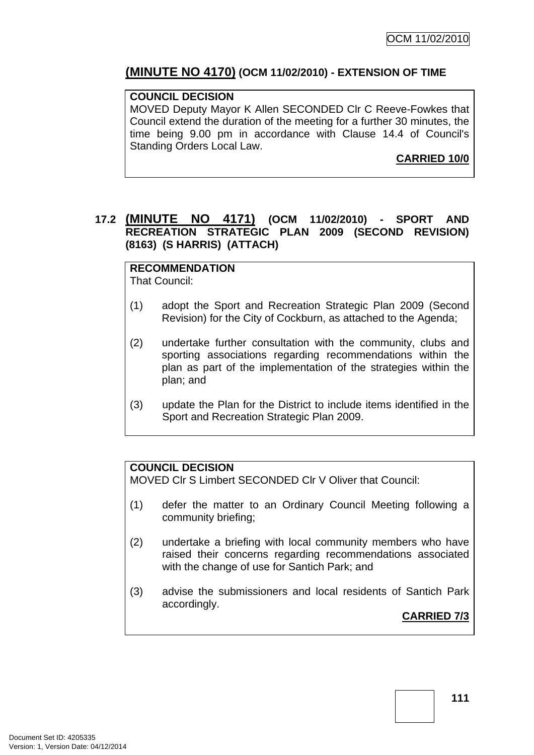## (MINUTE NO 4170) (OCM 11/02/2010) - EXTENSION OF TIME

**COUNCIL DECISION**
MOVED Deputy Mayor K Allen SECONDED Clr C Reeve-Fowkes that Council extend the duration of the meeting for a further 30 minutes, the time being 9.00 pm in accordance with Clause 14.4 of Council's Standing Orders Local Law.

**CARRIED 10/0**

## 17.2 (MINUTE NO 4171) (OCM 11/02/2010) - SPORT AND RECREATION STRATEGIC PLAN 2009 (SECOND REVISION) (8163) (S HARRIS) (ATTACH)

**RECOMMENDATION**
That Council:

(1) adopt the Sport and Recreation Strategic Plan 2009 (Second Revision) for the City of Cockburn, as attached to the Agenda;

(2) undertake further consultation with the community, clubs and sporting associations regarding recommendations within the plan as part of the implementation of the strategies within the plan; and

(3) update the Plan for the District to include items identified in the Sport and Recreation Strategic Plan 2009.

**COUNCIL DECISION**
MOVED Clr S Limbert SECONDED Clr V Oliver that Council:

(1) defer the matter to an Ordinary Council Meeting following a community briefing;

(2) undertake a briefing with local community members who have raised their concerns regarding recommendations associated with the change of use for Santich Park; and

(3) advise the submissioners and local residents of Santich Park accordingly.

**CARRIED 7/3**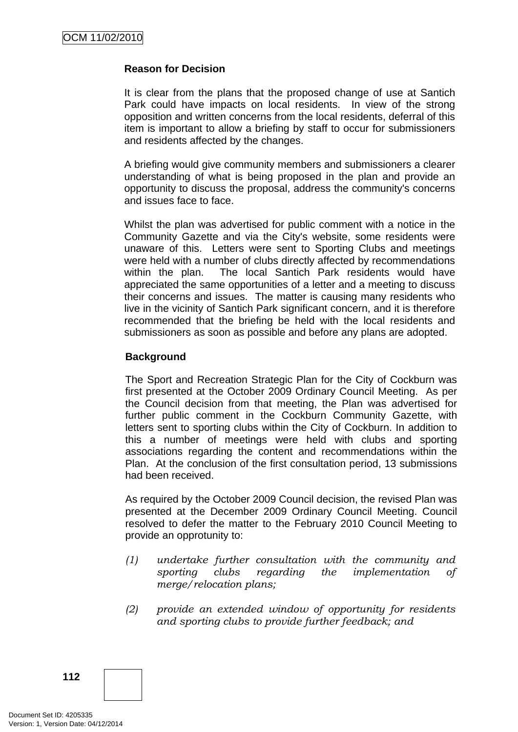**Reason for Decision**

It is clear from the plans that the proposed change of use at Santich Park could have impacts on local residents. In view of the strong opposition and written concerns from the local residents, deferral of this item is important to allow a briefing by staff to occur for submissioners and residents affected by the changes.

A briefing would give community members and submissioners a clearer understanding of what is being proposed in the plan and provide an opportunity to discuss the proposal, address the community's concerns and issues face to face.

Whilst the plan was advertised for public comment with a notice in the Community Gazette and via the City's website, some residents were unaware of this. Letters were sent to Sporting Clubs and meetings were held with a number of clubs directly affected by recommendations within the plan. The local Santich Park residents would have appreciated the same opportunities of a letter and a meeting to discuss their concerns and issues. The matter is causing many residents who live in the vicinity of Santich Park significant concern, and it is therefore recommended that the briefing be held with the local residents and submissioners as soon as possible and before any plans are adopted.

**Background**

The Sport and Recreation Strategic Plan for the City of Cockburn was first presented at the October 2009 Ordinary Council Meeting. As per the Council decision from that meeting, the Plan was advertised for further public comment in the Cockburn Community Gazette, with letters sent to sporting clubs within the City of Cockburn. In addition to this a number of meetings were held with clubs and sporting associations regarding the content and recommendations within the Plan. At the conclusion of the first consultation period, 13 submissions had been received.

As required by the October 2009 Council decision, the revised Plan was presented at the December 2009 Ordinary Council Meeting. Council resolved to defer the matter to the February 2010 Council Meeting to provide an opprotunity to:

*(1) undertake further consultation with the community and sporting clubs regarding the implementation of merge/relocation plans;*

*(2) provide an extended window of opportunity for residents and sporting clubs to provide further feedback; and*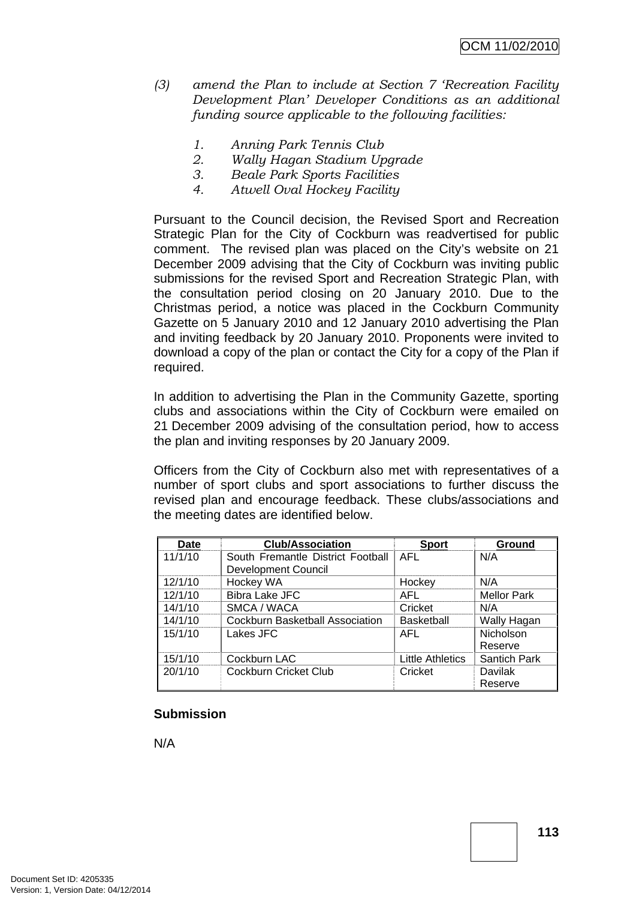*(3) amend the Plan to include at Section 7 'Recreation Facility Development Plan' Developer Conditions as an additional funding source applicable to the following facilities:*

*1. Anning Park Tennis Club*
*2. Wally Hagan Stadium Upgrade*
*3. Beale Park Sports Facilities*
*4. Atwell Oval Hockey Facility*

Pursuant to the Council decision, the Revised Sport and Recreation Strategic Plan for the City of Cockburn was readvertised for public comment. The revised plan was placed on the City's website on 21 December 2009 advising that the City of Cockburn was inviting public submissions for the revised Sport and Recreation Strategic Plan, with the consultation period closing on 20 January 2010. Due to the Christmas period, a notice was placed in the Cockburn Community Gazette on 5 January 2010 and 12 January 2010 advertising the Plan and inviting feedback by 20 January 2010. Proponents were invited to download a copy of the plan or contact the City for a copy of the Plan if required.

In addition to advertising the Plan in the Community Gazette, sporting clubs and associations within the City of Cockburn were emailed on 21 December 2009 advising of the consultation period, how to access the plan and inviting responses by 20 January 2009.

Officers from the City of Cockburn also met with representatives of a number of sport clubs and sport associations to further discuss the revised plan and encourage feedback. These clubs/associations and the meeting dates are identified below.

| Date | Club/Association | Sport | Ground |
|---|---|---|---|
| 11/1/10 | South Fremantle District Football Development Council | AFL | N/A |
| 12/1/10 | Hockey WA | Hockey | N/A |
| 12/1/10 | Bibra Lake JFC | AFL | Mellor Park |
| 14/1/10 | SMCA / WACA | Cricket | N/A |
| 14/1/10 | Cockburn Basketball Association | Basketball | Wally Hagan |
| 15/1/10 | Lakes JFC | AFL | Nicholson Reserve |
| 15/1/10 | Cockburn LAC | Little Athletics | Santich Park |
| 20/1/10 | Cockburn Cricket Club | Cricket | Davilak Reserve |

**Submission**

N/A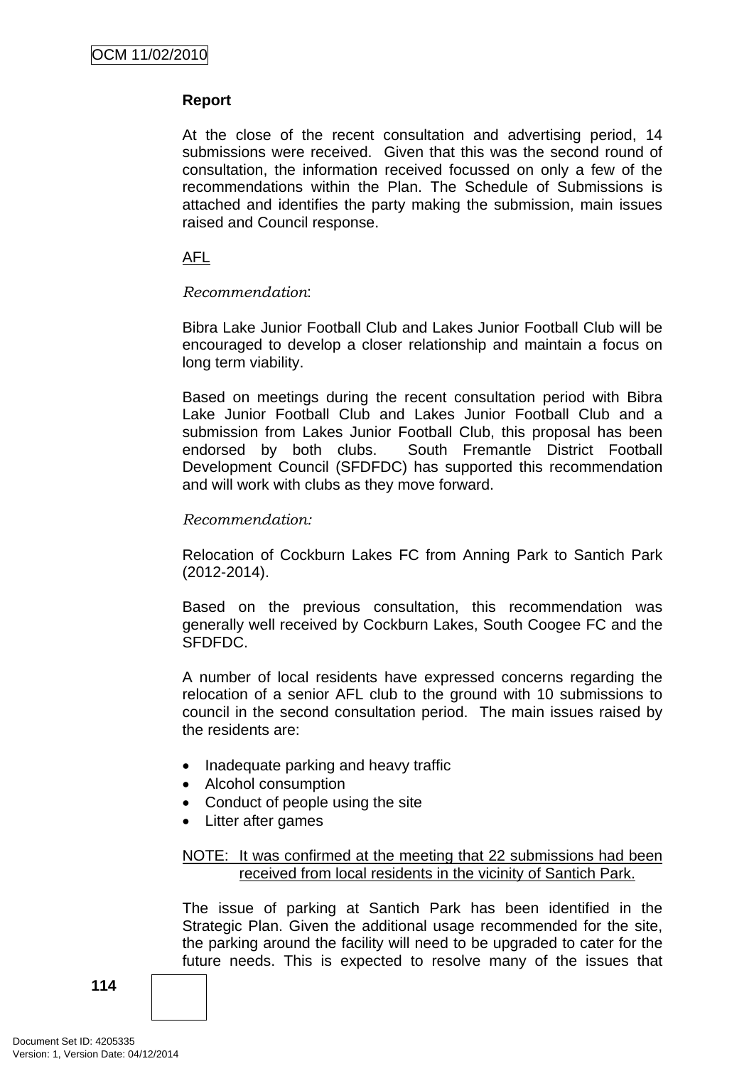**Report**

At the close of the recent consultation and advertising period, 14 submissions were received. Given that this was the second round of consultation, the information received focussed on only a few of the recommendations within the Plan. The Schedule of Submissions is attached and identifies the party making the submission, main issues raised and Council response.

<u>AFL</u>

*Recommendation*:

Bibra Lake Junior Football Club and Lakes Junior Football Club will be encouraged to develop a closer relationship and maintain a focus on long term viability.

Based on meetings during the recent consultation period with Bibra Lake Junior Football Club and Lakes Junior Football Club and a submission from Lakes Junior Football Club, this proposal has been endorsed by both clubs. South Fremantle District Football Development Council (SFDFDC) has supported this recommendation and will work with clubs as they move forward.

*Recommendation:*

Relocation of Cockburn Lakes FC from Anning Park to Santich Park (2012-2014).

Based on the previous consultation, this recommendation was generally well received by Cockburn Lakes, South Coogee FC and the SFDFDC.

A number of local residents have expressed concerns regarding the relocation of a senior AFL club to the ground with 10 submissions to council in the second consultation period. The main issues raised by the residents are:

- Inadequate parking and heavy traffic
- Alcohol consumption
- Conduct of people using the site
- Litter after games

<u>NOTE: It was confirmed at the meeting that 22 submissions had been received from local residents in the vicinity of Santich Park.</u>

The issue of parking at Santich Park has been identified in the Strategic Plan. Given the additional usage recommended for the site, the parking around the facility will need to be upgraded to cater for the future needs. This is expected to resolve many of the issues that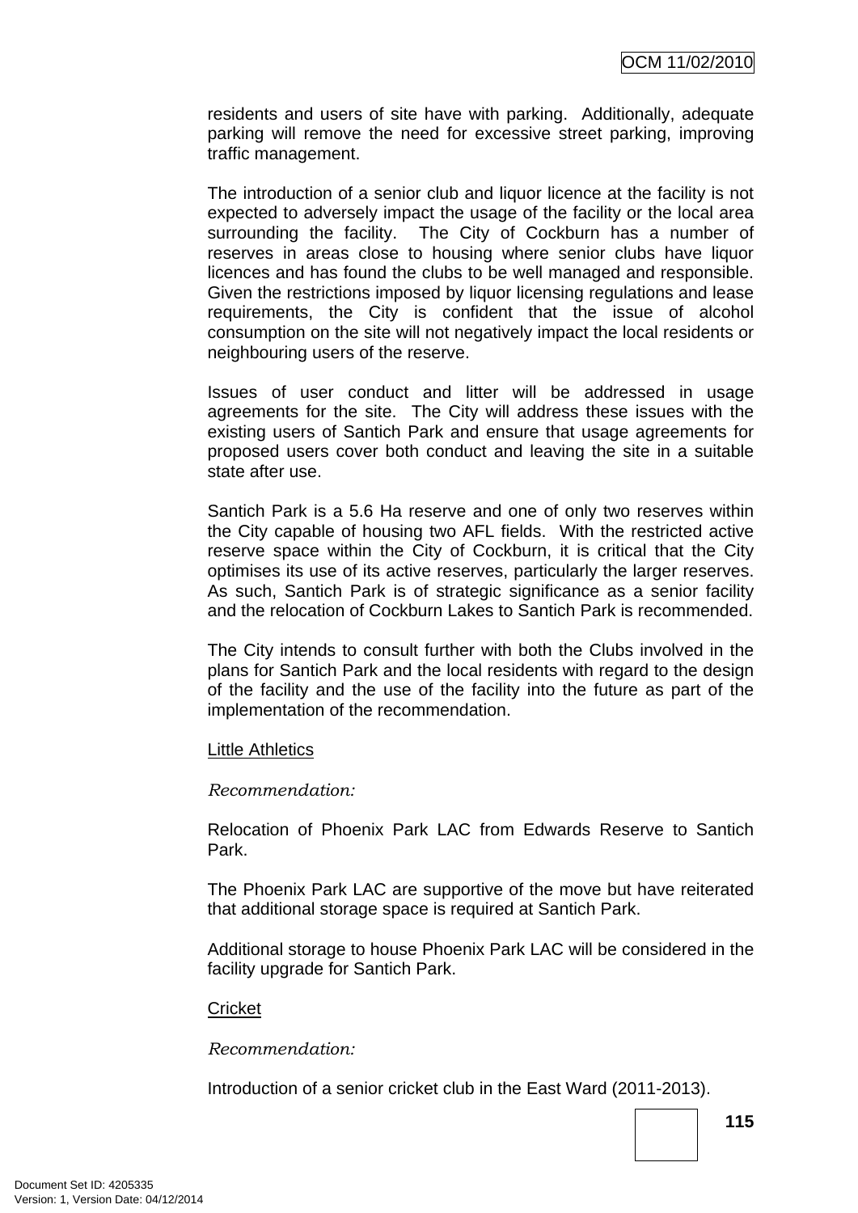residents and users of site have with parking. Additionally, adequate parking will remove the need for excessive street parking, improving traffic management.

The introduction of a senior club and liquor licence at the facility is not expected to adversely impact the usage of the facility or the local area surrounding the facility. The City of Cockburn has a number of reserves in areas close to housing where senior clubs have liquor licences and has found the clubs to be well managed and responsible. Given the restrictions imposed by liquor licensing regulations and lease requirements, the City is confident that the issue of alcohol consumption on the site will not negatively impact the local residents or neighbouring users of the reserve.

Issues of user conduct and litter will be addressed in usage agreements for the site. The City will address these issues with the existing users of Santich Park and ensure that usage agreements for proposed users cover both conduct and leaving the site in a suitable state after use.

Santich Park is a 5.6 Ha reserve and one of only two reserves within the City capable of housing two AFL fields. With the restricted active reserve space within the City of Cockburn, it is critical that the City optimises its use of its active reserves, particularly the larger reserves. As such, Santich Park is of strategic significance as a senior facility and the relocation of Cockburn Lakes to Santich Park is recommended.

The City intends to consult further with both the Clubs involved in the plans for Santich Park and the local residents with regard to the design of the facility and the use of the facility into the future as part of the implementation of the recommendation.

Little Athletics

*Recommendation:*

Relocation of Phoenix Park LAC from Edwards Reserve to Santich Park.

The Phoenix Park LAC are supportive of the move but have reiterated that additional storage space is required at Santich Park.

Additional storage to house Phoenix Park LAC will be considered in the facility upgrade for Santich Park.

Cricket

*Recommendation:*

Introduction of a senior cricket club in the East Ward (2011-2013).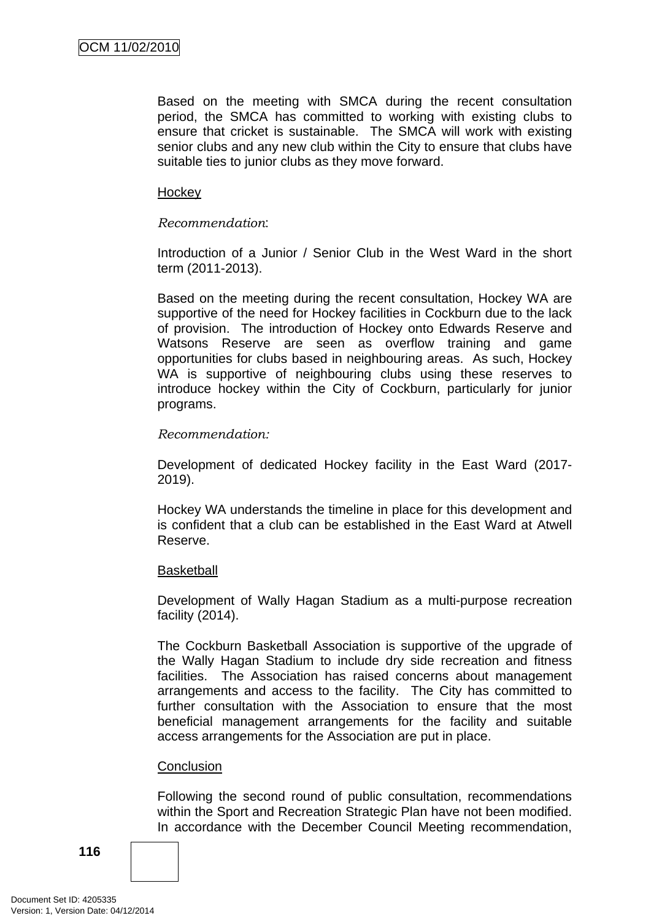Based on the meeting with SMCA during the recent consultation period, the SMCA has committed to working with existing clubs to ensure that cricket is sustainable. The SMCA will work with existing senior clubs and any new club within the City to ensure that clubs have suitable ties to junior clubs as they move forward.

<u>Hockey</u>

*Recommendation*:

Introduction of a Junior / Senior Club in the West Ward in the short term (2011-2013).

Based on the meeting during the recent consultation, Hockey WA are supportive of the need for Hockey facilities in Cockburn due to the lack of provision. The introduction of Hockey onto Edwards Reserve and Watsons Reserve are seen as overflow training and game opportunities for clubs based in neighbouring areas. As such, Hockey WA is supportive of neighbouring clubs using these reserves to introduce hockey within the City of Cockburn, particularly for junior programs.

*Recommendation:*

Development of dedicated Hockey facility in the East Ward (2017-2019).

Hockey WA understands the timeline in place for this development and is confident that a club can be established in the East Ward at Atwell Reserve.

<u>Basketball</u>

Development of Wally Hagan Stadium as a multi-purpose recreation facility (2014).

The Cockburn Basketball Association is supportive of the upgrade of the Wally Hagan Stadium to include dry side recreation and fitness facilities. The Association has raised concerns about management arrangements and access to the facility. The City has committed to further consultation with the Association to ensure that the most beneficial management arrangements for the facility and suitable access arrangements for the Association are put in place.

<u>Conclusion</u>

Following the second round of public consultation, recommendations within the Sport and Recreation Strategic Plan have not been modified. In accordance with the December Council Meeting recommendation,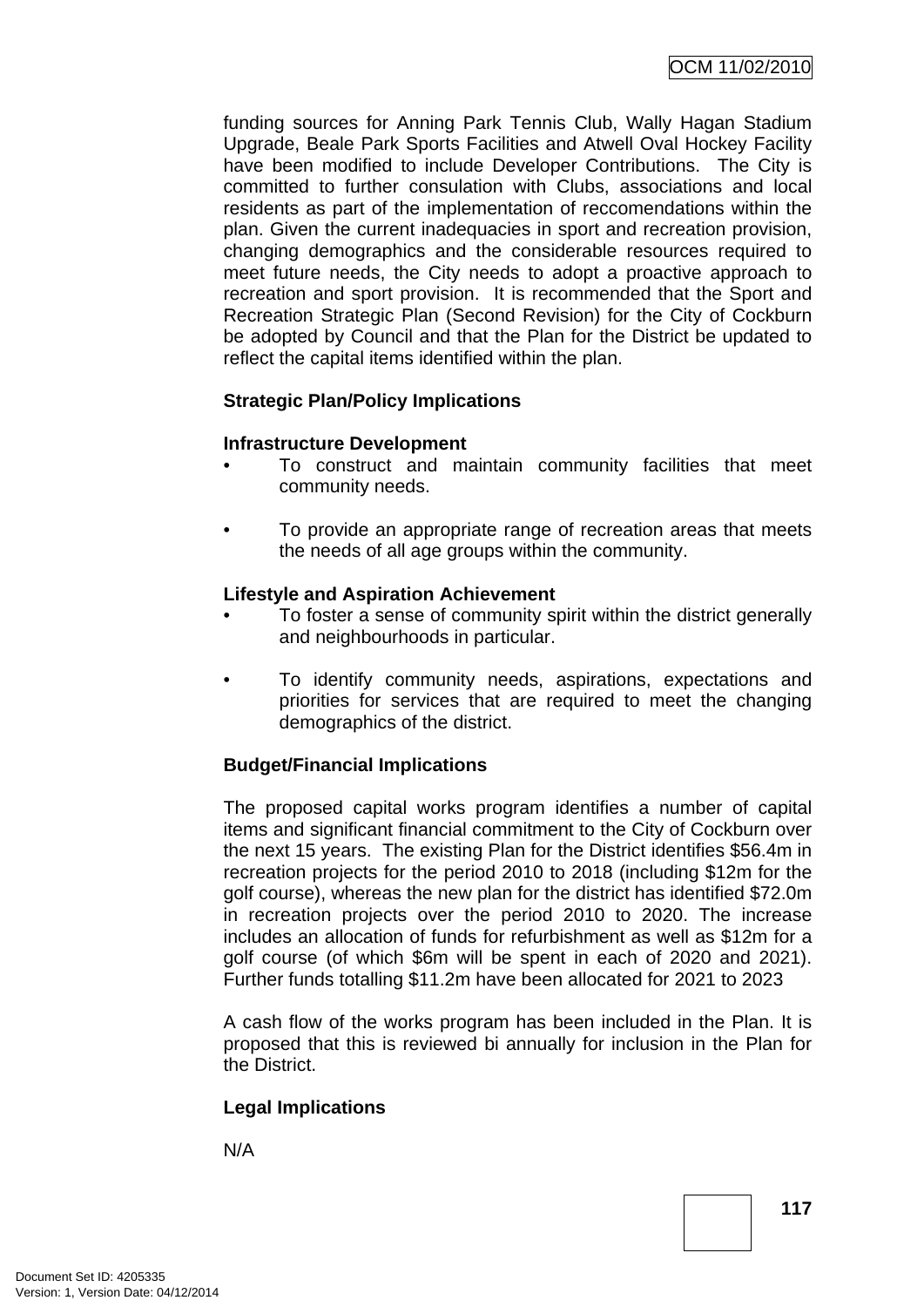funding sources for Anning Park Tennis Club, Wally Hagan Stadium Upgrade, Beale Park Sports Facilities and Atwell Oval Hockey Facility have been modified to include Developer Contributions. The City is committed to further consulation with Clubs, associations and local residents as part of the implementation of reccomendations within the plan. Given the current inadequacies in sport and recreation provision, changing demographics and the considerable resources required to meet future needs, the City needs to adopt a proactive approach to recreation and sport provision. It is recommended that the Sport and Recreation Strategic Plan (Second Revision) for the City of Cockburn be adopted by Council and that the Plan for the District be updated to reflect the capital items identified within the plan.

**Strategic Plan/Policy Implications**

**Infrastructure Development**

- To construct and maintain community facilities that meet community needs.
- To provide an appropriate range of recreation areas that meets the needs of all age groups within the community.

**Lifestyle and Aspiration Achievement**

- To foster a sense of community spirit within the district generally and neighbourhoods in particular.
- To identify community needs, aspirations, expectations and priorities for services that are required to meet the changing demographics of the district.

**Budget/Financial Implications**

The proposed capital works program identifies a number of capital items and significant financial commitment to the City of Cockburn over the next 15 years. The existing Plan for the District identifies $56.4m in recreation projects for the period 2010 to 2018 (including $12m for the golf course), whereas the new plan for the district has identified $72.0m in recreation projects over the period 2010 to 2020. The increase includes an allocation of funds for refurbishment as well as $12m for a golf course (of which $6m will be spent in each of 2020 and 2021). Further funds totalling $11.2m have been allocated for 2021 to 2023

A cash flow of the works program has been included in the Plan. It is proposed that this is reviewed bi annually for inclusion in the Plan for the District.

**Legal Implications**

N/A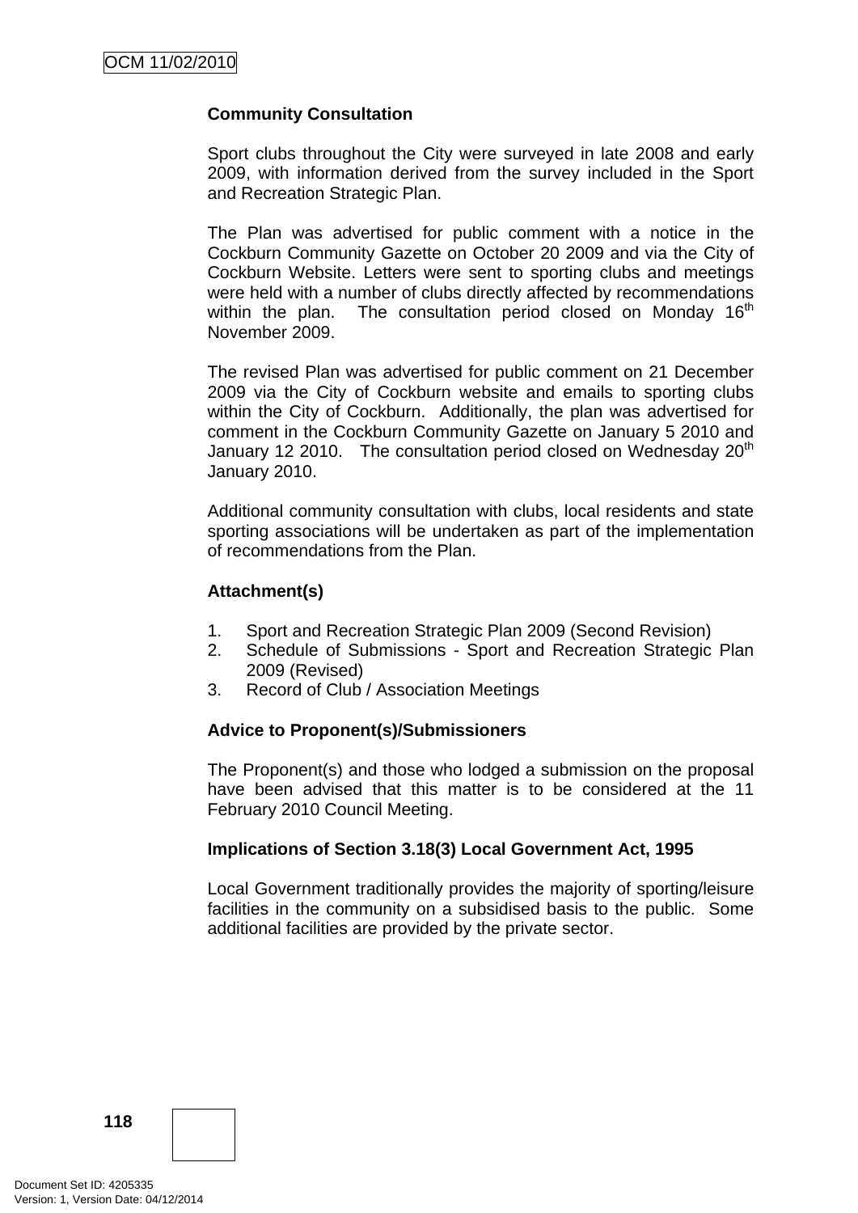**Community Consultation**

Sport clubs throughout the City were surveyed in late 2008 and early 2009, with information derived from the survey included in the Sport and Recreation Strategic Plan.

The Plan was advertised for public comment with a notice in the Cockburn Community Gazette on October 20 2009 and via the City of Cockburn Website. Letters were sent to sporting clubs and meetings were held with a number of clubs directly affected by recommendations within the plan. The consultation period closed on Monday 16th November 2009.

The revised Plan was advertised for public comment on 21 December 2009 via the City of Cockburn website and emails to sporting clubs within the City of Cockburn. Additionally, the plan was advertised for comment in the Cockburn Community Gazette on January 5 2010 and January 12 2010. The consultation period closed on Wednesday 20th January 2010.

Additional community consultation with clubs, local residents and state sporting associations will be undertaken as part of the implementation of recommendations from the Plan.

**Attachment(s)**

1. Sport and Recreation Strategic Plan 2009 (Second Revision)
2. Schedule of Submissions - Sport and Recreation Strategic Plan 2009 (Revised)
3. Record of Club / Association Meetings

**Advice to Proponent(s)/Submissioners**

The Proponent(s) and those who lodged a submission on the proposal have been advised that this matter is to be considered at the 11 February 2010 Council Meeting.

**Implications of Section 3.18(3) Local Government Act, 1995**

Local Government traditionally provides the majority of sporting/leisure facilities in the community on a subsidised basis to the public. Some additional facilities are provided by the private sector.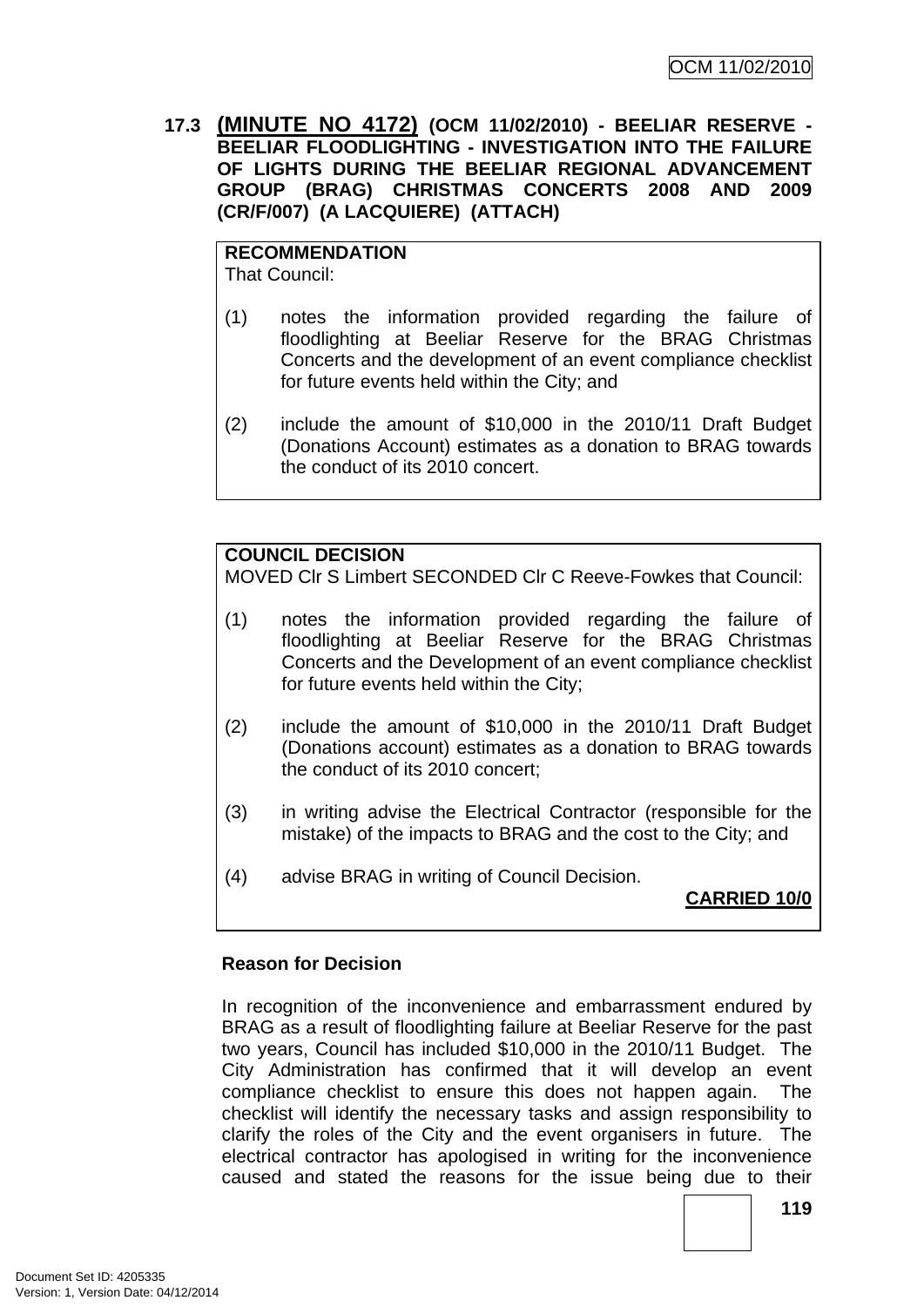**17.3 (MINUTE NO 4172) (OCM 11/02/2010) - BEELIAR RESERVE - BEELIAR FLOODLIGHTING - INVESTIGATION INTO THE FAILURE OF LIGHTS DURING THE BEELIAR REGIONAL ADVANCEMENT GROUP (BRAG) CHRISTMAS CONCERTS 2008 AND 2009 (CR/F/007) (A LACQUIERE) (ATTACH)**

**RECOMMENDATION**
That Council:

(1) notes the information provided regarding the failure of floodlighting at Beeliar Reserve for the BRAG Christmas Concerts and the development of an event compliance checklist for future events held within the City; and

(2) include the amount of $10,000 in the 2010/11 Draft Budget (Donations Account) estimates as a donation to BRAG towards the conduct of its 2010 concert.

**COUNCIL DECISION**
MOVED Clr S Limbert SECONDED Clr C Reeve-Fowkes that Council:

(1) notes the information provided regarding the failure of floodlighting at Beeliar Reserve for the BRAG Christmas Concerts and the Development of an event compliance checklist for future events held within the City;

(2) include the amount of $10,000 in the 2010/11 Draft Budget (Donations account) estimates as a donation to BRAG towards the conduct of its 2010 concert;

(3) in writing advise the Electrical Contractor (responsible for the mistake) of the impacts to BRAG and the cost to the City; and

(4) advise BRAG in writing of Council Decision.

**CARRIED 10/0**

**Reason for Decision**

In recognition of the inconvenience and embarrassment endured by BRAG as a result of floodlighting failure at Beeliar Reserve for the past two years, Council has included $10,000 in the 2010/11 Budget. The City Administration has confirmed that it will develop an event compliance checklist to ensure this does not happen again. The checklist will identify the necessary tasks and assign responsibility to clarify the roles of the City and the event organisers in future. The electrical contractor has apologised in writing for the inconvenience caused and stated the reasons for the issue being due to their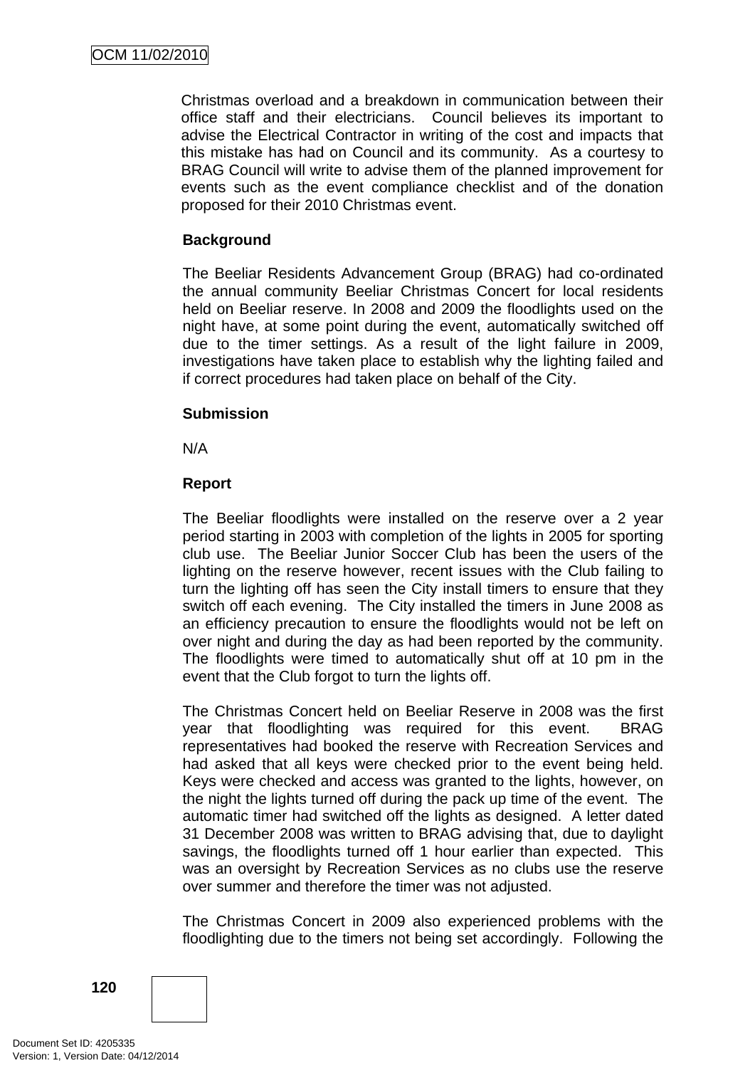Christmas overload and a breakdown in communication between their office staff and their electricians. Council believes its important to advise the Electrical Contractor in writing of the cost and impacts that this mistake has had on Council and its community. As a courtesy to BRAG Council will write to advise them of the planned improvement for events such as the event compliance checklist and of the donation proposed for their 2010 Christmas event.

**Background**

The Beeliar Residents Advancement Group (BRAG) had co-ordinated the annual community Beeliar Christmas Concert for local residents held on Beeliar reserve. In 2008 and 2009 the floodlights used on the night have, at some point during the event, automatically switched off due to the timer settings. As a result of the light failure in 2009, investigations have taken place to establish why the lighting failed and if correct procedures had taken place on behalf of the City.

**Submission**

N/A

**Report**

The Beeliar floodlights were installed on the reserve over a 2 year period starting in 2003 with completion of the lights in 2005 for sporting club use. The Beeliar Junior Soccer Club has been the users of the lighting on the reserve however, recent issues with the Club failing to turn the lighting off has seen the City install timers to ensure that they switch off each evening. The City installed the timers in June 2008 as an efficiency precaution to ensure the floodlights would not be left on over night and during the day as had been reported by the community. The floodlights were timed to automatically shut off at 10 pm in the event that the Club forgot to turn the lights off.

The Christmas Concert held on Beeliar Reserve in 2008 was the first year that floodlighting was required for this event. BRAG representatives had booked the reserve with Recreation Services and had asked that all keys were checked prior to the event being held. Keys were checked and access was granted to the lights, however, on the night the lights turned off during the pack up time of the event. The automatic timer had switched off the lights as designed. A letter dated 31 December 2008 was written to BRAG advising that, due to daylight savings, the floodlights turned off 1 hour earlier than expected. This was an oversight by Recreation Services as no clubs use the reserve over summer and therefore the timer was not adjusted.

The Christmas Concert in 2009 also experienced problems with the floodlighting due to the timers not being set accordingly. Following the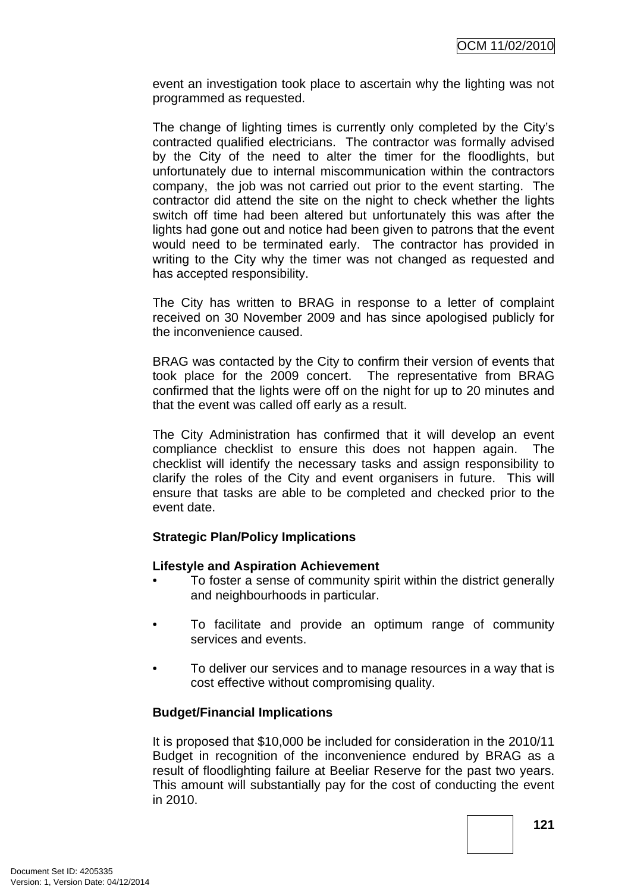event an investigation took place to ascertain why the lighting was not programmed as requested.

The change of lighting times is currently only completed by the City's contracted qualified electricians. The contractor was formally advised by the City of the need to alter the timer for the floodlights, but unfortunately due to internal miscommunication within the contractors company, the job was not carried out prior to the event starting. The contractor did attend the site on the night to check whether the lights switch off time had been altered but unfortunately this was after the lights had gone out and notice had been given to patrons that the event would need to be terminated early. The contractor has provided in writing to the City why the timer was not changed as requested and has accepted responsibility.

The City has written to BRAG in response to a letter of complaint received on 30 November 2009 and has since apologised publicly for the inconvenience caused.

BRAG was contacted by the City to confirm their version of events that took place for the 2009 concert. The representative from BRAG confirmed that the lights were off on the night for up to 20 minutes and that the event was called off early as a result.

The City Administration has confirmed that it will develop an event compliance checklist to ensure this does not happen again. The checklist will identify the necessary tasks and assign responsibility to clarify the roles of the City and event organisers in future. This will ensure that tasks are able to be completed and checked prior to the event date.

**Strategic Plan/Policy Implications**

**Lifestyle and Aspiration Achievement**

- To foster a sense of community spirit within the district generally and neighbourhoods in particular.
- To facilitate and provide an optimum range of community services and events.
- To deliver our services and to manage resources in a way that is cost effective without compromising quality.

**Budget/Financial Implications**

It is proposed that $10,000 be included for consideration in the 2010/11 Budget in recognition of the inconvenience endured by BRAG as a result of floodlighting failure at Beeliar Reserve for the past two years. This amount will substantially pay for the cost of conducting the event in 2010.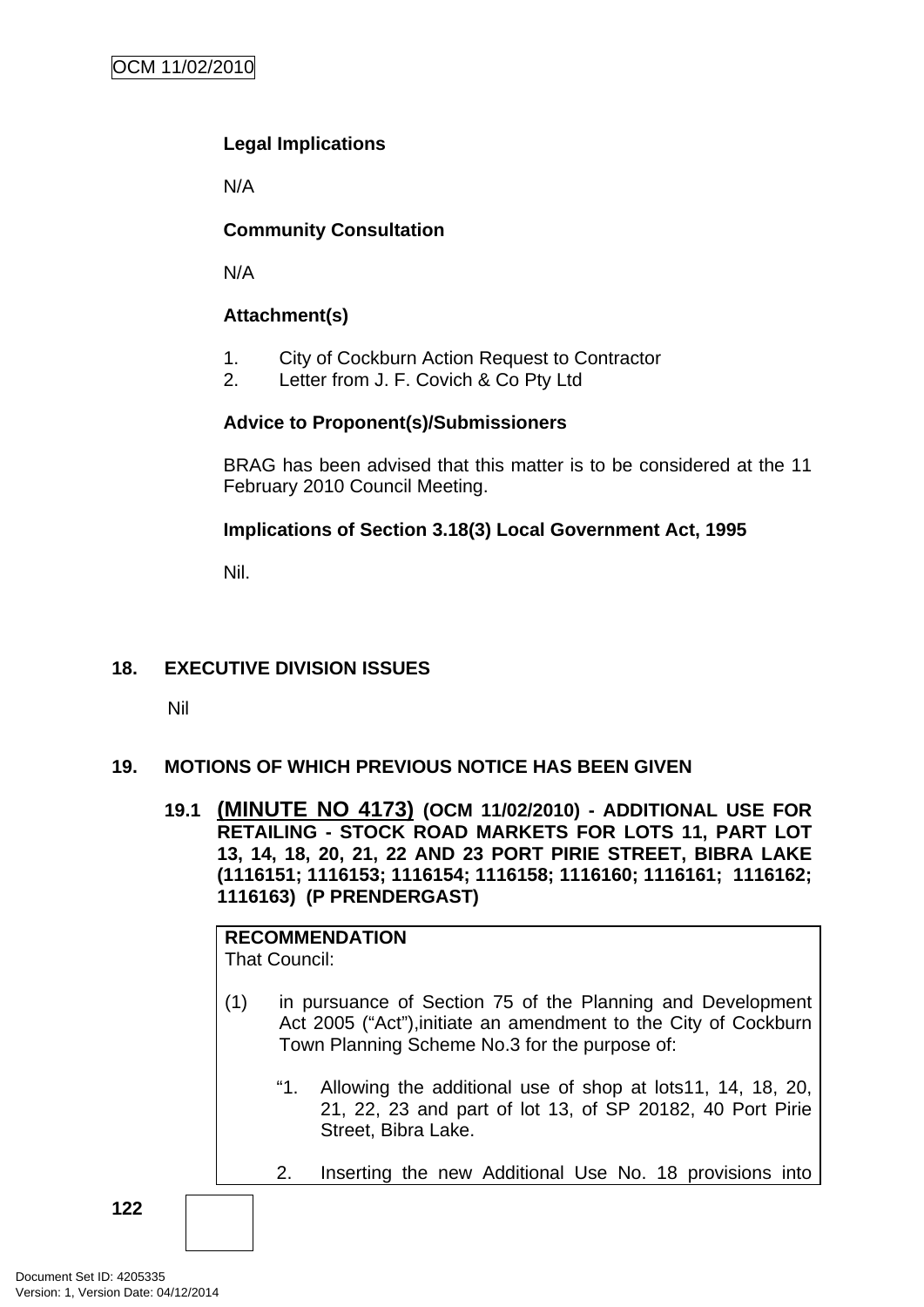**Legal Implications**

N/A

**Community Consultation**

N/A

**Attachment(s)**

1. City of Cockburn Action Request to Contractor
2. Letter from J. F. Covich & Co Pty Ltd

**Advice to Proponent(s)/Submissioners**

BRAG has been advised that this matter is to be considered at the 11 February 2010 Council Meeting.

**Implications of Section 3.18(3) Local Government Act, 1995**

Nil.

## 18. EXECUTIVE DIVISION ISSUES

Nil

## 19. MOTIONS OF WHICH PREVIOUS NOTICE HAS BEEN GIVEN

### 19.1 (MINUTE NO 4173) (OCM 11/02/2010) - ADDITIONAL USE FOR RETAILING - STOCK ROAD MARKETS FOR LOTS 11, PART LOT 13, 14, 18, 20, 21, 22 AND 23 PORT PIRIE STREET, BIBRA LAKE (1116151; 1116153; 1116154; 1116158; 1116160; 1116161; 1116162; 1116163) (P PRENDERGAST)

**RECOMMENDATION**
That Council:

(1) in pursuance of Section 75 of the Planning and Development Act 2005 ("Act"),initiate an amendment to the City of Cockburn Town Planning Scheme No.3 for the purpose of:

"1. Allowing the additional use of shop at lots11, 14, 18, 20, 21, 22, 23 and part of lot 13, of SP 20182, 40 Port Pirie Street, Bibra Lake.

2. Inserting the new Additional Use No. 18 provisions into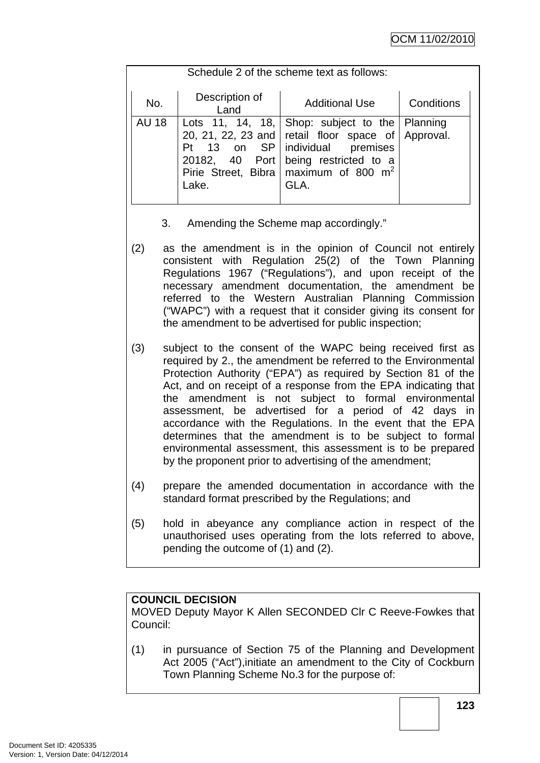Schedule 2 of the scheme text as follows:

| No. | Description of Land | Additional Use | Conditions |
|---|---|---|---|
| AU 18 | Lots 11, 14, 18, 20, 21, 22, 23 and Pt 13 on SP 20182, 40 Port Pirie Street, Bibra Lake. | Shop: subject to the retail floor space of individual premises being restricted to a maximum of 800 $m^2$ GLA. | Planning Approval. |

3. Amending the Scheme map accordingly."

(2) as the amendment is in the opinion of Council not entirely consistent with Regulation 25(2) of the Town Planning Regulations 1967 ("Regulations"), and upon receipt of the necessary amendment documentation, the amendment be referred to the Western Australian Planning Commission ("WAPC") with a request that it consider giving its consent for the amendment to be advertised for public inspection;

(3) subject to the consent of the WAPC being received first as required by 2., the amendment be referred to the Environmental Protection Authority ("EPA") as required by Section 81 of the Act, and on receipt of a response from the EPA indicating that the amendment is not subject to formal environmental assessment, be advertised for a period of 42 days in accordance with the Regulations. In the event that the EPA determines that the amendment is to be subject to formal environmental assessment, this assessment is to be prepared by the proponent prior to advertising of the amendment;

(4) prepare the amended documentation in accordance with the standard format prescribed by the Regulations; and

(5) hold in abeyance any compliance action in respect of the unauthorised uses operating from the lots referred to above, pending the outcome of (1) and (2).

**COUNCIL DECISION**

MOVED Deputy Mayor K Allen SECONDED Clr C Reeve-Fowkes that Council:

(1) in pursuance of Section 75 of the Planning and Development Act 2005 ("Act"),initiate an amendment to the City of Cockburn Town Planning Scheme No.3 for the purpose of: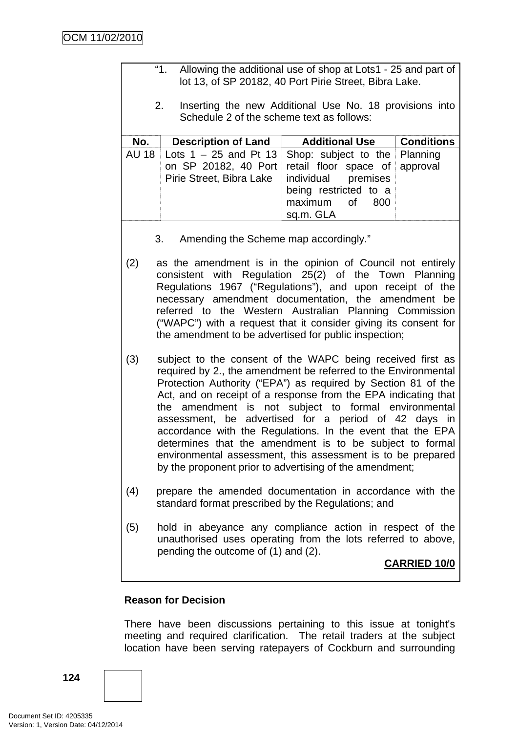"1. Allowing the additional use of shop at Lots1 - 25 and part of lot 13, of SP 20182, 40 Port Pirie Street, Bibra Lake.

2. Inserting the new Additional Use No. 18 provisions into Schedule 2 of the scheme text as follows:

| No. | Description of Land | Additional Use | Conditions |
|---|---|---|---|
| AU 18 | Lots 1 – 25 and Pt 13 on SP 20182, 40 Port Pirie Street, Bibra Lake | Shop: subject to the retail floor space of individual premises being restricted to a maximum of 800 sq.m. GLA | Planning approval |

3. Amending the Scheme map accordingly."

(2) as the amendment is in the opinion of Council not entirely consistent with Regulation 25(2) of the Town Planning Regulations 1967 ("Regulations"), and upon receipt of the necessary amendment documentation, the amendment be referred to the Western Australian Planning Commission ("WAPC") with a request that it consider giving its consent for the amendment to be advertised for public inspection;

(3) subject to the consent of the WAPC being received first as required by 2., the amendment be referred to the Environmental Protection Authority ("EPA") as required by Section 81 of the Act, and on receipt of a response from the EPA indicating that the amendment is not subject to formal environmental assessment, be advertised for a period of 42 days in accordance with the Regulations. In the event that the EPA determines that the amendment is to be subject to formal environmental assessment, this assessment is to be prepared by the proponent prior to advertising of the amendment;

(4) prepare the amended documentation in accordance with the standard format prescribed by the Regulations; and

(5) hold in abeyance any compliance action in respect of the unauthorised uses operating from the lots referred to above, pending the outcome of (1) and (2).

**CARRIED 10/0**

**Reason for Decision**

There have been discussions pertaining to this issue at tonight's meeting and required clarification. The retail traders at the subject location have been serving ratepayers of Cockburn and surrounding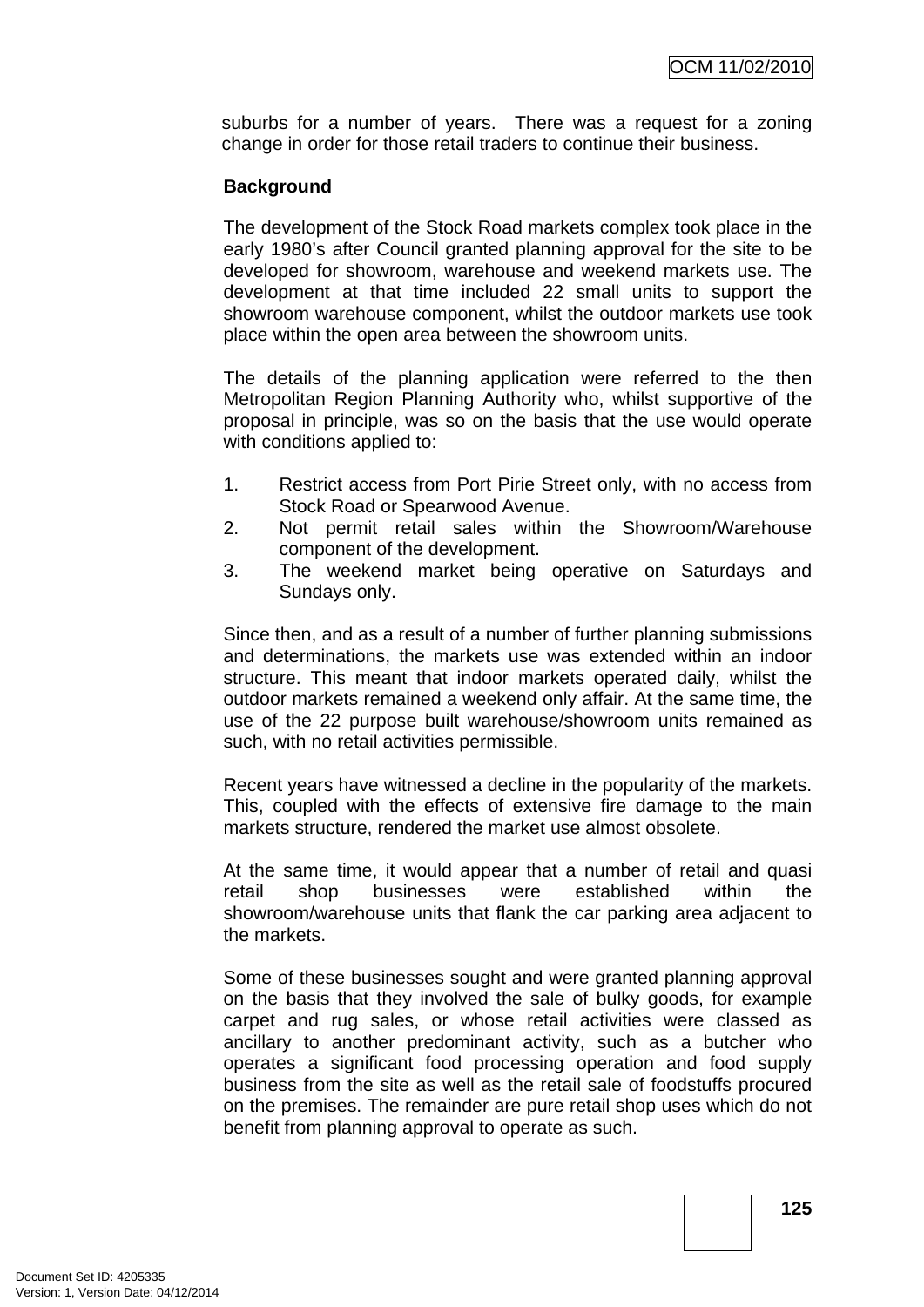suburbs for a number of years. There was a request for a zoning change in order for those retail traders to continue their business.

**Background**

The development of the Stock Road markets complex took place in the early 1980's after Council granted planning approval for the site to be developed for showroom, warehouse and weekend markets use. The development at that time included 22 small units to support the showroom warehouse component, whilst the outdoor markets use took place within the open area between the showroom units.

The details of the planning application were referred to the then Metropolitan Region Planning Authority who, whilst supportive of the proposal in principle, was so on the basis that the use would operate with conditions applied to:

1. Restrict access from Port Pirie Street only, with no access from Stock Road or Spearwood Avenue.
2. Not permit retail sales within the Showroom/Warehouse component of the development.
3. The weekend market being operative on Saturdays and Sundays only.

Since then, and as a result of a number of further planning submissions and determinations, the markets use was extended within an indoor structure. This meant that indoor markets operated daily, whilst the outdoor markets remained a weekend only affair. At the same time, the use of the 22 purpose built warehouse/showroom units remained as such, with no retail activities permissible.

Recent years have witnessed a decline in the popularity of the markets. This, coupled with the effects of extensive fire damage to the main markets structure, rendered the market use almost obsolete.

At the same time, it would appear that a number of retail and quasi retail shop businesses were established within the showroom/warehouse units that flank the car parking area adjacent to the markets.

Some of these businesses sought and were granted planning approval on the basis that they involved the sale of bulky goods, for example carpet and rug sales, or whose retail activities were classed as ancillary to another predominant activity, such as a butcher who operates a significant food processing operation and food supply business from the site as well as the retail sale of foodstuffs procured on the premises. The remainder are pure retail shop uses which do not benefit from planning approval to operate as such.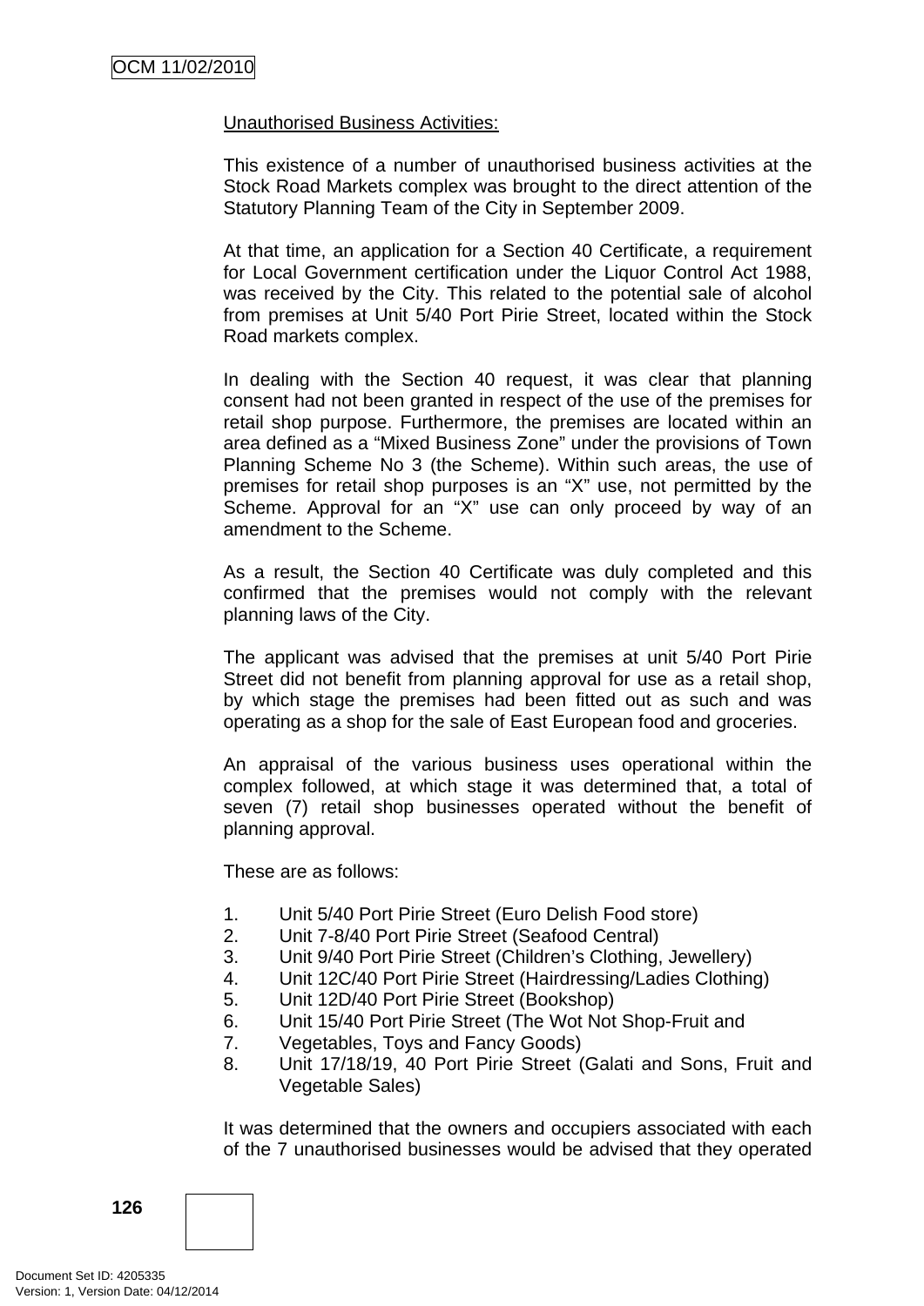Unauthorised Business Activities:

This existence of a number of unauthorised business activities at the Stock Road Markets complex was brought to the direct attention of the Statutory Planning Team of the City in September 2009.

At that time, an application for a Section 40 Certificate, a requirement for Local Government certification under the Liquor Control Act 1988, was received by the City. This related to the potential sale of alcohol from premises at Unit 5/40 Port Pirie Street, located within the Stock Road markets complex.

In dealing with the Section 40 request, it was clear that planning consent had not been granted in respect of the use of the premises for retail shop purpose. Furthermore, the premises are located within an area defined as a "Mixed Business Zone" under the provisions of Town Planning Scheme No 3 (the Scheme). Within such areas, the use of premises for retail shop purposes is an "X" use, not permitted by the Scheme. Approval for an "X" use can only proceed by way of an amendment to the Scheme.

As a result, the Section 40 Certificate was duly completed and this confirmed that the premises would not comply with the relevant planning laws of the City.

The applicant was advised that the premises at unit 5/40 Port Pirie Street did not benefit from planning approval for use as a retail shop, by which stage the premises had been fitted out as such and was operating as a shop for the sale of East European food and groceries.

An appraisal of the various business uses operational within the complex followed, at which stage it was determined that, a total of seven (7) retail shop businesses operated without the benefit of planning approval.

These are as follows:

1. Unit 5/40 Port Pirie Street (Euro Delish Food store)
2. Unit 7-8/40 Port Pirie Street (Seafood Central)
3. Unit 9/40 Port Pirie Street (Children's Clothing, Jewellery)
4. Unit 12C/40 Port Pirie Street (Hairdressing/Ladies Clothing)
5. Unit 12D/40 Port Pirie Street (Bookshop)
6. Unit 15/40 Port Pirie Street (The Wot Not Shop-Fruit and
7. Vegetables, Toys and Fancy Goods)
8. Unit 17/18/19, 40 Port Pirie Street (Galati and Sons, Fruit and Vegetable Sales)

It was determined that the owners and occupiers associated with each of the 7 unauthorised businesses would be advised that they operated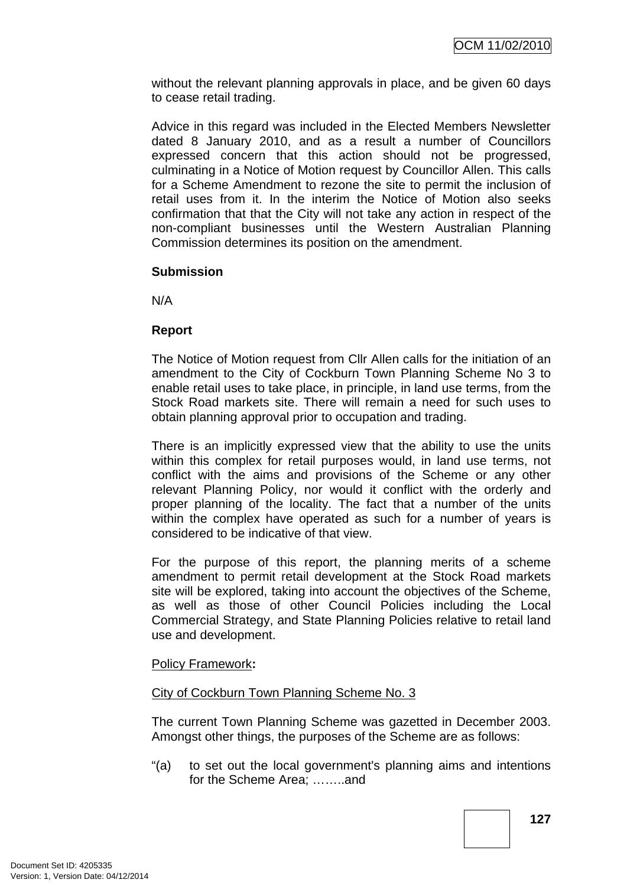without the relevant planning approvals in place, and be given 60 days to cease retail trading.

Advice in this regard was included in the Elected Members Newsletter dated 8 January 2010, and as a result a number of Councillors expressed concern that this action should not be progressed, culminating in a Notice of Motion request by Councillor Allen. This calls for a Scheme Amendment to rezone the site to permit the inclusion of retail uses from it. In the interim the Notice of Motion also seeks confirmation that that the City will not take any action in respect of the non-compliant businesses until the Western Australian Planning Commission determines its position on the amendment.

**Submission**

N/A

**Report**

The Notice of Motion request from Cllr Allen calls for the initiation of an amendment to the City of Cockburn Town Planning Scheme No 3 to enable retail uses to take place, in principle, in land use terms, from the Stock Road markets site. There will remain a need for such uses to obtain planning approval prior to occupation and trading.

There is an implicitly expressed view that the ability to use the units within this complex for retail purposes would, in land use terms, not conflict with the aims and provisions of the Scheme or any other relevant Planning Policy, nor would it conflict with the orderly and proper planning of the locality. The fact that a number of the units within the complex have operated as such for a number of years is considered to be indicative of that view.

For the purpose of this report, the planning merits of a scheme amendment to permit retail development at the Stock Road markets site will be explored, taking into account the objectives of the Scheme, as well as those of other Council Policies including the Local Commercial Strategy, and State Planning Policies relative to retail land use and development.

<u>Policy Framework</u>**:**

<u>City of Cockburn Town Planning Scheme No. 3</u>

The current Town Planning Scheme was gazetted in December 2003. Amongst other things, the purposes of the Scheme are as follows:

"(a) to set out the local government's planning aims and intentions for the Scheme Area; ……..and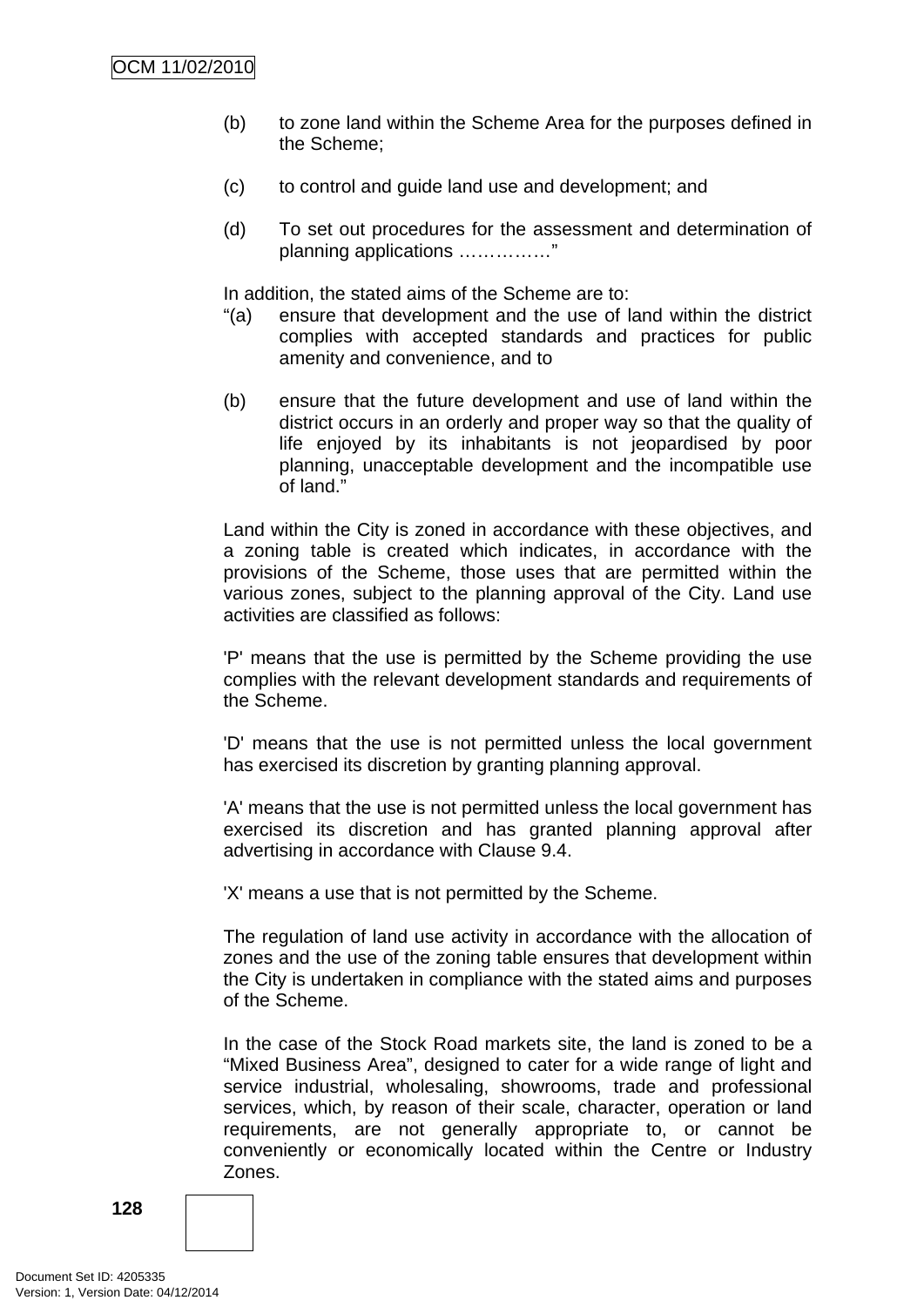(b) to zone land within the Scheme Area for the purposes defined in the Scheme;

(c) to control and guide land use and development; and

(d) To set out procedures for the assessment and determination of planning applications ……………"

In addition, the stated aims of the Scheme are to:

"(a) ensure that development and the use of land within the district complies with accepted standards and practices for public amenity and convenience, and to

(b) ensure that the future development and use of land within the district occurs in an orderly and proper way so that the quality of life enjoyed by its inhabitants is not jeopardised by poor planning, unacceptable development and the incompatible use of land."

Land within the City is zoned in accordance with these objectives, and a zoning table is created which indicates, in accordance with the provisions of the Scheme, those uses that are permitted within the various zones, subject to the planning approval of the City. Land use activities are classified as follows:

'P' means that the use is permitted by the Scheme providing the use complies with the relevant development standards and requirements of the Scheme.

'D' means that the use is not permitted unless the local government has exercised its discretion by granting planning approval.

'A' means that the use is not permitted unless the local government has exercised its discretion and has granted planning approval after advertising in accordance with Clause 9.4.

'X' means a use that is not permitted by the Scheme.

The regulation of land use activity in accordance with the allocation of zones and the use of the zoning table ensures that development within the City is undertaken in compliance with the stated aims and purposes of the Scheme.

In the case of the Stock Road markets site, the land is zoned to be a "Mixed Business Area", designed to cater for a wide range of light and service industrial, wholesaling, showrooms, trade and professional services, which, by reason of their scale, character, operation or land requirements, are not generally appropriate to, or cannot be conveniently or economically located within the Centre or Industry Zones.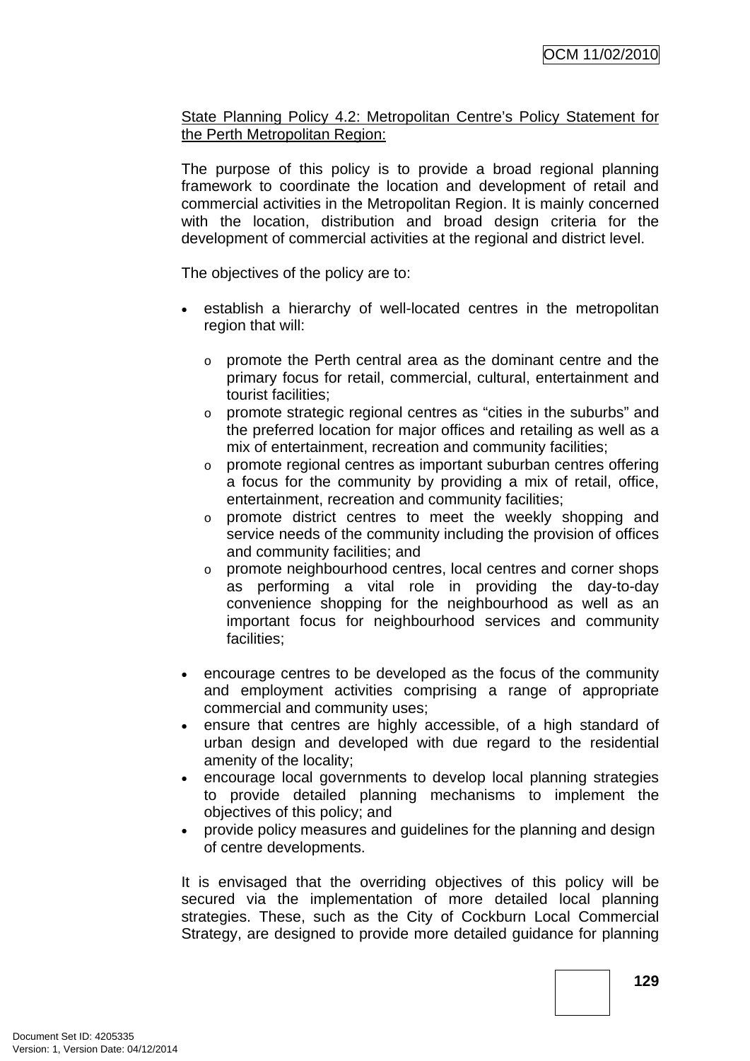State Planning Policy 4.2: Metropolitan Centre's Policy Statement for the Perth Metropolitan Region:

The purpose of this policy is to provide a broad regional planning framework to coordinate the location and development of retail and commercial activities in the Metropolitan Region. It is mainly concerned with the location, distribution and broad design criteria for the development of commercial activities at the regional and district level.

The objectives of the policy are to:

- establish a hierarchy of well-located centres in the metropolitan region that will:
  - promote the Perth central area as the dominant centre and the primary focus for retail, commercial, cultural, entertainment and tourist facilities;
  - promote strategic regional centres as "cities in the suburbs" and the preferred location for major offices and retailing as well as a mix of entertainment, recreation and community facilities;
  - promote regional centres as important suburban centres offering a focus for the community by providing a mix of retail, office, entertainment, recreation and community facilities;
  - promote district centres to meet the weekly shopping and service needs of the community including the provision of offices and community facilities; and
  - promote neighbourhood centres, local centres and corner shops as performing a vital role in providing the day-to-day convenience shopping for the neighbourhood as well as an important focus for neighbourhood services and community facilities;
- encourage centres to be developed as the focus of the community and employment activities comprising a range of appropriate commercial and community uses;
- ensure that centres are highly accessible, of a high standard of urban design and developed with due regard to the residential amenity of the locality;
- encourage local governments to develop local planning strategies to provide detailed planning mechanisms to implement the objectives of this policy; and
- provide policy measures and guidelines for the planning and design of centre developments.

It is envisaged that the overriding objectives of this policy will be secured via the implementation of more detailed local planning strategies. These, such as the City of Cockburn Local Commercial Strategy, are designed to provide more detailed guidance for planning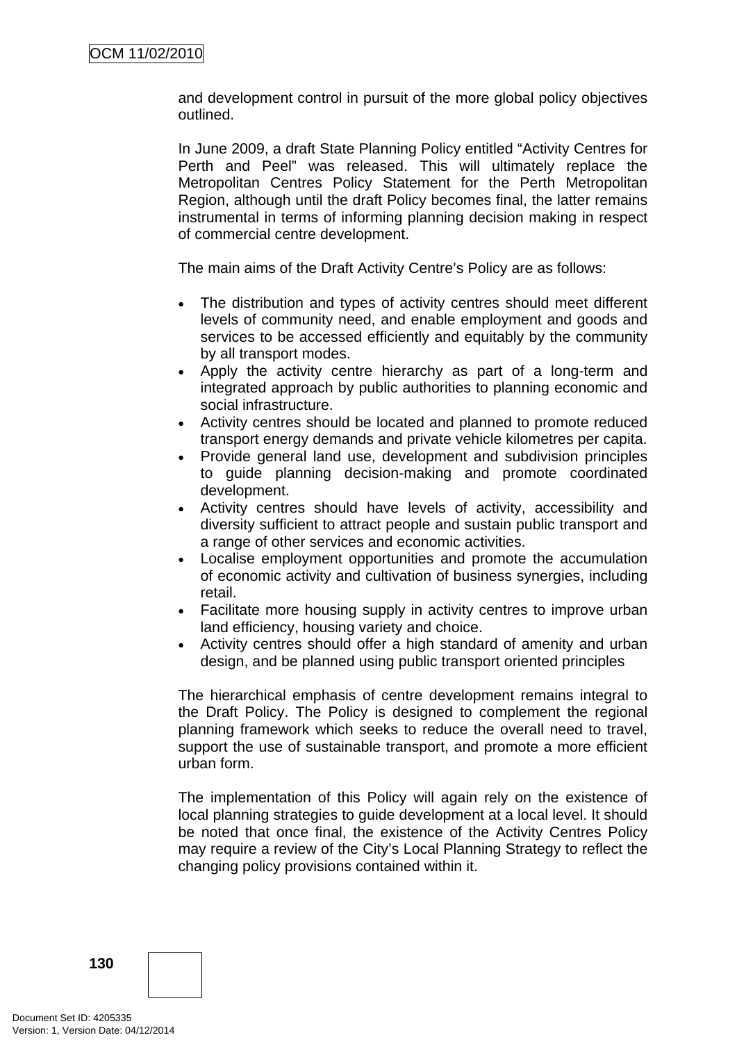and development control in pursuit of the more global policy objectives outlined.

In June 2009, a draft State Planning Policy entitled "Activity Centres for Perth and Peel" was released. This will ultimately replace the Metropolitan Centres Policy Statement for the Perth Metropolitan Region, although until the draft Policy becomes final, the latter remains instrumental in terms of informing planning decision making in respect of commercial centre development.

The main aims of the Draft Activity Centre's Policy are as follows:

- The distribution and types of activity centres should meet different levels of community need, and enable employment and goods and services to be accessed efficiently and equitably by the community by all transport modes.
- Apply the activity centre hierarchy as part of a long-term and integrated approach by public authorities to planning economic and social infrastructure.
- Activity centres should be located and planned to promote reduced transport energy demands and private vehicle kilometres per capita.
- Provide general land use, development and subdivision principles to guide planning decision-making and promote coordinated development.
- Activity centres should have levels of activity, accessibility and diversity sufficient to attract people and sustain public transport and a range of other services and economic activities.
- Localise employment opportunities and promote the accumulation of economic activity and cultivation of business synergies, including retail.
- Facilitate more housing supply in activity centres to improve urban land efficiency, housing variety and choice.
- Activity centres should offer a high standard of amenity and urban design, and be planned using public transport oriented principles

The hierarchical emphasis of centre development remains integral to the Draft Policy. The Policy is designed to complement the regional planning framework which seeks to reduce the overall need to travel, support the use of sustainable transport, and promote a more efficient urban form.

The implementation of this Policy will again rely on the existence of local planning strategies to guide development at a local level. It should be noted that once final, the existence of the Activity Centres Policy may require a review of the City's Local Planning Strategy to reflect the changing policy provisions contained within it.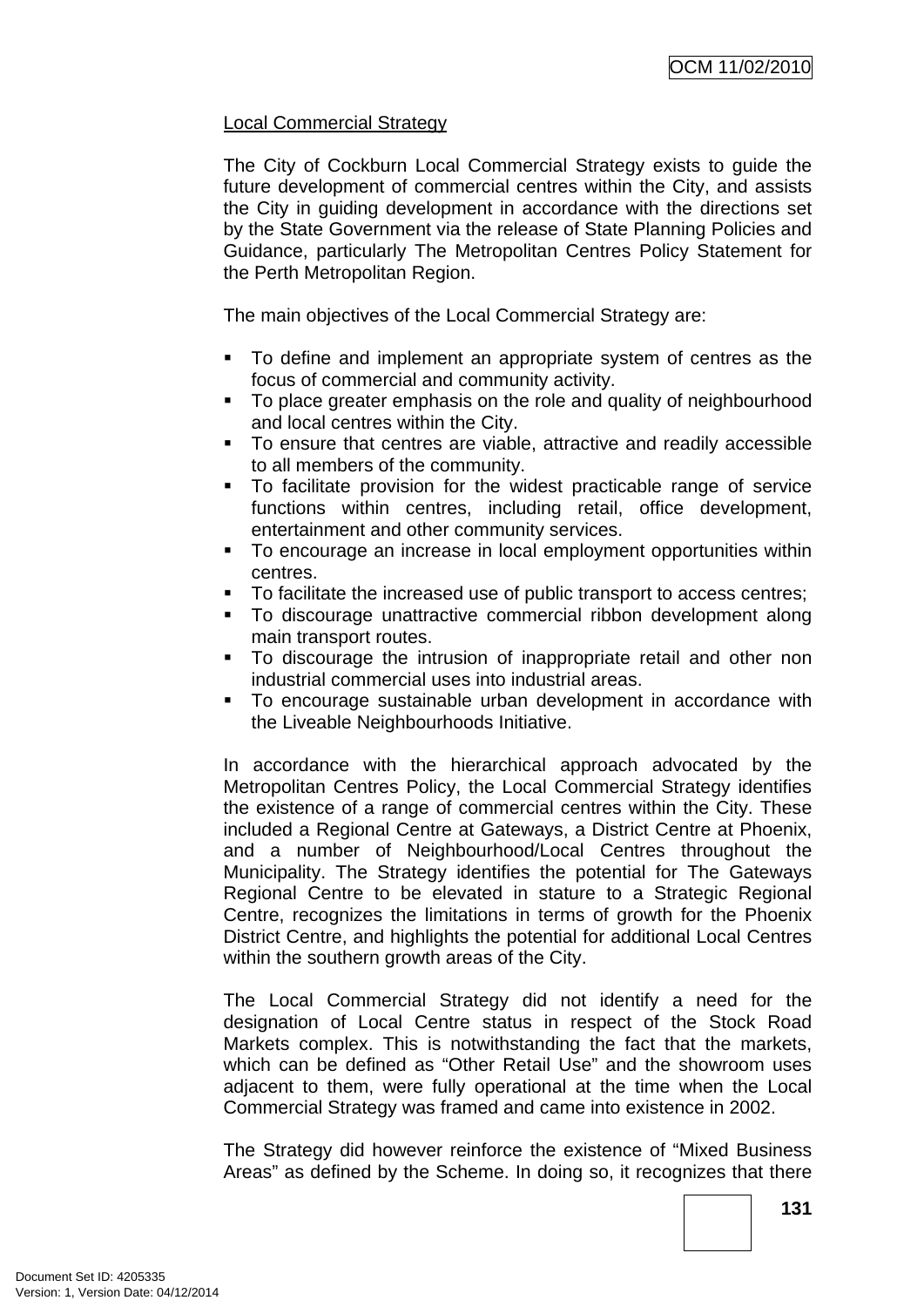Local Commercial Strategy

The City of Cockburn Local Commercial Strategy exists to guide the future development of commercial centres within the City, and assists the City in guiding development in accordance with the directions set by the State Government via the release of State Planning Policies and Guidance, particularly The Metropolitan Centres Policy Statement for the Perth Metropolitan Region.

The main objectives of the Local Commercial Strategy are:

- To define and implement an appropriate system of centres as the focus of commercial and community activity.
- To place greater emphasis on the role and quality of neighbourhood and local centres within the City.
- To ensure that centres are viable, attractive and readily accessible to all members of the community.
- To facilitate provision for the widest practicable range of service functions within centres, including retail, office development, entertainment and other community services.
- To encourage an increase in local employment opportunities within centres.
- To facilitate the increased use of public transport to access centres;
- To discourage unattractive commercial ribbon development along main transport routes.
- To discourage the intrusion of inappropriate retail and other non industrial commercial uses into industrial areas.
- To encourage sustainable urban development in accordance with the Liveable Neighbourhoods Initiative.

In accordance with the hierarchical approach advocated by the Metropolitan Centres Policy, the Local Commercial Strategy identifies the existence of a range of commercial centres within the City. These included a Regional Centre at Gateways, a District Centre at Phoenix, and a number of Neighbourhood/Local Centres throughout the Municipality. The Strategy identifies the potential for The Gateways Regional Centre to be elevated in stature to a Strategic Regional Centre, recognizes the limitations in terms of growth for the Phoenix District Centre, and highlights the potential for additional Local Centres within the southern growth areas of the City.

The Local Commercial Strategy did not identify a need for the designation of Local Centre status in respect of the Stock Road Markets complex. This is notwithstanding the fact that the markets, which can be defined as "Other Retail Use" and the showroom uses adjacent to them, were fully operational at the time when the Local Commercial Strategy was framed and came into existence in 2002.

The Strategy did however reinforce the existence of "Mixed Business Areas" as defined by the Scheme. In doing so, it recognizes that there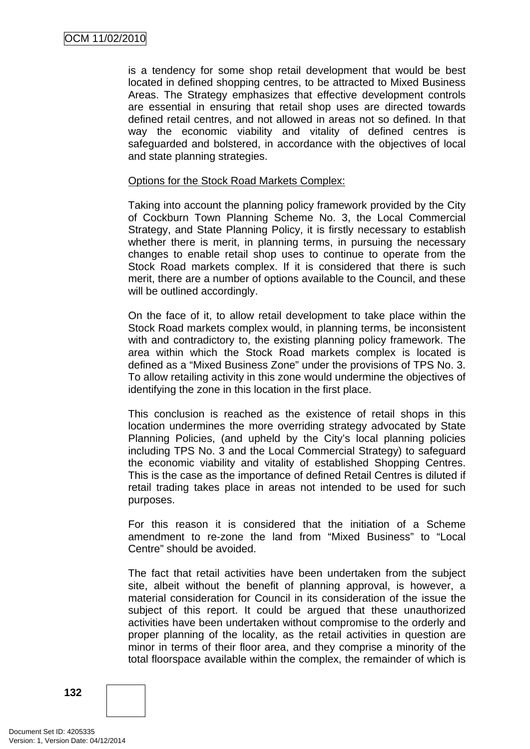is a tendency for some shop retail development that would be best located in defined shopping centres, to be attracted to Mixed Business Areas. The Strategy emphasizes that effective development controls are essential in ensuring that retail shop uses are directed towards defined retail centres, and not allowed in areas not so defined. In that way the economic viability and vitality of defined centres is safeguarded and bolstered, in accordance with the objectives of local and state planning strategies.

<u>Options for the Stock Road Markets Complex:</u>

Taking into account the planning policy framework provided by the City of Cockburn Town Planning Scheme No. 3, the Local Commercial Strategy, and State Planning Policy, it is firstly necessary to establish whether there is merit, in planning terms, in pursuing the necessary changes to enable retail shop uses to continue to operate from the Stock Road markets complex. If it is considered that there is such merit, there are a number of options available to the Council, and these will be outlined accordingly.

On the face of it, to allow retail development to take place within the Stock Road markets complex would, in planning terms, be inconsistent with and contradictory to, the existing planning policy framework. The area within which the Stock Road markets complex is located is defined as a "Mixed Business Zone" under the provisions of TPS No. 3. To allow retailing activity in this zone would undermine the objectives of identifying the zone in this location in the first place.

This conclusion is reached as the existence of retail shops in this location undermines the more overriding strategy advocated by State Planning Policies, (and upheld by the City's local planning policies including TPS No. 3 and the Local Commercial Strategy) to safeguard the economic viability and vitality of established Shopping Centres. This is the case as the importance of defined Retail Centres is diluted if retail trading takes place in areas not intended to be used for such purposes.

For this reason it is considered that the initiation of a Scheme amendment to re-zone the land from "Mixed Business" to "Local Centre" should be avoided.

The fact that retail activities have been undertaken from the subject site, albeit without the benefit of planning approval, is however, a material consideration for Council in its consideration of the issue the subject of this report. It could be argued that these unauthorized activities have been undertaken without compromise to the orderly and proper planning of the locality, as the retail activities in question are minor in terms of their floor area, and they comprise a minority of the total floorspace available within the complex, the remainder of which is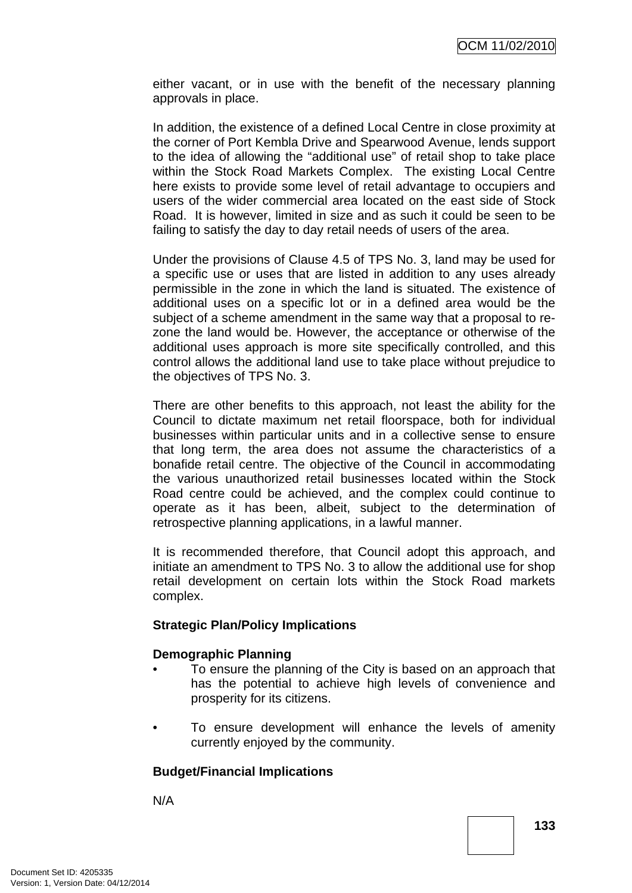either vacant, or in use with the benefit of the necessary planning approvals in place.

In addition, the existence of a defined Local Centre in close proximity at the corner of Port Kembla Drive and Spearwood Avenue, lends support to the idea of allowing the "additional use" of retail shop to take place within the Stock Road Markets Complex. The existing Local Centre here exists to provide some level of retail advantage to occupiers and users of the wider commercial area located on the east side of Stock Road. It is however, limited in size and as such it could be seen to be failing to satisfy the day to day retail needs of users of the area.

Under the provisions of Clause 4.5 of TPS No. 3, land may be used for a specific use or uses that are listed in addition to any uses already permissible in the zone in which the land is situated. The existence of additional uses on a specific lot or in a defined area would be the subject of a scheme amendment in the same way that a proposal to re-zone the land would be. However, the acceptance or otherwise of the additional uses approach is more site specifically controlled, and this control allows the additional land use to take place without prejudice to the objectives of TPS No. 3.

There are other benefits to this approach, not least the ability for the Council to dictate maximum net retail floorspace, both for individual businesses within particular units and in a collective sense to ensure that long term, the area does not assume the characteristics of a bonafide retail centre. The objective of the Council in accommodating the various unauthorized retail businesses located within the Stock Road centre could be achieved, and the complex could continue to operate as it has been, albeit, subject to the determination of retrospective planning applications, in a lawful manner.

It is recommended therefore, that Council adopt this approach, and initiate an amendment to TPS No. 3 to allow the additional use for shop retail development on certain lots within the Stock Road markets complex.

**Strategic Plan/Policy Implications**

**Demographic Planning**

- To ensure the planning of the City is based on an approach that has the potential to achieve high levels of convenience and prosperity for its citizens.
- To ensure development will enhance the levels of amenity currently enjoyed by the community.

**Budget/Financial Implications**

N/A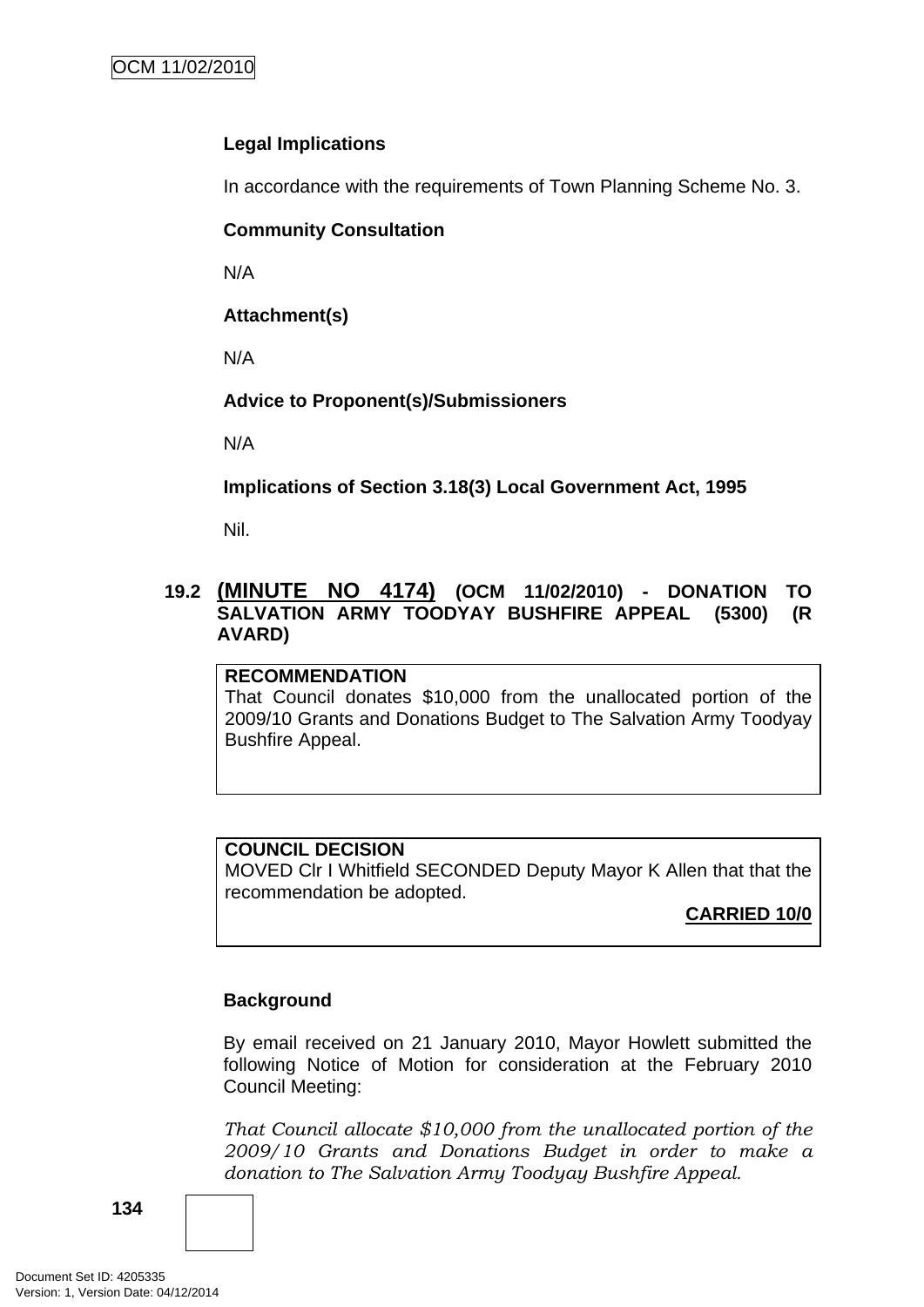**Legal Implications**

In accordance with the requirements of Town Planning Scheme No. 3.

**Community Consultation**

N/A

**Attachment(s)**

N/A

**Advice to Proponent(s)/Submissioners**

N/A

**Implications of Section 3.18(3) Local Government Act, 1995**

Nil.

## 19.2 (MINUTE NO 4174) (OCM 11/02/2010) - DONATION TO SALVATION ARMY TOODYAY BUSHFIRE APPEAL (5300) (R AVARD)

**RECOMMENDATION**
That Council donates $10,000 from the unallocated portion of the 2009/10 Grants and Donations Budget to The Salvation Army Toodyay Bushfire Appeal.

**COUNCIL DECISION**
MOVED Clr I Whitfield SECONDED Deputy Mayor K Allen that that the recommendation be adopted.

**CARRIED 10/0**

**Background**

By email received on 21 January 2010, Mayor Howlett submitted the following Notice of Motion for consideration at the February 2010 Council Meeting:

*That Council allocate $10,000 from the unallocated portion of the 2009/10 Grants and Donations Budget in order to make a donation to The Salvation Army Toodyay Bushfire Appeal.*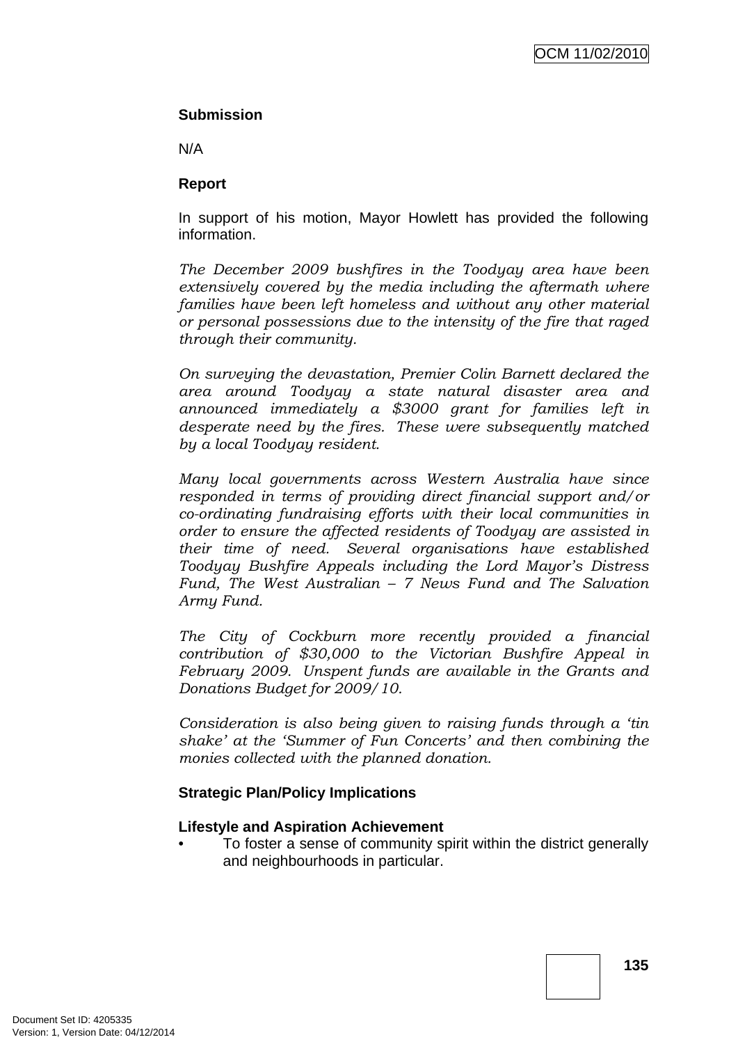**Submission**

N/A

**Report**

In support of his motion, Mayor Howlett has provided the following information.

*The December 2009 bushfires in the Toodyay area have been extensively covered by the media including the aftermath where families have been left homeless and without any other material or personal possessions due to the intensity of the fire that raged through their community.*

*On surveying the devastation, Premier Colin Barnett declared the area around Toodyay a state natural disaster area and announced immediately a $3000 grant for families left in desperate need by the fires. These were subsequently matched by a local Toodyay resident.*

*Many local governments across Western Australia have since responded in terms of providing direct financial support and/or co-ordinating fundraising efforts with their local communities in order to ensure the affected residents of Toodyay are assisted in their time of need. Several organisations have established Toodyay Bushfire Appeals including the Lord Mayor's Distress Fund, The West Australian – 7 News Fund and The Salvation Army Fund.*

*The City of Cockburn more recently provided a financial contribution of $30,000 to the Victorian Bushfire Appeal in February 2009. Unspent funds are available in the Grants and Donations Budget for 2009/10.*

*Consideration is also being given to raising funds through a 'tin shake' at the 'Summer of Fun Concerts' and then combining the monies collected with the planned donation.*

**Strategic Plan/Policy Implications**

**Lifestyle and Aspiration Achievement**

- To foster a sense of community spirit within the district generally and neighbourhoods in particular.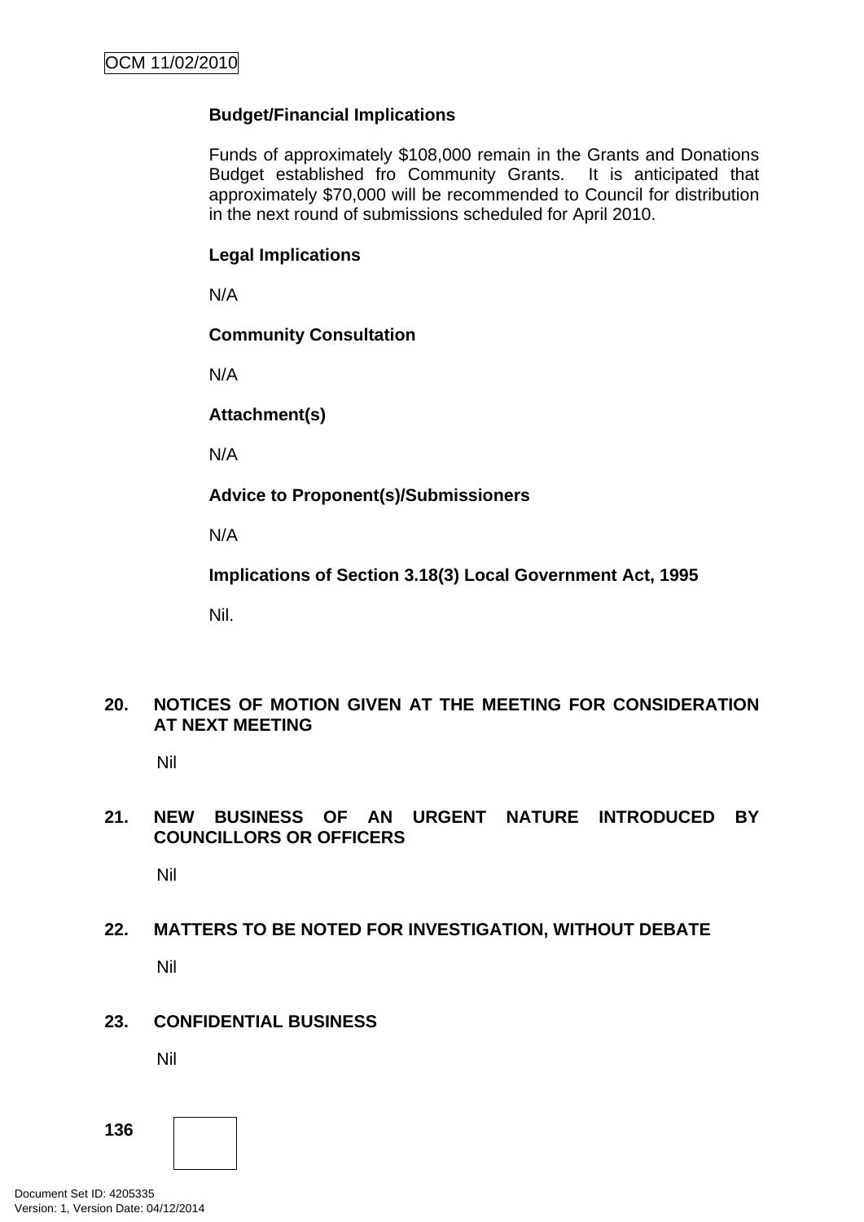**Budget/Financial Implications**

Funds of approximately $108,000 remain in the Grants and Donations Budget established fro Community Grants. It is anticipated that approximately $70,000 will be recommended to Council for distribution in the next round of submissions scheduled for April 2010.

**Legal Implications**

N/A

**Community Consultation**

N/A

**Attachment(s)**

N/A

**Advice to Proponent(s)/Submissioners**

N/A

**Implications of Section 3.18(3) Local Government Act, 1995**

Nil.

## 20. NOTICES OF MOTION GIVEN AT THE MEETING FOR CONSIDERATION AT NEXT MEETING

Nil

## 21. NEW BUSINESS OF AN URGENT NATURE INTRODUCED BY COUNCILLORS OR OFFICERS

Nil

## 22. MATTERS TO BE NOTED FOR INVESTIGATION, WITHOUT DEBATE

Nil

## 23. CONFIDENTIAL BUSINESS

Nil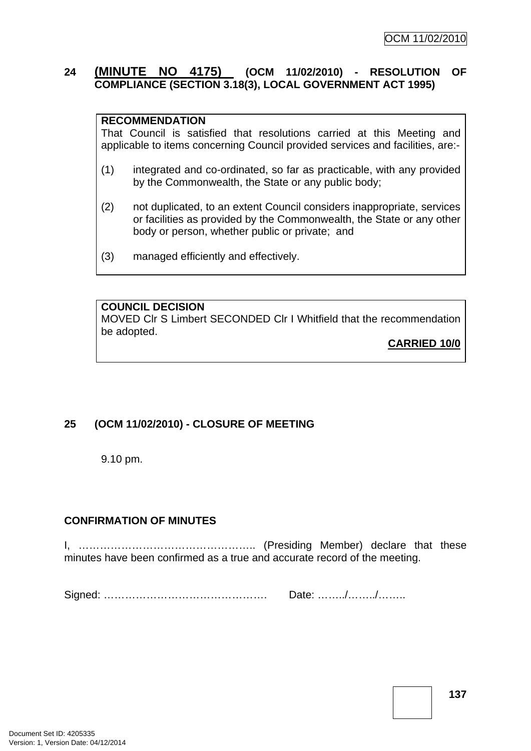## 24 (MINUTE NO 4175) (OCM 11/02/2010) - RESOLUTION OF COMPLIANCE (SECTION 3.18(3), LOCAL GOVERNMENT ACT 1995)

**RECOMMENDATION**
That Council is satisfied that resolutions carried at this Meeting and applicable to items concerning Council provided services and facilities, are:-

(1) integrated and co-ordinated, so far as practicable, with any provided by the Commonwealth, the State or any public body;

(2) not duplicated, to an extent Council considers inappropriate, services or facilities as provided by the Commonwealth, the State or any other body or person, whether public or private; and

(3) managed efficiently and effectively.

**COUNCIL DECISION**
MOVED Clr S Limbert SECONDED Clr I Whitfield that the recommendation be adopted.

**CARRIED 10/0**

## 25 (OCM 11/02/2010) - CLOSURE OF MEETING

9.10 pm.

**CONFIRMATION OF MINUTES**

I, ………………………………………….. (Presiding Member) declare that these minutes have been confirmed as a true and accurate record of the meeting.

Signed: ………………………………………. Date: ……../……../……..

Document Set ID: 4205335
Version: 1, Version Date: 04/12/2014